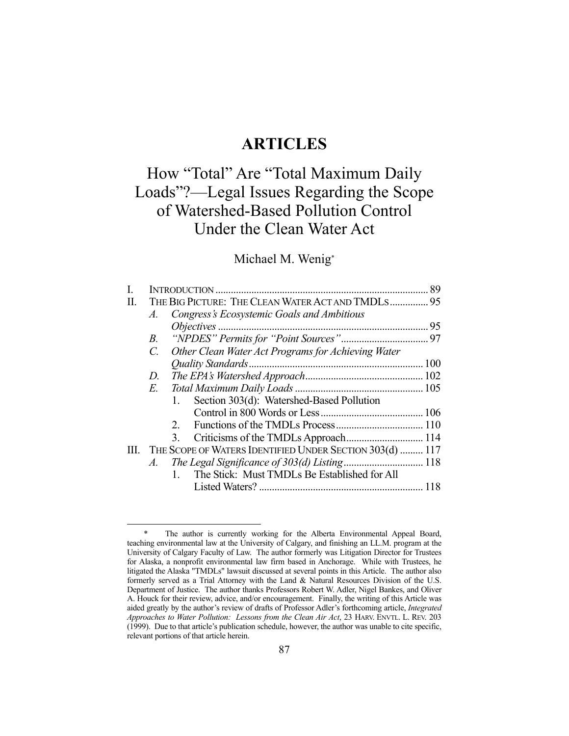# ARTICLES

# How "Total" Are "Total Maximum Daily Loads"?—Legal Issues Regarding the Scope of Watershed-Based Pollution Control Under the Clean Water Act

Michael M. Wenig*

| | | | |
|---|---|---|---|
| I. | INTRODUCTION | | 89 |
| II. | THE BIG PICTURE: THE CLEAN WATER ACT AND TMDLS | | 95 |
| | *A.* | *Congress's Ecosystemic Goals and Ambitious Objectives* | 95 |
| | *B.* | *"NPDES" Permits for "Point Sources"* | 97 |
| | *C.* | *Other Clean Water Act Programs for Achieving Water Quality Standards* | 100 |
| | *D.* | *The EPA's Watershed Approach* | 102 |
| | *E.* | *Total Maximum Daily Loads* | 105 |
| | | 1. Section 303(d): Watershed-Based Pollution Control in 800 Words or Less | 106 |
| | | 2. Functions of the TMDLs Process | 110 |
| | | 3. Criticisms of the TMDLs Approach | 114 |
| III. | THE SCOPE OF WATERS IDENTIFIED UNDER SECTION 303(d) | | 117 |
| | *A.* | *The Legal Significance of 303(d) Listing* | 118 |
| | | 1. The Stick: Must TMDLs Be Established for All Listed Waters? | 118 |

\* The author is currently working for the Alberta Environmental Appeal Board, teaching environmental law at the University of Calgary, and finishing an LL.M. program at the University of Calgary Faculty of Law. The author formerly was Litigation Director for Trustees for Alaska, a nonprofit environmental law firm based in Anchorage. While with Trustees, he litigated the Alaska "TMDLs" lawsuit discussed at several points in this Article. The author also formerly served as a Trial Attorney with the Land & Natural Resources Division of the U.S. Department of Justice. The author thanks Professors Robert W. Adler, Nigel Bankes, and Oliver A. Houck for their review, advice, and/or encouragement. Finally, the writing of this Article was aided greatly by the author's review of drafts of Professor Adler's forthcoming article, *Integrated Approaches to Water Pollution: Lessons from the Clean Air Act*, 23 HARV. ENVTL. L. REV. 203 (1999). Due to that article's publication schedule, however, the author was unable to cite specific, relevant portions of that article herein.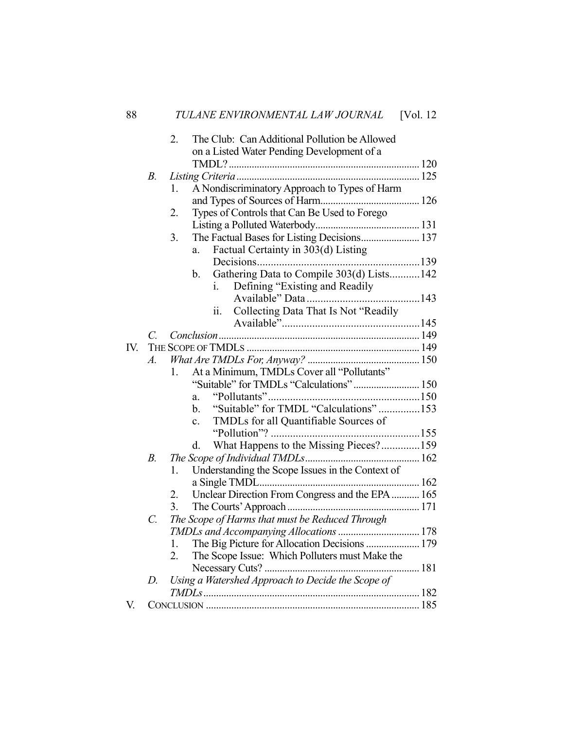2. The Club: Can Additional Pollution be Allowed on a Listed Water Pending Development of a TMDL? .......... 120

B. *Listing Criteria* .......... 125
   1. A Nondiscriminatory Approach to Types of Harm and Types of Sources of Harm .......... 126
   2. Types of Controls that Can Be Used to Forego Listing a Polluted Waterbody .......... 131
   3. The Factual Bases for Listing Decisions .......... 137
      a. Factual Certainty in 303(d) Listing Decisions .......... 139
      b. Gathering Data to Compile 303(d) Lists .......... 142
         i. Defining "Existing and Readily Available" Data .......... 143
         ii. Collecting Data That Is Not "Readily Available" .......... 145

C. *Conclusion* .......... 149

IV. THE SCOPE OF TMDLS .......... 149

A. *What Are TMDLs For, Anyway?* .......... 150
   1. At a Minimum, TMDLs Cover all "Pollutants" "Suitable" for TMDLs "Calculations" .......... 150
      a. "Pollutants" .......... 150
      b. "Suitable" for TMDL "Calculations" .......... 153
      c. TMDLs for all Quantifiable Sources of "Pollution"? .......... 155
      d. What Happens to the Missing Pieces? .......... 159

B. *The Scope of Individual TMDLs* .......... 162
   1. Understanding the Scope Issues in the Context of a Single TMDL .......... 162
   2. Unclear Direction From Congress and the EPA .......... 165
   3. The Courts' Approach .......... 171

C. *The Scope of Harms that must be Reduced Through TMDLs and Accompanying Allocations* .......... 178
   1. The Big Picture for Allocation Decisions .......... 179
   2. The Scope Issue: Which Polluters must Make the Necessary Cuts? .......... 181

D. *Using a Watershed Approach to Decide the Scope of TMDLs* .......... 182

V. CONCLUSION .......... 185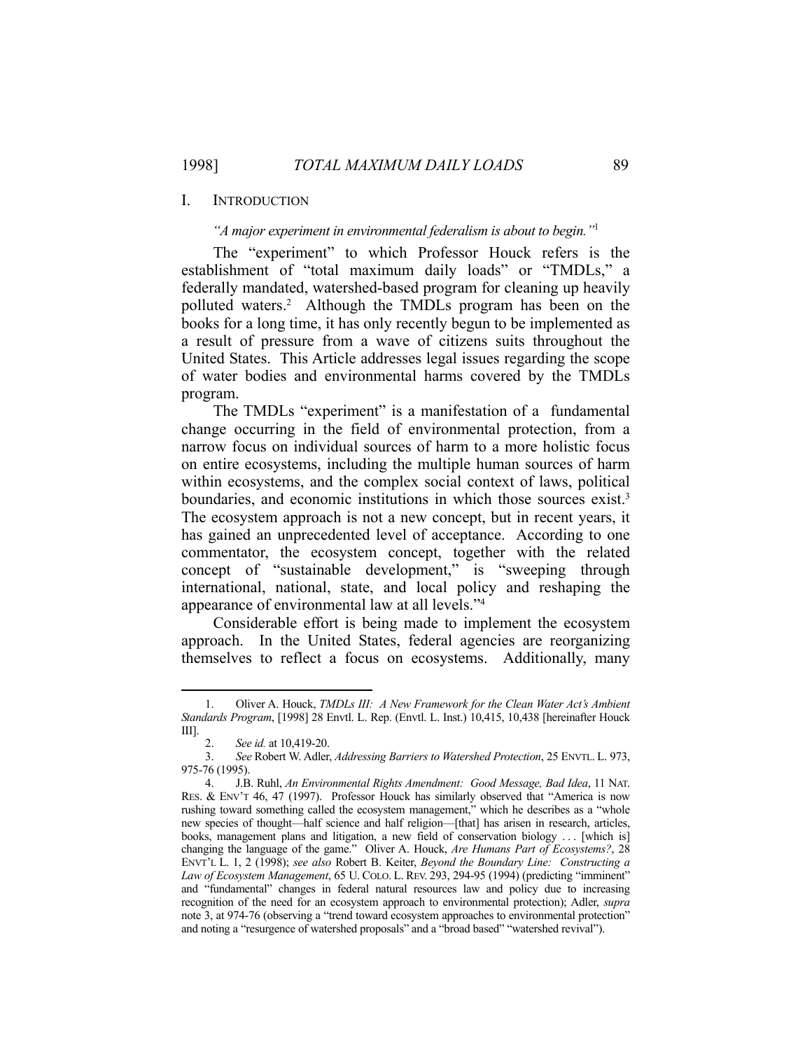## I. INTRODUCTION

*"A major experiment in environmental federalism is about to begin."*[1]

The "experiment" to which Professor Houck refers is the establishment of "total maximum daily loads" or "TMDLs," a federally mandated, watershed-based program for cleaning up heavily polluted waters.[2] Although the TMDLs program has been on the books for a long time, it has only recently begun to be implemented as a result of pressure from a wave of citizens suits throughout the United States. This Article addresses legal issues regarding the scope of water bodies and environmental harms covered by the TMDLs program.

The TMDLs "experiment" is a manifestation of a fundamental change occurring in the field of environmental protection, from a narrow focus on individual sources of harm to a more holistic focus on entire ecosystems, including the multiple human sources of harm within ecosystems, and the complex social context of laws, political boundaries, and economic institutions in which those sources exist.[3] The ecosystem approach is not a new concept, but in recent years, it has gained an unprecedented level of acceptance. According to one commentator, the ecosystem concept, together with the related concept of "sustainable development," is "sweeping through international, national, state, and local policy and reshaping the appearance of environmental law at all levels."[4]

Considerable effort is being made to implement the ecosystem approach. In the United States, federal agencies are reorganizing themselves to reflect a focus on ecosystems. Additionally, many

---

1. Oliver A. Houck, *TMDLs III: A New Framework for the Clean Water Act's Ambient Standards Program*, [1998] 28 Envtl. L. Rep. (Envtl. L. Inst.) 10,415, 10,438 [hereinafter Houck III].

2. *See id.* at 10,419-20.

3. *See* Robert W. Adler, *Addressing Barriers to Watershed Protection*, 25 ENVTL. L. 973, 975-76 (1995).

4. J.B. Ruhl, *An Environmental Rights Amendment: Good Message, Bad Idea*, 11 NAT. RES. & ENV'T 46, 47 (1997). Professor Houck has similarly observed that "America is now rushing toward something called the ecosystem management," which he describes as a "whole new species of thought—half science and half religion—[that] has arisen in research, articles, books, management plans and litigation, a new field of conservation biology . . . [which is] changing the language of the game." Oliver A. Houck, *Are Humans Part of Ecosystems?*, 28 ENVT'L L. 1, 2 (1998); *see also* Robert B. Keiter, *Beyond the Boundary Line: Constructing a Law of Ecosystem Management*, 65 U. COLO. L. REV. 293, 294-95 (1994) (predicting "imminent" and "fundamental" changes in federal natural resources law and policy due to increasing recognition of the need for an ecosystem approach to environmental protection); Adler, *supra* note 3, at 974-76 (observing a "trend toward ecosystem approaches to environmental protection" and noting a "resurgence of watershed proposals" and a "broad based" "watershed revival").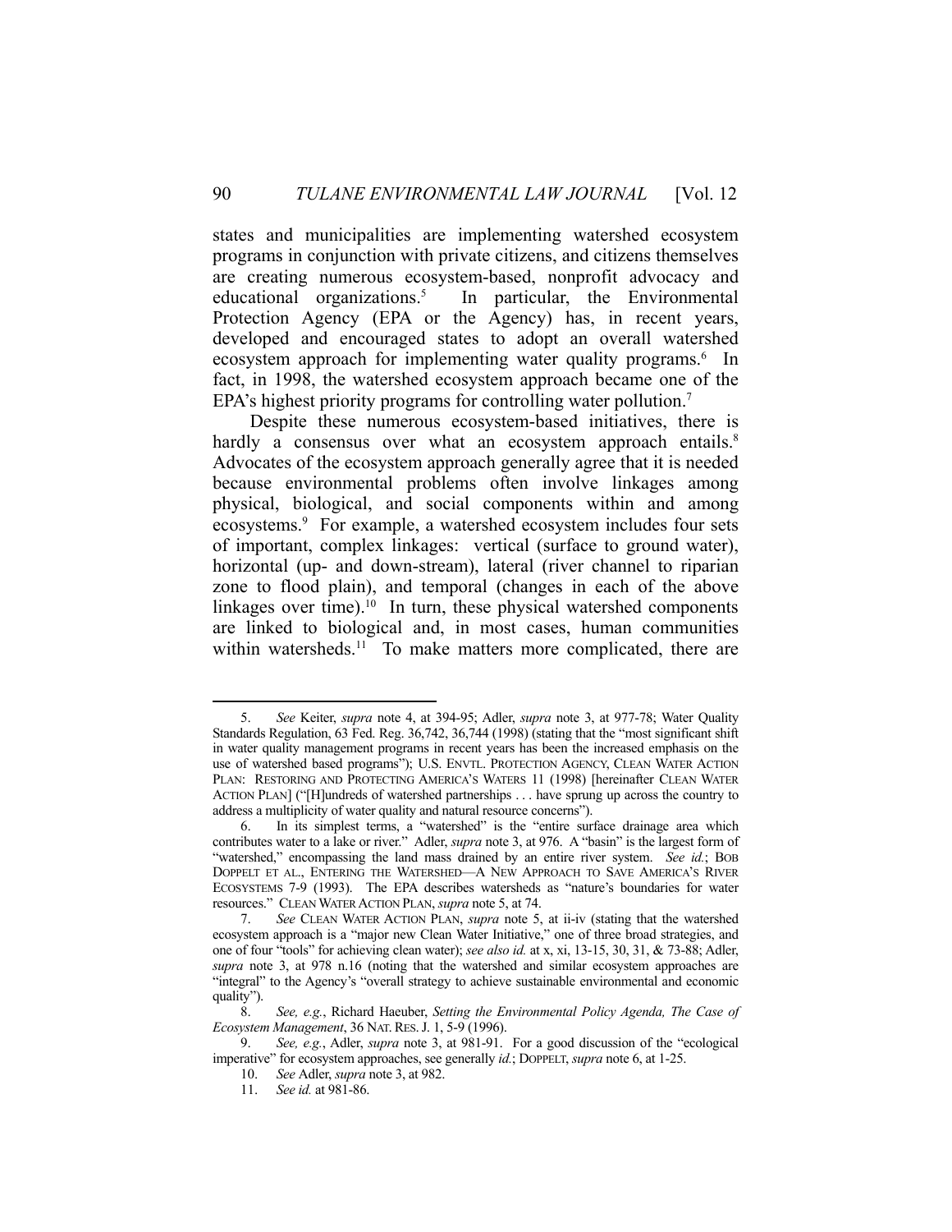states and municipalities are implementing watershed ecosystem programs in conjunction with private citizens, and citizens themselves are creating numerous ecosystem-based, nonprofit advocacy and educational organizations.[5] In particular, the Environmental Protection Agency (EPA or the Agency) has, in recent years, developed and encouraged states to adopt an overall watershed ecosystem approach for implementing water quality programs.[6] In fact, in 1998, the watershed ecosystem approach became one of the EPA's highest priority programs for controlling water pollution.[7]

Despite these numerous ecosystem-based initiatives, there is hardly a consensus over what an ecosystem approach entails.[8] Advocates of the ecosystem approach generally agree that it is needed because environmental problems often involve linkages among physical, biological, and social components within and among ecosystems.[9] For example, a watershed ecosystem includes four sets of important, complex linkages: vertical (surface to ground water), horizontal (up- and down-stream), lateral (river channel to riparian zone to flood plain), and temporal (changes in each of the above linkages over time).[10] In turn, these physical watershed components are linked to biological and, in most cases, human communities within watersheds.[11] To make matters more complicated, there are

---

5. *See* Keiter, *supra* note 4, at 394-95; Adler, *supra* note 3, at 977-78; Water Quality Standards Regulation, 63 Fed. Reg. 36,742, 36,744 (1998) (stating that the "most significant shift in water quality management programs in recent years has been the increased emphasis on the use of watershed based programs"); U.S. ENVTL. PROTECTION AGENCY, CLEAN WATER ACTION PLAN: RESTORING AND PROTECTING AMERICA'S WATERS 11 (1998) [hereinafter CLEAN WATER ACTION PLAN] ("[H]undreds of watershed partnerships . . . have sprung up across the country to address a multiplicity of water quality and natural resource concerns").

6. In its simplest terms, a "watershed" is the "entire surface drainage area which contributes water to a lake or river." Adler, *supra* note 3, at 976. A "basin" is the largest form of "watershed," encompassing the land mass drained by an entire river system. *See id.*; BOB DOPPELT ET AL., ENTERING THE WATERSHED—A NEW APPROACH TO SAVE AMERICA'S RIVER ECOSYSTEMS 7-9 (1993). The EPA describes watersheds as "nature's boundaries for water resources." CLEAN WATER ACTION PLAN, *supra* note 5, at 74.

7. *See* CLEAN WATER ACTION PLAN, *supra* note 5, at ii-iv (stating that the watershed ecosystem approach is a "major new Clean Water Initiative," one of three broad strategies, and one of four "tools" for achieving clean water); *see also id.* at x, xi, 13-15, 30, 31, & 73-88; Adler, *supra* note 3, at 978 n.16 (noting that the watershed and similar ecosystem approaches are "integral" to the Agency's "overall strategy to achieve sustainable environmental and economic quality").

8. *See, e.g.*, Richard Haeuber, *Setting the Environmental Policy Agenda, The Case of Ecosystem Management*, 36 NAT. RES. J. 1, 5-9 (1996).

9. *See, e.g.*, Adler, *supra* note 3, at 981-91. For a good discussion of the "ecological imperative" for ecosystem approaches, see generally *id.*; DOPPELT, *supra* note 6, at 1-25.

10. *See* Adler, *supra* note 3, at 982.

11. *See id.* at 981-86.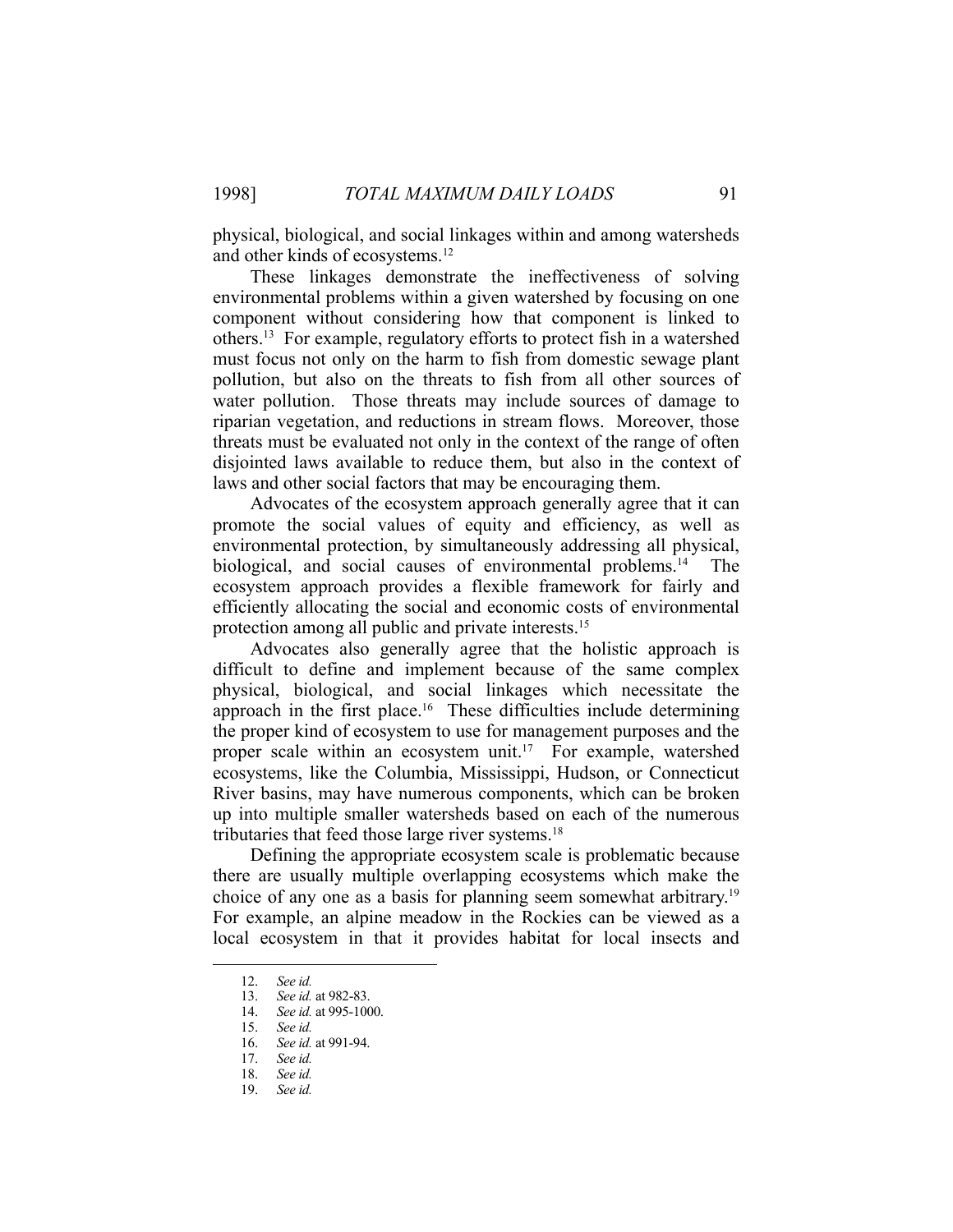physical, biological, and social linkages within and among watersheds and other kinds of ecosystems.[12]

These linkages demonstrate the ineffectiveness of solving environmental problems within a given watershed by focusing on one component without considering how that component is linked to others.[13] For example, regulatory efforts to protect fish in a watershed must focus not only on the harm to fish from domestic sewage plant pollution, but also on the threats to fish from all other sources of water pollution. Those threats may include sources of damage to riparian vegetation, and reductions in stream flows. Moreover, those threats must be evaluated not only in the context of the range of often disjointed laws available to reduce them, but also in the context of laws and other social factors that may be encouraging them.

Advocates of the ecosystem approach generally agree that it can promote the social values of equity and efficiency, as well as environmental protection, by simultaneously addressing all physical, biological, and social causes of environmental problems.[14] The ecosystem approach provides a flexible framework for fairly and efficiently allocating the social and economic costs of environmental protection among all public and private interests.[15]

Advocates also generally agree that the holistic approach is difficult to define and implement because of the same complex physical, biological, and social linkages which necessitate the approach in the first place.[16] These difficulties include determining the proper kind of ecosystem to use for management purposes and the proper scale within an ecosystem unit.[17] For example, watershed ecosystems, like the Columbia, Mississippi, Hudson, or Connecticut River basins, may have numerous components, which can be broken up into multiple smaller watersheds based on each of the numerous tributaries that feed those large river systems.[18]

Defining the appropriate ecosystem scale is problematic because there are usually multiple overlapping ecosystems which make the choice of any one as a basis for planning seem somewhat arbitrary.[19] For example, an alpine meadow in the Rockies can be viewed as a local ecosystem in that it provides habitat for local insects and

12. *See id.*
13. *See id.* at 982-83.
14. *See id.* at 995-1000.
15. *See id.*
16. *See id.* at 991-94.
17. *See id.*
18. *See id.*
19. *See id.*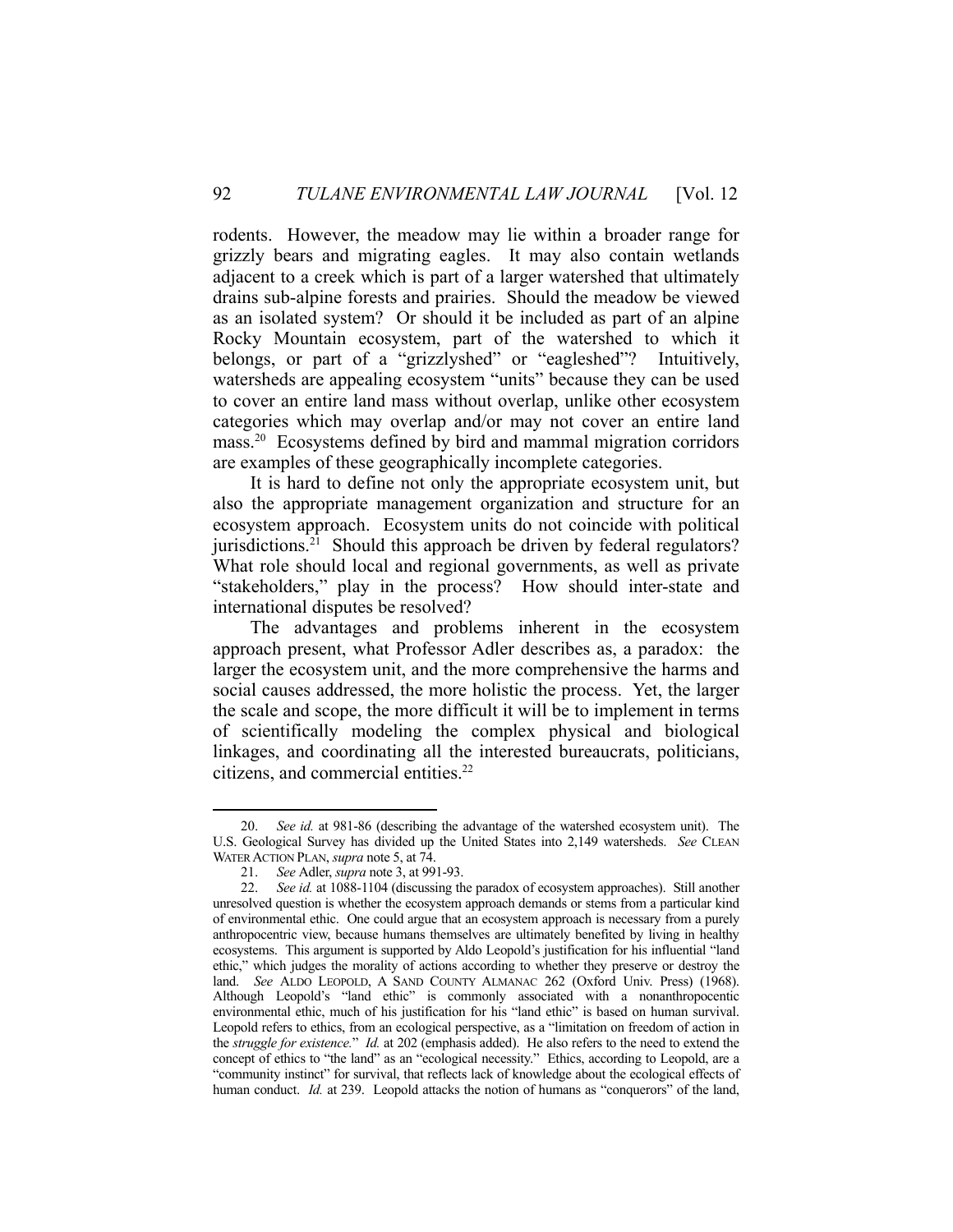rodents. However, the meadow may lie within a broader range for grizzly bears and migrating eagles. It may also contain wetlands adjacent to a creek which is part of a larger watershed that ultimately drains sub-alpine forests and prairies. Should the meadow be viewed as an isolated system? Or should it be included as part of an alpine Rocky Mountain ecosystem, part of the watershed to which it belongs, or part of a "grizzlyshed" or "eagleshed"? Intuitively, watersheds are appealing ecosystem "units" because they can be used to cover an entire land mass without overlap, unlike other ecosystem categories which may overlap and/or may not cover an entire land mass.[20] Ecosystems defined by bird and mammal migration corridors are examples of these geographically incomplete categories.

It is hard to define not only the appropriate ecosystem unit, but also the appropriate management organization and structure for an ecosystem approach. Ecosystem units do not coincide with political jurisdictions.[21] Should this approach be driven by federal regulators? What role should local and regional governments, as well as private "stakeholders," play in the process? How should inter-state and international disputes be resolved?

The advantages and problems inherent in the ecosystem approach present, what Professor Adler describes as, a paradox: the larger the ecosystem unit, and the more comprehensive the harms and social causes addressed, the more holistic the process. Yet, the larger the scale and scope, the more difficult it will be to implement in terms of scientifically modeling the complex physical and biological linkages, and coordinating all the interested bureaucrats, politicians, citizens, and commercial entities.[22]

---

20. *See id.* at 981-86 (describing the advantage of the watershed ecosystem unit). The U.S. Geological Survey has divided up the United States into 2,149 watersheds. *See* CLEAN WATER ACTION PLAN, *supra* note 5, at 74.

21. *See* Adler, *supra* note 3, at 991-93.

22. *See id.* at 1088-1104 (discussing the paradox of ecosystem approaches). Still another unresolved question is whether the ecosystem approach demands or stems from a particular kind of environmental ethic. One could argue that an ecosystem approach is necessary from a purely anthropocentric view, because humans themselves are ultimately benefited by living in healthy ecosystems. This argument is supported by Aldo Leopold's justification for his influential "land ethic," which judges the morality of actions according to whether they preserve or destroy the land. *See* ALDO LEOPOLD, A SAND COUNTY ALMANAC 262 (Oxford Univ. Press) (1968). Although Leopold's "land ethic" is commonly associated with a nonanthropocentic environmental ethic, much of his justification for his "land ethic" is based on human survival. Leopold refers to ethics, from an ecological perspective, as a "limitation on freedom of action in the *struggle for existence.*" *Id.* at 202 (emphasis added). He also refers to the need to extend the concept of ethics to "the land" as an "ecological necessity." Ethics, according to Leopold, are a "community instinct" for survival, that reflects lack of knowledge about the ecological effects of human conduct. *Id.* at 239. Leopold attacks the notion of humans as "conquerors" of the land,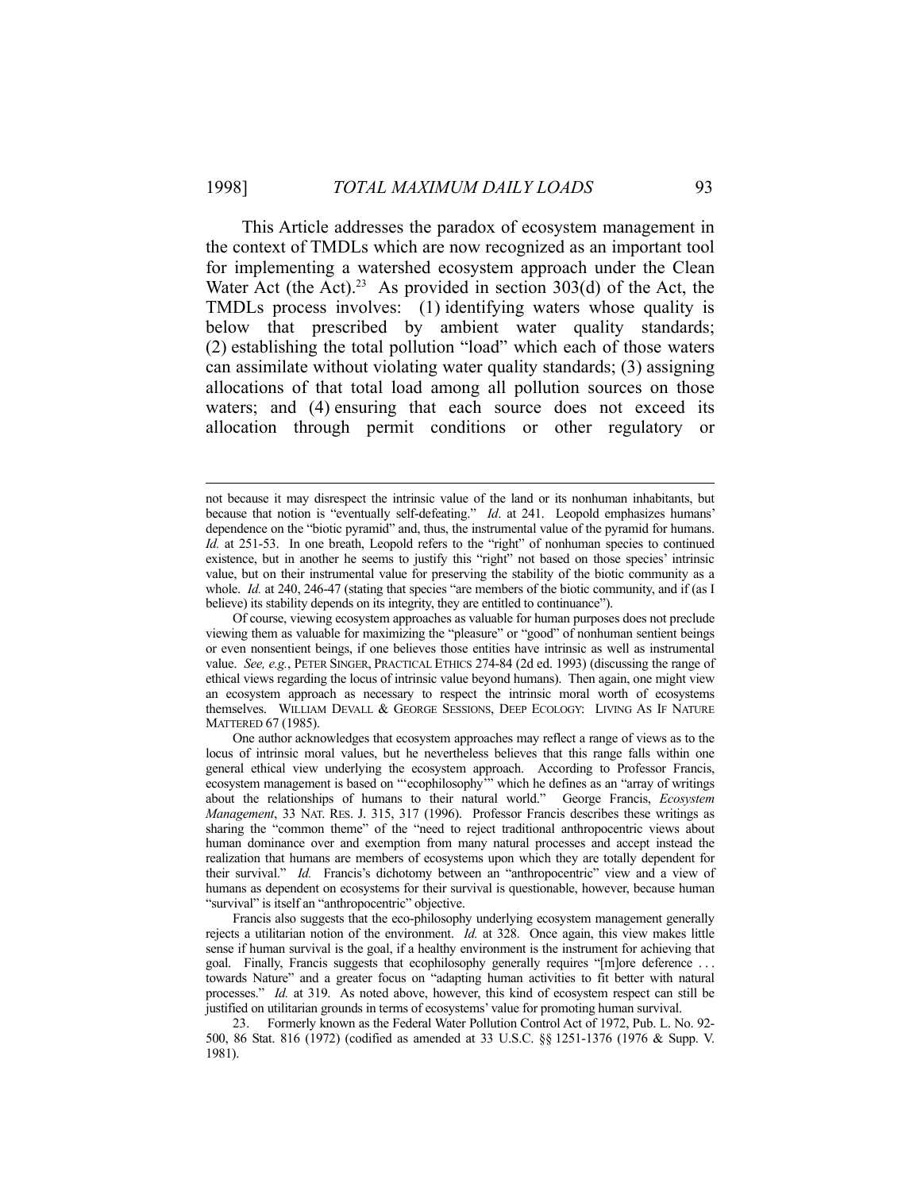This Article addresses the paradox of ecosystem management in the context of TMDLs which are now recognized as an important tool for implementing a watershed ecosystem approach under the Clean Water Act (the Act).[23] As provided in section 303(d) of the Act, the TMDLs process involves: (1) identifying waters whose quality is below that prescribed by ambient water quality standards; (2) establishing the total pollution "load" which each of those waters can assimilate without violating water quality standards; (3) assigning allocations of that total load among all pollution sources on those waters; and (4) ensuring that each source does not exceed its allocation through permit conditions or other regulatory or

---

not because it may disrespect the intrinsic value of the land or its nonhuman inhabitants, but because that notion is "eventually self-defeating." *Id*. at 241. Leopold emphasizes humans' dependence on the "biotic pyramid" and, thus, the instrumental value of the pyramid for humans. *Id.* at 251-53. In one breath, Leopold refers to the "right" of nonhuman species to continued existence, but in another he seems to justify this "right" not based on those species' intrinsic value, but on their instrumental value for preserving the stability of the biotic community as a whole. *Id.* at 240, 246-47 (stating that species "are members of the biotic community, and if (as I believe) its stability depends on its integrity, they are entitled to continuance").

Of course, viewing ecosystem approaches as valuable for human purposes does not preclude viewing them as valuable for maximizing the "pleasure" or "good" of nonhuman sentient beings or even nonsentient beings, if one believes those entities have intrinsic as well as instrumental value. *See, e.g.*, PETER SINGER, PRACTICAL ETHICS 274-84 (2d ed. 1993) (discussing the range of ethical views regarding the locus of intrinsic value beyond humans). Then again, one might view an ecosystem approach as necessary to respect the intrinsic moral worth of ecosystems themselves. WILLIAM DEVALL & GEORGE SESSIONS, DEEP ECOLOGY: LIVING AS IF NATURE MATTERED 67 (1985).

One author acknowledges that ecosystem approaches may reflect a range of views as to the locus of intrinsic moral values, but he nevertheless believes that this range falls within one general ethical view underlying the ecosystem approach. According to Professor Francis, ecosystem management is based on "'ecophilosophy'" which he defines as an "array of writings about the relationships of humans to their natural world." George Francis, *Ecosystem Management*, 33 NAT. RES. J. 315, 317 (1996). Professor Francis describes these writings as sharing the "common theme" of the "need to reject traditional anthropocentric views about human dominance over and exemption from many natural processes and accept instead the realization that humans are members of ecosystems upon which they are totally dependent for their survival." *Id.* Francis's dichotomy between an "anthropocentric" view and a view of humans as dependent on ecosystems for their survival is questionable, however, because human "survival" is itself an "anthropocentric" objective.

Francis also suggests that the eco-philosophy underlying ecosystem management generally rejects a utilitarian notion of the environment. *Id.* at 328. Once again, this view makes little sense if human survival is the goal, if a healthy environment is the instrument for achieving that goal. Finally, Francis suggests that ecophilosophy generally requires "[m]ore deference . . . towards Nature" and a greater focus on "adapting human activities to fit better with natural processes." *Id.* at 319. As noted above, however, this kind of ecosystem respect can still be justified on utilitarian grounds in terms of ecosystems' value for promoting human survival.

23. Formerly known as the Federal Water Pollution Control Act of 1972, Pub. L. No. 92-500, 86 Stat. 816 (1972) (codified as amended at 33 U.S.C. §§ 1251-1376 (1976 & Supp. V. 1981).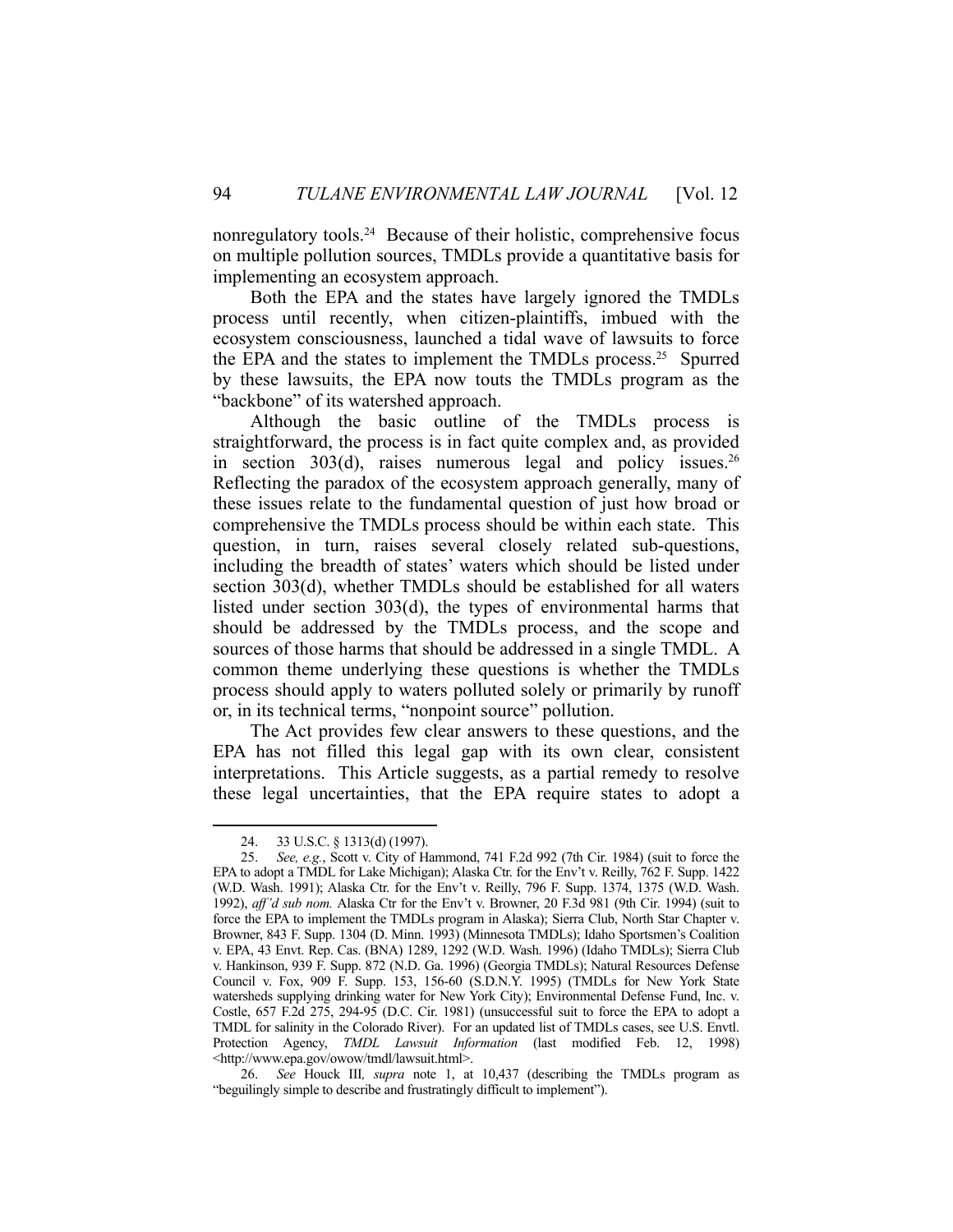nonregulatory tools.[24] Because of their holistic, comprehensive focus on multiple pollution sources, TMDLs provide a quantitative basis for implementing an ecosystem approach.

Both the EPA and the states have largely ignored the TMDLs process until recently, when citizen-plaintiffs, imbued with the ecosystem consciousness, launched a tidal wave of lawsuits to force the EPA and the states to implement the TMDLs process.[25] Spurred by these lawsuits, the EPA now touts the TMDLs program as the "backbone" of its watershed approach.

Although the basic outline of the TMDLs process is straightforward, the process is in fact quite complex and, as provided in section 303(d), raises numerous legal and policy issues.[26] Reflecting the paradox of the ecosystem approach generally, many of these issues relate to the fundamental question of just how broad or comprehensive the TMDLs process should be within each state. This question, in turn, raises several closely related sub-questions, including the breadth of states' waters which should be listed under section 303(d), whether TMDLs should be established for all waters listed under section 303(d), the types of environmental harms that should be addressed by the TMDLs process, and the scope and sources of those harms that should be addressed in a single TMDL. A common theme underlying these questions is whether the TMDLs process should apply to waters polluted solely or primarily by runoff or, in its technical terms, "nonpoint source" pollution.

The Act provides few clear answers to these questions, and the EPA has not filled this legal gap with its own clear, consistent interpretations. This Article suggests, as a partial remedy to resolve these legal uncertainties, that the EPA require states to adopt a

---

24. 33 U.S.C. § 1313(d) (1997).

25. *See, e.g.*, Scott v. City of Hammond, 741 F.2d 992 (7th Cir. 1984) (suit to force the EPA to adopt a TMDL for Lake Michigan); Alaska Ctr. for the Env't v. Reilly, 762 F. Supp. 1422 (W.D. Wash. 1991); Alaska Ctr. for the Env't v. Reilly, 796 F. Supp. 1374, 1375 (W.D. Wash. 1992), *aff'd sub nom.* Alaska Ctr for the Env't v. Browner, 20 F.3d 981 (9th Cir. 1994) (suit to force the EPA to implement the TMDLs program in Alaska); Sierra Club, North Star Chapter v. Browner, 843 F. Supp. 1304 (D. Minn. 1993) (Minnesota TMDLs); Idaho Sportsmen's Coalition v. EPA, 43 Envt. Rep. Cas. (BNA) 1289, 1292 (W.D. Wash. 1996) (Idaho TMDLs); Sierra Club v. Hankinson, 939 F. Supp. 872 (N.D. Ga. 1996) (Georgia TMDLs); Natural Resources Defense Council v. Fox, 909 F. Supp. 153, 156-60 (S.D.N.Y. 1995) (TMDLs for New York State watersheds supplying drinking water for New York City); Environmental Defense Fund, Inc. v. Costle, 657 F.2d 275, 294-95 (D.C. Cir. 1981) (unsuccessful suit to force the EPA to adopt a TMDL for salinity in the Colorado River). For an updated list of TMDLs cases, see U.S. Envtl. Protection Agency, *TMDL Lawsuit Information* (last modified Feb. 12, 1998) <http://www.epa.gov/owow/tmdl/lawsuit.html>.

26. *See* Houck III*, supra* note 1, at 10,437 (describing the TMDLs program as "beguilingly simple to describe and frustratingly difficult to implement").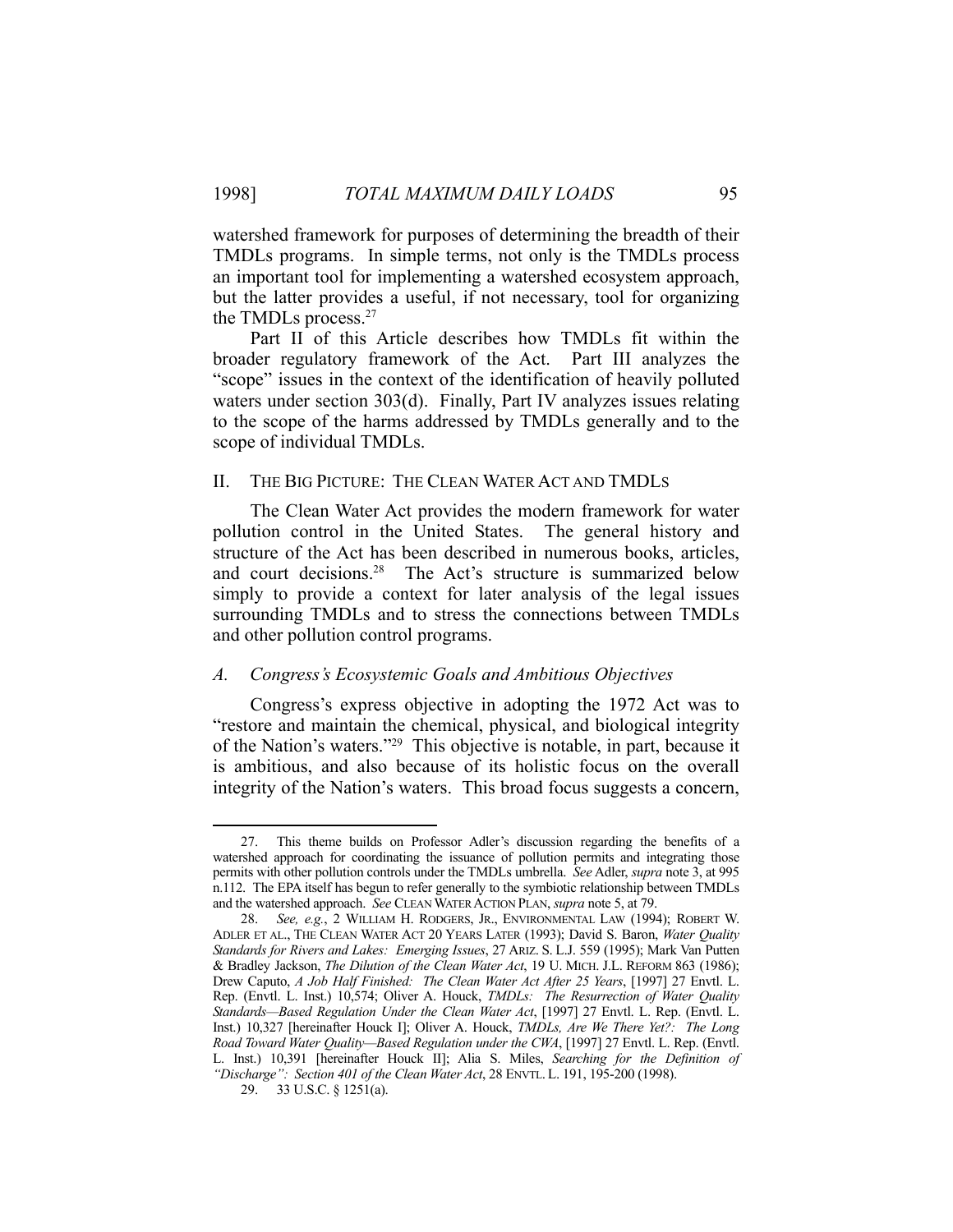watershed framework for purposes of determining the breadth of their TMDLs programs. In simple terms, not only is the TMDLs process an important tool for implementing a watershed ecosystem approach, but the latter provides a useful, if not necessary, tool for organizing the TMDLs process.[27]

Part II of this Article describes how TMDLs fit within the broader regulatory framework of the Act. Part III analyzes the "scope" issues in the context of the identification of heavily polluted waters under section 303(d). Finally, Part IV analyzes issues relating to the scope of the harms addressed by TMDLs generally and to the scope of individual TMDLs.

## II. THE BIG PICTURE: THE CLEAN WATER ACT AND TMDLS

The Clean Water Act provides the modern framework for water pollution control in the United States. The general history and structure of the Act has been described in numerous books, articles, and court decisions.[28] The Act's structure is summarized below simply to provide a context for later analysis of the legal issues surrounding TMDLs and to stress the connections between TMDLs and other pollution control programs.

### A. *Congress's Ecosystemic Goals and Ambitious Objectives*

Congress's express objective in adopting the 1972 Act was to "restore and maintain the chemical, physical, and biological integrity of the Nation's waters."[29] This objective is notable, in part, because it is ambitious, and also because of its holistic focus on the overall integrity of the Nation's waters. This broad focus suggests a concern,

---

27. This theme builds on Professor Adler's discussion regarding the benefits of a watershed approach for coordinating the issuance of pollution permits and integrating those permits with other pollution controls under the TMDLs umbrella. *See* Adler, *supra* note 3, at 995 n.112. The EPA itself has begun to refer generally to the symbiotic relationship between TMDLs and the watershed approach. *See* CLEAN WATER ACTION PLAN, *supra* note 5, at 79.

28. *See, e.g.*, 2 WILLIAM H. RODGERS, JR., ENVIRONMENTAL LAW (1994); ROBERT W. ADLER ET AL., THE CLEAN WATER ACT 20 YEARS LATER (1993); David S. Baron, *Water Quality Standards for Rivers and Lakes: Emerging Issues*, 27 ARIZ. S. L.J. 559 (1995); Mark Van Putten & Bradley Jackson, *The Dilution of the Clean Water Act*, 19 U. MICH. J.L. REFORM 863 (1986); Drew Caputo, *A Job Half Finished: The Clean Water Act After 25 Years*, [1997] 27 Envtl. L. Rep. (Envtl. L. Inst.) 10,574; Oliver A. Houck, *TMDLs: The Resurrection of Water Quality Standards—Based Regulation Under the Clean Water Act*, [1997] 27 Envtl. L. Rep. (Envtl. L. Inst.) 10,327 [hereinafter Houck I]; Oliver A. Houck, *TMDLs, Are We There Yet?: The Long Road Toward Water Quality—Based Regulation under the CWA*, [1997] 27 Envtl. L. Rep. (Envtl. L. Inst.) 10,391 [hereinafter Houck II]; Alia S. Miles, *Searching for the Definition of "Discharge": Section 401 of the Clean Water Act*, 28 ENVTL. L. 191, 195-200 (1998).

29. 33 U.S.C. § 1251(a).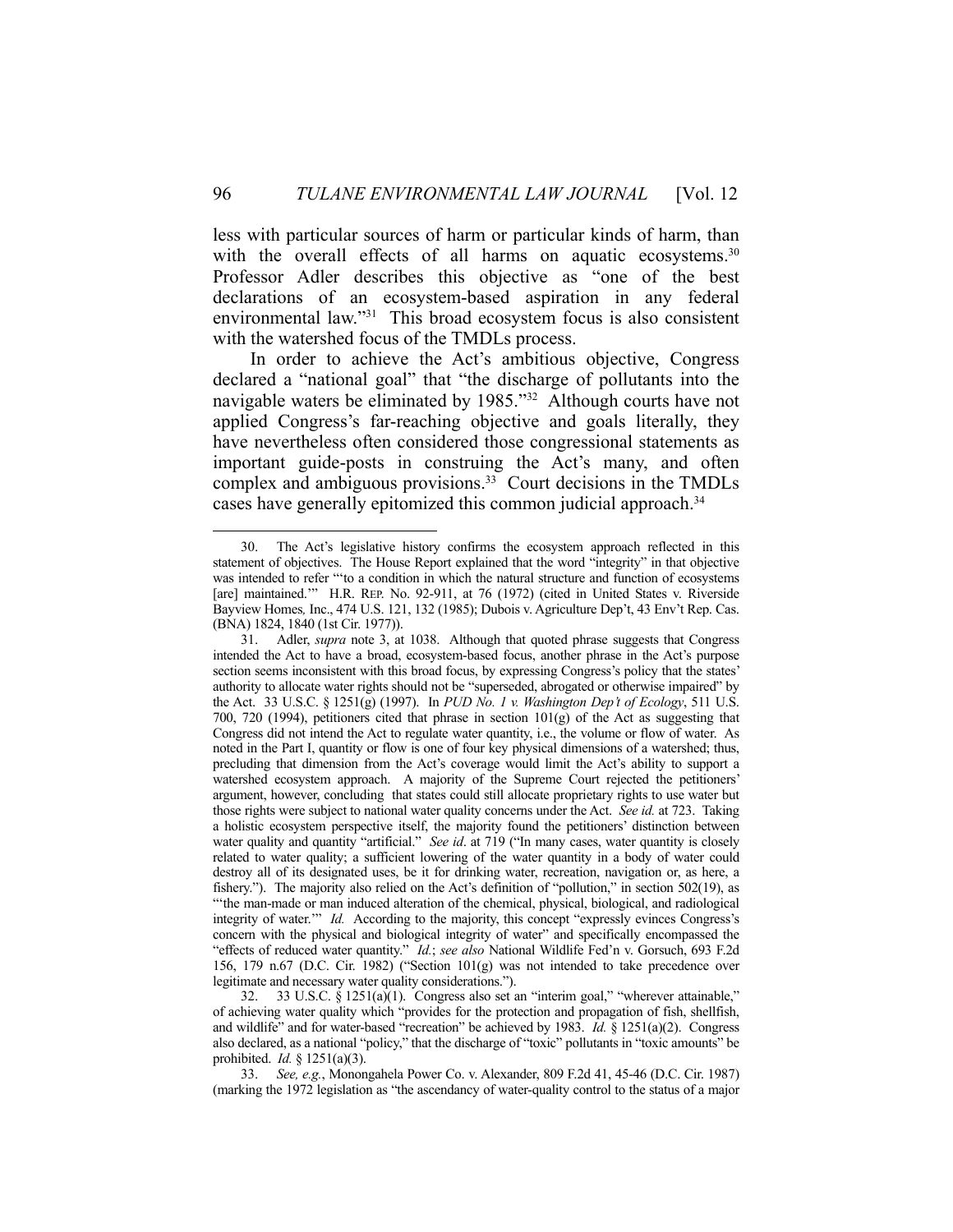less with particular sources of harm or particular kinds of harm, than with the overall effects of all harms on aquatic ecosystems.[30] Professor Adler describes this objective as "one of the best declarations of an ecosystem-based aspiration in any federal environmental law."[31] This broad ecosystem focus is also consistent with the watershed focus of the TMDLs process.

In order to achieve the Act's ambitious objective, Congress declared a "national goal" that "the discharge of pollutants into the navigable waters be eliminated by 1985."[32] Although courts have not applied Congress's far-reaching objective and goals literally, they have nevertheless often considered those congressional statements as important guide-posts in construing the Act's many, and often complex and ambiguous provisions.[33] Court decisions in the TMDLs cases have generally epitomized this common judicial approach.[34]

---

30. The Act's legislative history confirms the ecosystem approach reflected in this statement of objectives. The House Report explained that the word "integrity" in that objective was intended to refer "'to a condition in which the natural structure and function of ecosystems [are] maintained.'" H.R. REP. No. 92-911, at 76 (1972) (cited in United States v. Riverside Bayview Homes*,* Inc., 474 U.S. 121, 132 (1985); Dubois v. Agriculture Dep't, 43 Env't Rep. Cas. (BNA) 1824, 1840 (1st Cir. 1977)).

31. Adler, *supra* note 3, at 1038. Although that quoted phrase suggests that Congress intended the Act to have a broad, ecosystem-based focus, another phrase in the Act's purpose section seems inconsistent with this broad focus, by expressing Congress's policy that the states' authority to allocate water rights should not be "superseded, abrogated or otherwise impaired" by the Act. 33 U.S.C. § 1251(g) (1997). In *PUD No. 1 v. Washington Dep't of Ecology*, 511 U.S. 700, 720 (1994), petitioners cited that phrase in section 101(g) of the Act as suggesting that Congress did not intend the Act to regulate water quantity, i.e., the volume or flow of water. As noted in the Part I, quantity or flow is one of four key physical dimensions of a watershed; thus, precluding that dimension from the Act's coverage would limit the Act's ability to support a watershed ecosystem approach. A majority of the Supreme Court rejected the petitioners' argument, however, concluding that states could still allocate proprietary rights to use water but those rights were subject to national water quality concerns under the Act. *See id.* at 723. Taking a holistic ecosystem perspective itself, the majority found the petitioners' distinction between water quality and quantity "artificial." *See id*. at 719 ("In many cases, water quantity is closely related to water quality; a sufficient lowering of the water quantity in a body of water could destroy all of its designated uses, be it for drinking water, recreation, navigation or, as here, a fishery."). The majority also relied on the Act's definition of "pollution," in section 502(19), as "'the man-made or man induced alteration of the chemical, physical, biological, and radiological integrity of water.'" *Id.* According to the majority, this concept "expressly evinces Congress's concern with the physical and biological integrity of water" and specifically encompassed the "effects of reduced water quantity." *Id.*; *see also* National Wildlife Fed'n v. Gorsuch, 693 F.2d 156, 179 n.67 (D.C. Cir. 1982) ("Section 101(g) was not intended to take precedence over legitimate and necessary water quality considerations.").

32. 33 U.S.C. § 1251(a)(1). Congress also set an "interim goal," "wherever attainable," of achieving water quality which "provides for the protection and propagation of fish, shellfish, and wildlife" and for water-based "recreation" be achieved by 1983. *Id.* § 1251(a)(2). Congress also declared, as a national "policy," that the discharge of "toxic" pollutants in "toxic amounts" be prohibited. *Id.* § 1251(a)(3).

33. *See, e.g.*, Monongahela Power Co. v. Alexander, 809 F.2d 41, 45-46 (D.C. Cir. 1987) (marking the 1972 legislation as "the ascendancy of water-quality control to the status of a major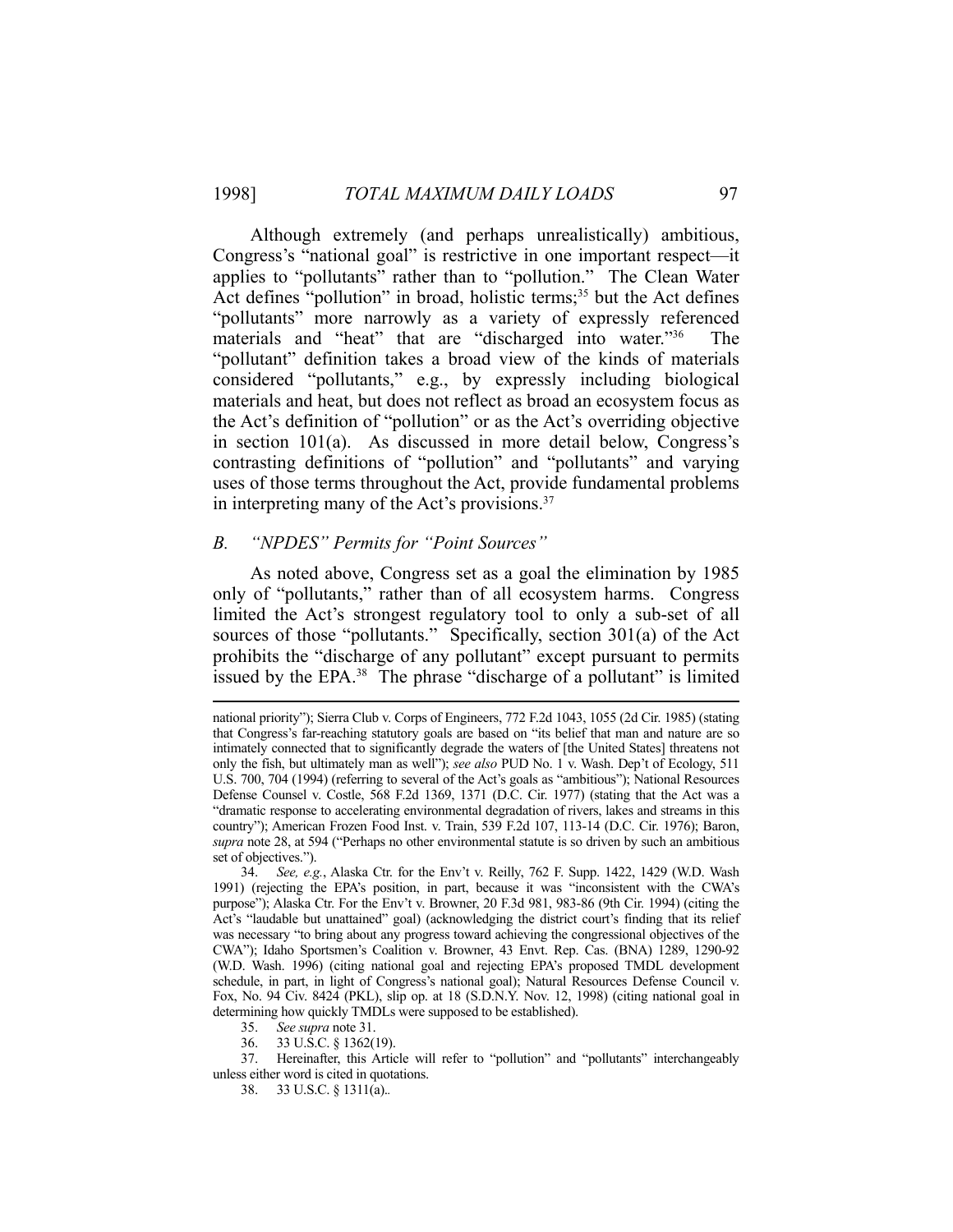Although extremely (and perhaps unrealistically) ambitious, Congress's "national goal" is restrictive in one important respect—it applies to "pollutants" rather than to "pollution." The Clean Water Act defines "pollution" in broad, holistic terms;[35] but the Act defines "pollutants" more narrowly as a variety of expressly referenced materials and "heat" that are "discharged into water."[36] The "pollutant" definition takes a broad view of the kinds of materials considered "pollutants," e.g., by expressly including biological materials and heat, but does not reflect as broad an ecosystem focus as the Act's definition of "pollution" or as the Act's overriding objective in section 101(a). As discussed in more detail below, Congress's contrasting definitions of "pollution" and "pollutants" and varying uses of those terms throughout the Act, provide fundamental problems in interpreting many of the Act's provisions.[37]

### *B. "NPDES" Permits for "Point Sources"*

As noted above, Congress set as a goal the elimination by 1985 only of "pollutants," rather than of all ecosystem harms. Congress limited the Act's strongest regulatory tool to only a sub-set of all sources of those "pollutants." Specifically, section 301(a) of the Act prohibits the "discharge of any pollutant" except pursuant to permits issued by the EPA.[38] The phrase "discharge of a pollutant" is limited

---

national priority"); Sierra Club v. Corps of Engineers, 772 F.2d 1043, 1055 (2d Cir. 1985) (stating that Congress's far-reaching statutory goals are based on "its belief that man and nature are so intimately connected that to significantly degrade the waters of [the United States] threatens not only the fish, but ultimately man as well"); *see also* PUD No. 1 v. Wash. Dep't of Ecology, 511 U.S. 700, 704 (1994) (referring to several of the Act's goals as "ambitious"); National Resources Defense Counsel v. Costle, 568 F.2d 1369, 1371 (D.C. Cir. 1977) (stating that the Act was a "dramatic response to accelerating environmental degradation of rivers, lakes and streams in this country"); American Frozen Food Inst. v. Train, 539 F.2d 107, 113-14 (D.C. Cir. 1976); Baron, *supra* note 28, at 594 ("Perhaps no other environmental statute is so driven by such an ambitious set of objectives.").

34. *See, e.g.*, Alaska Ctr. for the Env't v. Reilly, 762 F. Supp. 1422, 1429 (W.D. Wash 1991) (rejecting the EPA's position, in part, because it was "inconsistent with the CWA's purpose"); Alaska Ctr. For the Env't v. Browner, 20 F.3d 981, 983-86 (9th Cir. 1994) (citing the Act's "laudable but unattained" goal) (acknowledging the district court's finding that its relief was necessary "to bring about any progress toward achieving the congressional objectives of the CWA"); Idaho Sportsmen's Coalition v. Browner, 43 Envt. Rep. Cas. (BNA) 1289, 1290-92 (W.D. Wash. 1996) (citing national goal and rejecting EPA's proposed TMDL development schedule, in part, in light of Congress's national goal); Natural Resources Defense Council v. Fox, No. 94 Civ. 8424 (PKL), slip op. at 18 (S.D.N.Y. Nov. 12, 1998) (citing national goal in determining how quickly TMDLs were supposed to be established).

35. *See supra* note 31.

36. 33 U.S.C. § 1362(19).

37. Hereinafter, this Article will refer to "pollution" and "pollutants" interchangeably unless either word is cited in quotations.

38. 33 U.S.C. § 1311(a)..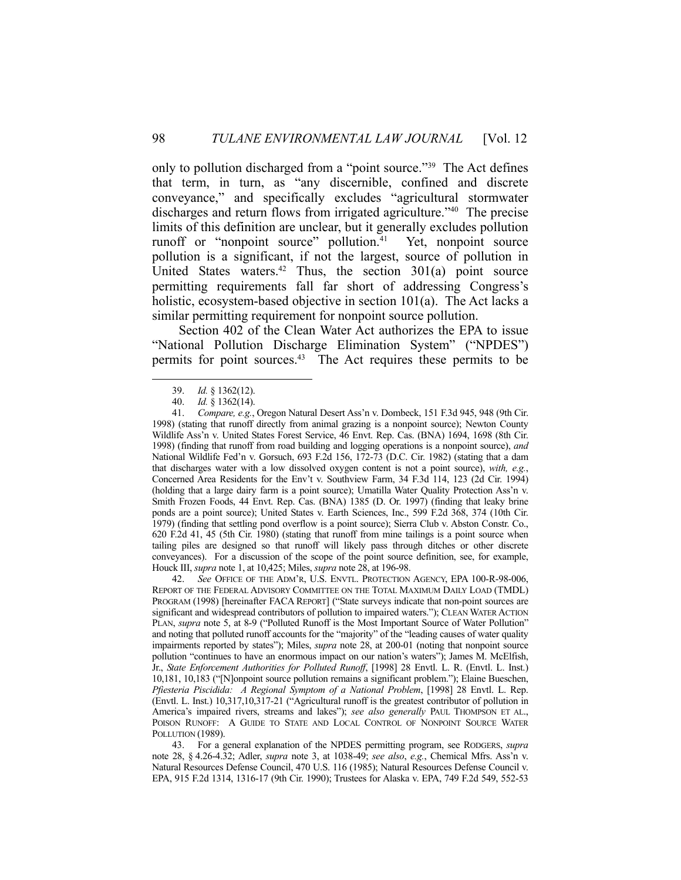only to pollution discharged from a "point source."[39] The Act defines that term, in turn, as "any discernible, confined and discrete conveyance," and specifically excludes "agricultural stormwater discharges and return flows from irrigated agriculture."[40] The precise limits of this definition are unclear, but it generally excludes pollution runoff or "nonpoint source" pollution.[41] Yet, nonpoint source pollution is a significant, if not the largest, source of pollution in United States waters.[42] Thus, the section 301(a) point source permitting requirements fall far short of addressing Congress's holistic, ecosystem-based objective in section 101(a). The Act lacks a similar permitting requirement for nonpoint source pollution.

Section 402 of the Clean Water Act authorizes the EPA to issue "National Pollution Discharge Elimination System" ("NPDES") permits for point sources.[43] The Act requires these permits to be

---

39. *Id.* § 1362(12).

40. *Id.* § 1362(14).

41. *Compare, e.g.*, Oregon Natural Desert Ass'n v. Dombeck, 151 F.3d 945, 948 (9th Cir. 1998) (stating that runoff directly from animal grazing is a nonpoint source); Newton County Wildlife Ass'n v. United States Forest Service, 46 Envt. Rep. Cas. (BNA) 1694, 1698 (8th Cir. 1998) (finding that runoff from road building and logging operations is a nonpoint source), *and* National Wildlife Fed'n v. Gorsuch, 693 F.2d 156, 172-73 (D.C. Cir. 1982) (stating that a dam that discharges water with a low dissolved oxygen content is not a point source), *with, e.g.*, Concerned Area Residents for the Env't v. Southview Farm, 34 F.3d 114, 123 (2d Cir. 1994) (holding that a large dairy farm is a point source); Umatilla Water Quality Protection Ass'n v. Smith Frozen Foods, 44 Envt. Rep. Cas. (BNA) 1385 (D. Or. 1997) (finding that leaky brine ponds are a point source); United States v. Earth Sciences, Inc., 599 F.2d 368, 374 (10th Cir. 1979) (finding that settling pond overflow is a point source); Sierra Club v. Abston Constr. Co., 620 F.2d 41, 45 (5th Cir. 1980) (stating that runoff from mine tailings is a point source when tailing piles are designed so that runoff will likely pass through ditches or other discrete conveyances). For a discussion of the scope of the point source definition, see, for example, Houck III, *supra* note 1, at 10,425; Miles, *supra* note 28, at 196-98.

42. *See* OFFICE OF THE ADM'R, U.S. ENVTL. PROTECTION AGENCY, EPA 100-R-98-006, REPORT OF THE FEDERAL ADVISORY COMMITTEE ON THE TOTAL MAXIMUM DAILY LOAD (TMDL) PROGRAM (1998) [hereinafter FACA REPORT] ("State surveys indicate that non-point sources are significant and widespread contributors of pollution to impaired waters."); CLEAN WATER ACTION PLAN, *supra* note 5, at 8-9 ("Polluted Runoff is the Most Important Source of Water Pollution" and noting that polluted runoff accounts for the "majority" of the "leading causes of water quality impairments reported by states"); Miles, *supra* note 28, at 200-01 (noting that nonpoint source pollution "continues to have an enormous impact on our nation's waters"); James M. McElfish, Jr., *State Enforcement Authorities for Polluted Runoff*, [1998] 28 Envtl. L. R. (Envtl. L. Inst.) 10,181, 10,183 ("[N]onpoint source pollution remains a significant problem."); Elaine Bueschen, *Pfiesteria Piscidida: A Regional Symptom of a National Problem*, [1998] 28 Envtl. L. Rep. (Envtl. L. Inst.) 10,317,10,317-21 ("Agricultural runoff is the greatest contributor of pollution in America's impaired rivers, streams and lakes"); *see also generally* PAUL THOMPSON ET AL., POISON RUNOFF: A GUIDE TO STATE AND LOCAL CONTROL OF NONPOINT SOURCE WATER POLLUTION (1989).

43. For a general explanation of the NPDES permitting program, see RODGERS, *supra* note 28, § 4.26-4.32; Adler, *supra* note 3, at 1038-49; *see also*, *e.g.*, Chemical Mfrs. Ass'n v. Natural Resources Defense Council, 470 U.S. 116 (1985); Natural Resources Defense Council v. EPA, 915 F.2d 1314, 1316-17 (9th Cir. 1990); Trustees for Alaska v. EPA, 749 F.2d 549, 552-53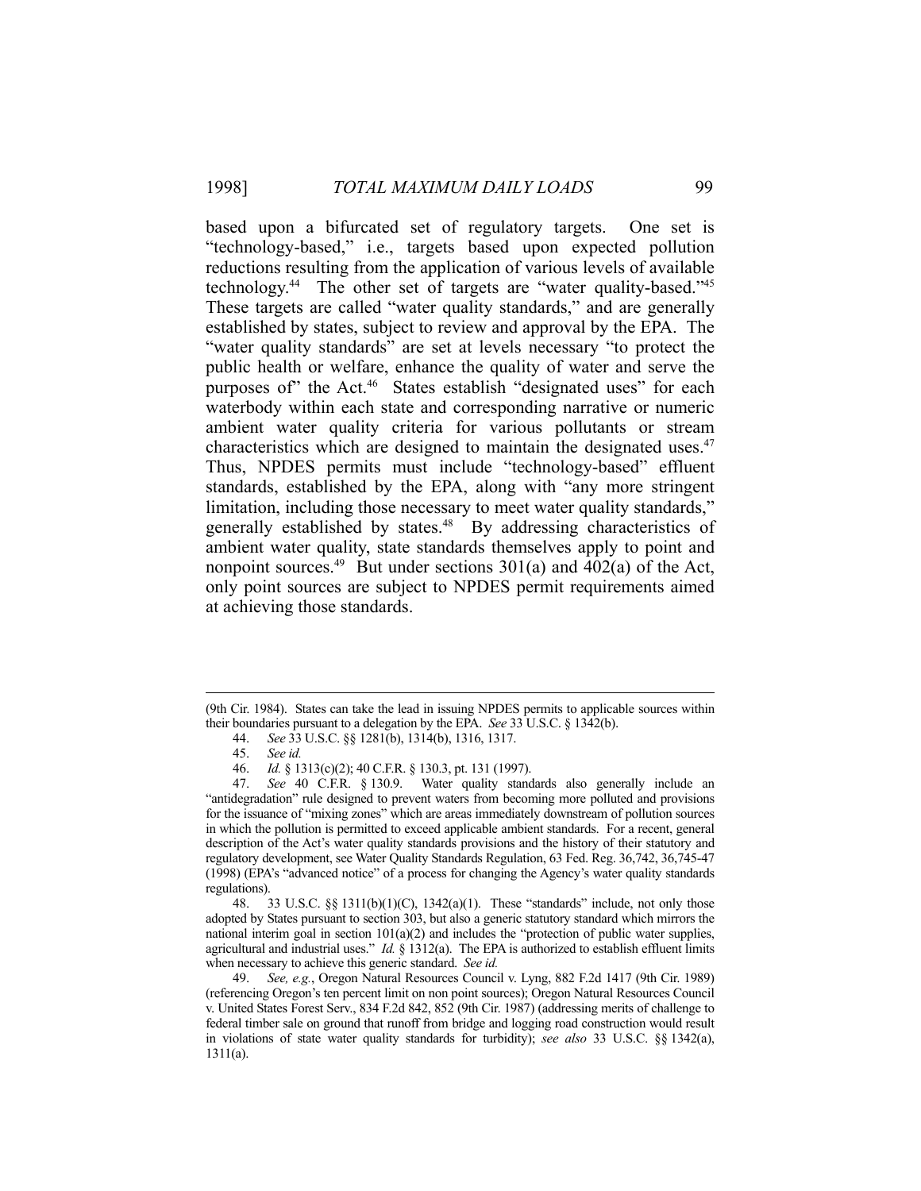based upon a bifurcated set of regulatory targets. One set is "technology-based," i.e., targets based upon expected pollution reductions resulting from the application of various levels of available technology.[44] The other set of targets are "water quality-based."[45] These targets are called "water quality standards," and are generally established by states, subject to review and approval by the EPA. The "water quality standards" are set at levels necessary "to protect the public health or welfare, enhance the quality of water and serve the purposes of" the Act.[46] States establish "designated uses" for each waterbody within each state and corresponding narrative or numeric ambient water quality criteria for various pollutants or stream characteristics which are designed to maintain the designated uses.[47] Thus, NPDES permits must include "technology-based" effluent standards, established by the EPA, along with "any more stringent limitation, including those necessary to meet water quality standards," generally established by states.[48] By addressing characteristics of ambient water quality, state standards themselves apply to point and nonpoint sources.[49] But under sections 301(a) and 402(a) of the Act, only point sources are subject to NPDES permit requirements aimed at achieving those standards.

---

(9th Cir. 1984). States can take the lead in issuing NPDES permits to applicable sources within their boundaries pursuant to a delegation by the EPA. *See* 33 U.S.C. § 1342(b).

44. *See* 33 U.S.C. §§ 1281(b), 1314(b), 1316, 1317.

45. *See id.*

46. *Id.* § 1313(c)(2); 40 C.F.R. § 130.3, pt. 131 (1997).

47. *See* 40 C.F.R. § 130.9. Water quality standards also generally include an "antidegradation" rule designed to prevent waters from becoming more polluted and provisions for the issuance of "mixing zones" which are areas immediately downstream of pollution sources in which the pollution is permitted to exceed applicable ambient standards. For a recent, general description of the Act's water quality standards provisions and the history of their statutory and regulatory development, see Water Quality Standards Regulation, 63 Fed. Reg. 36,742, 36,745-47 (1998) (EPA's "advanced notice" of a process for changing the Agency's water quality standards regulations).

48. 33 U.S.C. §§ 1311(b)(1)(C), 1342(a)(1). These "standards" include, not only those adopted by States pursuant to section 303, but also a generic statutory standard which mirrors the national interim goal in section 101(a)(2) and includes the "protection of public water supplies, agricultural and industrial uses." *Id.* § 1312(a). The EPA is authorized to establish effluent limits when necessary to achieve this generic standard. *See id.*

49. *See, e.g.*, Oregon Natural Resources Council v. Lyng, 882 F.2d 1417 (9th Cir. 1989) (referencing Oregon's ten percent limit on non point sources); Oregon Natural Resources Council v. United States Forest Serv., 834 F.2d 842, 852 (9th Cir. 1987) (addressing merits of challenge to federal timber sale on ground that runoff from bridge and logging road construction would result in violations of state water quality standards for turbidity); *see also* 33 U.S.C. §§ 1342(a), 1311(a).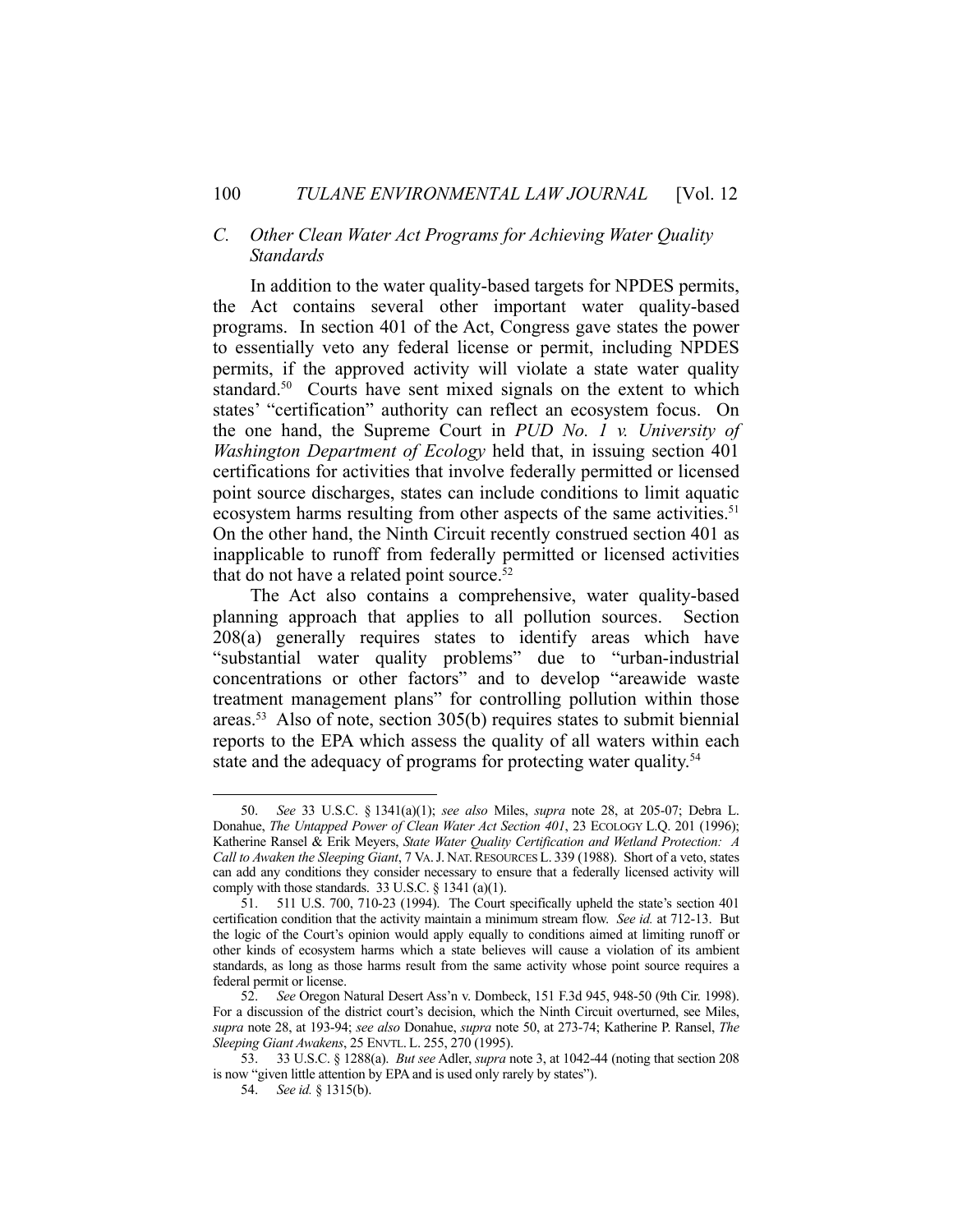### C. *Other Clean Water Act Programs for Achieving Water Quality Standards*

In addition to the water quality-based targets for NPDES permits, the Act contains several other important water quality-based programs. In section 401 of the Act, Congress gave states the power to essentially veto any federal license or permit, including NPDES permits, if the approved activity will violate a state water quality standard.[50] Courts have sent mixed signals on the extent to which states' "certification" authority can reflect an ecosystem focus. On the one hand, the Supreme Court in *PUD No. 1 v. University of Washington Department of Ecology* held that, in issuing section 401 certifications for activities that involve federally permitted or licensed point source discharges, states can include conditions to limit aquatic ecosystem harms resulting from other aspects of the same activities.[51] On the other hand, the Ninth Circuit recently construed section 401 as inapplicable to runoff from federally permitted or licensed activities that do not have a related point source.[52]

The Act also contains a comprehensive, water quality-based planning approach that applies to all pollution sources. Section 208(a) generally requires states to identify areas which have "substantial water quality problems" due to "urban-industrial concentrations or other factors" and to develop "areawide waste treatment management plans" for controlling pollution within those areas.[53] Also of note, section 305(b) requires states to submit biennial reports to the EPA which assess the quality of all waters within each state and the adequacy of programs for protecting water quality.[54]

---

50. *See* 33 U.S.C. § 1341(a)(1); *see also* Miles, *supra* note 28, at 205-07; Debra L. Donahue, *The Untapped Power of Clean Water Act Section 401*, 23 ECOLOGY L.Q. 201 (1996); Katherine Ransel & Erik Meyers, *State Water Quality Certification and Wetland Protection: A Call to Awaken the Sleeping Giant*, 7 VA. J. NAT. RESOURCES L. 339 (1988). Short of a veto, states can add any conditions they consider necessary to ensure that a federally licensed activity will comply with those standards. 33 U.S.C. § 1341 (a)(1).

51. 511 U.S. 700, 710-23 (1994). The Court specifically upheld the state's section 401 certification condition that the activity maintain a minimum stream flow. *See id.* at 712-13. But the logic of the Court's opinion would apply equally to conditions aimed at limiting runoff or other kinds of ecosystem harms which a state believes will cause a violation of its ambient standards, as long as those harms result from the same activity whose point source requires a federal permit or license.

52. *See* Oregon Natural Desert Ass'n v. Dombeck, 151 F.3d 945, 948-50 (9th Cir. 1998). For a discussion of the district court's decision, which the Ninth Circuit overturned, see Miles, *supra* note 28, at 193-94; *see also* Donahue, *supra* note 50, at 273-74; Katherine P. Ransel, *The Sleeping Giant Awakens*, 25 ENVTL. L. 255, 270 (1995).

53. 33 U.S.C. § 1288(a). *But see* Adler, *supra* note 3, at 1042-44 (noting that section 208 is now "given little attention by EPA and is used only rarely by states").

54. *See id.* § 1315(b).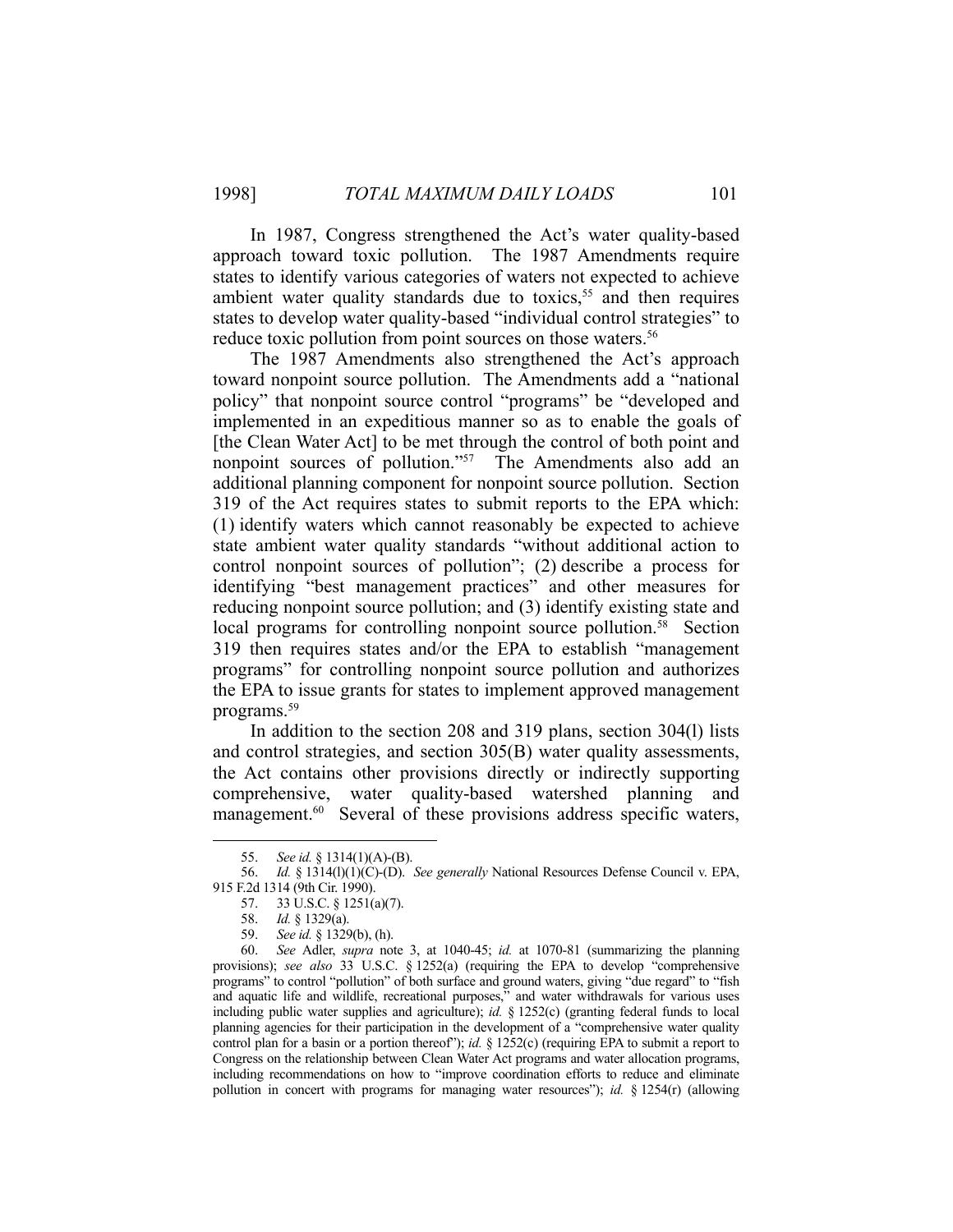In 1987, Congress strengthened the Act's water quality-based approach toward toxic pollution. The 1987 Amendments require states to identify various categories of waters not expected to achieve ambient water quality standards due to toxics,[55] and then requires states to develop water quality-based "individual control strategies" to reduce toxic pollution from point sources on those waters.[56]

The 1987 Amendments also strengthened the Act's approach toward nonpoint source pollution. The Amendments add a "national policy" that nonpoint source control "programs" be "developed and implemented in an expeditious manner so as to enable the goals of [the Clean Water Act] to be met through the control of both point and nonpoint sources of pollution."[57] The Amendments also add an additional planning component for nonpoint source pollution. Section 319 of the Act requires states to submit reports to the EPA which: (1) identify waters which cannot reasonably be expected to achieve state ambient water quality standards "without additional action to control nonpoint sources of pollution"; (2) describe a process for identifying "best management practices" and other measures for reducing nonpoint source pollution; and (3) identify existing state and local programs for controlling nonpoint source pollution.[58] Section 319 then requires states and/or the EPA to establish "management programs" for controlling nonpoint source pollution and authorizes the EPA to issue grants for states to implement approved management programs.[59]

In addition to the section 208 and 319 plans, section 304(l) lists and control strategies, and section 305(B) water quality assessments, the Act contains other provisions directly or indirectly supporting comprehensive, water quality-based watershed planning and management.[60] Several of these provisions address specific waters,

---

55. *See id.* § 1314(1)(A)-(B).

56. *Id.* § 1314(l)(1)(C)-(D). *See generally* National Resources Defense Council v. EPA, 915 F.2d 1314 (9th Cir. 1990).

57. 33 U.S.C. § 1251(a)(7).

58. *Id.* § 1329(a).

59. *See id.* § 1329(b), (h).

60. *See* Adler, *supra* note 3, at 1040-45; *id.* at 1070-81 (summarizing the planning provisions); *see also* 33 U.S.C. § 1252(a) (requiring the EPA to develop "comprehensive programs" to control "pollution" of both surface and ground waters, giving "due regard" to "fish and aquatic life and wildlife, recreational purposes," and water withdrawals for various uses including public water supplies and agriculture); *id.* § 1252(c) (granting federal funds to local planning agencies for their participation in the development of a "comprehensive water quality control plan for a basin or a portion thereof"); *id.* § 1252(c) (requiring EPA to submit a report to Congress on the relationship between Clean Water Act programs and water allocation programs, including recommendations on how to "improve coordination efforts to reduce and eliminate pollution in concert with programs for managing water resources"); *id.* § 1254(r) (allowing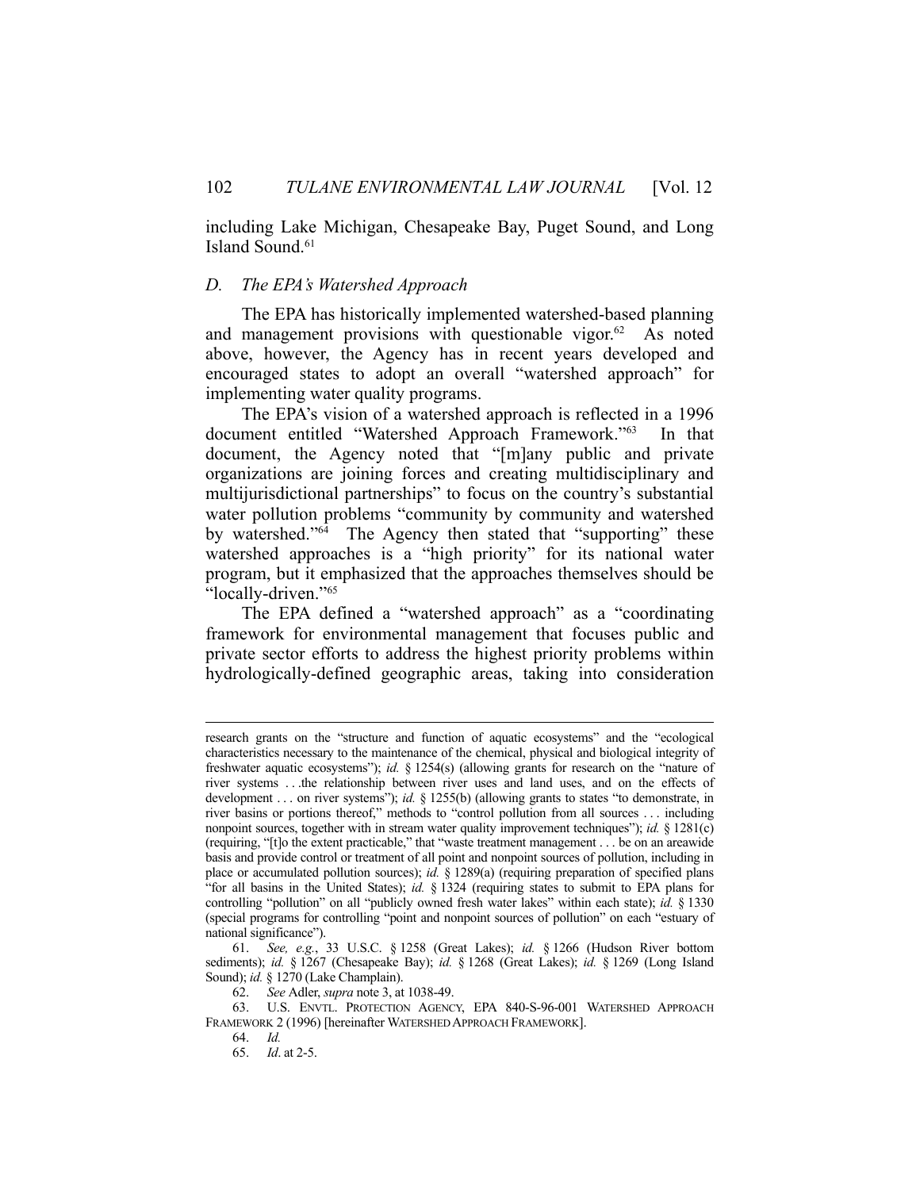including Lake Michigan, Chesapeake Bay, Puget Sound, and Long Island Sound.[61]

### *D. The EPA's Watershed Approach*

The EPA has historically implemented watershed-based planning and management provisions with questionable vigor.[62] As noted above, however, the Agency has in recent years developed and encouraged states to adopt an overall "watershed approach" for implementing water quality programs.

The EPA's vision of a watershed approach is reflected in a 1996 document entitled "Watershed Approach Framework."[63] In that document, the Agency noted that "[m]any public and private organizations are joining forces and creating multidisciplinary and multijurisdictional partnerships" to focus on the country's substantial water pollution problems "community by community and watershed by watershed."[64] The Agency then stated that "supporting" these watershed approaches is a "high priority" for its national water program, but it emphasized that the approaches themselves should be "locally-driven."[65]

The EPA defined a "watershed approach" as a "coordinating framework for environmental management that focuses public and private sector efforts to address the highest priority problems within hydrologically-defined geographic areas, taking into consideration

---

research grants on the "structure and function of aquatic ecosystems" and the "ecological characteristics necessary to the maintenance of the chemical, physical and biological integrity of freshwater aquatic ecosystems"); *id.* § 1254(s) (allowing grants for research on the "nature of river systems . . .the relationship between river uses and land uses, and on the effects of development . . . on river systems"); *id.* § 1255(b) (allowing grants to states "to demonstrate, in river basins or portions thereof," methods to "control pollution from all sources . . . including nonpoint sources, together with in stream water quality improvement techniques"); *id.* § 1281(c) (requiring, "[t]o the extent practicable," that "waste treatment management . . . be on an areawide basis and provide control or treatment of all point and nonpoint sources of pollution, including in place or accumulated pollution sources); *id.* § 1289(a) (requiring preparation of specified plans "for all basins in the United States); *id.* § 1324 (requiring states to submit to EPA plans for controlling "pollution" on all "publicly owned fresh water lakes" within each state); *id.* § 1330 (special programs for controlling "point and nonpoint sources of pollution" on each "estuary of national significance").

61. *See, e.g.*, 33 U.S.C. § 1258 (Great Lakes); *id.* § 1266 (Hudson River bottom sediments); *id.* § 1267 (Chesapeake Bay); *id.* § 1268 (Great Lakes); *id.* § 1269 (Long Island Sound); *id.* § 1270 (Lake Champlain).

62. *See* Adler, *supra* note 3, at 1038-49.

63. U.S. ENVTL. PROTECTION AGENCY, EPA 840-S-96-001 WATERSHED APPROACH FRAMEWORK 2 (1996) [hereinafter WATERSHED APPROACH FRAMEWORK].

64. *Id.*

65. *Id*. at 2-5.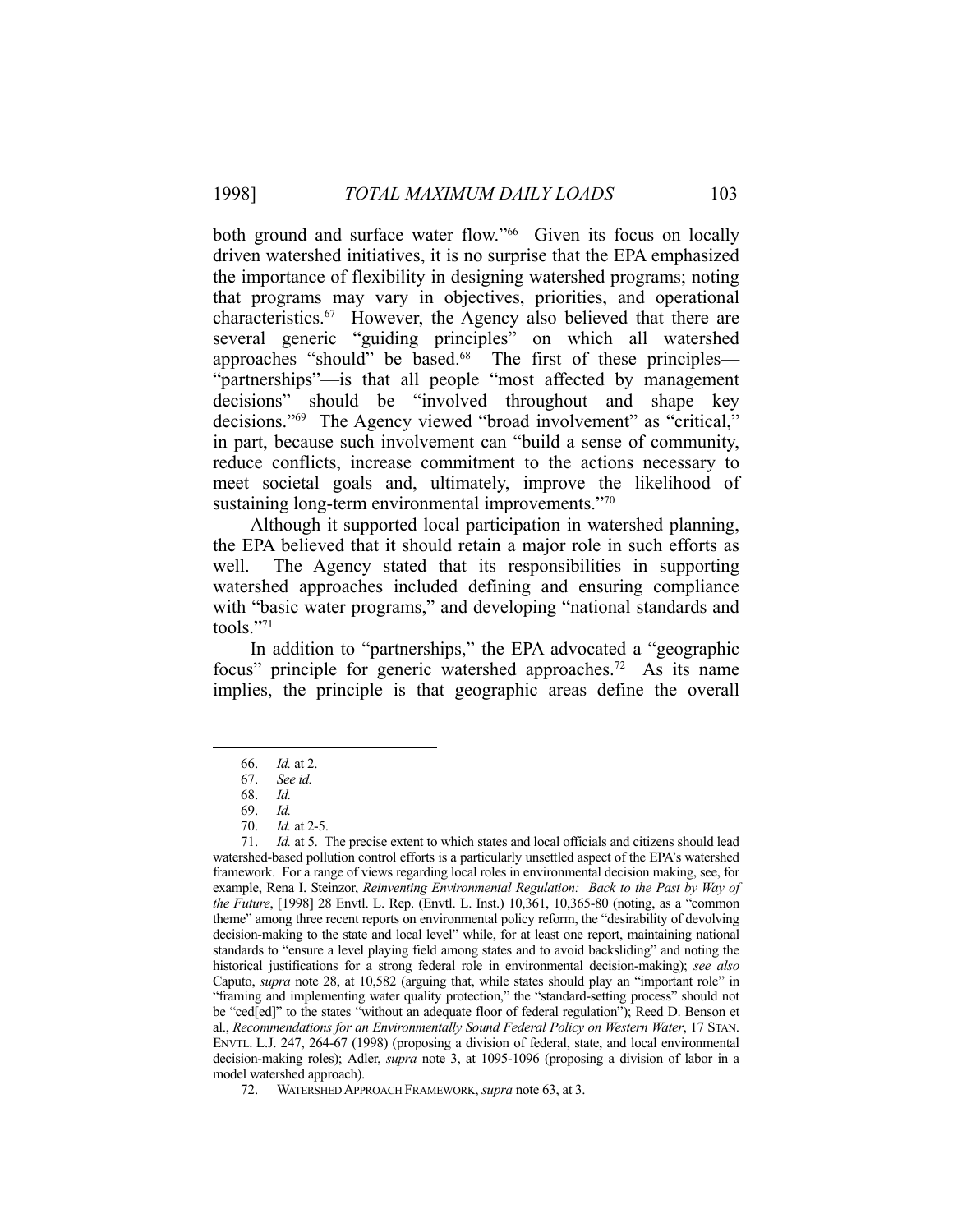both ground and surface water flow."[66] Given its focus on locally driven watershed initiatives, it is no surprise that the EPA emphasized the importance of flexibility in designing watershed programs; noting that programs may vary in objectives, priorities, and operational characteristics.[67] However, the Agency also believed that there are several generic "guiding principles" on which all watershed approaches "should" be based.[68] The first of these principles—"partnerships"—is that all people "most affected by management decisions" should be "involved throughout and shape key decisions."[69] The Agency viewed "broad involvement" as "critical," in part, because such involvement can "build a sense of community, reduce conflicts, increase commitment to the actions necessary to meet societal goals and, ultimately, improve the likelihood of sustaining long-term environmental improvements."[70]

Although it supported local participation in watershed planning, the EPA believed that it should retain a major role in such efforts as well. The Agency stated that its responsibilities in supporting watershed approaches included defining and ensuring compliance with "basic water programs," and developing "national standards and tools."[71]

In addition to "partnerships," the EPA advocated a "geographic focus" principle for generic watershed approaches.[72] As its name implies, the principle is that geographic areas define the overall

---

66. *Id.* at 2.

67. *See id.*

68. *Id.*

69. *Id.*

70. *Id.* at 2-5.

71. *Id.* at 5. The precise extent to which states and local officials and citizens should lead watershed-based pollution control efforts is a particularly unsettled aspect of the EPA's watershed framework. For a range of views regarding local roles in environmental decision making, see, for example, Rena I. Steinzor, *Reinventing Environmental Regulation: Back to the Past by Way of the Future*, [1998] 28 Envtl. L. Rep. (Envtl. L. Inst.) 10,361, 10,365-80 (noting, as a "common theme" among three recent reports on environmental policy reform, the "desirability of devolving decision-making to the state and local level" while, for at least one report, maintaining national standards to "ensure a level playing field among states and to avoid backsliding" and noting the historical justifications for a strong federal role in environmental decision-making); *see also* Caputo, *supra* note 28, at 10,582 (arguing that, while states should play an "important role" in "framing and implementing water quality protection," the "standard-setting process" should not be "ced[ed]" to the states "without an adequate floor of federal regulation"); Reed D. Benson et al., *Recommendations for an Environmentally Sound Federal Policy on Western Water*, 17 STAN. ENVTL. L.J. 247, 264-67 (1998) (proposing a division of federal, state, and local environmental decision-making roles); Adler, *supra* note 3, at 1095-1096 (proposing a division of labor in a model watershed approach).

72. WATERSHED APPROACH FRAMEWORK, *supra* note 63, at 3.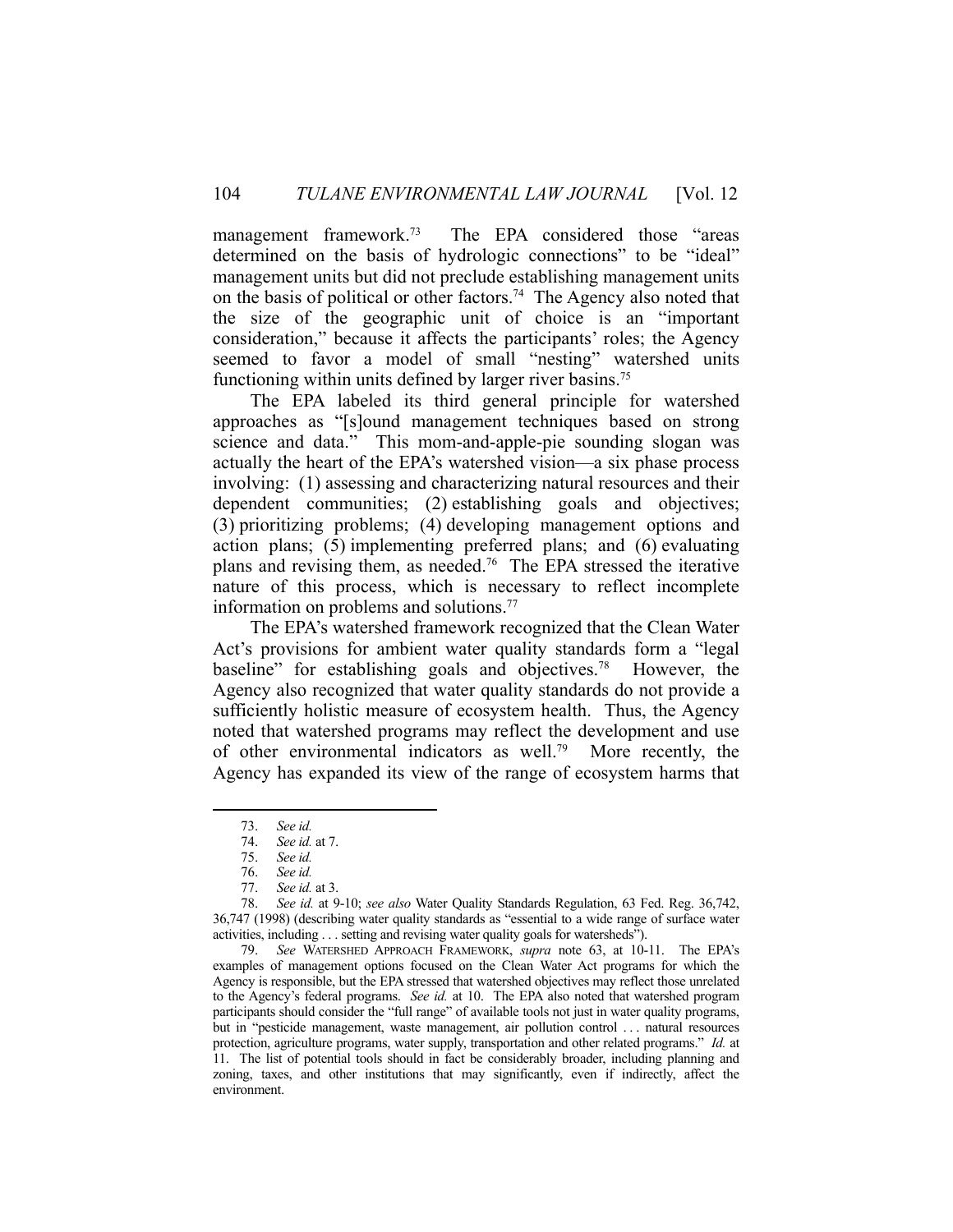management framework.[73] The EPA considered those "areas determined on the basis of hydrologic connections" to be "ideal" management units but did not preclude establishing management units on the basis of political or other factors.[74] The Agency also noted that the size of the geographic unit of choice is an "important consideration," because it affects the participants' roles; the Agency seemed to favor a model of small "nesting" watershed units functioning within units defined by larger river basins.[75]

The EPA labeled its third general principle for watershed approaches as "[s]ound management techniques based on strong science and data." This mom-and-apple-pie sounding slogan was actually the heart of the EPA's watershed vision—a six phase process involving: (1) assessing and characterizing natural resources and their dependent communities; (2) establishing goals and objectives; (3) prioritizing problems; (4) developing management options and action plans; (5) implementing preferred plans; and (6) evaluating plans and revising them, as needed.[76] The EPA stressed the iterative nature of this process, which is necessary to reflect incomplete information on problems and solutions.[77]

The EPA's watershed framework recognized that the Clean Water Act's provisions for ambient water quality standards form a "legal baseline" for establishing goals and objectives.[78] However, the Agency also recognized that water quality standards do not provide a sufficiently holistic measure of ecosystem health. Thus, the Agency noted that watershed programs may reflect the development and use of other environmental indicators as well.[79] More recently, the Agency has expanded its view of the range of ecosystem harms that

---

73. *See id.*

74. *See id.* at 7.

75. *See id.*

76. *See id.*

77. *See id.* at 3.

78. *See id.* at 9-10; *see also* Water Quality Standards Regulation, 63 Fed. Reg. 36,742, 36,747 (1998) (describing water quality standards as "essential to a wide range of surface water activities, including . . . setting and revising water quality goals for watersheds").

79. *See* WATERSHED APPROACH FRAMEWORK, *supra* note 63, at 10-11. The EPA's examples of management options focused on the Clean Water Act programs for which the Agency is responsible, but the EPA stressed that watershed objectives may reflect those unrelated to the Agency's federal programs. *See id.* at 10. The EPA also noted that watershed program participants should consider the "full range" of available tools not just in water quality programs, but in "pesticide management, waste management, air pollution control . . . natural resources protection, agriculture programs, water supply, transportation and other related programs." *Id.* at 11. The list of potential tools should in fact be considerably broader, including planning and zoning, taxes, and other institutions that may significantly, even if indirectly, affect the environment.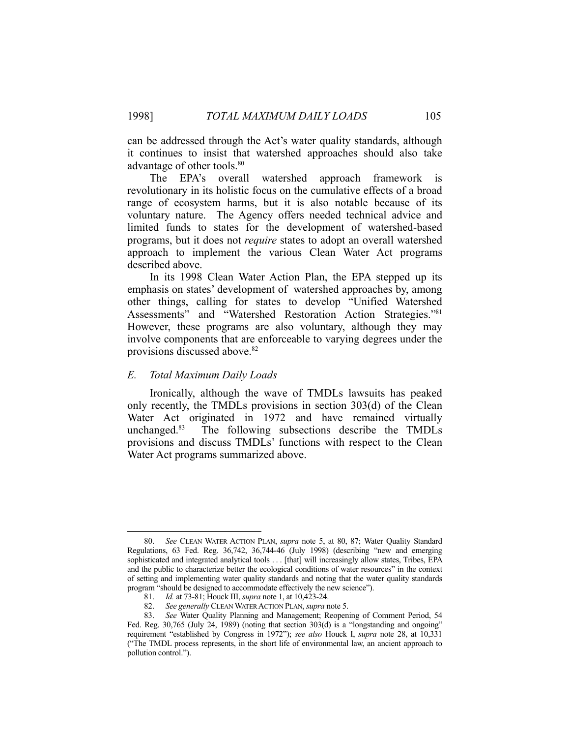can be addressed through the Act's water quality standards, although it continues to insist that watershed approaches should also take advantage of other tools.[80]

The EPA's overall watershed approach framework is revolutionary in its holistic focus on the cumulative effects of a broad range of ecosystem harms, but it is also notable because of its voluntary nature. The Agency offers needed technical advice and limited funds to states for the development of watershed-based programs, but it does not *require* states to adopt an overall watershed approach to implement the various Clean Water Act programs described above.

In its 1998 Clean Water Action Plan, the EPA stepped up its emphasis on states' development of watershed approaches by, among other things, calling for states to develop "Unified Watershed Assessments" and "Watershed Restoration Action Strategies."[81] However, these programs are also voluntary, although they may involve components that are enforceable to varying degrees under the provisions discussed above.[82]

### *E. Total Maximum Daily Loads*

Ironically, although the wave of TMDLs lawsuits has peaked only recently, the TMDLs provisions in section 303(d) of the Clean Water Act originated in 1972 and have remained virtually unchanged.[83] The following subsections describe the TMDLs provisions and discuss TMDLs' functions with respect to the Clean Water Act programs summarized above.

---

80. *See* CLEAN WATER ACTION PLAN, *supra* note 5, at 80, 87; Water Quality Standard Regulations, 63 Fed. Reg. 36,742, 36,744-46 (July 1998) (describing "new and emerging sophisticated and integrated analytical tools . . . [that] will increasingly allow states, Tribes, EPA and the public to characterize better the ecological conditions of water resources" in the context of setting and implementing water quality standards and noting that the water quality standards program "should be designed to accommodate effectively the new science").

81. *Id.* at 73-81; Houck III, *supra* note 1, at 10,423-24.

82. *See generally* CLEAN WATER ACTION PLAN, *supra* note 5.

83. *See* Water Quality Planning and Management; Reopening of Comment Period, 54 Fed. Reg. 30,765 (July 24, 1989) (noting that section 303(d) is a "longstanding and ongoing" requirement "established by Congress in 1972"); *see also* Houck I, *supra* note 28, at 10,331 ("The TMDL process represents, in the short life of environmental law, an ancient approach to pollution control.").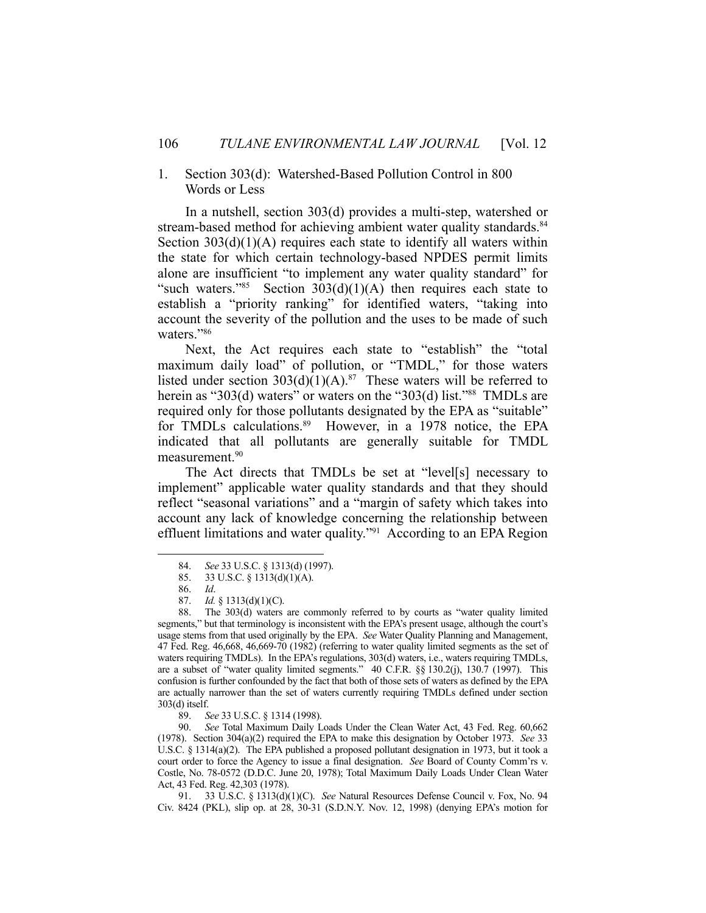### 1. Section 303(d): Watershed-Based Pollution Control in 800 Words or Less

In a nutshell, section 303(d) provides a multi-step, watershed or stream-based method for achieving ambient water quality standards.[84] Section 303(d)(1)(A) requires each state to identify all waters within the state for which certain technology-based NPDES permit limits alone are insufficient "to implement any water quality standard" for "such waters."[85] Section 303(d)(1)(A) then requires each state to establish a "priority ranking" for identified waters, "taking into account the severity of the pollution and the uses to be made of such waters."[86]

Next, the Act requires each state to "establish" the "total maximum daily load" of pollution, or "TMDL," for those waters listed under section 303(d)(1)(A).[87] These waters will be referred to herein as "303(d) waters" or waters on the "303(d) list."[88] TMDLs are required only for those pollutants designated by the EPA as "suitable" for TMDLs calculations.[89] However, in a 1978 notice, the EPA indicated that all pollutants are generally suitable for TMDL measurement.[90]

The Act directs that TMDLs be set at "level[s] necessary to implement" applicable water quality standards and that they should reflect "seasonal variations" and a "margin of safety which takes into account any lack of knowledge concerning the relationship between effluent limitations and water quality."[91] According to an EPA Region

---

84. *See* 33 U.S.C. § 1313(d) (1997).

85. 33 U.S.C. § 1313(d)(1)(A).

86. *Id*.

87. *Id.* § 1313(d)(1)(C).

88. The 303(d) waters are commonly referred to by courts as "water quality limited segments," but that terminology is inconsistent with the EPA's present usage, although the court's usage stems from that used originally by the EPA. *See* Water Quality Planning and Management, 47 Fed. Reg. 46,668, 46,669-70 (1982) (referring to water quality limited segments as the set of waters requiring TMDLs). In the EPA's regulations, 303(d) waters, i.e., waters requiring TMDLs, are a subset of "water quality limited segments." 40 C.F.R. §§ 130.2(j), 130.7 (1997). This confusion is further confounded by the fact that both of those sets of waters as defined by the EPA are actually narrower than the set of waters currently requiring TMDLs defined under section 303(d) itself.

89. *See* 33 U.S.C. § 1314 (1998).

90. *See* Total Maximum Daily Loads Under the Clean Water Act, 43 Fed. Reg. 60,662 (1978). Section 304(a)(2) required the EPA to make this designation by October 1973. *See* 33 U.S.C. § 1314(a)(2). The EPA published a proposed pollutant designation in 1973, but it took a court order to force the Agency to issue a final designation. *See* Board of County Comm'rs v. Costle, No. 78-0572 (D.D.C. June 20, 1978); Total Maximum Daily Loads Under Clean Water Act, 43 Fed. Reg. 42,303 (1978).

91. 33 U.S.C. § 1313(d)(1)(C). *See* Natural Resources Defense Council v. Fox, No. 94 Civ. 8424 (PKL), slip op. at 28, 30-31 (S.D.N.Y. Nov. 12, 1998) (denying EPA's motion for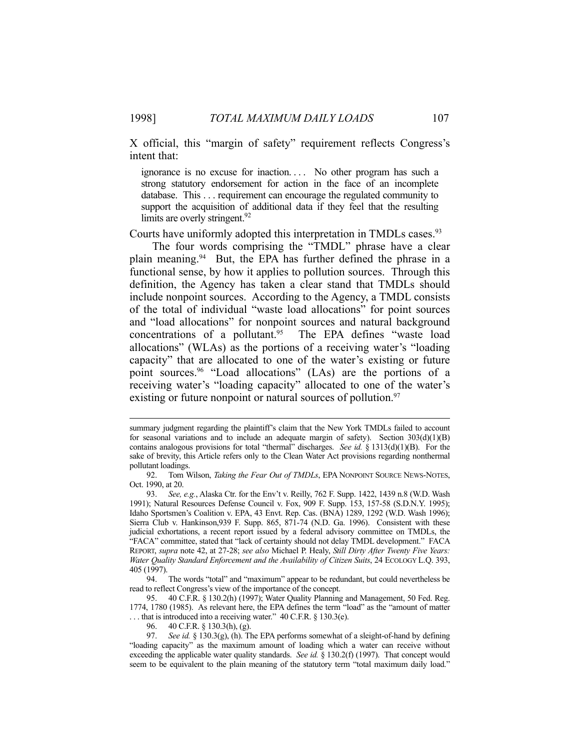X official, this "margin of safety" requirement reflects Congress's intent that:

> ignorance is no excuse for inaction. . . . No other program has such a strong statutory endorsement for action in the face of an incomplete database. This . . . requirement can encourage the regulated community to support the acquisition of additional data if they feel that the resulting limits are overly stringent.[92]

Courts have uniformly adopted this interpretation in TMDLs cases.[93]

The four words comprising the "TMDL" phrase have a clear plain meaning.[94] But, the EPA has further defined the phrase in a functional sense, by how it applies to pollution sources. Through this definition, the Agency has taken a clear stand that TMDLs should include nonpoint sources. According to the Agency, a TMDL consists of the total of individual "waste load allocations" for point sources and "load allocations" for nonpoint sources and natural background concentrations of a pollutant.[95] The EPA defines "waste load allocations" (WLAs) as the portions of a receiving water's "loading capacity" that are allocated to one of the water's existing or future point sources.[96] "Load allocations" (LAs) are the portions of a receiving water's "loading capacity" allocated to one of the water's existing or future nonpoint or natural sources of pollution.[97]

---

summary judgment regarding the plaintiff's claim that the New York TMDLs failed to account for seasonal variations and to include an adequate margin of safety). Section 303(d)(1)(B) contains analogous provisions for total "thermal" discharges. *See id.* § 1313(d)(1)(B). For the sake of brevity, this Article refers only to the Clean Water Act provisions regarding nonthermal pollutant loadings.

92. Tom Wilson, *Taking the Fear Out of TMDLs*, EPA NONPOINT SOURCE NEWS-NOTES, Oct. 1990, at 20.

93. *See, e.g.*, Alaska Ctr. for the Env't v. Reilly, 762 F. Supp. 1422, 1439 n.8 (W.D. Wash 1991); Natural Resources Defense Council v. Fox, 909 F. Supp. 153, 157-58 (S.D.N.Y. 1995); Idaho Sportsmen's Coalition v. EPA, 43 Envt. Rep. Cas. (BNA) 1289, 1292 (W.D. Wash 1996); Sierra Club v. Hankinson,939 F. Supp. 865, 871-74 (N.D. Ga. 1996). Consistent with these judicial exhortations, a recent report issued by a federal advisory committee on TMDLs, the "FACA" committee, stated that "lack of certainty should not delay TMDL development." FACA REPORT, *supra* note 42, at 27-28; *see also* Michael P. Healy, *Still Dirty After Twenty Five Years: Water Quality Standard Enforcement and the Availability of Citizen Suits*, 24 ECOLOGY L.Q. 393, 405 (1997).

94. The words "total" and "maximum" appear to be redundant, but could nevertheless be read to reflect Congress's view of the importance of the concept.

95. 40 C.F.R. § 130.2(h) (1997); Water Quality Planning and Management, 50 Fed. Reg. 1774, 1780 (1985). As relevant here, the EPA defines the term "load" as the "amount of matter . . . that is introduced into a receiving water." 40 C.F.R. § 130.3(e).

96. 40 C.F.R. § 130.3(h), (g).

97. *See id.* § 130.3(g), (h). The EPA performs somewhat of a sleight-of-hand by defining "loading capacity" as the maximum amount of loading which a water can receive without exceeding the applicable water quality standards. *See id.* § 130.2(f) (1997). That concept would seem to be equivalent to the plain meaning of the statutory term "total maximum daily load."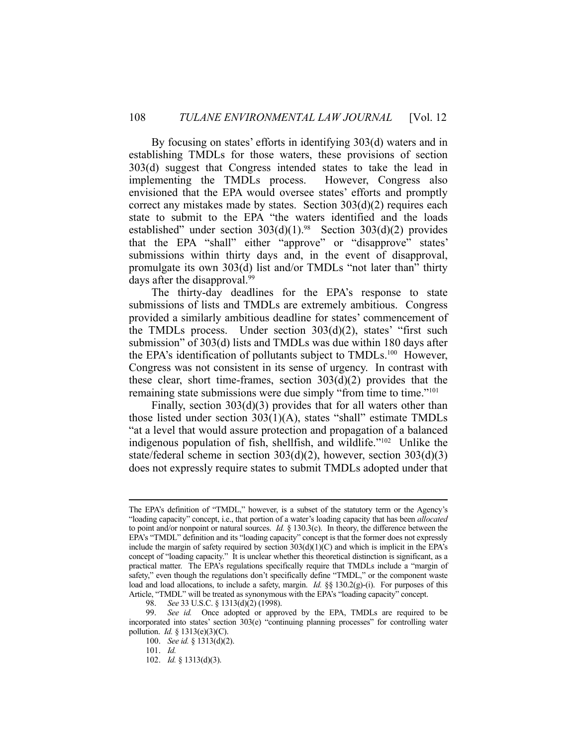By focusing on states' efforts in identifying 303(d) waters and in establishing TMDLs for those waters, these provisions of section 303(d) suggest that Congress intended states to take the lead in implementing the TMDLs process. However, Congress also envisioned that the EPA would oversee states' efforts and promptly correct any mistakes made by states. Section 303(d)(2) requires each state to submit to the EPA "the waters identified and the loads established" under section 303(d)(1).[98] Section 303(d)(2) provides that the EPA "shall" either "approve" or "disapprove" states' submissions within thirty days and, in the event of disapproval, promulgate its own 303(d) list and/or TMDLs "not later than" thirty days after the disapproval.[99]

The thirty-day deadlines for the EPA's response to state submissions of lists and TMDLs are extremely ambitious. Congress provided a similarly ambitious deadline for states' commencement of the TMDLs process. Under section 303(d)(2), states' "first such submission" of 303(d) lists and TMDLs was due within 180 days after the EPA's identification of pollutants subject to TMDLs.[100] However, Congress was not consistent in its sense of urgency. In contrast with these clear, short time-frames, section 303(d)(2) provides that the remaining state submissions were due simply "from time to time."[101]

Finally, section 303(d)(3) provides that for all waters other than those listed under section 303(1)(A), states "shall" estimate TMDLs "at a level that would assure protection and propagation of a balanced indigenous population of fish, shellfish, and wildlife."[102] Unlike the state/federal scheme in section 303(d)(2), however, section 303(d)(3) does not expressly require states to submit TMDLs adopted under that

---

The EPA's definition of "TMDL," however, is a subset of the statutory term or the Agency's "loading capacity" concept, i.e., that portion of a water's loading capacity that has been *allocated* to point and/or nonpoint or natural sources. *Id.* § 130.3(c). In theory, the difference between the EPA's "TMDL" definition and its "loading capacity" concept is that the former does not expressly include the margin of safety required by section 303(d)(1)(C) and which is implicit in the EPA's concept of "loading capacity." It is unclear whether this theoretical distinction is significant, as a practical matter. The EPA's regulations specifically require that TMDLs include a "margin of safety," even though the regulations don't specifically define "TMDL," or the component waste load and load allocations, to include a safety, margin. *Id.* §§ 130.2(g)-(i). For purposes of this Article, "TMDL" will be treated as synonymous with the EPA's "loading capacity" concept.

98. *See* 33 U.S.C. § 1313(d)(2) (1998).

99. *See id.* Once adopted or approved by the EPA, TMDLs are required to be incorporated into states' section 303(e) "continuing planning processes" for controlling water pollution. *Id.* § 1313(e)(3)(C).

100. *See id.* § 1313(d)(2).

101. *Id.*

102. *Id.* § 1313(d)(3).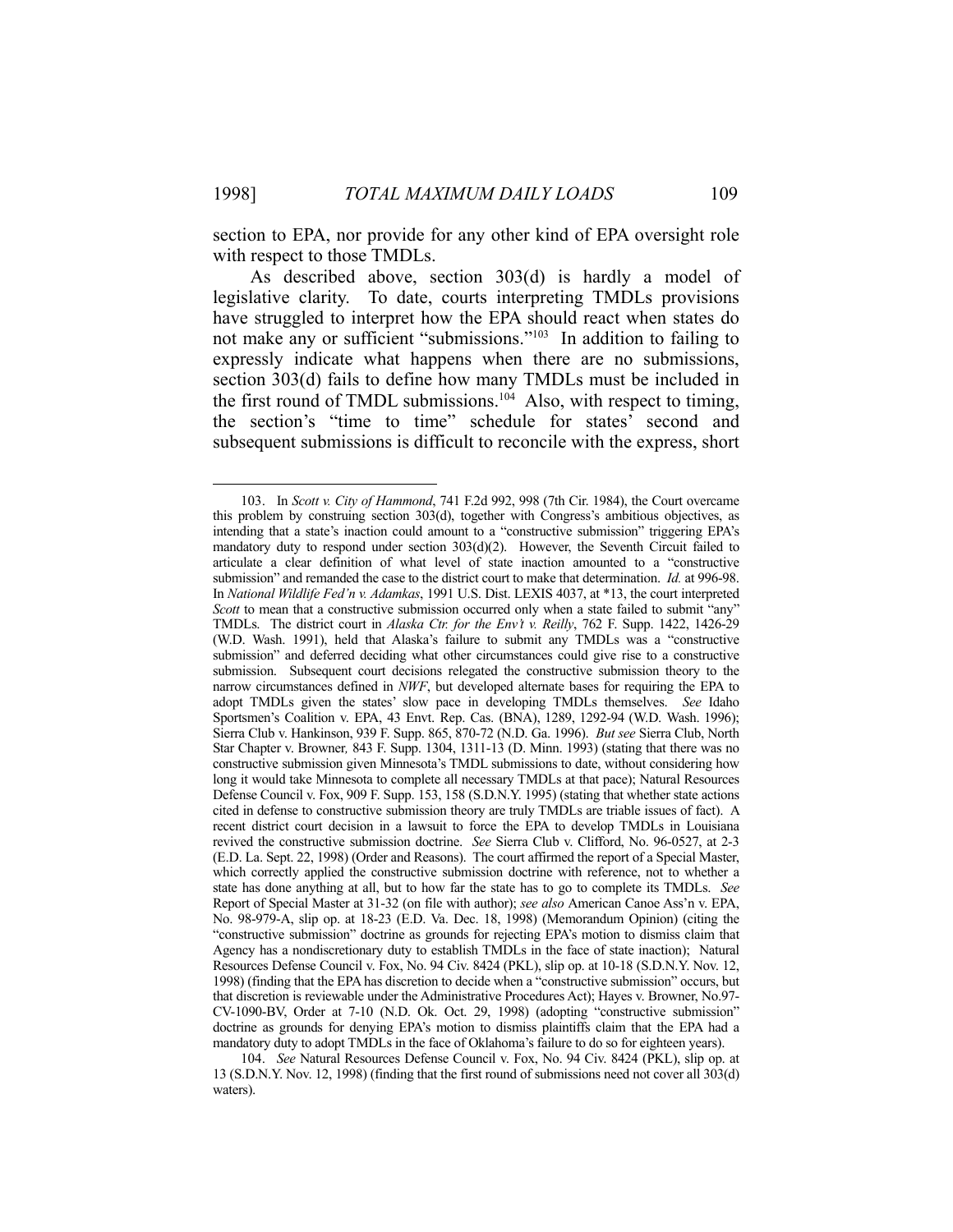section to EPA, nor provide for any other kind of EPA oversight role with respect to those TMDLs.

As described above, section 303(d) is hardly a model of legislative clarity. To date, courts interpreting TMDLs provisions have struggled to interpret how the EPA should react when states do not make any or sufficient "submissions."[103] In addition to failing to expressly indicate what happens when there are no submissions, section 303(d) fails to define how many TMDLs must be included in the first round of TMDL submissions.[104] Also, with respect to timing, the section's "time to time" schedule for states' second and subsequent submissions is difficult to reconcile with the express, short

---

103. In *Scott v. City of Hammond*, 741 F.2d 992, 998 (7th Cir. 1984), the Court overcame this problem by construing section 303(d), together with Congress's ambitious objectives, as intending that a state's inaction could amount to a "constructive submission" triggering EPA's mandatory duty to respond under section 303(d)(2). However, the Seventh Circuit failed to articulate a clear definition of what level of state inaction amounted to a "constructive submission" and remanded the case to the district court to make that determination. *Id.* at 996-98. In *National Wildlife Fed'n v. Adamkas*, 1991 U.S. Dist. LEXIS 4037, at *13, the court interpreted *Scott* to mean that a constructive submission occurred only when a state failed to submit "any" TMDLs. The district court in *Alaska Ctr. for the Env't v. Reilly*, 762 F. Supp. 1422, 1426-29 (W.D. Wash. 1991), held that Alaska's failure to submit any TMDLs was a "constructive submission" and deferred deciding what other circumstances could give rise to a constructive submission. Subsequent court decisions relegated the constructive submission theory to the narrow circumstances defined in *NWF*, but developed alternate bases for requiring the EPA to adopt TMDLs given the states' slow pace in developing TMDLs themselves. *See* Idaho Sportsmen's Coalition v. EPA, 43 Envt. Rep. Cas. (BNA), 1289, 1292-94 (W.D. Wash. 1996); Sierra Club v. Hankinson, 939 F. Supp. 865, 870-72 (N.D. Ga. 1996). *But see* Sierra Club, North Star Chapter v. Browner*,* 843 F. Supp. 1304, 1311-13 (D. Minn. 1993) (stating that there was no constructive submission given Minnesota's TMDL submissions to date, without considering how long it would take Minnesota to complete all necessary TMDLs at that pace); Natural Resources Defense Council v. Fox, 909 F. Supp. 153, 158 (S.D.N.Y. 1995) (stating that whether state actions cited in defense to constructive submission theory are truly TMDLs are triable issues of fact). A recent district court decision in a lawsuit to force the EPA to develop TMDLs in Louisiana revived the constructive submission doctrine. *See* Sierra Club v. Clifford, No. 96-0527, at 2-3 (E.D. La. Sept. 22, 1998) (Order and Reasons). The court affirmed the report of a Special Master, which correctly applied the constructive submission doctrine with reference, not to whether a state has done anything at all, but to how far the state has to go to complete its TMDLs. *See* Report of Special Master at 31-32 (on file with author); *see also* American Canoe Ass'n v. EPA, No. 98-979-A, slip op. at 18-23 (E.D. Va. Dec. 18, 1998) (Memorandum Opinion) (citing the "constructive submission" doctrine as grounds for rejecting EPA's motion to dismiss claim that Agency has a nondiscretionary duty to establish TMDLs in the face of state inaction); Natural Resources Defense Council v. Fox, No. 94 Civ. 8424 (PKL), slip op. at 10-18 (S.D.N.Y. Nov. 12, 1998) (finding that the EPA has discretion to decide when a "constructive submission" occurs, but that discretion is reviewable under the Administrative Procedures Act); Hayes v. Browner, No.97-CV-1090-BV, Order at 7-10 (N.D. Ok. Oct. 29, 1998) (adopting "constructive submission" doctrine as grounds for denying EPA's motion to dismiss plaintiffs claim that the EPA had a mandatory duty to adopt TMDLs in the face of Oklahoma's failure to do so for eighteen years).

104. *See* Natural Resources Defense Council v. Fox, No. 94 Civ. 8424 (PKL), slip op. at 13 (S.D.N.Y. Nov. 12, 1998) (finding that the first round of submissions need not cover all 303(d) waters).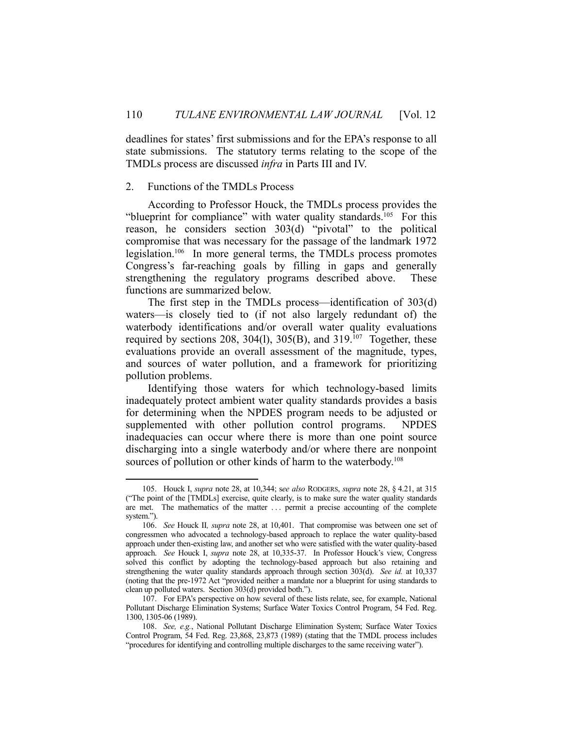deadlines for states' first submissions and for the EPA's response to all state submissions. The statutory terms relating to the scope of the TMDLs process are discussed *infra* in Parts III and IV.

### 2. Functions of the TMDLs Process

According to Professor Houck, the TMDLs process provides the "blueprint for compliance" with water quality standards.[105] For this reason, he considers section 303(d) "pivotal" to the political compromise that was necessary for the passage of the landmark 1972 legislation.[106] In more general terms, the TMDLs process promotes Congress's far-reaching goals by filling in gaps and generally strengthening the regulatory programs described above. These functions are summarized below.

The first step in the TMDLs process—identification of 303(d) waters—is closely tied to (if not also largely redundant of) the waterbody identifications and/or overall water quality evaluations required by sections 208, 304(l), 305(B), and 319.[107] Together, these evaluations provide an overall assessment of the magnitude, types, and sources of water pollution, and a framework for prioritizing pollution problems.

Identifying those waters for which technology-based limits inadequately protect ambient water quality standards provides a basis for determining when the NPDES program needs to be adjusted or supplemented with other pollution control programs. NPDES inadequacies can occur where there is more than one point source discharging into a single waterbody and/or where there are nonpoint sources of pollution or other kinds of harm to the waterbody.[108]

---

105. Houck I, *supra* note 28, at 10,344; s*ee also* RODGERS, *supra* note 28, § 4.21, at 315 ("The point of the [TMDLs] exercise, quite clearly, is to make sure the water quality standards are met. The mathematics of the matter . . . permit a precise accounting of the complete system.").

106. *See* Houck II*, supra* note 28, at 10,401. That compromise was between one set of congressmen who advocated a technology-based approach to replace the water quality-based approach under then-existing law, and another set who were satisfied with the water quality-based approach. *See* Houck I, *supra* note 28, at 10,335-37. In Professor Houck's view, Congress solved this conflict by adopting the technology-based approach but also retaining and strengthening the water quality standards approach through section 303(d). *See id.* at 10,337 (noting that the pre-1972 Act "provided neither a mandate nor a blueprint for using standards to clean up polluted waters. Section 303(d) provided both.").

107. For EPA's perspective on how several of these lists relate, see, for example, National Pollutant Discharge Elimination Systems; Surface Water Toxics Control Program, 54 Fed. Reg. 1300, 1305-06 (1989).

108. *See, e.g.*, National Pollutant Discharge Elimination System; Surface Water Toxics Control Program, 54 Fed. Reg. 23,868, 23,873 (1989) (stating that the TMDL process includes "procedures for identifying and controlling multiple discharges to the same receiving water").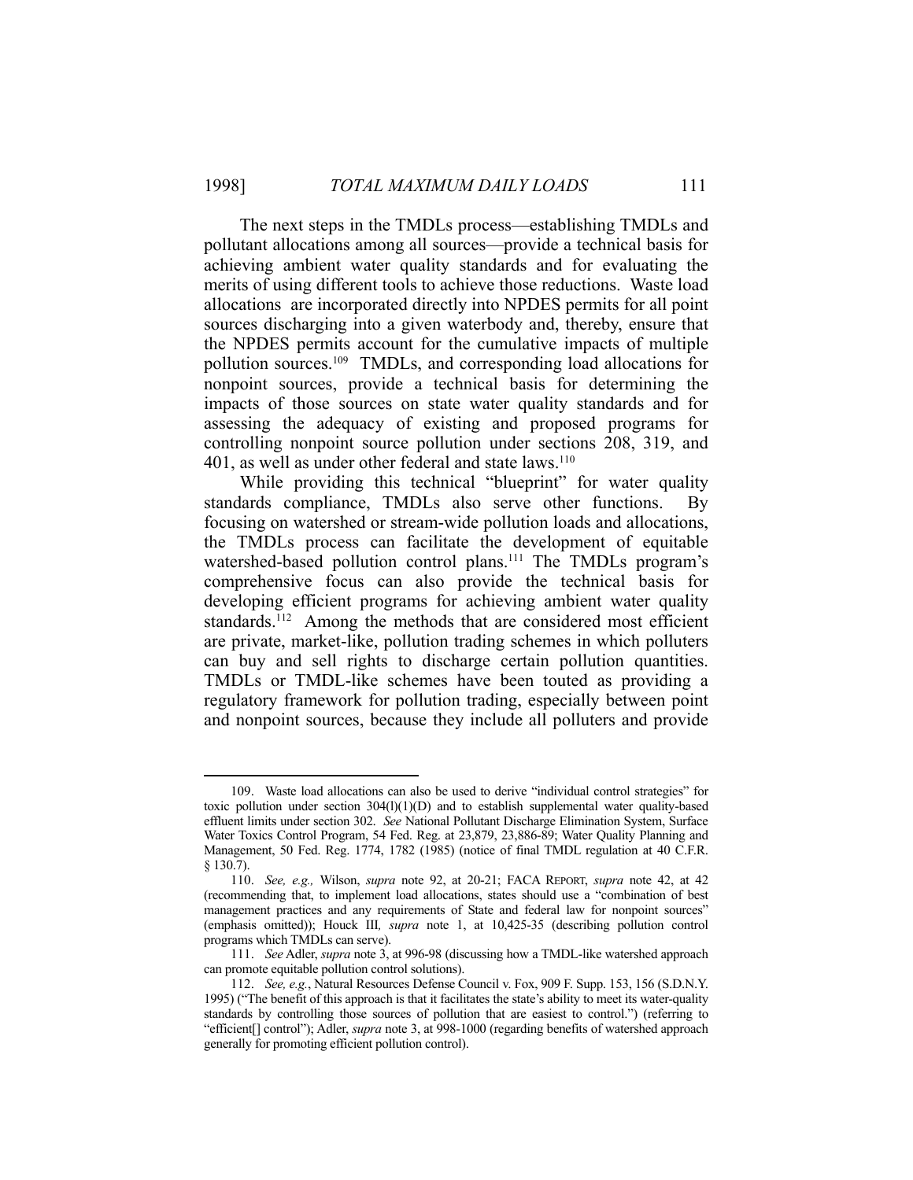The next steps in the TMDLs process—establishing TMDLs and pollutant allocations among all sources—provide a technical basis for achieving ambient water quality standards and for evaluating the merits of using different tools to achieve those reductions. Waste load allocations are incorporated directly into NPDES permits for all point sources discharging into a given waterbody and, thereby, ensure that the NPDES permits account for the cumulative impacts of multiple pollution sources.[109] TMDLs, and corresponding load allocations for nonpoint sources, provide a technical basis for determining the impacts of those sources on state water quality standards and for assessing the adequacy of existing and proposed programs for controlling nonpoint source pollution under sections 208, 319, and 401, as well as under other federal and state laws.[110]

While providing this technical "blueprint" for water quality standards compliance, TMDLs also serve other functions. By focusing on watershed or stream-wide pollution loads and allocations, the TMDLs process can facilitate the development of equitable watershed-based pollution control plans.[111] The TMDLs program's comprehensive focus can also provide the technical basis for developing efficient programs for achieving ambient water quality standards.[112] Among the methods that are considered most efficient are private, market-like, pollution trading schemes in which polluters can buy and sell rights to discharge certain pollution quantities. TMDLs or TMDL-like schemes have been touted as providing a regulatory framework for pollution trading, especially between point and nonpoint sources, because they include all polluters and provide

---

109. Waste load allocations can also be used to derive "individual control strategies" for toxic pollution under section 304(l)(1)(D) and to establish supplemental water quality-based effluent limits under section 302. *See* National Pollutant Discharge Elimination System, Surface Water Toxics Control Program, 54 Fed. Reg. at 23,879, 23,886-89; Water Quality Planning and Management, 50 Fed. Reg. 1774, 1782 (1985) (notice of final TMDL regulation at 40 C.F.R. § 130.7).

110. *See, e.g.,* Wilson, *supra* note 92, at 20-21; FACA REPORT, *supra* note 42, at 42 (recommending that, to implement load allocations, states should use a "combination of best management practices and any requirements of State and federal law for nonpoint sources" (emphasis omitted)); Houck III*, supra* note 1, at 10,425-35 (describing pollution control programs which TMDLs can serve).

111. *See* Adler, *supra* note 3, at 996-98 (discussing how a TMDL-like watershed approach can promote equitable pollution control solutions).

112. *See, e.g.*, Natural Resources Defense Council v. Fox, 909 F. Supp. 153, 156 (S.D.N.Y. 1995) ("The benefit of this approach is that it facilitates the state's ability to meet its water-quality standards by controlling those sources of pollution that are easiest to control.") (referring to "efficient[] control"); Adler, *supra* note 3, at 998-1000 (regarding benefits of watershed approach generally for promoting efficient pollution control).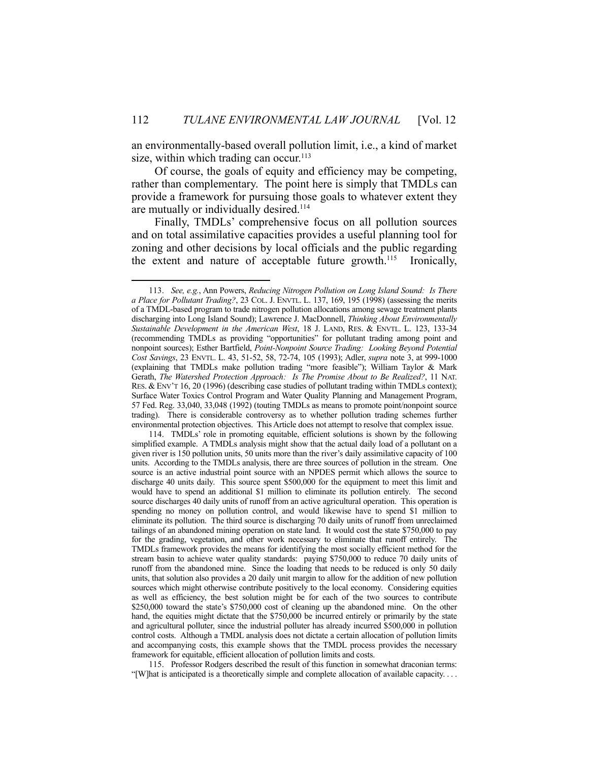an environmentally-based overall pollution limit, i.e., a kind of market size, within which trading can occur.[113]

Of course, the goals of equity and efficiency may be competing, rather than complementary. The point here is simply that TMDLs can provide a framework for pursuing those goals to whatever extent they are mutually or individually desired.[114]

Finally, TMDLs' comprehensive focus on all pollution sources and on total assimilative capacities provides a useful planning tool for zoning and other decisions by local officials and the public regarding the extent and nature of acceptable future growth.[115] Ironically,

---

113. *See, e.g.*, Ann Powers, *Reducing Nitrogen Pollution on Long Island Sound: Is There a Place for Pollutant Trading?*, 23 COL. J. ENVTL. L. 137, 169, 195 (1998) (assessing the merits of a TMDL-based program to trade nitrogen pollution allocations among sewage treatment plants discharging into Long Island Sound); Lawrence J. MacDonnell, *Thinking About Environmentally Sustainable Development in the American West*, 18 J. LAND, RES. & ENVTL. L. 123, 133-34 (recommending TMDLs as providing "opportunities" for pollutant trading among point and nonpoint sources); Esther Bartfield, *Point-Nonpoint Source Trading: Looking Beyond Potential Cost Savings*, 23 ENVTL. L. 43, 51-52, 58, 72-74, 105 (1993); Adler, *supra* note 3, at 999-1000 (explaining that TMDLs make pollution trading "more feasible"); William Taylor & Mark Gerath, *The Watershed Protection Approach: Is The Promise About to Be Realized?*, 11 NAT. RES. & ENV'T 16, 20 (1996) (describing case studies of pollutant trading within TMDLs context); Surface Water Toxics Control Program and Water Quality Planning and Management Program, 57 Fed. Reg. 33,040, 33,048 (1992) (touting TMDLs as means to promote point/nonpoint source trading). There is considerable controversy as to whether pollution trading schemes further environmental protection objectives. This Article does not attempt to resolve that complex issue.

114. TMDLs' role in promoting equitable, efficient solutions is shown by the following simplified example. A TMDLs analysis might show that the actual daily load of a pollutant on a given river is 150 pollution units, 50 units more than the river's daily assimilative capacity of 100 units. According to the TMDLs analysis, there are three sources of pollution in the stream. One source is an active industrial point source with an NPDES permit which allows the source to discharge 40 units daily. This source spent $500,000 for the equipment to meet this limit and would have to spend an additional $1 million to eliminate its pollution entirely. The second source discharges 40 daily units of runoff from an active agricultural operation. This operation is spending no money on pollution control, and would likewise have to spend $1 million to eliminate its pollution. The third source is discharging 70 daily units of runoff from unreclaimed tailings of an abandoned mining operation on state land. It would cost the state $750,000 to pay for the grading, vegetation, and other work necessary to eliminate that runoff entirely. The TMDLs framework provides the means for identifying the most socially efficient method for the stream basin to achieve water quality standards: paying $750,000 to reduce 70 daily units of runoff from the abandoned mine. Since the loading that needs to be reduced is only 50 daily units, that solution also provides a 20 daily unit margin to allow for the addition of new pollution sources which might otherwise contribute positively to the local economy. Considering equities as well as efficiency, the best solution might be for each of the two sources to contribute $250,000 toward the state's $750,000 cost of cleaning up the abandoned mine. On the other hand, the equities might dictate that the $750,000 be incurred entirely or primarily by the state and agricultural polluter, since the industrial polluter has already incurred $500,000 in pollution control costs. Although a TMDL analysis does not dictate a certain allocation of pollution limits and accompanying costs, this example shows that the TMDL process provides the necessary framework for equitable, efficient allocation of pollution limits and costs.

115. Professor Rodgers described the result of this function in somewhat draconian terms: "[W]hat is anticipated is a theoretically simple and complete allocation of available capacity. . . .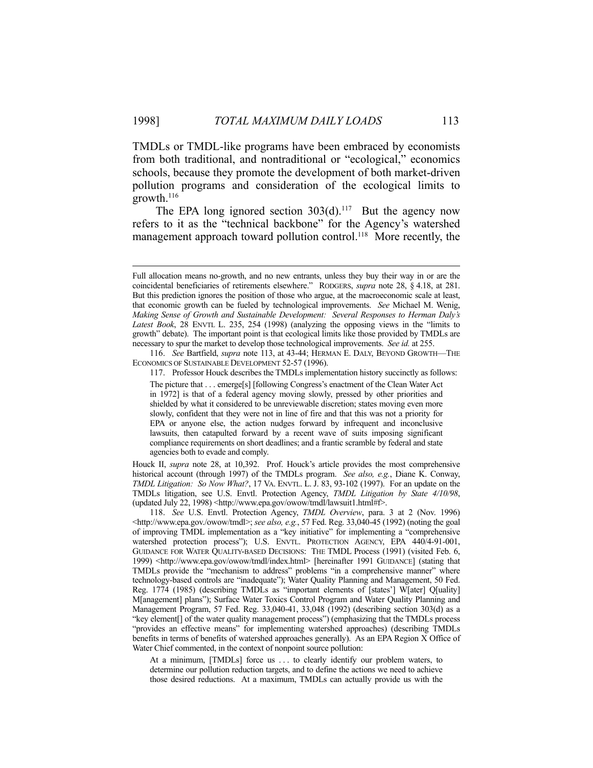TMDLs or TMDL-like programs have been embraced by economists from both traditional, and nontraditional or "ecological," economics schools, because they promote the development of both market-driven pollution programs and consideration of the ecological limits to growth.[116]

The EPA long ignored section 303(d).[117] But the agency now refers to it as the "technical backbone" for the Agency's watershed management approach toward pollution control.[118] More recently, the

---

Full allocation means no-growth, and no new entrants, unless they buy their way in or are the coincidental beneficiaries of retirements elsewhere." RODGERS, *supra* note 28, § 4.18, at 281. But this prediction ignores the position of those who argue, at the macroeconomic scale at least, that economic growth can be fueled by technological improvements. *See* Michael M. Wenig, *Making Sense of Growth and Sustainable Development: Several Responses to Herman Daly's Latest Book*, 28 ENVTL L. 235, 254 (1998) (analyzing the opposing views in the "limits to growth" debate). The important point is that ecological limits like those provided by TMDLs are necessary to spur the market to develop those technological improvements. *See id.* at 255.

116. *See* Bartfield, *supra* note 113, at 43-44; HERMAN E. DALY, BEYOND GROWTH—THE ECONOMICS OF SUSTAINABLE DEVELOPMENT 52-57 (1996).

117. Professor Houck describes the TMDLs implementation history succinctly as follows:

> The picture that . . . emerge[s] [following Congress's enactment of the Clean Water Act in 1972] is that of a federal agency moving slowly, pressed by other priorities and shielded by what it considered to be unreviewable discretion; states moving even more slowly, confident that they were not in line of fire and that this was not a priority for EPA or anyone else, the action nudges forward by infrequent and inconclusive lawsuits, then catapulted forward by a recent wave of suits imposing significant compliance requirements on short deadlines; and a frantic scramble by federal and state agencies both to evade and comply.

Houck II, *supra* note 28, at 10,392. Prof. Houck's article provides the most comprehensive historical account (through 1997) of the TMDLs program. *See also, e.g.*, Diane K. Conway, *TMDL Litigation: So Now What?*, 17 VA. ENVTL. L. J. 83, 93-102 (1997). For an update on the TMDLs litigation, see U.S. Envtl. Protection Agency, *TMDL Litigation by State 4/10/98*, (updated July 22, 1998) <http://www.epa.gov/owow/tmdl/lawsuit1.html#f>.

118. *See* U.S. Envtl. Protection Agency, *TMDL Overview*, para. 3 at 2 (Nov. 1996) <http://www.epa.gov./owow/tmdl>; *see also, e.g.*, 57 Fed. Reg. 33,040-45 (1992) (noting the goal of improving TMDL implementation as a "key initiative" for implementing a "comprehensive watershed protection process"); U.S. ENVTL. PROTECTION AGENCY, EPA 440/4-91-001, GUIDANCE FOR WATER QUALITY-BASED DECISIONS: THE TMDL Process (1991) (visited Feb. 6, 1999) <http://www.epa.gov/owow/tmdl/index.html> [hereinafter 1991 GUIDANCE] (stating that TMDLs provide the "mechanism to address" problems "in a comprehensive manner" where technology-based controls are "inadequate"); Water Quality Planning and Management, 50 Fed. Reg. 1774 (1985) (describing TMDLs as "important elements of [states'] W[ater] Q[uality] M[anagement] plans"); Surface Water Toxics Control Program and Water Quality Planning and Management Program, 57 Fed. Reg. 33,040-41, 33,048 (1992) (describing section 303(d) as a "key element[] of the water quality management process") (emphasizing that the TMDLs process "provides an effective means" for implementing watershed approaches) (describing TMDLs benefits in terms of benefits of watershed approaches generally). As an EPA Region X Office of Water Chief commented, in the context of nonpoint source pollution:

> At a minimum, [TMDLs] force us . . . to clearly identify our problem waters, to determine our pollution reduction targets, and to define the actions we need to achieve those desired reductions. At a maximum, TMDLs can actually provide us with the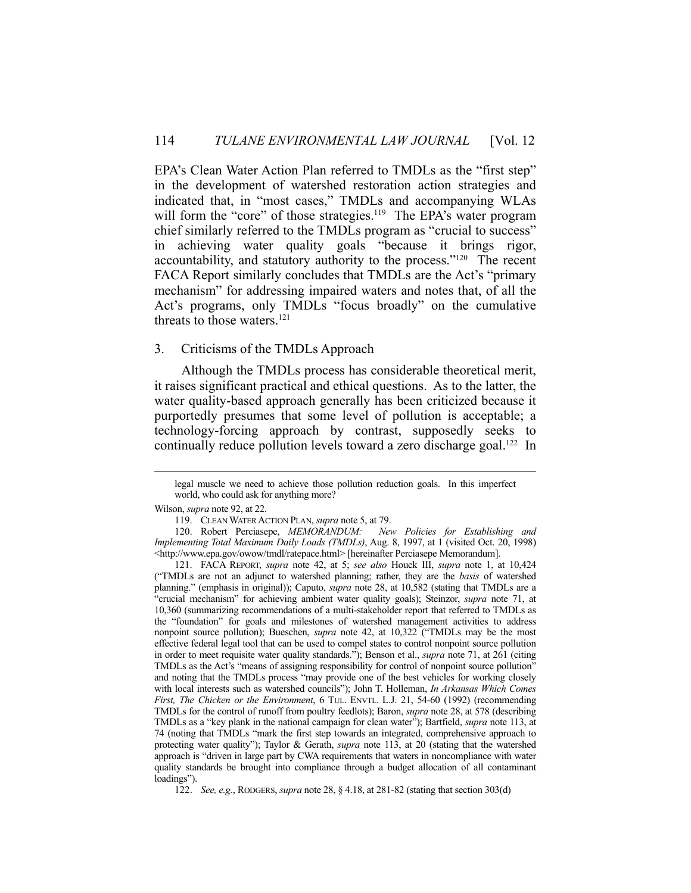EPA's Clean Water Action Plan referred to TMDLs as the "first step" in the development of watershed restoration action strategies and indicated that, in "most cases," TMDLs and accompanying WLAs will form the "core" of those strategies.[119] The EPA's water program chief similarly referred to the TMDLs program as "crucial to success" in achieving water quality goals "because it brings rigor, accountability, and statutory authority to the process."[120] The recent FACA Report similarly concludes that TMDLs are the Act's "primary mechanism" for addressing impaired waters and notes that, of all the Act's programs, only TMDLs "focus broadly" on the cumulative threats to those waters.[121]

### 3. Criticisms of the TMDLs Approach

Although the TMDLs process has considerable theoretical merit, it raises significant practical and ethical questions. As to the latter, the water quality-based approach generally has been criticized because it purportedly presumes that some level of pollution is acceptable; a technology-forcing approach by contrast, supposedly seeks to continually reduce pollution levels toward a zero discharge goal.[122] In

---

legal muscle we need to achieve those pollution reduction goals. In this imperfect world, who could ask for anything more?

Wilson, *supra* note 92, at 22.

119. CLEAN WATER ACTION PLAN, *supra* note 5, at 79.

120. Robert Perciasepe, *MEMORANDUM: New Policies for Establishing and Implementing Total Maximum Daily Loads (TMDLs)*, Aug. 8, 1997, at 1 (visited Oct. 20, 1998) <http://www.epa.gov/owow/tmdl/ratepace.html> [hereinafter Perciasepe Memorandum].

121. FACA REPORT, *supra* note 42, at 5; *see also* Houck III, *supra* note 1, at 10,424 ("TMDLs are not an adjunct to watershed planning; rather, they are the *basis* of watershed planning." (emphasis in original)); Caputo, *supra* note 28, at 10,582 (stating that TMDLs are a "crucial mechanism" for achieving ambient water quality goals); Steinzor, *supra* note 71, at 10,360 (summarizing recommendations of a multi-stakeholder report that referred to TMDLs as the "foundation" for goals and milestones of watershed management activities to address nonpoint source pollution); Bueschen, *supra* note 42, at 10,322 ("TMDLs may be the most effective federal legal tool that can be used to compel states to control nonpoint source pollution in order to meet requisite water quality standards."); Benson et al., *supra* note 71, at 261 (citing TMDLs as the Act's "means of assigning responsibility for control of nonpoint source pollution" and noting that the TMDLs process "may provide one of the best vehicles for working closely with local interests such as watershed councils"); John T. Holleman, *In Arkansas Which Comes First, The Chicken or the Environment*, 6 TUL. ENVTL. L.J. 21, 54-60 (1992) (recommending TMDLs for the control of runoff from poultry feedlots); Baron, *supra* note 28, at 578 (describing TMDLs as a "key plank in the national campaign for clean water"); Bartfield, *supra* note 113, at 74 (noting that TMDLs "mark the first step towards an integrated, comprehensive approach to protecting water quality"); Taylor & Gerath, *supra* note 113, at 20 (stating that the watershed approach is "driven in large part by CWA requirements that waters in noncompliance with water quality standards be brought into compliance through a budget allocation of all contaminant loadings").

122. *See, e.g.*, RODGERS, *supra* note 28, § 4.18, at 281-82 (stating that section 303(d)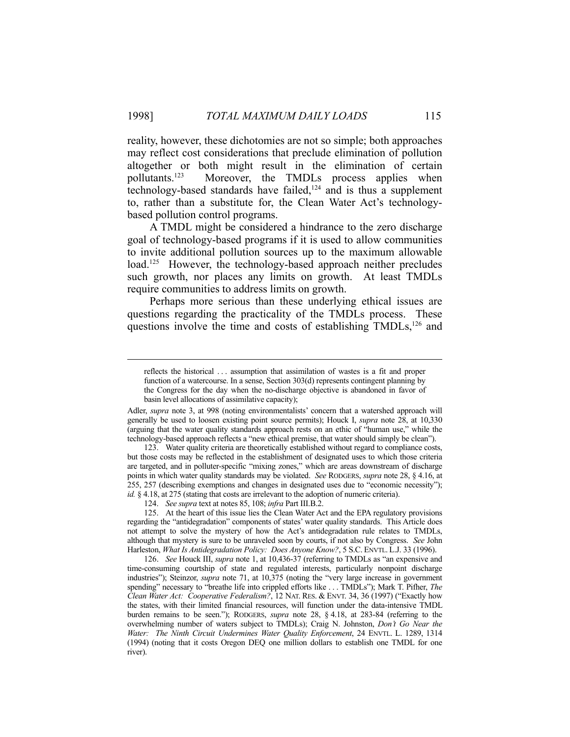reality, however, these dichotomies are not so simple; both approaches may reflect cost considerations that preclude elimination of pollution altogether or both might result in the elimination of certain pollutants.[123] Moreover, the TMDLs process applies when technology-based standards have failed,[124] and is thus a supplement to, rather than a substitute for, the Clean Water Act's technology-based pollution control programs.

A TMDL might be considered a hindrance to the zero discharge goal of technology-based programs if it is used to allow communities to invite additional pollution sources up to the maximum allowable load.[125] However, the technology-based approach neither precludes such growth, nor places any limits on growth. At least TMDLs require communities to address limits on growth.

Perhaps more serious than these underlying ethical issues are questions regarding the practicality of the TMDLs process. These questions involve the time and costs of establishing TMDLs,[126] and

---

> reflects the historical . . . assumption that assimilation of wastes is a fit and proper function of a watercourse. In a sense, Section 303(d) represents contingent planning by the Congress for the day when the no-discharge objective is abandoned in favor of basin level allocations of assimilative capacity);

Adler, *supra* note 3, at 998 (noting environmentalists' concern that a watershed approach will generally be used to loosen existing point source permits); Houck I, *supra* note 28, at 10,330 (arguing that the water quality standards approach rests on an ethic of "human use," while the technology-based approach reflects a "new ethical premise, that water should simply be clean").

123. Water quality criteria are theoretically established without regard to compliance costs, but those costs may be reflected in the establishment of designated uses to which those criteria are targeted, and in polluter-specific "mixing zones," which are areas downstream of discharge points in which water quality standards may be violated. *See* RODGERS, *supra* note 28, § 4.16, at 255, 257 (describing exemptions and changes in designated uses due to "economic necessity"); *id.* § 4.18, at 275 (stating that costs are irrelevant to the adoption of numeric criteria).

124. *See supra* text at notes 85, 108; *infra* Part III.B.2.

125. At the heart of this issue lies the Clean Water Act and the EPA regulatory provisions regarding the "antidegradation" components of states' water quality standards. This Article does not attempt to solve the mystery of how the Act's antidegradation rule relates to TMDLs, although that mystery is sure to be unraveled soon by courts, if not also by Congress. *See* John Harleston, *What Is Antidegradation Policy: Does Anyone Know?*, 5 S.C. ENVTL. L.J. 33 (1996).

126. *See* Houck III, *supra* note 1, at 10,436-37 (referring to TMDLs as "an expensive and time-consuming courtship of state and regulated interests, particularly nonpoint discharge industries"); Steinzor, *supra* note 71, at 10,375 (noting the "very large increase in government spending" necessary to "breathe life into crippled efforts like . . . TMDLs"); Mark T. Pifher, *The Clean Water Act: Cooperative Federalism?*, 12 NAT. RES. & ENVT. 34, 36 (1997) ("Exactly how the states, with their limited financial resources, will function under the data-intensive TMDL burden remains to be seen."); RODGERS, *supra* note 28, § 4.18, at 283-84 (referring to the overwhelming number of waters subject to TMDLs); Craig N. Johnston, *Don't Go Near the Water: The Ninth Circuit Undermines Water Quality Enforcement*, 24 ENVTL. L. 1289, 1314 (1994) (noting that it costs Oregon DEQ one million dollars to establish one TMDL for one river).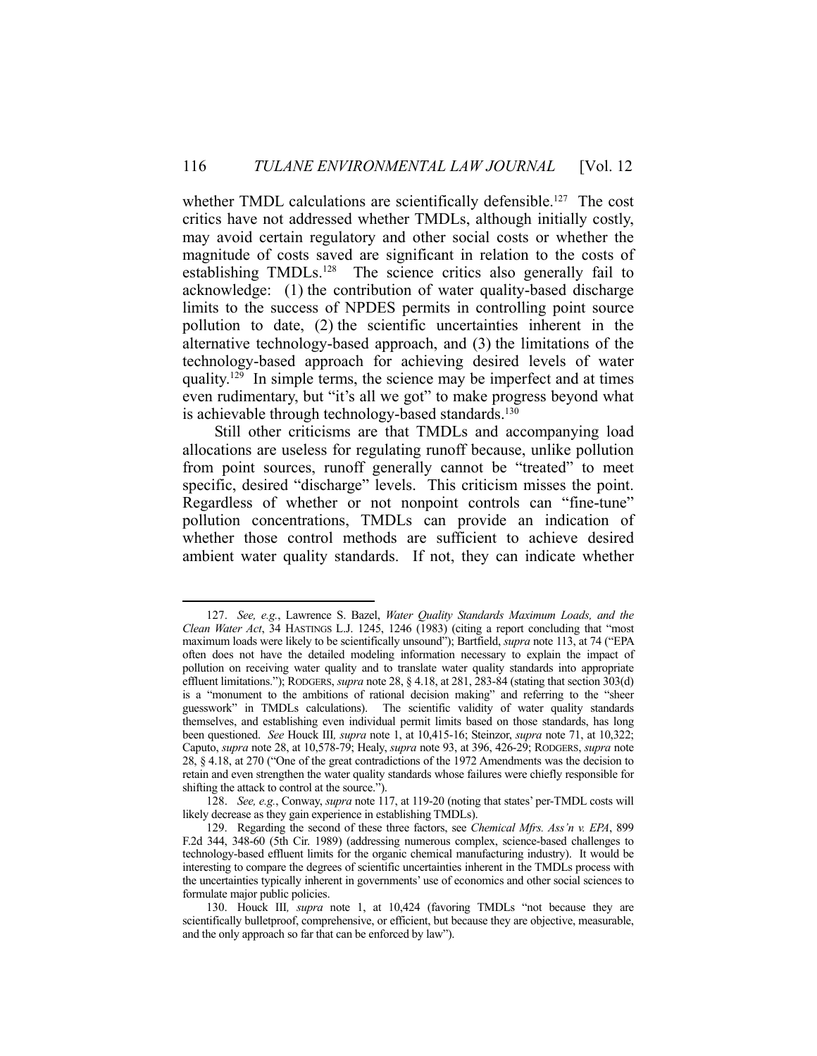whether TMDL calculations are scientifically defensible.[127] The cost critics have not addressed whether TMDLs, although initially costly, may avoid certain regulatory and other social costs or whether the magnitude of costs saved are significant in relation to the costs of establishing TMDLs.[128] The science critics also generally fail to acknowledge: (1) the contribution of water quality-based discharge limits to the success of NPDES permits in controlling point source pollution to date, (2) the scientific uncertainties inherent in the alternative technology-based approach, and (3) the limitations of the technology-based approach for achieving desired levels of water quality.[129] In simple terms, the science may be imperfect and at times even rudimentary, but "it's all we got" to make progress beyond what is achievable through technology-based standards.[130]

Still other criticisms are that TMDLs and accompanying load allocations are useless for regulating runoff because, unlike pollution from point sources, runoff generally cannot be "treated" to meet specific, desired "discharge" levels. This criticism misses the point. Regardless of whether or not nonpoint controls can "fine-tune" pollution concentrations, TMDLs can provide an indication of whether those control methods are sufficient to achieve desired ambient water quality standards. If not, they can indicate whether

---

127. *See, e.g.*, Lawrence S. Bazel, *Water Quality Standards Maximum Loads, and the Clean Water Act*, 34 HASTINGS L.J. 1245, 1246 (1983) (citing a report concluding that "most maximum loads were likely to be scientifically unsound"); Bartfield, *supra* note 113, at 74 ("EPA often does not have the detailed modeling information necessary to explain the impact of pollution on receiving water quality and to translate water quality standards into appropriate effluent limitations."); RODGERS, *supra* note 28, § 4.18, at 281, 283-84 (stating that section 303(d) is a "monument to the ambitions of rational decision making" and referring to the "sheer guesswork" in TMDLs calculations). The scientific validity of water quality standards themselves, and establishing even individual permit limits based on those standards, has long been questioned. *See* Houck III*, supra* note 1, at 10,415-16; Steinzor, *supra* note 71, at 10,322; Caputo, *supra* note 28, at 10,578-79; Healy, *supra* note 93, at 396, 426-29; RODGERS, *supra* note 28, § 4.18, at 270 ("One of the great contradictions of the 1972 Amendments was the decision to retain and even strengthen the water quality standards whose failures were chiefly responsible for shifting the attack to control at the source.").

128. *See, e.g.*, Conway, *supra* note 117, at 119-20 (noting that states' per-TMDL costs will likely decrease as they gain experience in establishing TMDLs).

129. Regarding the second of these three factors, see *Chemical Mfrs. Ass'n v. EPA*, 899 F.2d 344, 348-60 (5th Cir. 1989) (addressing numerous complex, science-based challenges to technology-based effluent limits for the organic chemical manufacturing industry). It would be interesting to compare the degrees of scientific uncertainties inherent in the TMDLs process with the uncertainties typically inherent in governments' use of economics and other social sciences to formulate major public policies.

130. Houck III*, supra* note 1, at 10,424 (favoring TMDLs "not because they are scientifically bulletproof, comprehensive, or efficient, but because they are objective, measurable, and the only approach so far that can be enforced by law").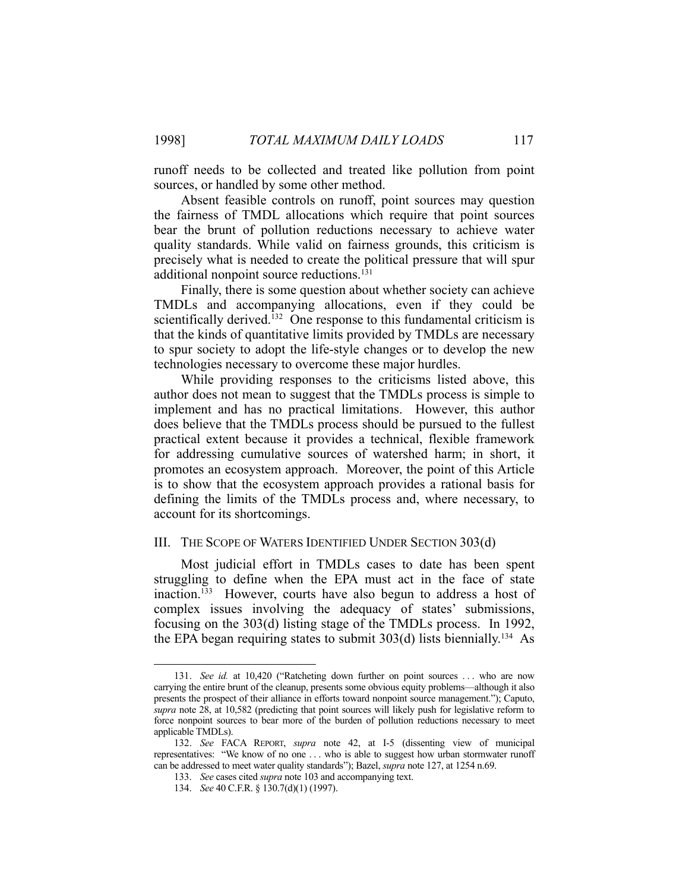runoff needs to be collected and treated like pollution from point sources, or handled by some other method.

Absent feasible controls on runoff, point sources may question the fairness of TMDL allocations which require that point sources bear the brunt of pollution reductions necessary to achieve water quality standards. While valid on fairness grounds, this criticism is precisely what is needed to create the political pressure that will spur additional nonpoint source reductions.[131]

Finally, there is some question about whether society can achieve TMDLs and accompanying allocations, even if they could be scientifically derived.[132] One response to this fundamental criticism is that the kinds of quantitative limits provided by TMDLs are necessary to spur society to adopt the life-style changes or to develop the new technologies necessary to overcome these major hurdles.

While providing responses to the criticisms listed above, this author does not mean to suggest that the TMDLs process is simple to implement and has no practical limitations. However, this author does believe that the TMDLs process should be pursued to the fullest practical extent because it provides a technical, flexible framework for addressing cumulative sources of watershed harm; in short, it promotes an ecosystem approach. Moreover, the point of this Article is to show that the ecosystem approach provides a rational basis for defining the limits of the TMDLs process and, where necessary, to account for its shortcomings.

## III. THE SCOPE OF WATERS IDENTIFIED UNDER SECTION 303(d)

Most judicial effort in TMDLs cases to date has been spent struggling to define when the EPA must act in the face of state inaction.[133] However, courts have also begun to address a host of complex issues involving the adequacy of states' submissions, focusing on the 303(d) listing stage of the TMDLs process. In 1992, the EPA began requiring states to submit 303(d) lists biennially.[134] As

---

131. *See id.* at 10,420 ("Ratcheting down further on point sources . . . who are now carrying the entire brunt of the cleanup, presents some obvious equity problems—although it also presents the prospect of their alliance in efforts toward nonpoint source management."); Caputo, *supra* note 28, at 10,582 (predicting that point sources will likely push for legislative reform to force nonpoint sources to bear more of the burden of pollution reductions necessary to meet applicable TMDLs).

132. *See* FACA REPORT, *supra* note 42, at I-5 (dissenting view of municipal representatives: "We know of no one . . . who is able to suggest how urban stormwater runoff can be addressed to meet water quality standards"); Bazel, *supra* note 127, at 1254 n.69.

133. *See* cases cited *supra* note 103 and accompanying text.

134. *See* 40 C.F.R. § 130.7(d)(1) (1997).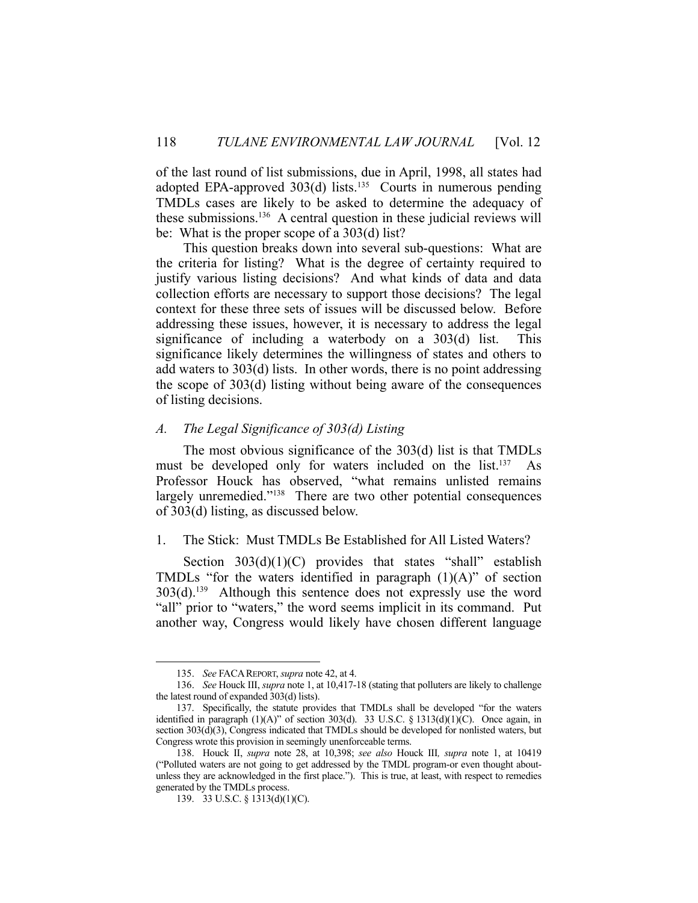of the last round of list submissions, due in April, 1998, all states had adopted EPA-approved 303(d) lists.[135] Courts in numerous pending TMDLs cases are likely to be asked to determine the adequacy of these submissions.[136] A central question in these judicial reviews will be: What is the proper scope of a 303(d) list?

This question breaks down into several sub-questions: What are the criteria for listing? What is the degree of certainty required to justify various listing decisions? And what kinds of data and data collection efforts are necessary to support those decisions? The legal context for these three sets of issues will be discussed below. Before addressing these issues, however, it is necessary to address the legal significance of including a waterbody on a 303(d) list. This significance likely determines the willingness of states and others to add waters to 303(d) lists. In other words, there is no point addressing the scope of 303(d) listing without being aware of the consequences of listing decisions.

### *A. The Legal Significance of 303(d) Listing*

The most obvious significance of the 303(d) list is that TMDLs must be developed only for waters included on the list.[137] As Professor Houck has observed, "what remains unlisted remains largely unremedied."[138] There are two other potential consequences of 303(d) listing, as discussed below.

#### 1. The Stick: Must TMDLs Be Established for All Listed Waters?

Section 303(d)(1)(C) provides that states "shall" establish TMDLs "for the waters identified in paragraph (1)(A)" of section 303(d).[139] Although this sentence does not expressly use the word "all" prior to "waters," the word seems implicit in its command. Put another way, Congress would likely have chosen different language

---

135. *See* FACA REPORT, *supra* note 42, at 4.

136. *See* Houck III, *supra* note 1, at 10,417-18 (stating that polluters are likely to challenge the latest round of expanded 303(d) lists).

137. Specifically, the statute provides that TMDLs shall be developed "for the waters identified in paragraph (1)(A)" of section 303(d). 33 U.S.C. § 1313(d)(1)(C). Once again, in section 303(d)(3), Congress indicated that TMDLs should be developed for nonlisted waters, but Congress wrote this provision in seemingly unenforceable terms.

138. Houck II, *supra* note 28, at 10,398; *see also* Houck III*, supra* note 1, at 10419 ("Polluted waters are not going to get addressed by the TMDL program-or even thought about-unless they are acknowledged in the first place."). This is true, at least, with respect to remedies generated by the TMDLs process.

139. 33 U.S.C. § 1313(d)(1)(C).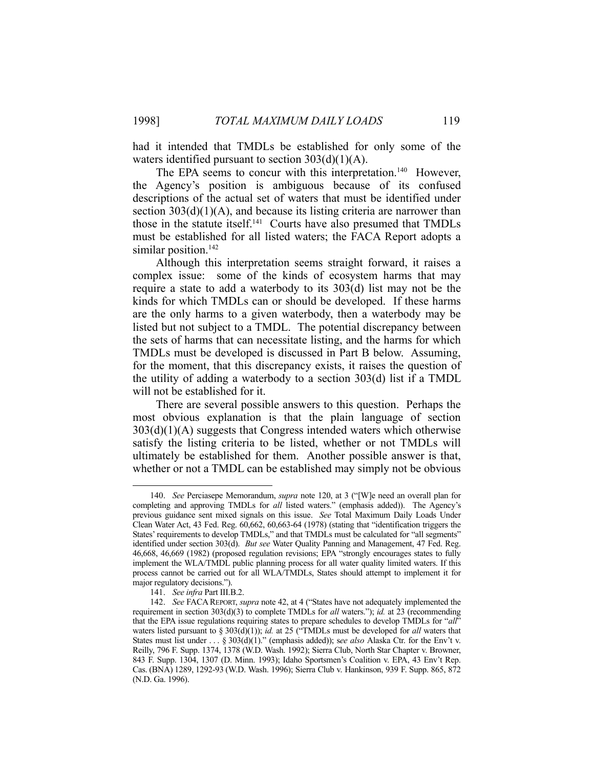had it intended that TMDLs be established for only some of the waters identified pursuant to section 303(d)(1)(A).

The EPA seems to concur with this interpretation.[140] However, the Agency's position is ambiguous because of its confused descriptions of the actual set of waters that must be identified under section 303(d)(1)(A), and because its listing criteria are narrower than those in the statute itself.[141] Courts have also presumed that TMDLs must be established for all listed waters; the FACA Report adopts a similar position.[142]

Although this interpretation seems straight forward, it raises a complex issue: some of the kinds of ecosystem harms that may require a state to add a waterbody to its 303(d) list may not be the kinds for which TMDLs can or should be developed. If these harms are the only harms to a given waterbody, then a waterbody may be listed but not subject to a TMDL. The potential discrepancy between the sets of harms that can necessitate listing, and the harms for which TMDLs must be developed is discussed in Part B below. Assuming, for the moment, that this discrepancy exists, it raises the question of the utility of adding a waterbody to a section 303(d) list if a TMDL will not be established for it.

There are several possible answers to this question. Perhaps the most obvious explanation is that the plain language of section 303(d)(1)(A) suggests that Congress intended waters which otherwise satisfy the listing criteria to be listed, whether or not TMDLs will ultimately be established for them. Another possible answer is that, whether or not a TMDL can be established may simply not be obvious

---

140. *See* Perciasepe Memorandum, *supra* note 120, at 3 ("[W]e need an overall plan for completing and approving TMDLs for *all* listed waters." (emphasis added)). The Agency's previous guidance sent mixed signals on this issue. *See* Total Maximum Daily Loads Under Clean Water Act, 43 Fed. Reg. 60,662, 60,663-64 (1978) (stating that "identification triggers the States' requirements to develop TMDLs," and that TMDLs must be calculated for "all segments" identified under section 303(d). *But see* Water Quality Panning and Management, 47 Fed. Reg. 46,668, 46,669 (1982) (proposed regulation revisions; EPA "strongly encourages states to fully implement the WLA/TMDL public planning process for all water quality limited waters. If this process cannot be carried out for all WLA/TMDLs, States should attempt to implement it for major regulatory decisions.").

141. *See infra* Part III.B.2.

142. *See* FACA REPORT, *supra* note 42, at 4 ("States have not adequately implemented the requirement in section 303(d)(3) to complete TMDLs for *all* waters."); *id.* at 23 (recommending that the EPA issue regulations requiring states to prepare schedules to develop TMDLs for "*all*" waters listed pursuant to § 303(d)(1)); *id.* at 25 ("TMDLs must be developed for *all* waters that States must list under . . . § 303(d)(1)." (emphasis added)); s*ee also* Alaska Ctr. for the Env't v. Reilly, 796 F. Supp. 1374, 1378 (W.D. Wash. 1992); Sierra Club, North Star Chapter v. Browner, 843 F. Supp. 1304, 1307 (D. Minn. 1993); Idaho Sportsmen's Coalition v. EPA, 43 Env't Rep. Cas. (BNA) 1289, 1292-93 (W.D. Wash. 1996); Sierra Club v. Hankinson, 939 F. Supp. 865, 872 (N.D. Ga. 1996).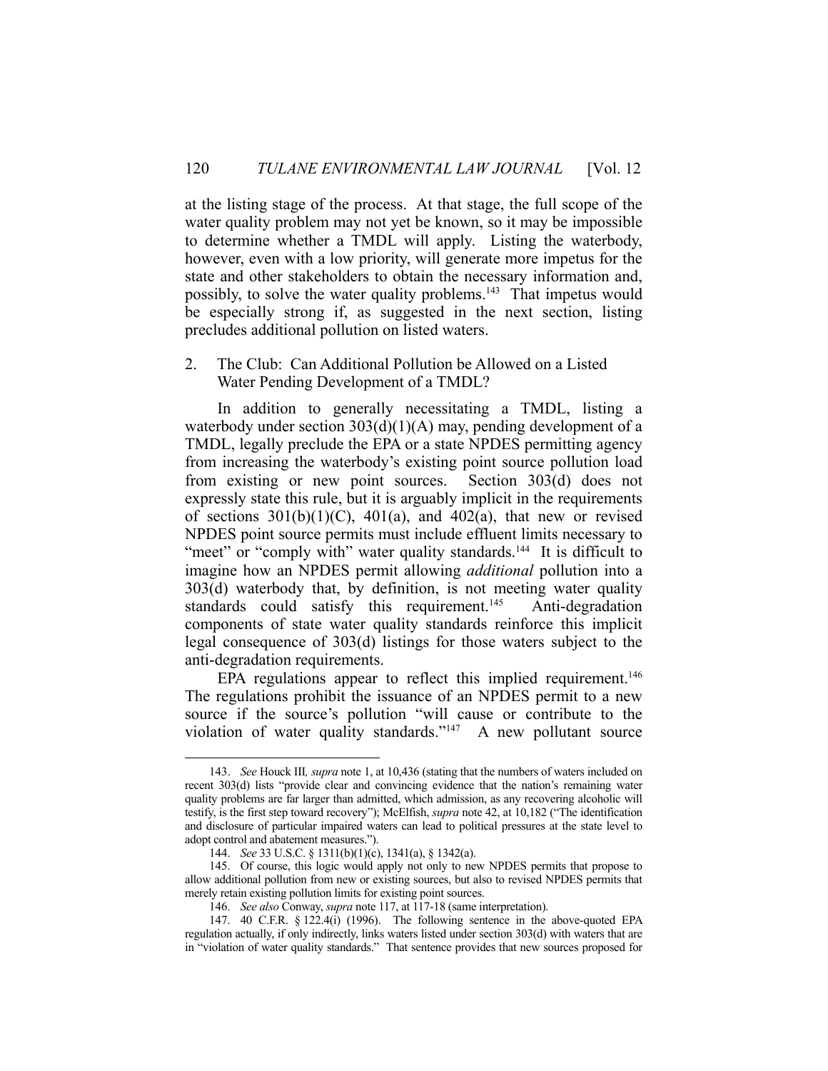at the listing stage of the process. At that stage, the full scope of the water quality problem may not yet be known, so it may be impossible to determine whether a TMDL will apply. Listing the waterbody, however, even with a low priority, will generate more impetus for the state and other stakeholders to obtain the necessary information and, possibly, to solve the water quality problems.[143] That impetus would be especially strong if, as suggested in the next section, listing precludes additional pollution on listed waters.

### 2. The Club: Can Additional Pollution be Allowed on a Listed Water Pending Development of a TMDL?

In addition to generally necessitating a TMDL, listing a waterbody under section 303(d)(1)(A) may, pending development of a TMDL, legally preclude the EPA or a state NPDES permitting agency from increasing the waterbody's existing point source pollution load from existing or new point sources. Section 303(d) does not expressly state this rule, but it is arguably implicit in the requirements of sections 301(b)(1)(C), 401(a), and 402(a), that new or revised NPDES point source permits must include effluent limits necessary to "meet" or "comply with" water quality standards.[144] It is difficult to imagine how an NPDES permit allowing *additional* pollution into a 303(d) waterbody that, by definition, is not meeting water quality standards could satisfy this requirement.[145] Anti-degradation components of state water quality standards reinforce this implicit legal consequence of 303(d) listings for those waters subject to the anti-degradation requirements.

EPA regulations appear to reflect this implied requirement.[146] The regulations prohibit the issuance of an NPDES permit to a new source if the source's pollution "will cause or contribute to the violation of water quality standards."[147] A new pollutant source

---

143. *See* Houck III*, supra* note 1, at 10,436 (stating that the numbers of waters included on recent 303(d) lists "provide clear and convincing evidence that the nation's remaining water quality problems are far larger than admitted, which admission, as any recovering alcoholic will testify, is the first step toward recovery"); McElfish, *supra* note 42, at 10,182 ("The identification and disclosure of particular impaired waters can lead to political pressures at the state level to adopt control and abatement measures.").

144. *See* 33 U.S.C. § 1311(b)(1)(c), 1341(a), § 1342(a).

145. Of course, this logic would apply not only to new NPDES permits that propose to allow additional pollution from new or existing sources, but also to revised NPDES permits that merely retain existing pollution limits for existing point sources.

146. *See also* Conway, *supra* note 117, at 117-18 (same interpretation).

147. 40 C.F.R. § 122.4(i) (1996). The following sentence in the above-quoted EPA regulation actually, if only indirectly, links waters listed under section 303(d) with waters that are in "violation of water quality standards." That sentence provides that new sources proposed for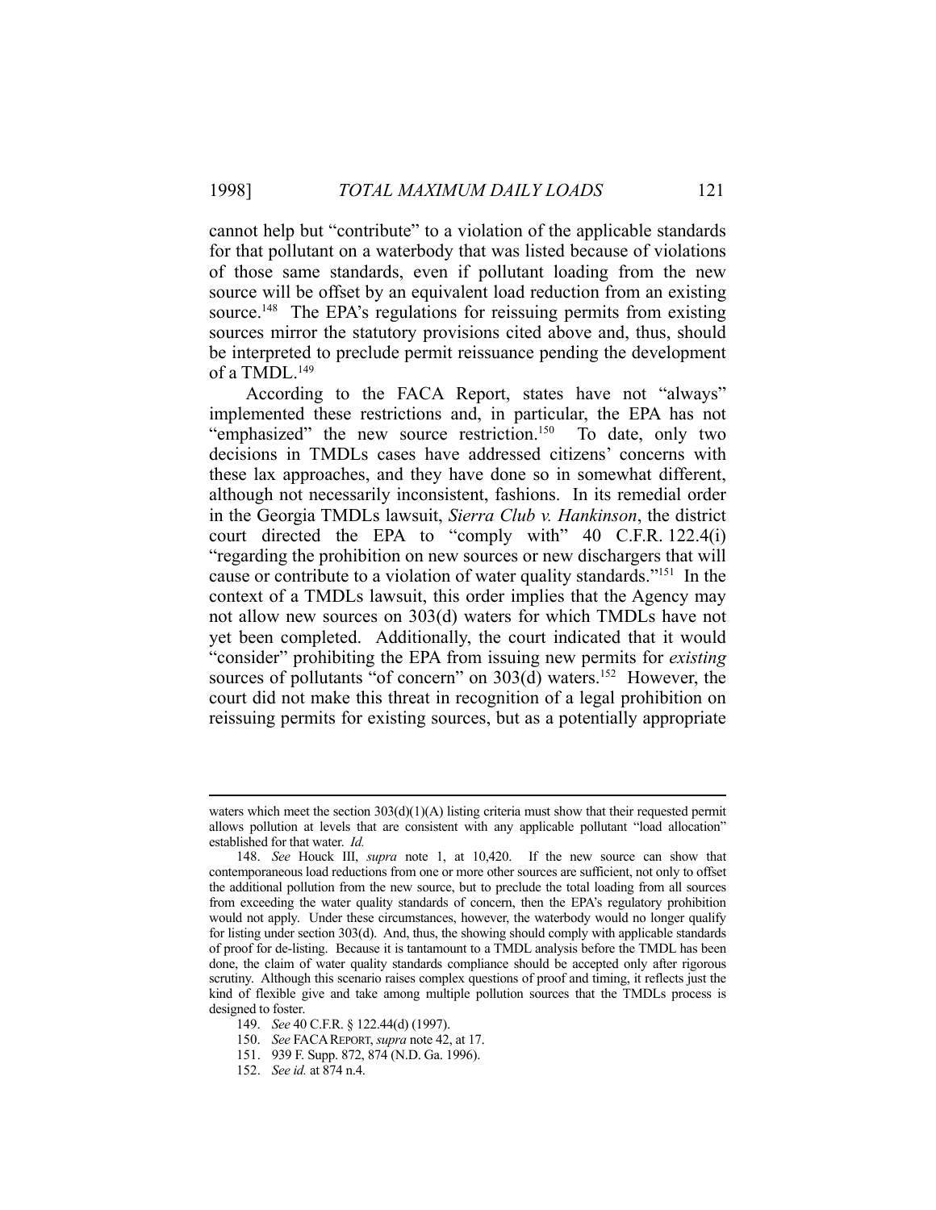cannot help but "contribute" to a violation of the applicable standards for that pollutant on a waterbody that was listed because of violations of those same standards, even if pollutant loading from the new source will be offset by an equivalent load reduction from an existing source.[148] The EPA's regulations for reissuing permits from existing sources mirror the statutory provisions cited above and, thus, should be interpreted to preclude permit reissuance pending the development of a TMDL.[149]

According to the FACA Report, states have not "always" implemented these restrictions and, in particular, the EPA has not "emphasized" the new source restriction.[150] To date, only two decisions in TMDLs cases have addressed citizens' concerns with these lax approaches, and they have done so in somewhat different, although not necessarily inconsistent, fashions. In its remedial order in the Georgia TMDLs lawsuit, *Sierra Club v. Hankinson*, the district court directed the EPA to "comply with" 40 C.F.R. 122.4(i) "regarding the prohibition on new sources or new dischargers that will cause or contribute to a violation of water quality standards."[151] In the context of a TMDLs lawsuit, this order implies that the Agency may not allow new sources on 303(d) waters for which TMDLs have not yet been completed. Additionally, the court indicated that it would "consider" prohibiting the EPA from issuing new permits for *existing* sources of pollutants "of concern" on 303(d) waters.[152] However, the court did not make this threat in recognition of a legal prohibition on reissuing permits for existing sources, but as a potentially appropriate

---

waters which meet the section 303(d)(1)(A) listing criteria must show that their requested permit allows pollution at levels that are consistent with any applicable pollutant "load allocation" established for that water. *Id.*

148. *See* Houck III, *supra* note 1, at 10,420. If the new source can show that contemporaneous load reductions from one or more other sources are sufficient, not only to offset the additional pollution from the new source, but to preclude the total loading from all sources from exceeding the water quality standards of concern, then the EPA's regulatory prohibition would not apply. Under these circumstances, however, the waterbody would no longer qualify for listing under section 303(d). And, thus, the showing should comply with applicable standards of proof for de-listing. Because it is tantamount to a TMDL analysis before the TMDL has been done, the claim of water quality standards compliance should be accepted only after rigorous scrutiny. Although this scenario raises complex questions of proof and timing, it reflects just the kind of flexible give and take among multiple pollution sources that the TMDLs process is designed to foster.

149. *See* 40 C.F.R. § 122.44(d) (1997).

150. *See* FACA REPORT, *supra* note 42, at 17.

151. 939 F. Supp. 872, 874 (N.D. Ga. 1996).

152. *See id.* at 874 n.4.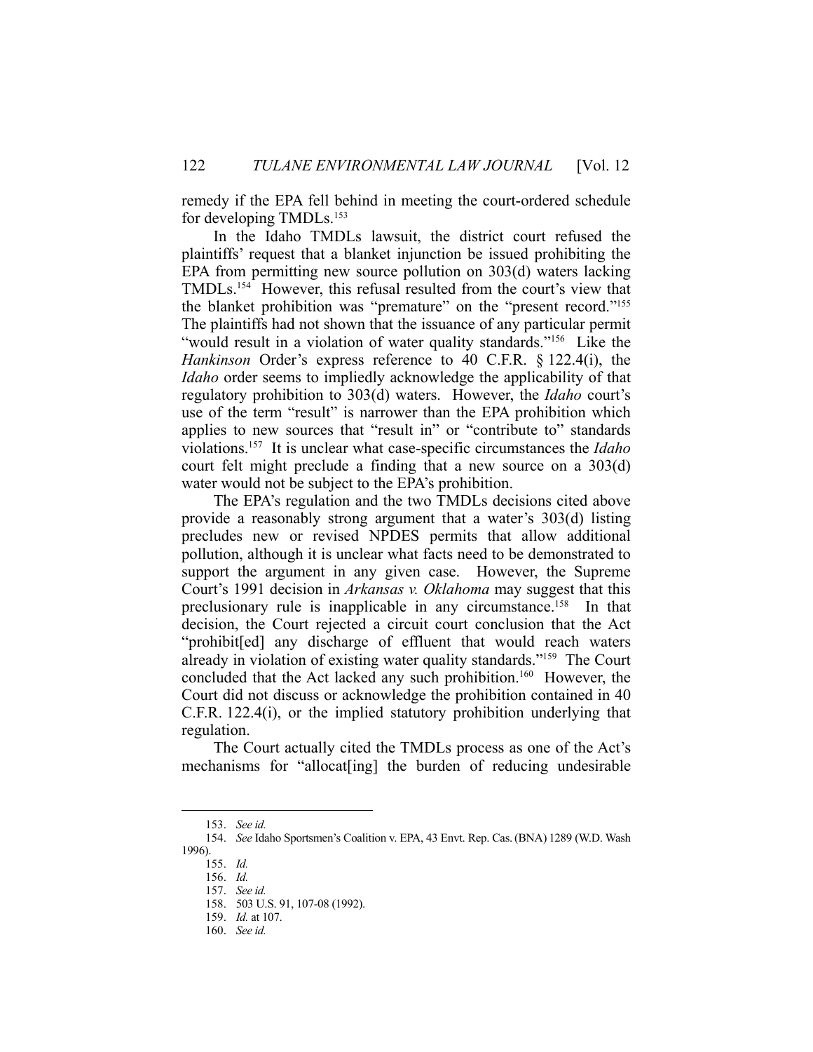remedy if the EPA fell behind in meeting the court-ordered schedule for developing TMDLs.[153]

In the Idaho TMDLs lawsuit, the district court refused the plaintiffs' request that a blanket injunction be issued prohibiting the EPA from permitting new source pollution on 303(d) waters lacking TMDLs.[154] However, this refusal resulted from the court's view that the blanket prohibition was "premature" on the "present record."[155] The plaintiffs had not shown that the issuance of any particular permit "would result in a violation of water quality standards."[156] Like the *Hankinson* Order's express reference to 40 C.F.R. § 122.4(i), the *Idaho* order seems to impliedly acknowledge the applicability of that regulatory prohibition to 303(d) waters. However, the *Idaho* court's use of the term "result" is narrower than the EPA prohibition which applies to new sources that "result in" or "contribute to" standards violations.[157] It is unclear what case-specific circumstances the *Idaho* court felt might preclude a finding that a new source on a 303(d) water would not be subject to the EPA's prohibition.

The EPA's regulation and the two TMDLs decisions cited above provide a reasonably strong argument that a water's 303(d) listing precludes new or revised NPDES permits that allow additional pollution, although it is unclear what facts need to be demonstrated to support the argument in any given case. However, the Supreme Court's 1991 decision in *Arkansas v. Oklahoma* may suggest that this preclusionary rule is inapplicable in any circumstance.[158] In that decision, the Court rejected a circuit court conclusion that the Act "prohibit[ed] any discharge of effluent that would reach waters already in violation of existing water quality standards."[159] The Court concluded that the Act lacked any such prohibition.[160] However, the Court did not discuss or acknowledge the prohibition contained in 40 C.F.R. 122.4(i), or the implied statutory prohibition underlying that regulation.

The Court actually cited the TMDLs process as one of the Act's mechanisms for "allocat[ing] the burden of reducing undesirable

153. *See id.*

154. *See* Idaho Sportsmen's Coalition v. EPA, 43 Envt. Rep. Cas. (BNA) 1289 (W.D. Wash 1996).

155. *Id.*

156. *Id.*

157. *See id.*

158. 503 U.S. 91, 107-08 (1992).

159. *Id.* at 107.

160. *See id.*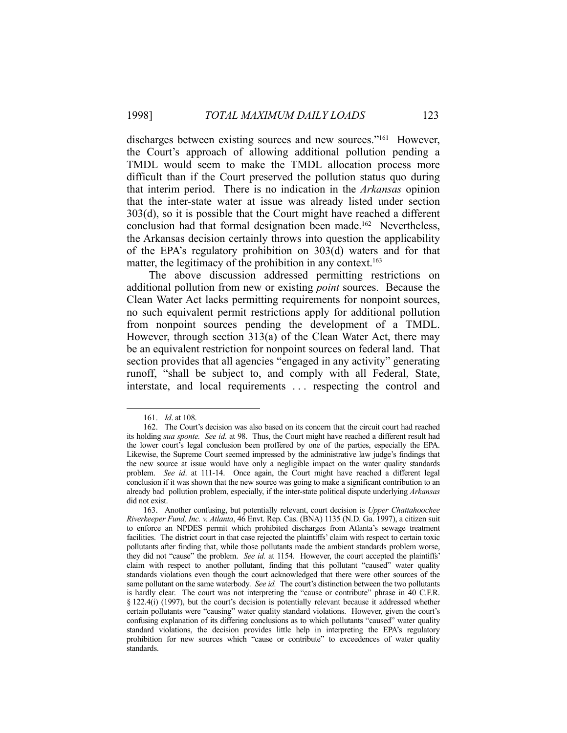discharges between existing sources and new sources."[161] However, the Court's approach of allowing additional pollution pending a TMDL would seem to make the TMDL allocation process more difficult than if the Court preserved the pollution status quo during that interim period. There is no indication in the *Arkansas* opinion that the inter-state water at issue was already listed under section 303(d), so it is possible that the Court might have reached a different conclusion had that formal designation been made.[162] Nevertheless, the Arkansas decision certainly throws into question the applicability of the EPA's regulatory prohibition on 303(d) waters and for that matter, the legitimacy of the prohibition in any context.[163]

The above discussion addressed permitting restrictions on additional pollution from new or existing *point* sources. Because the Clean Water Act lacks permitting requirements for nonpoint sources, no such equivalent permit restrictions apply for additional pollution from nonpoint sources pending the development of a TMDL. However, through section 313(a) of the Clean Water Act, there may be an equivalent restriction for nonpoint sources on federal land. That section provides that all agencies "engaged in any activity" generating runoff, "shall be subject to, and comply with all Federal, State, interstate, and local requirements . . . respecting the control and

---

161. *Id*. at 108.

162. The Court's decision was also based on its concern that the circuit court had reached its holding *sua sponte. See id*. at 98. Thus, the Court might have reached a different result had the lower court's legal conclusion been proffered by one of the parties, especially the EPA. Likewise, the Supreme Court seemed impressed by the administrative law judge's findings that the new source at issue would have only a negligible impact on the water quality standards problem. *See id*. at 111-14. Once again, the Court might have reached a different legal conclusion if it was shown that the new source was going to make a significant contribution to an already bad pollution problem, especially, if the inter-state political dispute underlying *Arkansas* did not exist.

163. Another confusing, but potentially relevant, court decision is *Upper Chattahoochee Riverkeeper Fund, Inc. v. Atlanta*, 46 Envt. Rep. Cas. (BNA) 1135 (N.D. Ga. 1997), a citizen suit to enforce an NPDES permit which prohibited discharges from Atlanta's sewage treatment facilities. The district court in that case rejected the plaintiffs' claim with respect to certain toxic pollutants after finding that, while those pollutants made the ambient standards problem worse, they did not "cause" the problem. *See id.* at 1154. However, the court accepted the plaintiffs' claim with respect to another pollutant, finding that this pollutant "caused" water quality standards violations even though the court acknowledged that there were other sources of the same pollutant on the same waterbody. *See id.* The court's distinction between the two pollutants is hardly clear. The court was not interpreting the "cause or contribute" phrase in 40 C.F.R. § 122.4(i) (1997), but the court's decision is potentially relevant because it addressed whether certain pollutants were "causing" water quality standard violations. However, given the court's confusing explanation of its differing conclusions as to which pollutants "caused" water quality standard violations, the decision provides little help in interpreting the EPA's regulatory prohibition for new sources which "cause or contribute" to exceedences of water quality standards.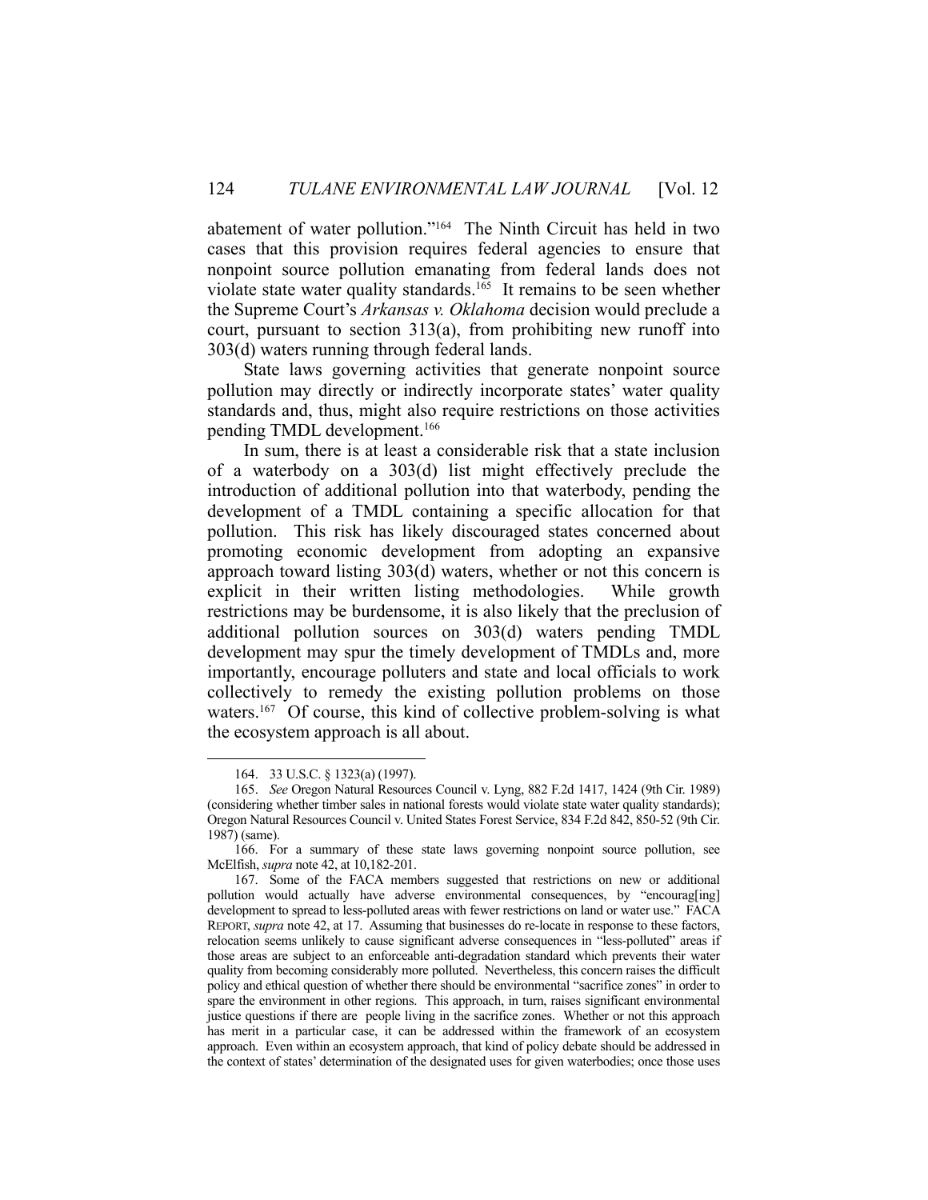abatement of water pollution."[164] The Ninth Circuit has held in two cases that this provision requires federal agencies to ensure that nonpoint source pollution emanating from federal lands does not violate state water quality standards.[165] It remains to be seen whether the Supreme Court's *Arkansas v. Oklahoma* decision would preclude a court, pursuant to section 313(a), from prohibiting new runoff into 303(d) waters running through federal lands.

State laws governing activities that generate nonpoint source pollution may directly or indirectly incorporate states' water quality standards and, thus, might also require restrictions on those activities pending TMDL development.[166]

In sum, there is at least a considerable risk that a state inclusion of a waterbody on a 303(d) list might effectively preclude the introduction of additional pollution into that waterbody, pending the development of a TMDL containing a specific allocation for that pollution. This risk has likely discouraged states concerned about promoting economic development from adopting an expansive approach toward listing 303(d) waters, whether or not this concern is explicit in their written listing methodologies. While growth restrictions may be burdensome, it is also likely that the preclusion of additional pollution sources on 303(d) waters pending TMDL development may spur the timely development of TMDLs and, more importantly, encourage polluters and state and local officials to work collectively to remedy the existing pollution problems on those waters.[167] Of course, this kind of collective problem-solving is what the ecosystem approach is all about.

---

164. 33 U.S.C. § 1323(a) (1997).

165. *See* Oregon Natural Resources Council v. Lyng, 882 F.2d 1417, 1424 (9th Cir. 1989) (considering whether timber sales in national forests would violate state water quality standards); Oregon Natural Resources Council v. United States Forest Service, 834 F.2d 842, 850-52 (9th Cir. 1987) (same).

166. For a summary of these state laws governing nonpoint source pollution, see McElfish, *supra* note 42, at 10,182-201.

167. Some of the FACA members suggested that restrictions on new or additional pollution would actually have adverse environmental consequences, by "encourag[ing] development to spread to less-polluted areas with fewer restrictions on land or water use." FACA REPORT, *supra* note 42, at 17. Assuming that businesses do re-locate in response to these factors, relocation seems unlikely to cause significant adverse consequences in "less-polluted" areas if those areas are subject to an enforceable anti-degradation standard which prevents their water quality from becoming considerably more polluted. Nevertheless, this concern raises the difficult policy and ethical question of whether there should be environmental "sacrifice zones" in order to spare the environment in other regions. This approach, in turn, raises significant environmental justice questions if there are people living in the sacrifice zones. Whether or not this approach has merit in a particular case, it can be addressed within the framework of an ecosystem approach. Even within an ecosystem approach, that kind of policy debate should be addressed in the context of states' determination of the designated uses for given waterbodies; once those uses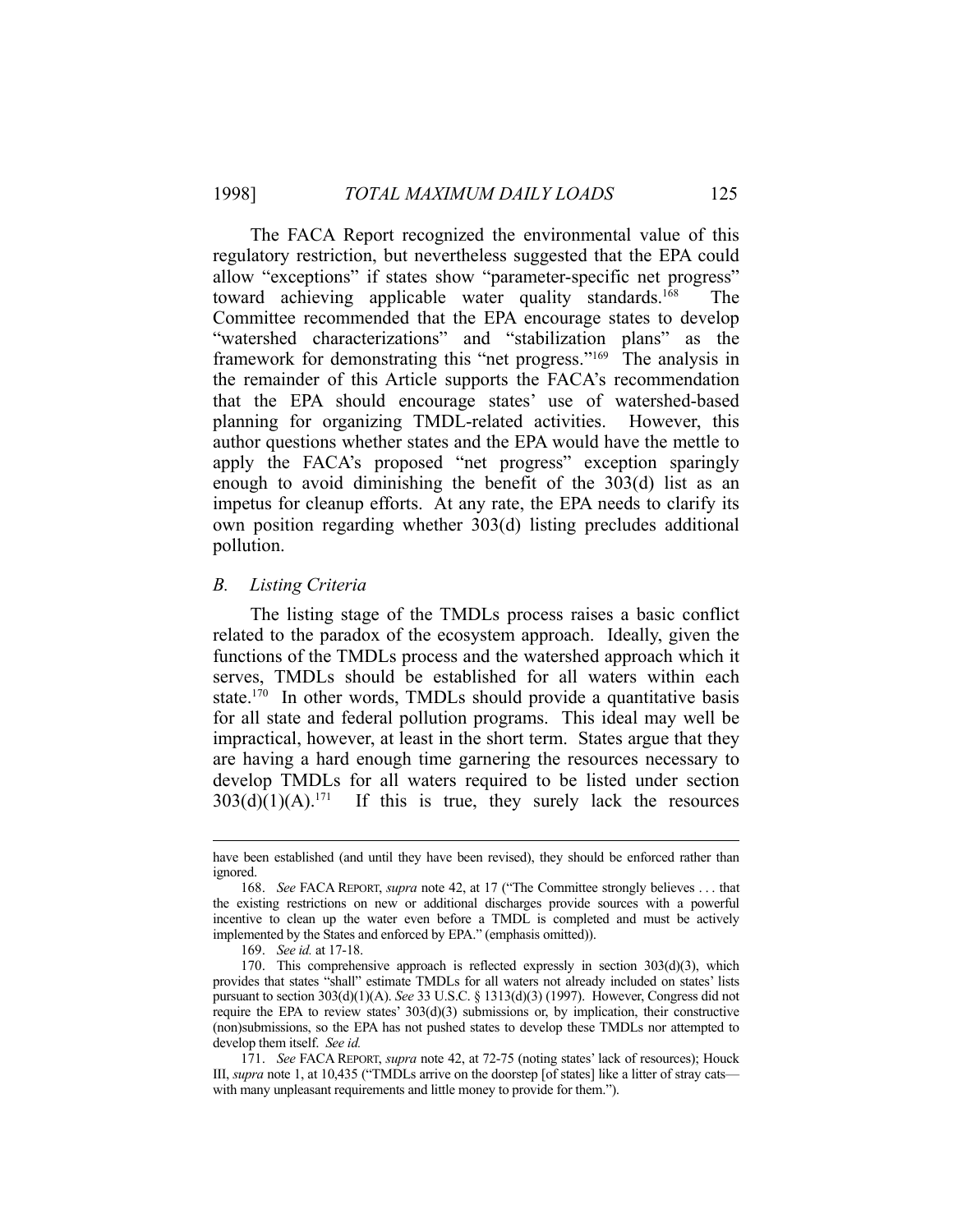The FACA Report recognized the environmental value of this regulatory restriction, but nevertheless suggested that the EPA could allow "exceptions" if states show "parameter-specific net progress" toward achieving applicable water quality standards.[168] The Committee recommended that the EPA encourage states to develop "watershed characterizations" and "stabilization plans" as the framework for demonstrating this "net progress."[169] The analysis in the remainder of this Article supports the FACA's recommendation that the EPA should encourage states' use of watershed-based planning for organizing TMDL-related activities. However, this author questions whether states and the EPA would have the mettle to apply the FACA's proposed "net progress" exception sparingly enough to avoid diminishing the benefit of the 303(d) list as an impetus for cleanup efforts. At any rate, the EPA needs to clarify its own position regarding whether 303(d) listing precludes additional pollution.

### *B. Listing Criteria*

The listing stage of the TMDLs process raises a basic conflict related to the paradox of the ecosystem approach. Ideally, given the functions of the TMDLs process and the watershed approach which it serves, TMDLs should be established for all waters within each state.[170] In other words, TMDLs should provide a quantitative basis for all state and federal pollution programs. This ideal may well be impractical, however, at least in the short term. States argue that they are having a hard enough time garnering the resources necessary to develop TMDLs for all waters required to be listed under section 303(d)(1)(A).[171] If this is true, they surely lack the resources

---

have been established (and until they have been revised), they should be enforced rather than ignored.

168. *See* FACA REPORT, *supra* note 42, at 17 ("The Committee strongly believes . . . that the existing restrictions on new or additional discharges provide sources with a powerful incentive to clean up the water even before a TMDL is completed and must be actively implemented by the States and enforced by EPA." (emphasis omitted)).

169. *See id.* at 17-18.

170. This comprehensive approach is reflected expressly in section 303(d)(3), which provides that states "shall" estimate TMDLs for all waters not already included on states' lists pursuant to section 303(d)(1)(A). *See* 33 U.S.C. § 1313(d)(3) (1997). However, Congress did not require the EPA to review states' 303(d)(3) submissions or, by implication, their constructive (non)submissions, so the EPA has not pushed states to develop these TMDLs nor attempted to develop them itself. *See id.*

171. *See* FACA REPORT, *supra* note 42, at 72-75 (noting states' lack of resources); Houck III, *supra* note 1, at 10,435 ("TMDLs arrive on the doorstep [of states] like a litter of stray cats—with many unpleasant requirements and little money to provide for them.").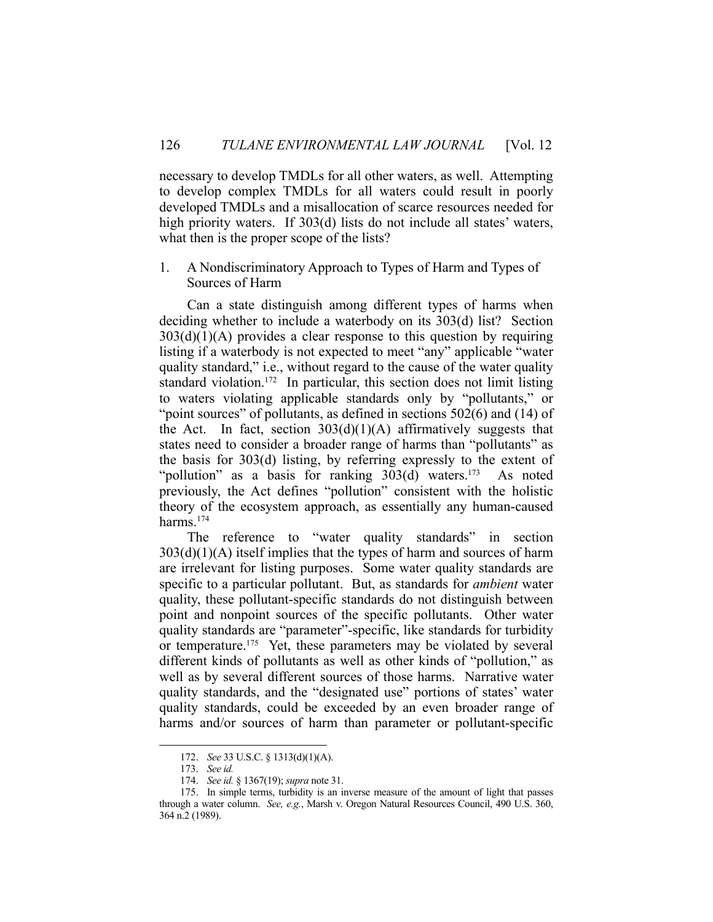necessary to develop TMDLs for all other waters, as well. Attempting to develop complex TMDLs for all waters could result in poorly developed TMDLs and a misallocation of scarce resources needed for high priority waters. If 303(d) lists do not include all states' waters, what then is the proper scope of the lists?

### 1. A Nondiscriminatory Approach to Types of Harm and Types of Sources of Harm

Can a state distinguish among different types of harms when deciding whether to include a waterbody on its 303(d) list? Section 303(d)(1)(A) provides a clear response to this question by requiring listing if a waterbody is not expected to meet "any" applicable "water quality standard," i.e., without regard to the cause of the water quality standard violation.[172] In particular, this section does not limit listing to waters violating applicable standards only by "pollutants," or "point sources" of pollutants, as defined in sections 502(6) and (14) of the Act. In fact, section 303(d)(1)(A) affirmatively suggests that states need to consider a broader range of harms than "pollutants" as the basis for 303(d) listing, by referring expressly to the extent of "pollution" as a basis for ranking 303(d) waters.[173] As noted previously, the Act defines "pollution" consistent with the holistic theory of the ecosystem approach, as essentially any human-caused harms.[174]

The reference to "water quality standards" in section 303(d)(1)(A) itself implies that the types of harm and sources of harm are irrelevant for listing purposes. Some water quality standards are specific to a particular pollutant. But, as standards for *ambient* water quality, these pollutant-specific standards do not distinguish between point and nonpoint sources of the specific pollutants. Other water quality standards are "parameter"-specific, like standards for turbidity or temperature.[175] Yet, these parameters may be violated by several different kinds of pollutants as well as other kinds of "pollution," as well as by several different sources of those harms. Narrative water quality standards, and the "designated use" portions of states' water quality standards, could be exceeded by an even broader range of harms and/or sources of harm than parameter or pollutant-specific

---

172. *See* 33 U.S.C. § 1313(d)(1)(A).

173. *See id.*

174. *See id.* § 1367(19); *supra* note 31.

175. In simple terms, turbidity is an inverse measure of the amount of light that passes through a water column. *See, e.g.*, Marsh v. Oregon Natural Resources Council, 490 U.S. 360, 364 n.2 (1989).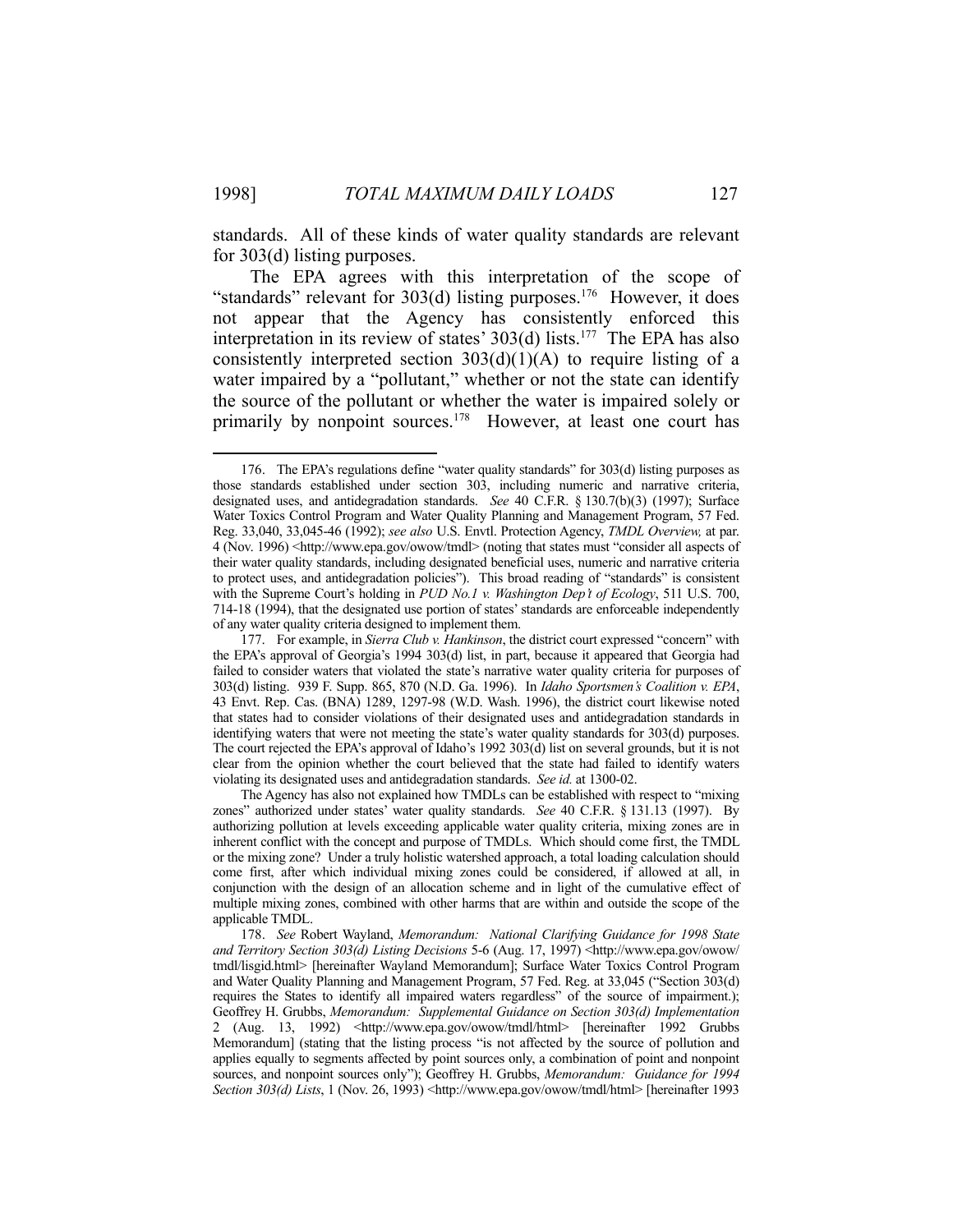standards. All of these kinds of water quality standards are relevant for 303(d) listing purposes.

The EPA agrees with this interpretation of the scope of "standards" relevant for 303(d) listing purposes.[176] However, it does not appear that the Agency has consistently enforced this interpretation in its review of states' 303(d) lists.[177] The EPA has also consistently interpreted section 303(d)(1)(A) to require listing of a water impaired by a "pollutant," whether or not the state can identify the source of the pollutant or whether the water is impaired solely or primarily by nonpoint sources.[178] However, at least one court has

---

176. The EPA's regulations define "water quality standards" for 303(d) listing purposes as those standards established under section 303, including numeric and narrative criteria, designated uses, and antidegradation standards. *See* 40 C.F.R. § 130.7(b)(3) (1997); Surface Water Toxics Control Program and Water Quality Planning and Management Program, 57 Fed. Reg. 33,040, 33,045-46 (1992); *see also* U.S. Envtl. Protection Agency, *TMDL Overview,* at par. 4 (Nov. 1996) <http://www.epa.gov/owow/tmdl> (noting that states must "consider all aspects of their water quality standards, including designated beneficial uses, numeric and narrative criteria to protect uses, and antidegradation policies"). This broad reading of "standards" is consistent with the Supreme Court's holding in *PUD No.1 v. Washington Dep't of Ecology*, 511 U.S. 700, 714-18 (1994), that the designated use portion of states' standards are enforceable independently of any water quality criteria designed to implement them.

177. For example, in *Sierra Club v. Hankinson*, the district court expressed "concern" with the EPA's approval of Georgia's 1994 303(d) list, in part, because it appeared that Georgia had failed to consider waters that violated the state's narrative water quality criteria for purposes of 303(d) listing. 939 F. Supp. 865, 870 (N.D. Ga. 1996). In *Idaho Sportsmen's Coalition v. EPA*, 43 Envt. Rep. Cas. (BNA) 1289, 1297-98 (W.D. Wash. 1996), the district court likewise noted that states had to consider violations of their designated uses and antidegradation standards in identifying waters that were not meeting the state's water quality standards for 303(d) purposes. The court rejected the EPA's approval of Idaho's 1992 303(d) list on several grounds, but it is not clear from the opinion whether the court believed that the state had failed to identify waters violating its designated uses and antidegradation standards. *See id.* at 1300-02.

The Agency has also not explained how TMDLs can be established with respect to "mixing zones" authorized under states' water quality standards. *See* 40 C.F.R. § 131.13 (1997). By authorizing pollution at levels exceeding applicable water quality criteria, mixing zones are in inherent conflict with the concept and purpose of TMDLs. Which should come first, the TMDL or the mixing zone? Under a truly holistic watershed approach, a total loading calculation should come first, after which individual mixing zones could be considered, if allowed at all, in conjunction with the design of an allocation scheme and in light of the cumulative effect of multiple mixing zones, combined with other harms that are within and outside the scope of the applicable TMDL.

178. *See* Robert Wayland, *Memorandum: National Clarifying Guidance for 1998 State and Territory Section 303(d) Listing Decisions* 5-6 (Aug. 17, 1997) <http://www.epa.gov/owow/tmdl/lisgid.html> [hereinafter Wayland Memorandum]; Surface Water Toxics Control Program and Water Quality Planning and Management Program, 57 Fed. Reg. at 33,045 ("Section 303(d) requires the States to identify all impaired waters regardless" of the source of impairment.); Geoffrey H. Grubbs, *Memorandum: Supplemental Guidance on Section 303(d) Implementation* 2 (Aug. 13, 1992) <http://www.epa.gov/owow/tmdl/html> [hereinafter 1992 Grubbs Memorandum] (stating that the listing process "is not affected by the source of pollution and applies equally to segments affected by point sources only, a combination of point and nonpoint sources, and nonpoint sources only"); Geoffrey H. Grubbs, *Memorandum: Guidance for 1994 Section 303(d) Lists*, 1 (Nov. 26, 1993) <http://www.epa.gov/owow/tmdl/html> [hereinafter 1993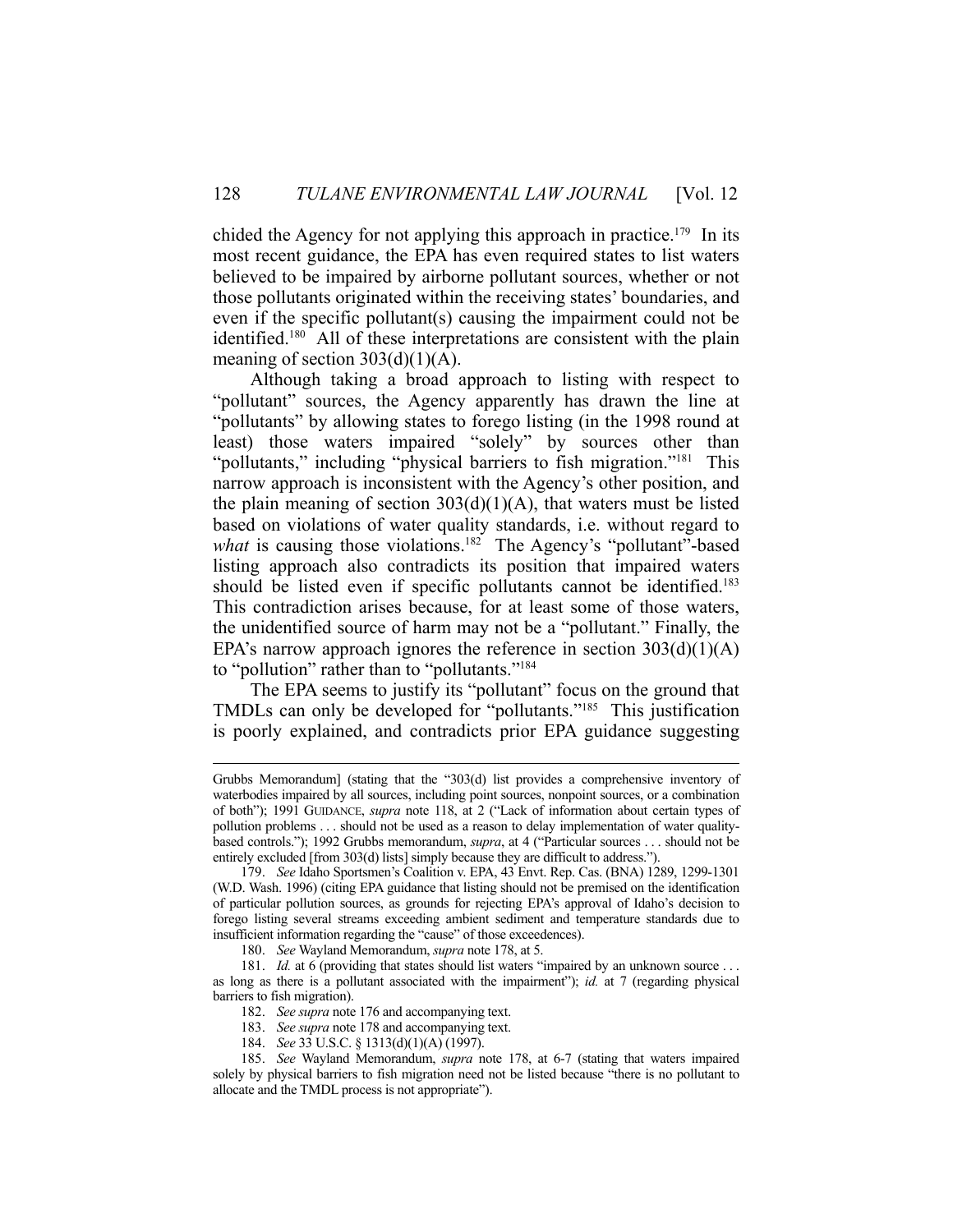chided the Agency for not applying this approach in practice.[179] In its most recent guidance, the EPA has even required states to list waters believed to be impaired by airborne pollutant sources, whether or not those pollutants originated within the receiving states' boundaries, and even if the specific pollutant(s) causing the impairment could not be identified.[180] All of these interpretations are consistent with the plain meaning of section 303(d)(1)(A).

Although taking a broad approach to listing with respect to "pollutant" sources, the Agency apparently has drawn the line at "pollutants" by allowing states to forego listing (in the 1998 round at least) those waters impaired "solely" by sources other than "pollutants," including "physical barriers to fish migration."[181] This narrow approach is inconsistent with the Agency's other position, and the plain meaning of section 303(d)(1)(A), that waters must be listed based on violations of water quality standards, i.e. without regard to *what* is causing those violations.[182] The Agency's "pollutant"-based listing approach also contradicts its position that impaired waters should be listed even if specific pollutants cannot be identified.[183] This contradiction arises because, for at least some of those waters, the unidentified source of harm may not be a "pollutant." Finally, the EPA's narrow approach ignores the reference in section 303(d)(1)(A) to "pollution" rather than to "pollutants."[184]

The EPA seems to justify its "pollutant" focus on the ground that TMDLs can only be developed for "pollutants."[185] This justification is poorly explained, and contradicts prior EPA guidance suggesting

---

Grubbs Memorandum] (stating that the "303(d) list provides a comprehensive inventory of waterbodies impaired by all sources, including point sources, nonpoint sources, or a combination of both"); 1991 GUIDANCE, *supra* note 118, at 2 ("Lack of information about certain types of pollution problems . . . should not be used as a reason to delay implementation of water quality-based controls."); 1992 Grubbs memorandum, *supra*, at 4 ("Particular sources . . . should not be entirely excluded [from 303(d) lists] simply because they are difficult to address.").

179. *See* Idaho Sportsmen's Coalition v. EPA, 43 Envt. Rep. Cas. (BNA) 1289, 1299-1301 (W.D. Wash. 1996) (citing EPA guidance that listing should not be premised on the identification of particular pollution sources, as grounds for rejecting EPA's approval of Idaho's decision to forego listing several streams exceeding ambient sediment and temperature standards due to insufficient information regarding the "cause" of those exceedences).

180. *See* Wayland Memorandum, *supra* note 178, at 5.

181. *Id.* at 6 (providing that states should list waters "impaired by an unknown source . . . as long as there is a pollutant associated with the impairment"); *id.* at 7 (regarding physical barriers to fish migration).

182. *See supra* note 176 and accompanying text.

183. *See supra* note 178 and accompanying text.

184. *See* 33 U.S.C. § 1313(d)(1)(A) (1997).

185. *See* Wayland Memorandum, *supra* note 178, at 6-7 (stating that waters impaired solely by physical barriers to fish migration need not be listed because "there is no pollutant to allocate and the TMDL process is not appropriate").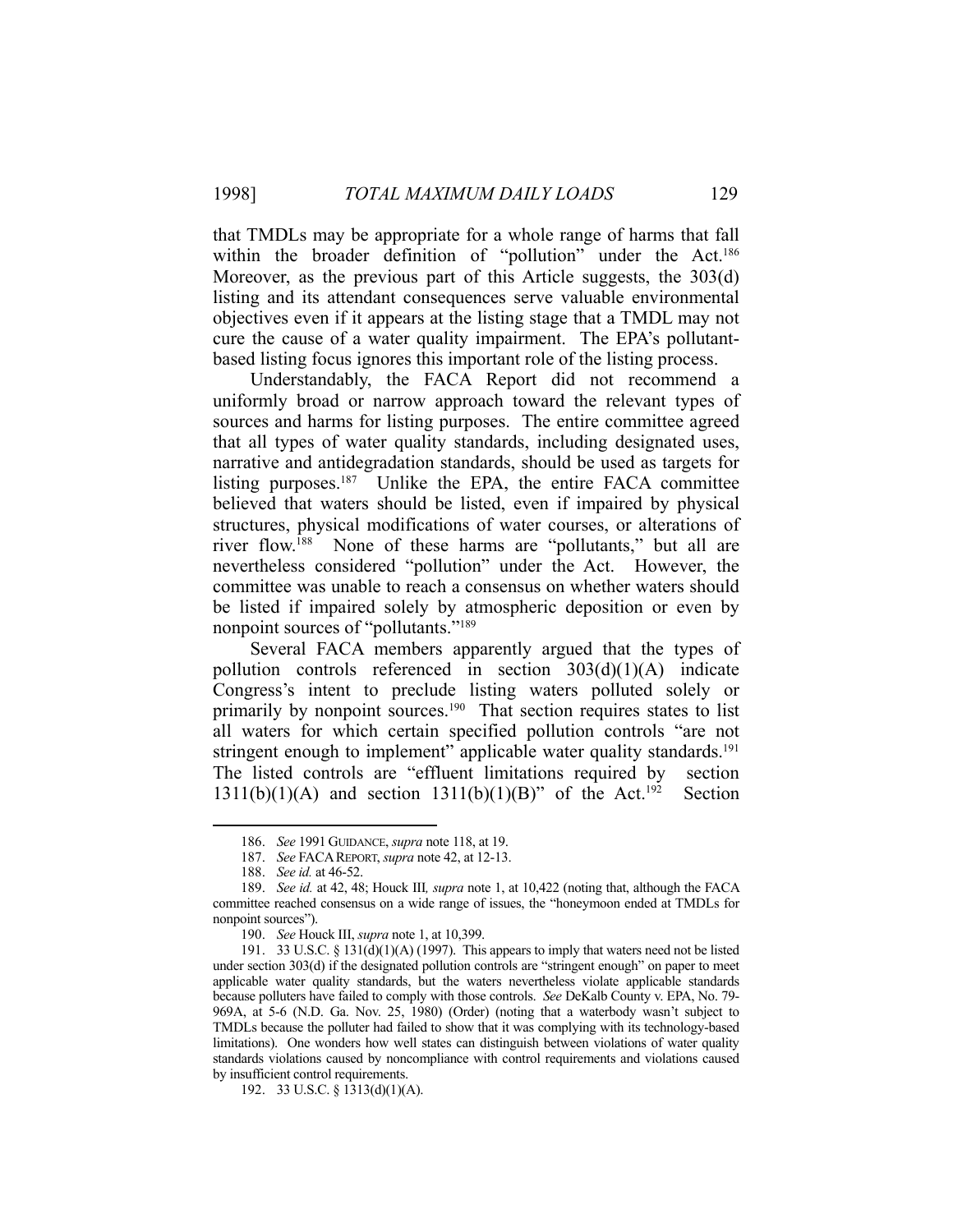that TMDLs may be appropriate for a whole range of harms that fall within the broader definition of "pollution" under the Act.[186] Moreover, as the previous part of this Article suggests, the 303(d) listing and its attendant consequences serve valuable environmental objectives even if it appears at the listing stage that a TMDL may not cure the cause of a water quality impairment. The EPA's pollutant-based listing focus ignores this important role of the listing process.

Understandably, the FACA Report did not recommend a uniformly broad or narrow approach toward the relevant types of sources and harms for listing purposes. The entire committee agreed that all types of water quality standards, including designated uses, narrative and antidegradation standards, should be used as targets for listing purposes.[187] Unlike the EPA, the entire FACA committee believed that waters should be listed, even if impaired by physical structures, physical modifications of water courses, or alterations of river flow.[188] None of these harms are "pollutants," but all are nevertheless considered "pollution" under the Act. However, the committee was unable to reach a consensus on whether waters should be listed if impaired solely by atmospheric deposition or even by nonpoint sources of "pollutants."[189]

Several FACA members apparently argued that the types of pollution controls referenced in section 303(d)(1)(A) indicate Congress's intent to preclude listing waters polluted solely or primarily by nonpoint sources.[190] That section requires states to list all waters for which certain specified pollution controls "are not stringent enough to implement" applicable water quality standards.[191] The listed controls are "effluent limitations required by section 1311(b)(1)(A) and section 1311(b)(1)(B)" of the Act.[192] Section

---

186. *See* 1991 GUIDANCE, *supra* note 118, at 19.

187. *See* FACA REPORT, *supra* note 42, at 12-13.

188. *See id.* at 46-52.

189. *See id.* at 42, 48; Houck III*, supra* note 1, at 10,422 (noting that, although the FACA committee reached consensus on a wide range of issues, the "honeymoon ended at TMDLs for nonpoint sources").

190. *See* Houck III, *supra* note 1, at 10,399.

191. 33 U.S.C. § 131(d)(1)(A) (1997). This appears to imply that waters need not be listed under section 303(d) if the designated pollution controls are "stringent enough" on paper to meet applicable water quality standards, but the waters nevertheless violate applicable standards because polluters have failed to comply with those controls. *See* DeKalb County v. EPA, No. 79-969A, at 5-6 (N.D. Ga. Nov. 25, 1980) (Order) (noting that a waterbody wasn't subject to TMDLs because the polluter had failed to show that it was complying with its technology-based limitations). One wonders how well states can distinguish between violations of water quality standards violations caused by noncompliance with control requirements and violations caused by insufficient control requirements.

192. 33 U.S.C. § 1313(d)(1)(A).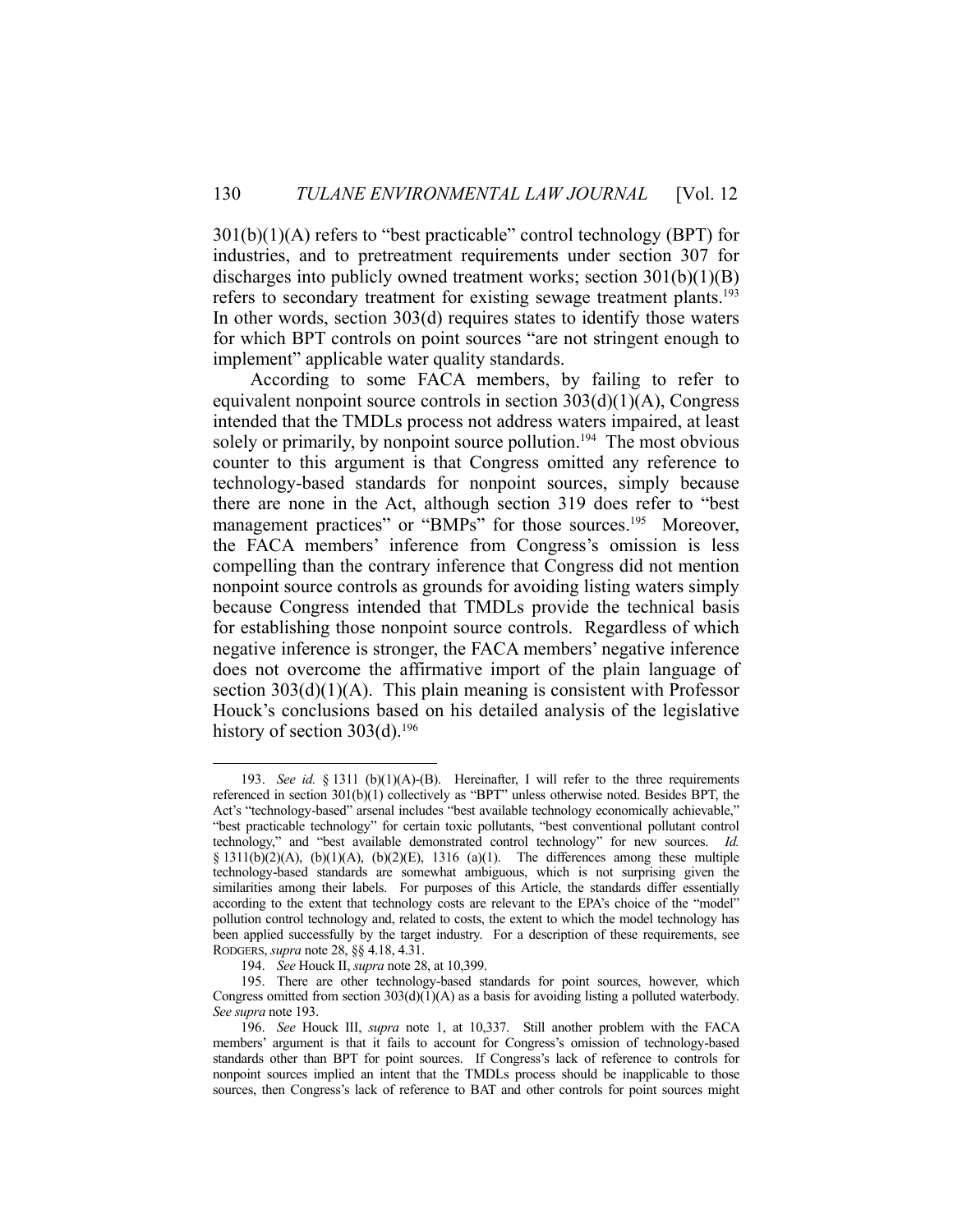301(b)(1)(A) refers to "best practicable" control technology (BPT) for industries, and to pretreatment requirements under section 307 for discharges into publicly owned treatment works; section 301(b)(1)(B) refers to secondary treatment for existing sewage treatment plants.[193] In other words, section 303(d) requires states to identify those waters for which BPT controls on point sources "are not stringent enough to implement" applicable water quality standards.

According to some FACA members, by failing to refer to equivalent nonpoint source controls in section 303(d)(1)(A), Congress intended that the TMDLs process not address waters impaired, at least solely or primarily, by nonpoint source pollution.[194] The most obvious counter to this argument is that Congress omitted any reference to technology-based standards for nonpoint sources, simply because there are none in the Act, although section 319 does refer to "best management practices" or "BMPs" for those sources.[195] Moreover, the FACA members' inference from Congress's omission is less compelling than the contrary inference that Congress did not mention nonpoint source controls as grounds for avoiding listing waters simply because Congress intended that TMDLs provide the technical basis for establishing those nonpoint source controls. Regardless of which negative inference is stronger, the FACA members' negative inference does not overcome the affirmative import of the plain language of section 303(d)(1)(A). This plain meaning is consistent with Professor Houck's conclusions based on his detailed analysis of the legislative history of section 303(d).[196]

---

193. *See id.* § 1311 (b)(1)(A)-(B). Hereinafter, I will refer to the three requirements referenced in section 301(b)(1) collectively as "BPT" unless otherwise noted. Besides BPT, the Act's "technology-based" arsenal includes "best available technology economically achievable," "best practicable technology" for certain toxic pollutants, "best conventional pollutant control technology," and "best available demonstrated control technology" for new sources. *Id.* § 1311(b)(2)(A), (b)(1)(A), (b)(2)(E), 1316 (a)(1). The differences among these multiple technology-based standards are somewhat ambiguous, which is not surprising given the similarities among their labels. For purposes of this Article, the standards differ essentially according to the extent that technology costs are relevant to the EPA's choice of the "model" pollution control technology and, related to costs, the extent to which the model technology has been applied successfully by the target industry. For a description of these requirements, see RODGERS, *supra* note 28, §§ 4.18, 4.31.

194. *See* Houck II, *supra* note 28, at 10,399.

195. There are other technology-based standards for point sources, however, which Congress omitted from section 303(d)(1)(A) as a basis for avoiding listing a polluted waterbody. *See supra* note 193.

196. *See* Houck III, *supra* note 1, at 10,337. Still another problem with the FACA members' argument is that it fails to account for Congress's omission of technology-based standards other than BPT for point sources. If Congress's lack of reference to controls for nonpoint sources implied an intent that the TMDLs process should be inapplicable to those sources, then Congress's lack of reference to BAT and other controls for point sources might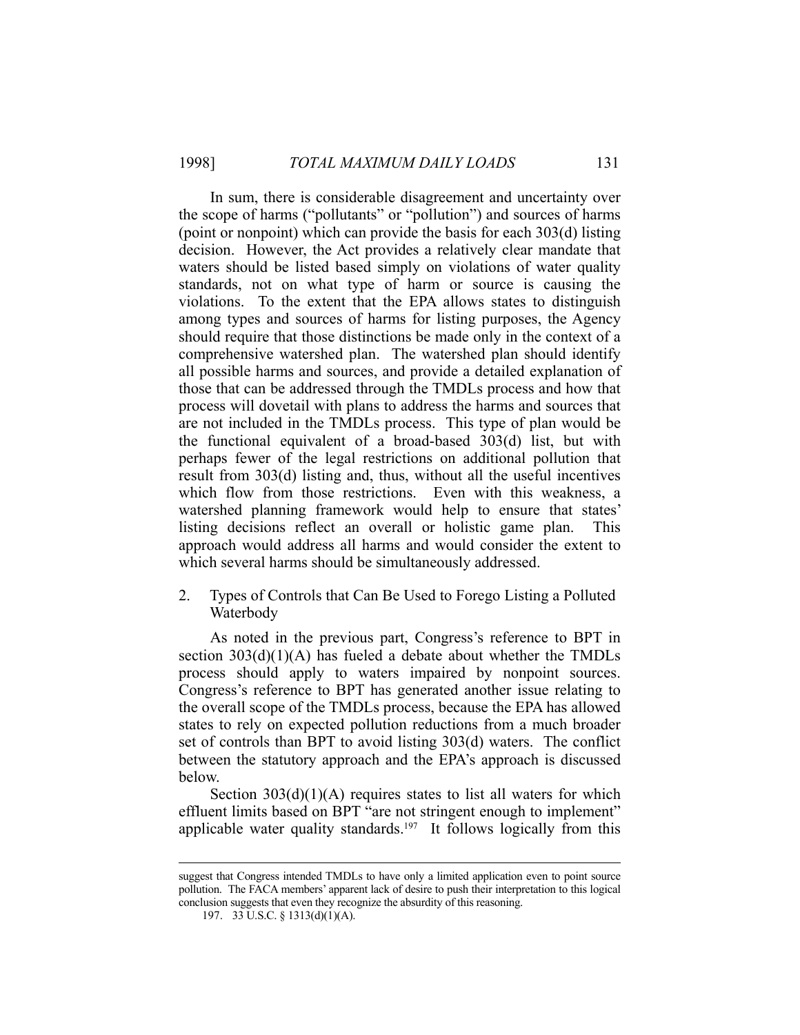In sum, there is considerable disagreement and uncertainty over the scope of harms ("pollutants" or "pollution") and sources of harms (point or nonpoint) which can provide the basis for each 303(d) listing decision. However, the Act provides a relatively clear mandate that waters should be listed based simply on violations of water quality standards, not on what type of harm or source is causing the violations. To the extent that the EPA allows states to distinguish among types and sources of harms for listing purposes, the Agency should require that those distinctions be made only in the context of a comprehensive watershed plan. The watershed plan should identify all possible harms and sources, and provide a detailed explanation of those that can be addressed through the TMDLs process and how that process will dovetail with plans to address the harms and sources that are not included in the TMDLs process. This type of plan would be the functional equivalent of a broad-based 303(d) list, but with perhaps fewer of the legal restrictions on additional pollution that result from 303(d) listing and, thus, without all the useful incentives which flow from those restrictions. Even with this weakness, a watershed planning framework would help to ensure that states' listing decisions reflect an overall or holistic game plan. This approach would address all harms and would consider the extent to which several harms should be simultaneously addressed.

### 2. Types of Controls that Can Be Used to Forego Listing a Polluted Waterbody

As noted in the previous part, Congress's reference to BPT in section 303(d)(1)(A) has fueled a debate about whether the TMDLs process should apply to waters impaired by nonpoint sources. Congress's reference to BPT has generated another issue relating to the overall scope of the TMDLs process, because the EPA has allowed states to rely on expected pollution reductions from a much broader set of controls than BPT to avoid listing 303(d) waters. The conflict between the statutory approach and the EPA's approach is discussed below.

Section 303(d)(1)(A) requires states to list all waters for which effluent limits based on BPT "are not stringent enough to implement" applicable water quality standards.[197] It follows logically from this

---

suggest that Congress intended TMDLs to have only a limited application even to point source pollution. The FACA members' apparent lack of desire to push their interpretation to this logical conclusion suggests that even they recognize the absurdity of this reasoning.

197. 33 U.S.C. § 1313(d)(1)(A).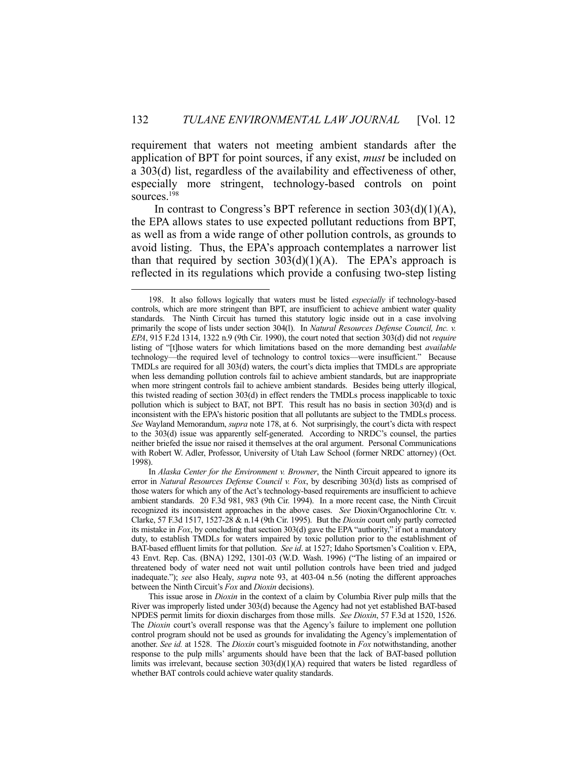requirement that waters not meeting ambient standards after the application of BPT for point sources, if any exist, *must* be included on a 303(d) list, regardless of the availability and effectiveness of other, especially more stringent, technology-based controls on point sources.[198]

In contrast to Congress's BPT reference in section 303(d)(1)(A), the EPA allows states to use expected pollutant reductions from BPT, as well as from a wide range of other pollution controls, as grounds to avoid listing. Thus, the EPA's approach contemplates a narrower list than that required by section 303(d)(1)(A). The EPA's approach is reflected in its regulations which provide a confusing two-step listing

---

198. It also follows logically that waters must be listed *especially* if technology-based controls, which are more stringent than BPT, are insufficient to achieve ambient water quality standards. The Ninth Circuit has turned this statutory logic inside out in a case involving primarily the scope of lists under section 304(l). In *Natural Resources Defense Council, Inc. v. EPA*, 915 F.2d 1314, 1322 n.9 (9th Cir. 1990), the court noted that section 303(d) did not *require* listing of "[t]hose waters for which limitations based on the more demanding best *available* technology—the required level of technology to control toxics—were insufficient." Because TMDLs are required for all 303(d) waters, the court's dicta implies that TMDLs are appropriate when less demanding pollution controls fail to achieve ambient standards, but are inappropriate when more stringent controls fail to achieve ambient standards. Besides being utterly illogical, this twisted reading of section 303(d) in effect renders the TMDLs process inapplicable to toxic pollution which is subject to BAT, not BPT. This result has no basis in section 303(d) and is inconsistent with the EPA's historic position that all pollutants are subject to the TMDLs process. *See* Wayland Memorandum, *supra* note 178, at 6. Not surprisingly, the court's dicta with respect to the 303(d) issue was apparently self-generated. According to NRDC's counsel, the parties neither briefed the issue nor raised it themselves at the oral argument. Personal Communications with Robert W. Adler, Professor, University of Utah Law School (former NRDC attorney) (Oct. 1998).

In *Alaska Center for the Environment v. Browner*, the Ninth Circuit appeared to ignore its error in *Natural Resources Defense Council v. Fox*, by describing 303(d) lists as comprised of those waters for which any of the Act's technology-based requirements are insufficient to achieve ambient standards. 20 F.3d 981, 983 (9th Cir. 1994). In a more recent case, the Ninth Circuit recognized its inconsistent approaches in the above cases. *See* Dioxin/Organochlorine Ctr. v. Clarke, 57 F.3d 1517, 1527-28 & n.14 (9th Cir. 1995). But the *Dioxin* court only partly corrected its mistake in *Fox*, by concluding that section 303(d) gave the EPA "authority," if not a mandatory duty, to establish TMDLs for waters impaired by toxic pollution prior to the establishment of BAT-based effluent limits for that pollution. *See id*. at 1527; Idaho Sportsmen's Coalition v. EPA, 43 Envt. Rep. Cas. (BNA) 1292, 1301-03 (W.D. Wash. 1996) ("The listing of an impaired or threatened body of water need not wait until pollution controls have been tried and judged inadequate."); *see* also Healy, *supra* note 93, at 403-04 n.56 (noting the different approaches between the Ninth Circuit's *Fox* and *Dioxin* decisions).

This issue arose in *Dioxin* in the context of a claim by Columbia River pulp mills that the River was improperly listed under 303(d) because the Agency had not yet established BAT-based NPDES permit limits for dioxin discharges from those mills. *See Dioxin*, 57 F.3d at 1520, 1526. The *Dioxin* court's overall response was that the Agency's failure to implement one pollution control program should not be used as grounds for invalidating the Agency's implementation of another. *See id.* at 1528. The *Dioxin* court's misguided footnote in *Fox* notwithstanding, another response to the pulp mills' arguments should have been that the lack of BAT-based pollution limits was irrelevant, because section 303(d)(1)(A) required that waters be listed regardless of whether BAT controls could achieve water quality standards.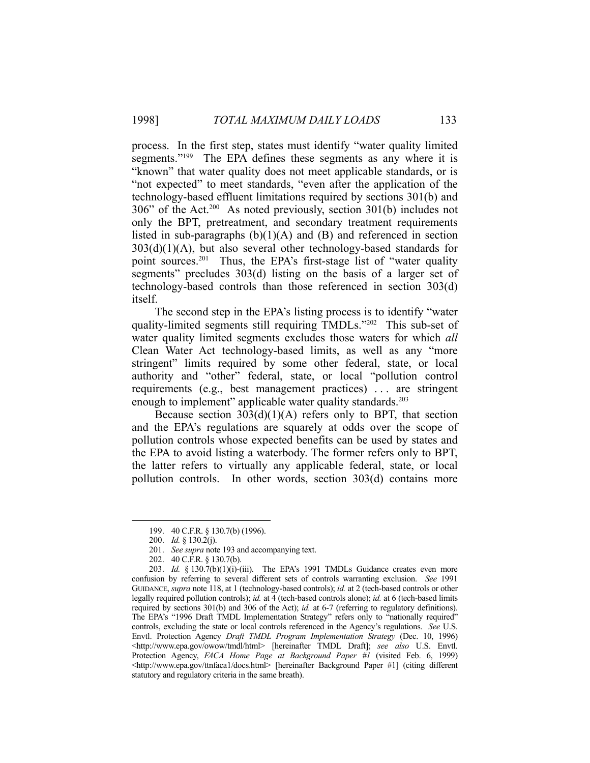process. In the first step, states must identify "water quality limited segments."[199] The EPA defines these segments as any where it is "known" that water quality does not meet applicable standards, or is "not expected" to meet standards, "even after the application of the technology-based effluent limitations required by sections 301(b) and 306" of the Act.[200] As noted previously, section 301(b) includes not only the BPT, pretreatment, and secondary treatment requirements listed in sub-paragraphs (b)(1)(A) and (B) and referenced in section 303(d)(1)(A), but also several other technology-based standards for point sources.[201] Thus, the EPA's first-stage list of "water quality segments" precludes 303(d) listing on the basis of a larger set of technology-based controls than those referenced in section 303(d) itself.

The second step in the EPA's listing process is to identify "water quality-limited segments still requiring TMDLs."[202] This sub-set of water quality limited segments excludes those waters for which *all* Clean Water Act technology-based limits, as well as any "more stringent" limits required by some other federal, state, or local authority and "other" federal, state, or local "pollution control requirements (e.g., best management practices) . . . are stringent enough to implement" applicable water quality standards.[203]

Because section 303(d)(1)(A) refers only to BPT, that section and the EPA's regulations are squarely at odds over the scope of pollution controls whose expected benefits can be used by states and the EPA to avoid listing a waterbody. The former refers only to BPT, the latter refers to virtually any applicable federal, state, or local pollution controls. In other words, section 303(d) contains more

---

199. 40 C.F.R. § 130.7(b) (1996).

200. *Id.* § 130.2(j).

201. *See supra* note 193 and accompanying text.

202. 40 C.F.R. § 130.7(b).

203. *Id.* § 130.7(b)(1)(i)-(iii). The EPA's 1991 TMDLs Guidance creates even more confusion by referring to several different sets of controls warranting exclusion. *See* 1991 GUIDANCE, *supra* note 118, at 1 (technology-based controls); *id.* at 2 (tech-based controls or other legally required pollution controls); *id.* at 4 (tech-based controls alone); *id.* at 6 (tech-based limits required by sections 301(b) and 306 of the Act); *id.* at 6-7 (referring to regulatory definitions). The EPA's "1996 Draft TMDL Implementation Strategy" refers only to "nationally required" controls, excluding the state or local controls referenced in the Agency's regulations. *See* U.S. Envtl. Protection Agency *Draft TMDL Program Implementation Strategy* (Dec. 10, 1996) <http://www.epa.gov/owow/tmdl/html> [hereinafter TMDL Draft]; *see also* U.S. Envtl. Protection Agency, *FACA Home Page at Background Paper #1* (visited Feb. 6, 1999) <http://www.epa.gov/ttnfaca1/docs.html> [hereinafter Background Paper #1] (citing different statutory and regulatory criteria in the same breath).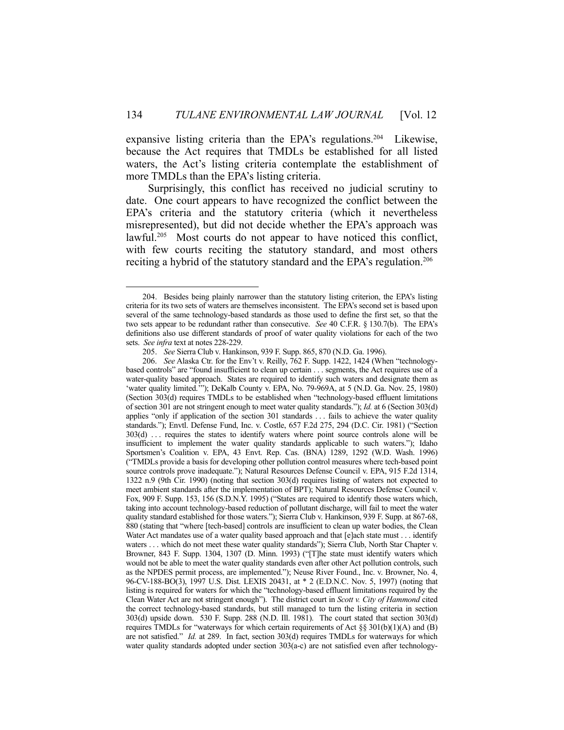expansive listing criteria than the EPA's regulations.[204] Likewise, because the Act requires that TMDLs be established for all listed waters, the Act's listing criteria contemplate the establishment of more TMDLs than the EPA's listing criteria.

Surprisingly, this conflict has received no judicial scrutiny to date. One court appears to have recognized the conflict between the EPA's criteria and the statutory criteria (which it nevertheless misrepresented), but did not decide whether the EPA's approach was lawful.[205] Most courts do not appear to have noticed this conflict, with few courts reciting the statutory standard, and most others reciting a hybrid of the statutory standard and the EPA's regulation.[206]

---

204. Besides being plainly narrower than the statutory listing criterion, the EPA's listing criteria for its two sets of waters are themselves inconsistent. The EPA's second set is based upon several of the same technology-based standards as those used to define the first set, so that the two sets appear to be redundant rather than consecutive. *See* 40 C.F.R. § 130.7(b). The EPA's definitions also use different standards of proof of water quality violations for each of the two sets. *See infra* text at notes 228-229.

205. *See* Sierra Club v. Hankinson, 939 F. Supp. 865, 870 (N.D. Ga. 1996).

206. *See* Alaska Ctr. for the Env't v. Reilly, 762 F. Supp. 1422, 1424 (When "technology-based controls" are "found insufficient to clean up certain . . . segments, the Act requires use of a water-quality based approach. States are required to identify such waters and designate them as 'water quality limited.'"); DeKalb County v. EPA, No. 79-969A, at 5 (N.D. Ga. Nov. 25, 1980) (Section 303(d) requires TMDLs to be established when "technology-based effluent limitations of section 301 are not stringent enough to meet water quality standards."); *Id.* at 6 (Section 303(d) applies "only if application of the section 301 standards . . . fails to achieve the water quality standards."); Envtl. Defense Fund, Inc. v. Costle, 657 F.2d 275, 294 (D.C. Cir. 1981) ("Section 303(d) . . . requires the states to identify waters where point source controls alone will be insufficient to implement the water quality standards applicable to such waters."); Idaho Sportsmen's Coalition v. EPA, 43 Envt. Rep. Cas. (BNA) 1289, 1292 (W.D. Wash. 1996) ("TMDLs provide a basis for developing other pollution control measures where tech-based point source controls prove inadequate."); Natural Resources Defense Council v. EPA, 915 F.2d 1314, 1322 n.9 (9th Cir. 1990) (noting that section 303(d) requires listing of waters not expected to meet ambient standards after the implementation of BPT); Natural Resources Defense Council v. Fox, 909 F. Supp. 153, 156 (S.D.N.Y. 1995) ("States are required to identify those waters which, taking into account technology-based reduction of pollutant discharge, will fail to meet the water quality standard established for those waters."); Sierra Club v. Hankinson, 939 F. Supp. at 867-68, 880 (stating that "where [tech-based] controls are insufficient to clean up water bodies, the Clean Water Act mandates use of a water quality based approach and that [e]ach state must . . . identify waters . . . which do not meet these water quality standards"); Sierra Club, North Star Chapter v. Browner, 843 F. Supp. 1304, 1307 (D. Minn. 1993) ("[T]he state must identify waters which would not be able to meet the water quality standards even after other Act pollution controls, such as the NPDES permit process, are implemented."); Neuse River Found., Inc. v. Browner, No. 4, 96-CV-188-BO(3), 1997 U.S. Dist. LEXIS 20431, at * 2 (E.D.N.C. Nov. 5, 1997) (noting that listing is required for waters for which the "technology-based effluent limitations required by the Clean Water Act are not stringent enough"). The district court in *Scott v. City of Hammond* cited the correct technology-based standards, but still managed to turn the listing criteria in section 303(d) upside down. 530 F. Supp. 288 (N.D. Ill. 1981). The court stated that section 303(d) requires TMDLs for "waterways for which certain requirements of Act §§ 301(b)(1)(A) and (B) are not satisfied." *Id.* at 289. In fact, section 303(d) requires TMDLs for waterways for which water quality standards adopted under section 303(a-c) are not satisfied even after technology-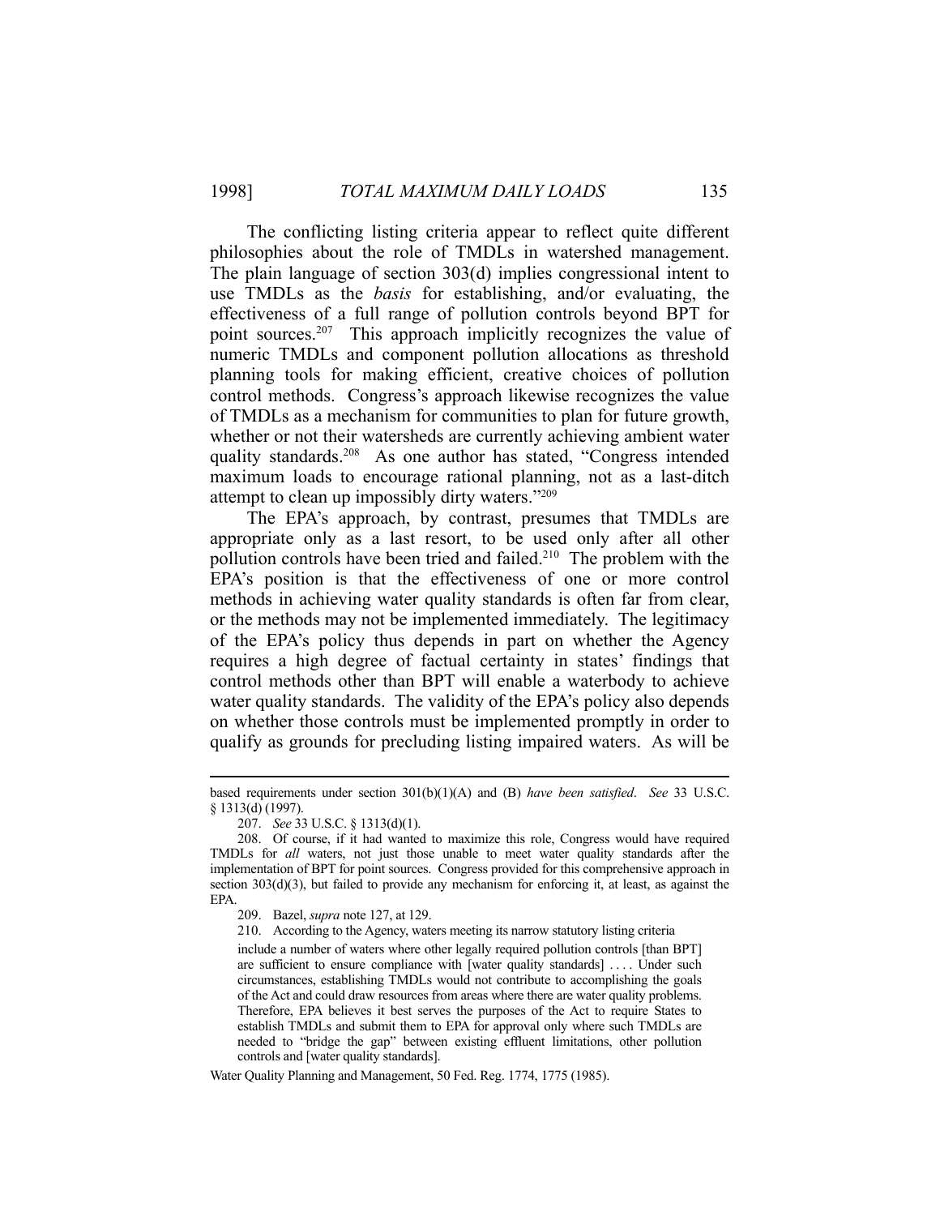The conflicting listing criteria appear to reflect quite different philosophies about the role of TMDLs in watershed management. The plain language of section 303(d) implies congressional intent to use TMDLs as the *basis* for establishing, and/or evaluating, the effectiveness of a full range of pollution controls beyond BPT for point sources.[207] This approach implicitly recognizes the value of numeric TMDLs and component pollution allocations as threshold planning tools for making efficient, creative choices of pollution control methods. Congress's approach likewise recognizes the value of TMDLs as a mechanism for communities to plan for future growth, whether or not their watersheds are currently achieving ambient water quality standards.[208] As one author has stated, "Congress intended maximum loads to encourage rational planning, not as a last-ditch attempt to clean up impossibly dirty waters."[209]

The EPA's approach, by contrast, presumes that TMDLs are appropriate only as a last resort, to be used only after all other pollution controls have been tried and failed.[210] The problem with the EPA's position is that the effectiveness of one or more control methods in achieving water quality standards is often far from clear, or the methods may not be implemented immediately. The legitimacy of the EPA's policy thus depends in part on whether the Agency requires a high degree of factual certainty in states' findings that control methods other than BPT will enable a waterbody to achieve water quality standards. The validity of the EPA's policy also depends on whether those controls must be implemented promptly in order to qualify as grounds for precluding listing impaired waters. As will be

---

based requirements under section 301(b)(1)(A) and (B) *have been satisfied*. *See* 33 U.S.C. § 1313(d) (1997).

207. *See* 33 U.S.C. § 1313(d)(1).

208. Of course, if it had wanted to maximize this role, Congress would have required TMDLs for *all* waters, not just those unable to meet water quality standards after the implementation of BPT for point sources. Congress provided for this comprehensive approach in section 303(d)(3), but failed to provide any mechanism for enforcing it, at least, as against the EPA.

209. Bazel, *supra* note 127, at 129.

210. According to the Agency, waters meeting its narrow statutory listing criteria

> include a number of waters where other legally required pollution controls [than BPT] are sufficient to ensure compliance with [water quality standards] . . . . Under such circumstances, establishing TMDLs would not contribute to accomplishing the goals of the Act and could draw resources from areas where there are water quality problems. Therefore, EPA believes it best serves the purposes of the Act to require States to establish TMDLs and submit them to EPA for approval only where such TMDLs are needed to "bridge the gap" between existing effluent limitations, other pollution controls and [water quality standards].

Water Quality Planning and Management, 50 Fed. Reg. 1774, 1775 (1985).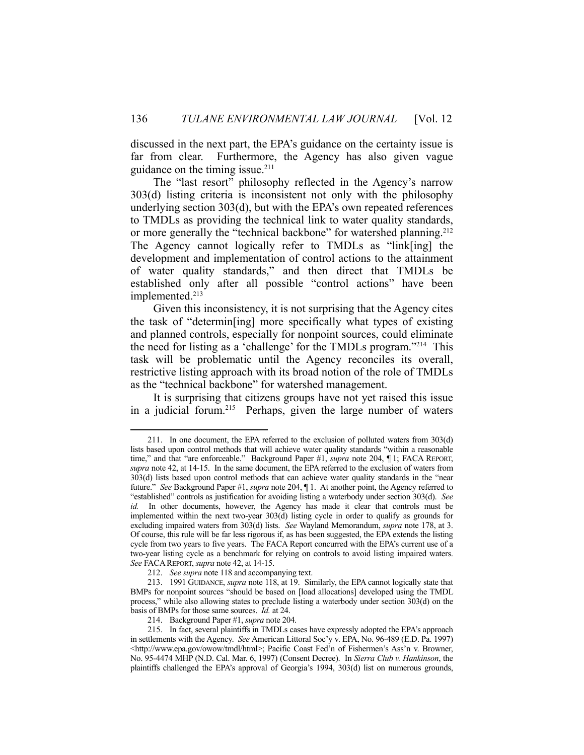discussed in the next part, the EPA's guidance on the certainty issue is far from clear. Furthermore, the Agency has also given vague guidance on the timing issue.[211]

The "last resort" philosophy reflected in the Agency's narrow 303(d) listing criteria is inconsistent not only with the philosophy underlying section 303(d), but with the EPA's own repeated references to TMDLs as providing the technical link to water quality standards, or more generally the "technical backbone" for watershed planning.[212] The Agency cannot logically refer to TMDLs as "link[ing] the development and implementation of control actions to the attainment of water quality standards," and then direct that TMDLs be established only after all possible "control actions" have been implemented.[213]

Given this inconsistency, it is not surprising that the Agency cites the task of "determin[ing] more specifically what types of existing and planned controls, especially for nonpoint sources, could eliminate the need for listing as a 'challenge' for the TMDLs program."[214] This task will be problematic until the Agency reconciles its overall, restrictive listing approach with its broad notion of the role of TMDLs as the "technical backbone" for watershed management.

It is surprising that citizens groups have not yet raised this issue in a judicial forum.[215] Perhaps, given the large number of waters

---

211. In one document, the EPA referred to the exclusion of polluted waters from 303(d) lists based upon control methods that will achieve water quality standards "within a reasonable time," and that "are enforceable." Background Paper #1, *supra* note 204, ¶ 1; FACA REPORT, *supra* note 42, at 14-15. In the same document, the EPA referred to the exclusion of waters from 303(d) lists based upon control methods that can achieve water quality standards in the "near future." *See* Background Paper #1, *supra* note 204, ¶ 1. At another point, the Agency referred to "established" controls as justification for avoiding listing a waterbody under section 303(d). *See id.* In other documents, however, the Agency has made it clear that controls must be implemented within the next two-year 303(d) listing cycle in order to qualify as grounds for excluding impaired waters from 303(d) lists. *See* Wayland Memorandum, *supra* note 178, at 3. Of course, this rule will be far less rigorous if, as has been suggested, the EPA extends the listing cycle from two years to five years. The FACA Report concurred with the EPA's current use of a two-year listing cycle as a benchmark for relying on controls to avoid listing impaired waters. *See* FACA REPORT, *supra* note 42, at 14-15.

212. *See supra* note 118 and accompanying text.

213. 1991 GUIDANCE, *supra* note 118, at 19. Similarly, the EPA cannot logically state that BMPs for nonpoint sources "should be based on [load allocations] developed using the TMDL process," while also allowing states to preclude listing a waterbody under section 303(d) on the basis of BMPs for those same sources. *Id.* at 24.

214. Background Paper #1, *supra* note 204.

215. In fact, several plaintiffs in TMDLs cases have expressly adopted the EPA's approach in settlements with the Agency. *See* American Littoral Soc'y v. EPA, No. 96-489 (E.D. Pa. 1997) <http://www.epa.gov/owow/tmdl/html>; Pacific Coast Fed'n of Fishermen's Ass'n v. Browner, No. 95-4474 MHP (N.D. Cal. Mar. 6, 1997) (Consent Decree). In *Sierra Club v. Hankinson*, the plaintiffs challenged the EPA's approval of Georgia's 1994, 303(d) list on numerous grounds,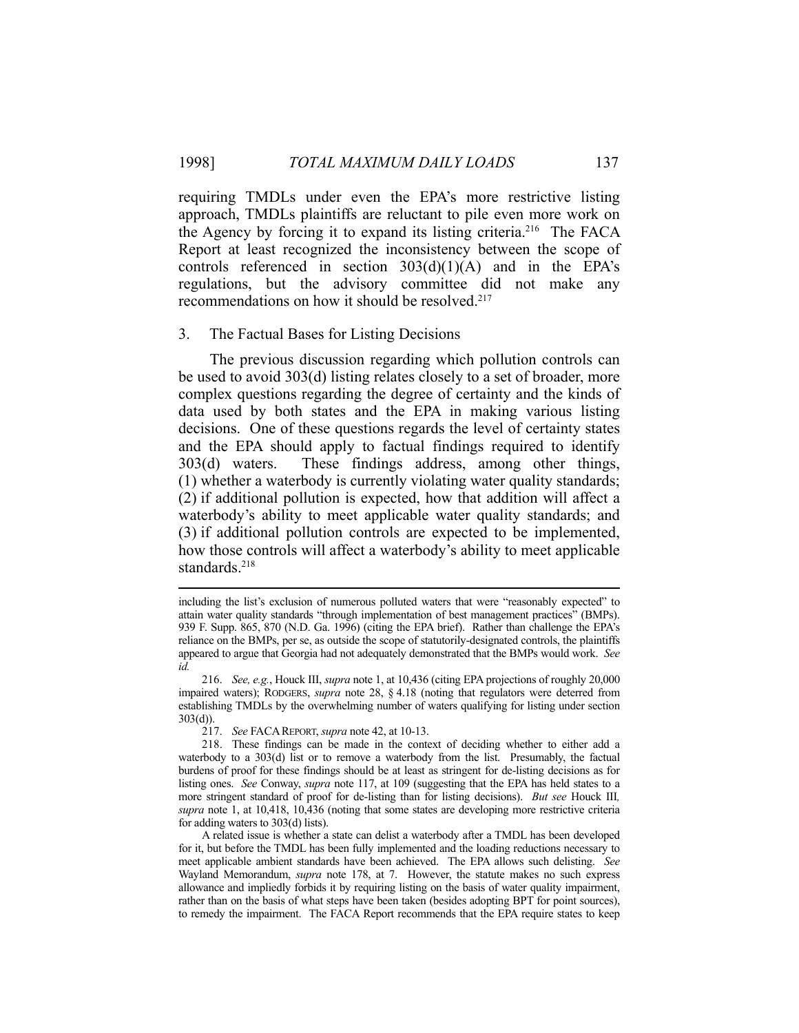requiring TMDLs under even the EPA's more restrictive listing approach, TMDLs plaintiffs are reluctant to pile even more work on the Agency by forcing it to expand its listing criteria.[216] The FACA Report at least recognized the inconsistency between the scope of controls referenced in section 303(d)(1)(A) and in the EPA's regulations, but the advisory committee did not make any recommendations on how it should be resolved.[217]

### 3. The Factual Bases for Listing Decisions

The previous discussion regarding which pollution controls can be used to avoid 303(d) listing relates closely to a set of broader, more complex questions regarding the degree of certainty and the kinds of data used by both states and the EPA in making various listing decisions. One of these questions regards the level of certainty states and the EPA should apply to factual findings required to identify 303(d) waters. These findings address, among other things, (1) whether a waterbody is currently violating water quality standards; (2) if additional pollution is expected, how that addition will affect a waterbody's ability to meet applicable water quality standards; and (3) if additional pollution controls are expected to be implemented, how those controls will affect a waterbody's ability to meet applicable standards.[218]

---

including the list's exclusion of numerous polluted waters that were "reasonably expected" to attain water quality standards "through implementation of best management practices" (BMPs). 939 F. Supp. 865, 870 (N.D. Ga. 1996) (citing the EPA brief). Rather than challenge the EPA's reliance on the BMPs, per se, as outside the scope of statutorily-designated controls, the plaintiffs appeared to argue that Georgia had not adequately demonstrated that the BMPs would work. *See id.*

216. *See, e.g.*, Houck III, *supra* note 1, at 10,436 (citing EPA projections of roughly 20,000 impaired waters); RODGERS, *supra* note 28, § 4.18 (noting that regulators were deterred from establishing TMDLs by the overwhelming number of waters qualifying for listing under section 303(d)).

217. *See* FACA REPORT, *supra* note 42, at 10-13.

218. These findings can be made in the context of deciding whether to either add a waterbody to a 303(d) list or to remove a waterbody from the list. Presumably, the factual burdens of proof for these findings should be at least as stringent for de-listing decisions as for listing ones. *See* Conway, *supra* note 117, at 109 (suggesting that the EPA has held states to a more stringent standard of proof for de-listing than for listing decisions). *But see* Houck III, *supra* note 1, at 10,418, 10,436 (noting that some states are developing more restrictive criteria for adding waters to 303(d) lists).

A related issue is whether a state can delist a waterbody after a TMDL has been developed for it, but before the TMDL has been fully implemented and the loading reductions necessary to meet applicable ambient standards have been achieved. The EPA allows such delisting. *See* Wayland Memorandum, *supra* note 178, at 7. However, the statute makes no such express allowance and impliedly forbids it by requiring listing on the basis of water quality impairment, rather than on the basis of what steps have been taken (besides adopting BPT for point sources), to remedy the impairment. The FACA Report recommends that the EPA require states to keep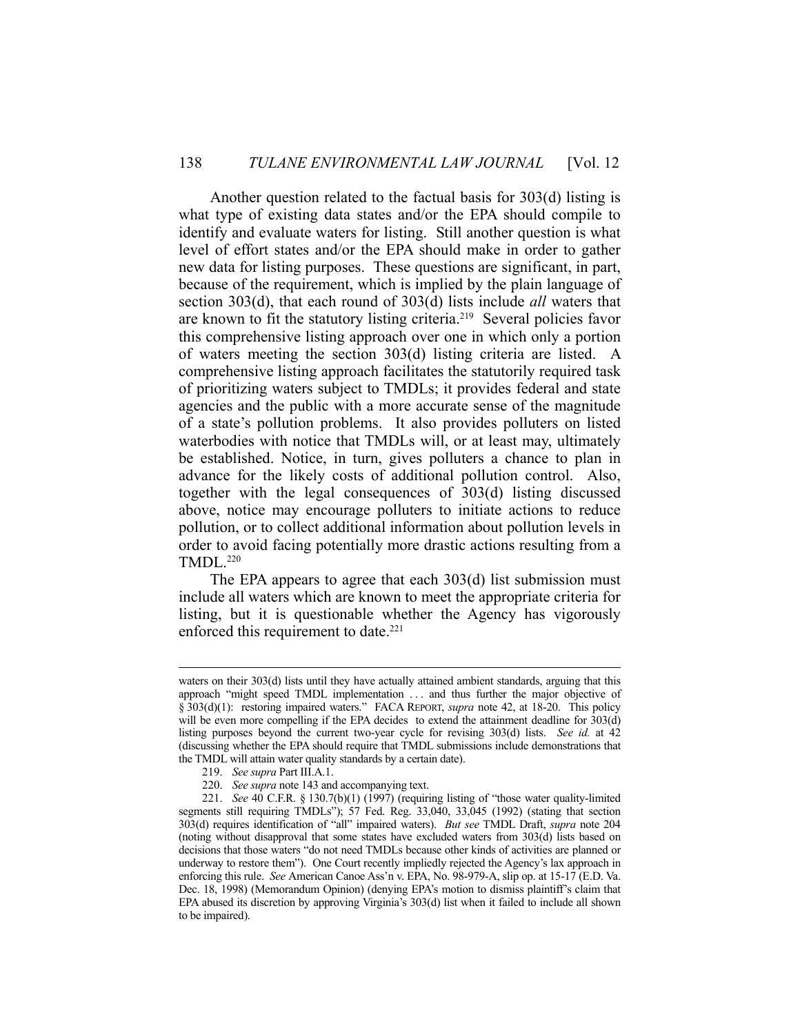Another question related to the factual basis for 303(d) listing is what type of existing data states and/or the EPA should compile to identify and evaluate waters for listing. Still another question is what level of effort states and/or the EPA should make in order to gather new data for listing purposes. These questions are significant, in part, because of the requirement, which is implied by the plain language of section 303(d), that each round of 303(d) lists include *all* waters that are known to fit the statutory listing criteria.[219] Several policies favor this comprehensive listing approach over one in which only a portion of waters meeting the section 303(d) listing criteria are listed. A comprehensive listing approach facilitates the statutorily required task of prioritizing waters subject to TMDLs; it provides federal and state agencies and the public with a more accurate sense of the magnitude of a state's pollution problems. It also provides polluters on listed waterbodies with notice that TMDLs will, or at least may, ultimately be established. Notice, in turn, gives polluters a chance to plan in advance for the likely costs of additional pollution control. Also, together with the legal consequences of 303(d) listing discussed above, notice may encourage polluters to initiate actions to reduce pollution, or to collect additional information about pollution levels in order to avoid facing potentially more drastic actions resulting from a TMDL.[220]

The EPA appears to agree that each 303(d) list submission must include all waters which are known to meet the appropriate criteria for listing, but it is questionable whether the Agency has vigorously enforced this requirement to date.[221]

---

waters on their 303(d) lists until they have actually attained ambient standards, arguing that this approach "might speed TMDL implementation . . . and thus further the major objective of § 303(d)(1): restoring impaired waters." FACA REPORT, *supra* note 42, at 18-20. This policy will be even more compelling if the EPA decides to extend the attainment deadline for 303(d) listing purposes beyond the current two-year cycle for revising 303(d) lists. *See id.* at 42 (discussing whether the EPA should require that TMDL submissions include demonstrations that the TMDL will attain water quality standards by a certain date).

219. *See supra* Part III.A.1.

220. *See supra* note 143 and accompanying text.

221. *See* 40 C.F.R. § 130.7(b)(1) (1997) (requiring listing of "those water quality-limited segments still requiring TMDLs"); 57 Fed. Reg. 33,040, 33,045 (1992) (stating that section 303(d) requires identification of "all" impaired waters). *But see* TMDL Draft, *supra* note 204 (noting without disapproval that some states have excluded waters from 303(d) lists based on decisions that those waters "do not need TMDLs because other kinds of activities are planned or underway to restore them"). One Court recently impliedly rejected the Agency's lax approach in enforcing this rule. *See* American Canoe Ass'n v. EPA, No. 98-979-A, slip op. at 15-17 (E.D. Va. Dec. 18, 1998) (Memorandum Opinion) (denying EPA's motion to dismiss plaintiff's claim that EPA abused its discretion by approving Virginia's 303(d) list when it failed to include all shown to be impaired).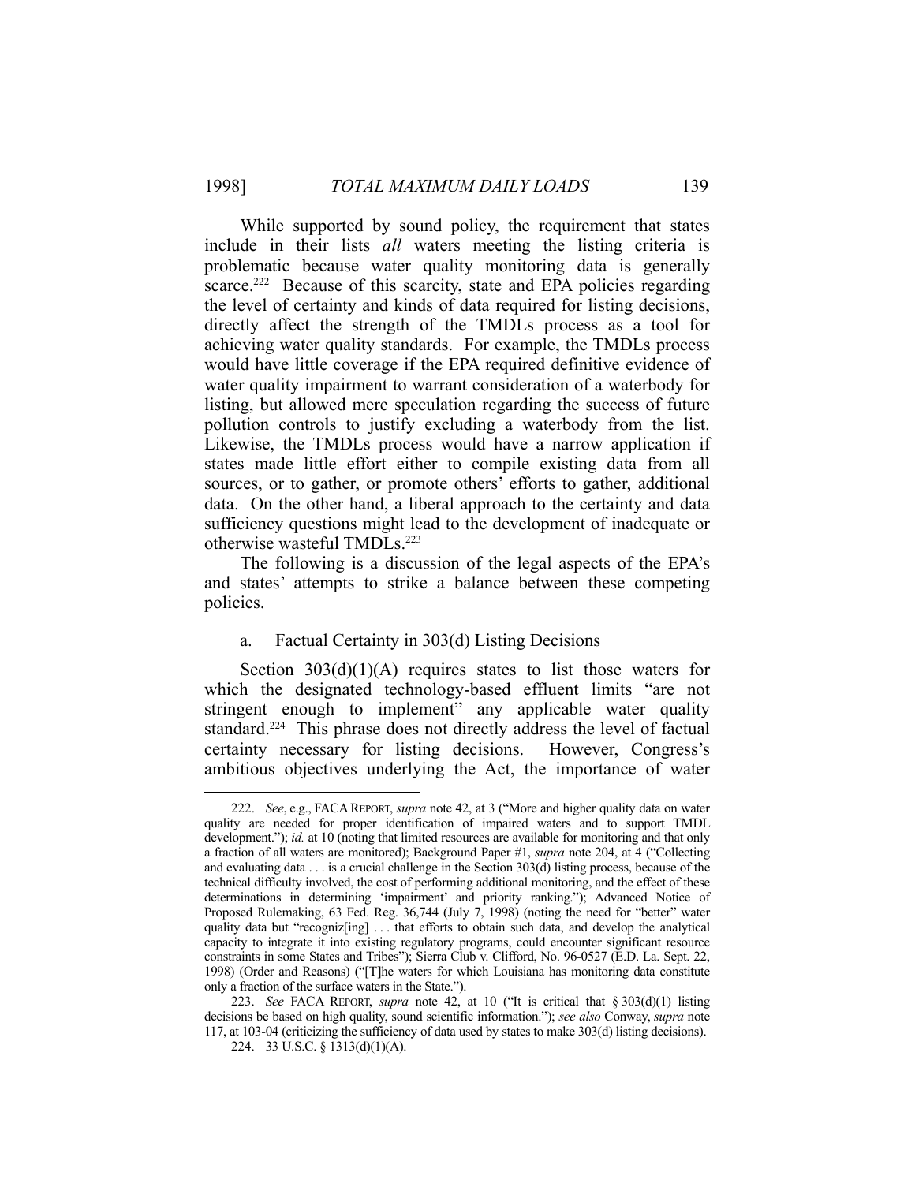While supported by sound policy, the requirement that states include in their lists *all* waters meeting the listing criteria is problematic because water quality monitoring data is generally scarce.[222] Because of this scarcity, state and EPA policies regarding the level of certainty and kinds of data required for listing decisions, directly affect the strength of the TMDLs process as a tool for achieving water quality standards. For example, the TMDLs process would have little coverage if the EPA required definitive evidence of water quality impairment to warrant consideration of a waterbody for listing, but allowed mere speculation regarding the success of future pollution controls to justify excluding a waterbody from the list. Likewise, the TMDLs process would have a narrow application if states made little effort either to compile existing data from all sources, or to gather, or promote others' efforts to gather, additional data. On the other hand, a liberal approach to the certainty and data sufficiency questions might lead to the development of inadequate or otherwise wasteful TMDLs.[223]

The following is a discussion of the legal aspects of the EPA's and states' attempts to strike a balance between these competing policies.

a. Factual Certainty in 303(d) Listing Decisions

Section 303(d)(1)(A) requires states to list those waters for which the designated technology-based effluent limits "are not stringent enough to implement" any applicable water quality standard.[224] This phrase does not directly address the level of factual certainty necessary for listing decisions. However, Congress's ambitious objectives underlying the Act, the importance of water

---

222. *See*, e.g., FACA REPORT, *supra* note 42, at 3 ("More and higher quality data on water quality are needed for proper identification of impaired waters and to support TMDL development."); *id.* at 10 (noting that limited resources are available for monitoring and that only a fraction of all waters are monitored); Background Paper #1, *supra* note 204, at 4 ("Collecting and evaluating data . . . is a crucial challenge in the Section 303(d) listing process, because of the technical difficulty involved, the cost of performing additional monitoring, and the effect of these determinations in determining 'impairment' and priority ranking."); Advanced Notice of Proposed Rulemaking, 63 Fed. Reg. 36,744 (July 7, 1998) (noting the need for "better" water quality data but "recogniz[ing] . . . that efforts to obtain such data, and develop the analytical capacity to integrate it into existing regulatory programs, could encounter significant resource constraints in some States and Tribes"); Sierra Club v. Clifford, No. 96-0527 (E.D. La. Sept. 22, 1998) (Order and Reasons) ("[T]he waters for which Louisiana has monitoring data constitute only a fraction of the surface waters in the State.").

223. *See* FACA REPORT, *supra* note 42, at 10 ("It is critical that § 303(d)(1) listing decisions be based on high quality, sound scientific information."); *see also* Conway, *supra* note 117, at 103-04 (criticizing the sufficiency of data used by states to make 303(d) listing decisions).

224. 33 U.S.C. § 1313(d)(1)(A).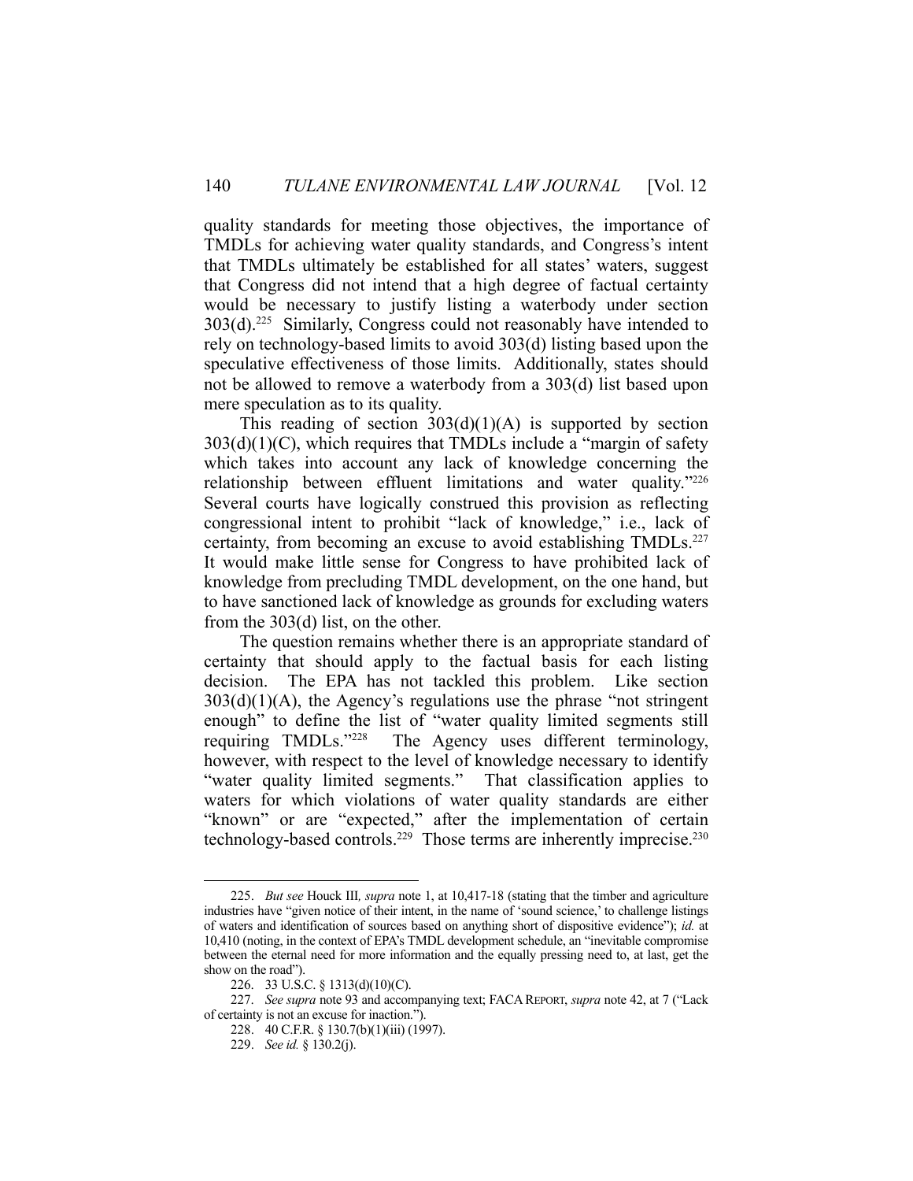quality standards for meeting those objectives, the importance of TMDLs for achieving water quality standards, and Congress's intent that TMDLs ultimately be established for all states' waters, suggest that Congress did not intend that a high degree of factual certainty would be necessary to justify listing a waterbody under section 303(d).[225] Similarly, Congress could not reasonably have intended to rely on technology-based limits to avoid 303(d) listing based upon the speculative effectiveness of those limits. Additionally, states should not be allowed to remove a waterbody from a 303(d) list based upon mere speculation as to its quality.

This reading of section 303(d)(1)(A) is supported by section 303(d)(1)(C), which requires that TMDLs include a "margin of safety which takes into account any lack of knowledge concerning the relationship between effluent limitations and water quality."[226] Several courts have logically construed this provision as reflecting congressional intent to prohibit "lack of knowledge," i.e., lack of certainty, from becoming an excuse to avoid establishing TMDLs.[227] It would make little sense for Congress to have prohibited lack of knowledge from precluding TMDL development, on the one hand, but to have sanctioned lack of knowledge as grounds for excluding waters from the 303(d) list, on the other.

The question remains whether there is an appropriate standard of certainty that should apply to the factual basis for each listing decision. The EPA has not tackled this problem. Like section 303(d)(1)(A), the Agency's regulations use the phrase "not stringent enough" to define the list of "water quality limited segments still requiring TMDLs."[228] The Agency uses different terminology, however, with respect to the level of knowledge necessary to identify "water quality limited segments." That classification applies to waters for which violations of water quality standards are either "known" or are "expected," after the implementation of certain technology-based controls.[229] Those terms are inherently imprecise.[230]

---

225. *But see* Houck III*, supra* note 1, at 10,417-18 (stating that the timber and agriculture industries have "given notice of their intent, in the name of 'sound science,' to challenge listings of waters and identification of sources based on anything short of dispositive evidence"); *id.* at 10,410 (noting, in the context of EPA's TMDL development schedule, an "inevitable compromise between the eternal need for more information and the equally pressing need to, at last, get the show on the road").

226. 33 U.S.C. § 1313(d)(10)(C).

227. *See supra* note 93 and accompanying text; FACA REPORT, *supra* note 42, at 7 ("Lack of certainty is not an excuse for inaction.").

228. 40 C.F.R. § 130.7(b)(1)(iii) (1997).

229. *See id.* § 130.2(j).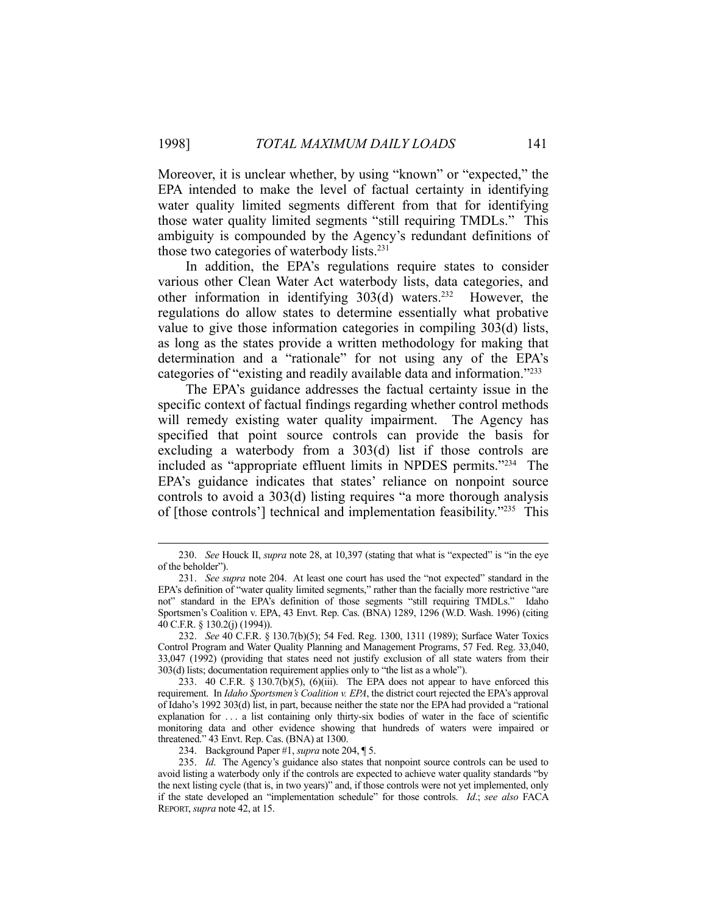Moreover, it is unclear whether, by using "known" or "expected," the EPA intended to make the level of factual certainty in identifying water quality limited segments different from that for identifying those water quality limited segments "still requiring TMDLs." This ambiguity is compounded by the Agency's redundant definitions of those two categories of waterbody lists.[231]

In addition, the EPA's regulations require states to consider various other Clean Water Act waterbody lists, data categories, and other information in identifying 303(d) waters.[232] However, the regulations do allow states to determine essentially what probative value to give those information categories in compiling 303(d) lists, as long as the states provide a written methodology for making that determination and a "rationale" for not using any of the EPA's categories of "existing and readily available data and information."[233]

The EPA's guidance addresses the factual certainty issue in the specific context of factual findings regarding whether control methods will remedy existing water quality impairment. The Agency has specified that point source controls can provide the basis for excluding a waterbody from a 303(d) list if those controls are included as "appropriate effluent limits in NPDES permits."[234] The EPA's guidance indicates that states' reliance on nonpoint source controls to avoid a 303(d) listing requires "a more thorough analysis of [those controls'] technical and implementation feasibility."[235] This

---

230. *See* Houck II, *supra* note 28, at 10,397 (stating that what is "expected" is "in the eye of the beholder").

231. *See supra* note 204. At least one court has used the "not expected" standard in the EPA's definition of "water quality limited segments," rather than the facially more restrictive "are not" standard in the EPA's definition of those segments "still requiring TMDLs." Idaho Sportsmen's Coalition v. EPA, 43 Envt. Rep. Cas. (BNA) 1289, 1296 (W.D. Wash. 1996) (citing 40 C.F.R. § 130.2(j) (1994)).

232. *See* 40 C.F.R. § 130.7(b)(5); 54 Fed. Reg. 1300, 1311 (1989); Surface Water Toxics Control Program and Water Quality Planning and Management Programs, 57 Fed. Reg. 33,040, 33,047 (1992) (providing that states need not justify exclusion of all state waters from their 303(d) lists; documentation requirement applies only to "the list as a whole").

233. 40 C.F.R. § 130.7(b)(5), (6)(iii). The EPA does not appear to have enforced this requirement. In *Idaho Sportsmen's Coalition v. EPA*, the district court rejected the EPA's approval of Idaho's 1992 303(d) list, in part, because neither the state nor the EPA had provided a "rational explanation for . . . a list containing only thirty-six bodies of water in the face of scientific monitoring data and other evidence showing that hundreds of waters were impaired or threatened." 43 Envt. Rep. Cas. (BNA) at 1300.

234. Background Paper #1, *supra* note 204, ¶ 5.

235. *Id*. The Agency's guidance also states that nonpoint source controls can be used to avoid listing a waterbody only if the controls are expected to achieve water quality standards "by the next listing cycle (that is, in two years)" and, if those controls were not yet implemented, only if the state developed an "implementation schedule" for those controls. *Id*.; *see also* FACA REPORT, *supra* note 42, at 15.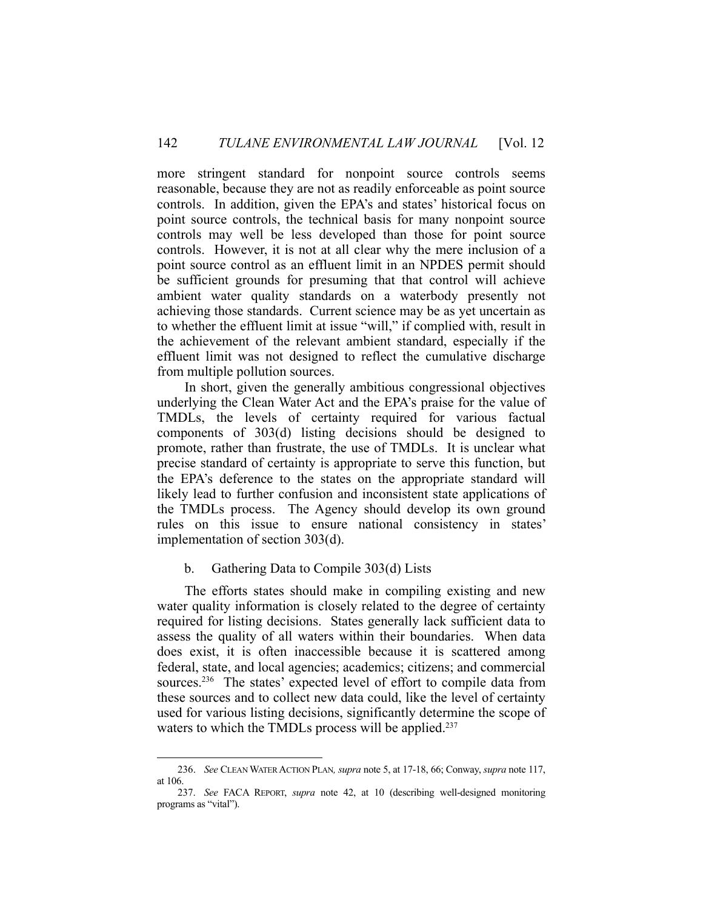more stringent standard for nonpoint source controls seems reasonable, because they are not as readily enforceable as point source controls. In addition, given the EPA's and states' historical focus on point source controls, the technical basis for many nonpoint source controls may well be less developed than those for point source controls. However, it is not at all clear why the mere inclusion of a point source control as an effluent limit in an NPDES permit should be sufficient grounds for presuming that that control will achieve ambient water quality standards on a waterbody presently not achieving those standards. Current science may be as yet uncertain as to whether the effluent limit at issue "will," if complied with, result in the achievement of the relevant ambient standard, especially if the effluent limit was not designed to reflect the cumulative discharge from multiple pollution sources.

In short, given the generally ambitious congressional objectives underlying the Clean Water Act and the EPA's praise for the value of TMDLs, the levels of certainty required for various factual components of 303(d) listing decisions should be designed to promote, rather than frustrate, the use of TMDLs. It is unclear what precise standard of certainty is appropriate to serve this function, but the EPA's deference to the states on the appropriate standard will likely lead to further confusion and inconsistent state applications of the TMDLs process. The Agency should develop its own ground rules on this issue to ensure national consistency in states' implementation of section 303(d).

b. Gathering Data to Compile 303(d) Lists

The efforts states should make in compiling existing and new water quality information is closely related to the degree of certainty required for listing decisions. States generally lack sufficient data to assess the quality of all waters within their boundaries. When data does exist, it is often inaccessible because it is scattered among federal, state, and local agencies; academics; citizens; and commercial sources.[236] The states' expected level of effort to compile data from these sources and to collect new data could, like the level of certainty used for various listing decisions, significantly determine the scope of waters to which the TMDLs process will be applied.[237]

---

236. *See* CLEAN WATER ACTION PLAN, *supra* note 5, at 17-18, 66; Conway, *supra* note 117, at 106.

237. *See* FACA REPORT, *supra* note 42, at 10 (describing well-designed monitoring programs as "vital").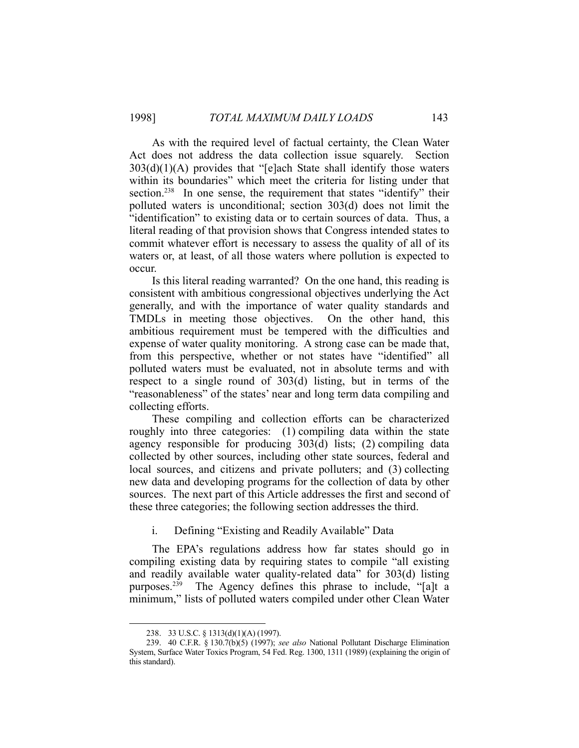As with the required level of factual certainty, the Clean Water Act does not address the data collection issue squarely. Section 303(d)(1)(A) provides that "[e]ach State shall identify those waters within its boundaries" which meet the criteria for listing under that section.[238] In one sense, the requirement that states "identify" their polluted waters is unconditional; section 303(d) does not limit the "identification" to existing data or to certain sources of data. Thus, a literal reading of that provision shows that Congress intended states to commit whatever effort is necessary to assess the quality of all of its waters or, at least, of all those waters where pollution is expected to occur.

Is this literal reading warranted? On the one hand, this reading is consistent with ambitious congressional objectives underlying the Act generally, and with the importance of water quality standards and TMDLs in meeting those objectives. On the other hand, this ambitious requirement must be tempered with the difficulties and expense of water quality monitoring. A strong case can be made that, from this perspective, whether or not states have "identified" all polluted waters must be evaluated, not in absolute terms and with respect to a single round of 303(d) listing, but in terms of the "reasonableness" of the states' near and long term data compiling and collecting efforts.

These compiling and collection efforts can be characterized roughly into three categories: (1) compiling data within the state agency responsible for producing 303(d) lists; (2) compiling data collected by other sources, including other state sources, federal and local sources, and citizens and private polluters; and (3) collecting new data and developing programs for the collection of data by other sources. The next part of this Article addresses the first and second of these three categories; the following section addresses the third.

i. Defining "Existing and Readily Available" Data

The EPA's regulations address how far states should go in compiling existing data by requiring states to compile "all existing and readily available water quality-related data" for 303(d) listing purposes.[239] The Agency defines this phrase to include, "[a]t a minimum," lists of polluted waters compiled under other Clean Water

---

238. 33 U.S.C. § 1313(d)(1)(A) (1997).

239. 40 C.F.R. § 130.7(b)(5) (1997); *see also* National Pollutant Discharge Elimination System, Surface Water Toxics Program, 54 Fed. Reg. 1300, 1311 (1989) (explaining the origin of this standard).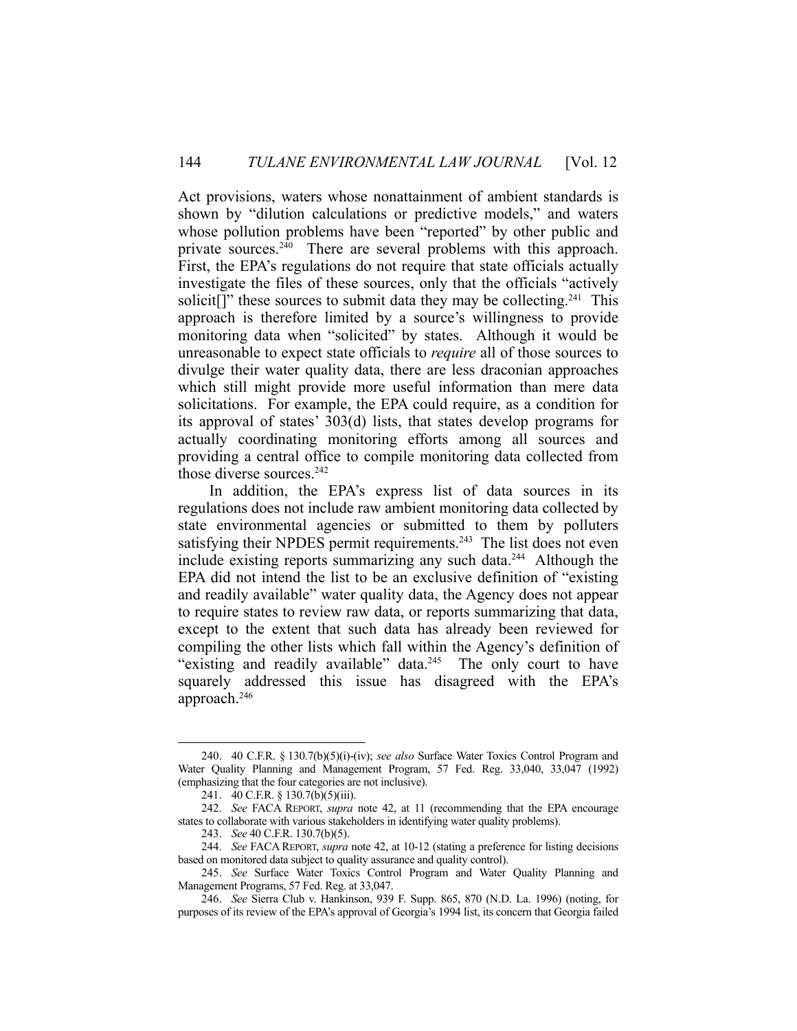Act provisions, waters whose nonattainment of ambient standards is shown by "dilution calculations or predictive models," and waters whose pollution problems have been "reported" by other public and private sources.[240] There are several problems with this approach. First, the EPA's regulations do not require that state officials actually investigate the files of these sources, only that the officials "actively solicit[]" these sources to submit data they may be collecting.[241] This approach is therefore limited by a source's willingness to provide monitoring data when "solicited" by states. Although it would be unreasonable to expect state officials to *require* all of those sources to divulge their water quality data, there are less draconian approaches which still might provide more useful information than mere data solicitations. For example, the EPA could require, as a condition for its approval of states' 303(d) lists, that states develop programs for actually coordinating monitoring efforts among all sources and providing a central office to compile monitoring data collected from those diverse sources.[242]

In addition, the EPA's express list of data sources in its regulations does not include raw ambient monitoring data collected by state environmental agencies or submitted to them by polluters satisfying their NPDES permit requirements.[243] The list does not even include existing reports summarizing any such data.[244] Although the EPA did not intend the list to be an exclusive definition of "existing and readily available" water quality data, the Agency does not appear to require states to review raw data, or reports summarizing that data, except to the extent that such data has already been reviewed for compiling the other lists which fall within the Agency's definition of "existing and readily available" data.[245] The only court to have squarely addressed this issue has disagreed with the EPA's approach.[246]

---

240. 40 C.F.R. § 130.7(b)(5)(i)-(iv); *see also* Surface Water Toxics Control Program and Water Quality Planning and Management Program, 57 Fed. Reg. 33,040, 33,047 (1992) (emphasizing that the four categories are not inclusive).

241. 40 C.F.R. § 130.7(b)(5)(iii).

242. *See* FACA REPORT, *supra* note 42, at 11 (recommending that the EPA encourage states to collaborate with various stakeholders in identifying water quality problems).

243. *See* 40 C.F.R. 130.7(b)(5).

244. *See* FACA REPORT, *supra* note 42, at 10-12 (stating a preference for listing decisions based on monitored data subject to quality assurance and quality control).

245. *See* Surface Water Toxics Control Program and Water Quality Planning and Management Programs, 57 Fed. Reg. at 33,047.

246. *See* Sierra Club v. Hankinson, 939 F. Supp. 865, 870 (N.D. La. 1996) (noting, for purposes of its review of the EPA's approval of Georgia's 1994 list, its concern that Georgia failed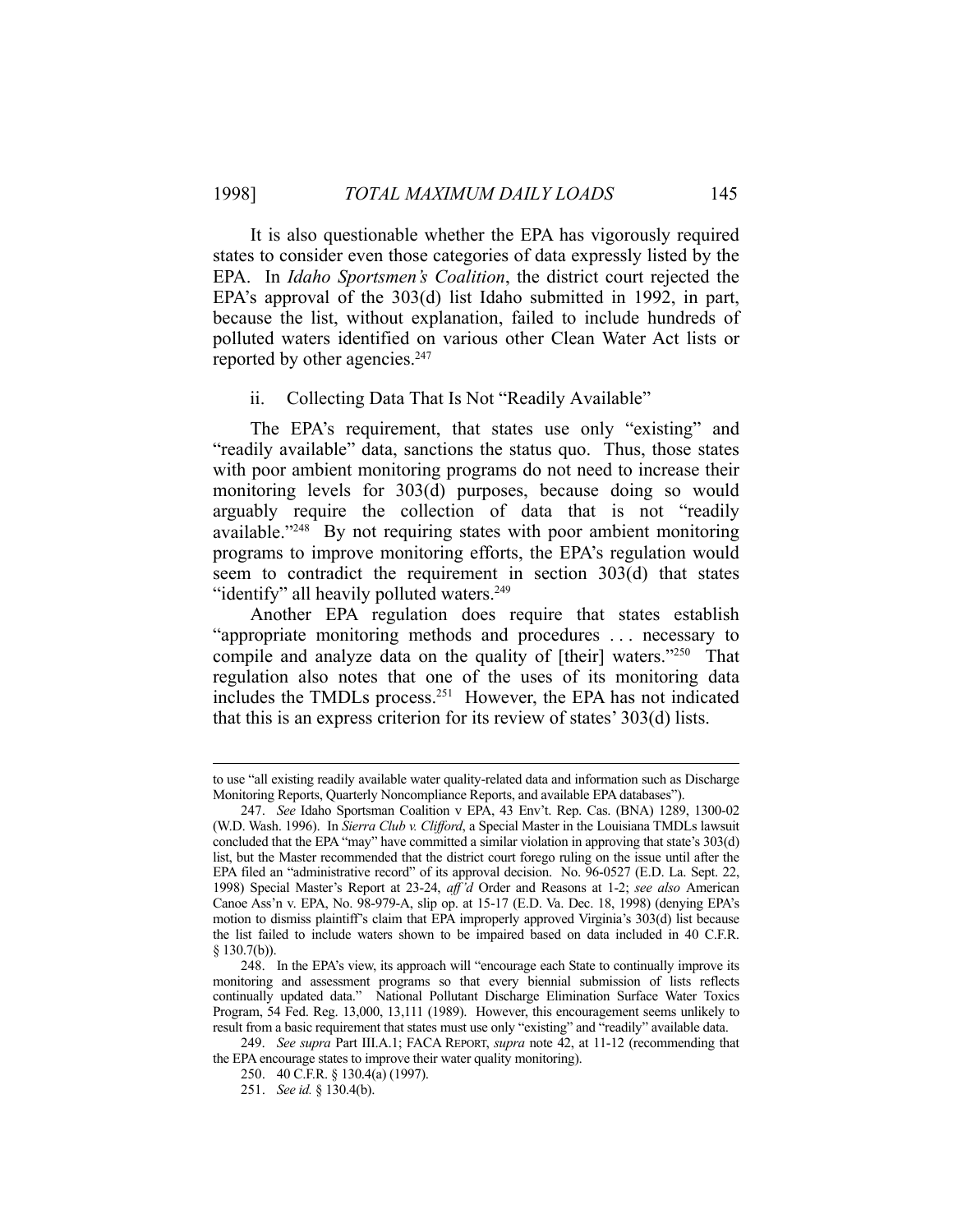It is also questionable whether the EPA has vigorously required states to consider even those categories of data expressly listed by the EPA. In *Idaho Sportsmen's Coalition*, the district court rejected the EPA's approval of the 303(d) list Idaho submitted in 1992, in part, because the list, without explanation, failed to include hundreds of polluted waters identified on various other Clean Water Act lists or reported by other agencies.[247]

ii. Collecting Data That Is Not "Readily Available"

The EPA's requirement, that states use only "existing" and "readily available" data, sanctions the status quo. Thus, those states with poor ambient monitoring programs do not need to increase their monitoring levels for 303(d) purposes, because doing so would arguably require the collection of data that is not "readily available."[248] By not requiring states with poor ambient monitoring programs to improve monitoring efforts, the EPA's regulation would seem to contradict the requirement in section 303(d) that states "identify" all heavily polluted waters.[249]

Another EPA regulation does require that states establish "appropriate monitoring methods and procedures . . . necessary to compile and analyze data on the quality of [their] waters."[250] That regulation also notes that one of the uses of its monitoring data includes the TMDLs process.[251] However, the EPA has not indicated that this is an express criterion for its review of states' 303(d) lists.

---

to use "all existing readily available water quality-related data and information such as Discharge Monitoring Reports, Quarterly Noncompliance Reports, and available EPA databases").

247. *See* Idaho Sportsman Coalition v EPA, 43 Env't. Rep. Cas. (BNA) 1289, 1300-02 (W.D. Wash. 1996). In *Sierra Club v. Clifford*, a Special Master in the Louisiana TMDLs lawsuit concluded that the EPA "may" have committed a similar violation in approving that state's 303(d) list, but the Master recommended that the district court forego ruling on the issue until after the EPA filed an "administrative record" of its approval decision. No. 96-0527 (E.D. La. Sept. 22, 1998) Special Master's Report at 23-24, *aff'd* Order and Reasons at 1-2; *see also* American Canoe Ass'n v. EPA, No. 98-979-A, slip op. at 15-17 (E.D. Va. Dec. 18, 1998) (denying EPA's motion to dismiss plaintiff's claim that EPA improperly approved Virginia's 303(d) list because the list failed to include waters shown to be impaired based on data included in 40 C.F.R. § 130.7(b)).

248. In the EPA's view, its approach will "encourage each State to continually improve its monitoring and assessment programs so that every biennial submission of lists reflects continually updated data." National Pollutant Discharge Elimination Surface Water Toxics Program, 54 Fed. Reg. 13,000, 13,111 (1989). However, this encouragement seems unlikely to result from a basic requirement that states must use only "existing" and "readily" available data.

249. *See supra* Part III.A.1; FACA REPORT, *supra* note 42, at 11-12 (recommending that the EPA encourage states to improve their water quality monitoring).

250. 40 C.F.R. § 130.4(a) (1997).

251. *See id.* § 130.4(b).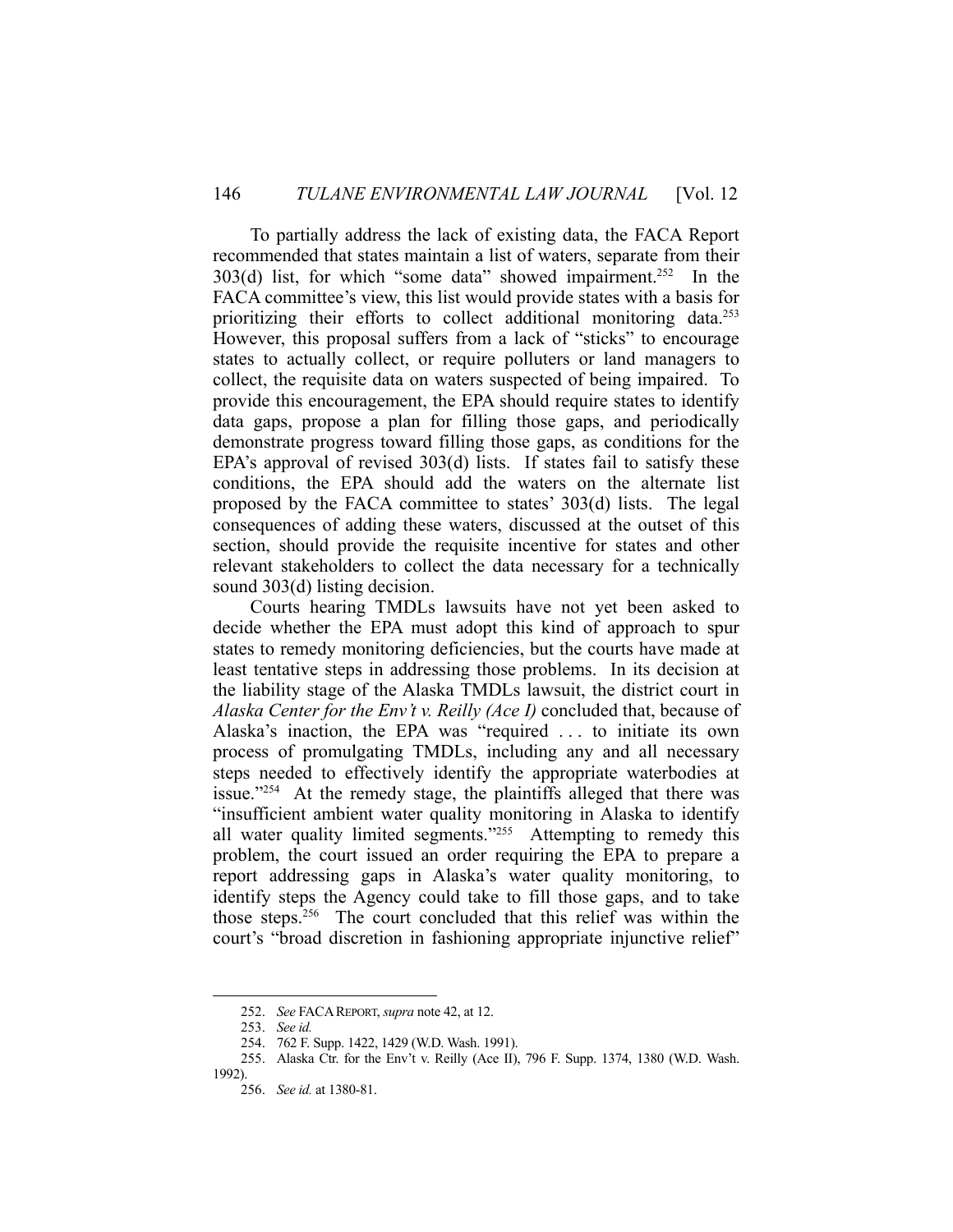To partially address the lack of existing data, the FACA Report recommended that states maintain a list of waters, separate from their 303(d) list, for which "some data" showed impairment.[252] In the FACA committee's view, this list would provide states with a basis for prioritizing their efforts to collect additional monitoring data.[253] However, this proposal suffers from a lack of "sticks" to encourage states to actually collect, or require polluters or land managers to collect, the requisite data on waters suspected of being impaired. To provide this encouragement, the EPA should require states to identify data gaps, propose a plan for filling those gaps, and periodically demonstrate progress toward filling those gaps, as conditions for the EPA's approval of revised 303(d) lists. If states fail to satisfy these conditions, the EPA should add the waters on the alternate list proposed by the FACA committee to states' 303(d) lists. The legal consequences of adding these waters, discussed at the outset of this section, should provide the requisite incentive for states and other relevant stakeholders to collect the data necessary for a technically sound 303(d) listing decision.

Courts hearing TMDLs lawsuits have not yet been asked to decide whether the EPA must adopt this kind of approach to spur states to remedy monitoring deficiencies, but the courts have made at least tentative steps in addressing those problems. In its decision at the liability stage of the Alaska TMDLs lawsuit, the district court in *Alaska Center for the Env't v. Reilly (Ace I)* concluded that, because of Alaska's inaction, the EPA was "required . . . to initiate its own process of promulgating TMDLs, including any and all necessary steps needed to effectively identify the appropriate waterbodies at issue."[254] At the remedy stage, the plaintiffs alleged that there was "insufficient ambient water quality monitoring in Alaska to identify all water quality limited segments."[255] Attempting to remedy this problem, the court issued an order requiring the EPA to prepare a report addressing gaps in Alaska's water quality monitoring, to identify steps the Agency could take to fill those gaps, and to take those steps.[256] The court concluded that this relief was within the court's "broad discretion in fashioning appropriate injunctive relief"

---

252. *See* FACA REPORT, *supra* note 42, at 12.

253. *See id.*

254. 762 F. Supp. 1422, 1429 (W.D. Wash. 1991).

255. Alaska Ctr. for the Env't v. Reilly (Ace II), 796 F. Supp. 1374, 1380 (W.D. Wash. 1992).

256. *See id.* at 1380-81.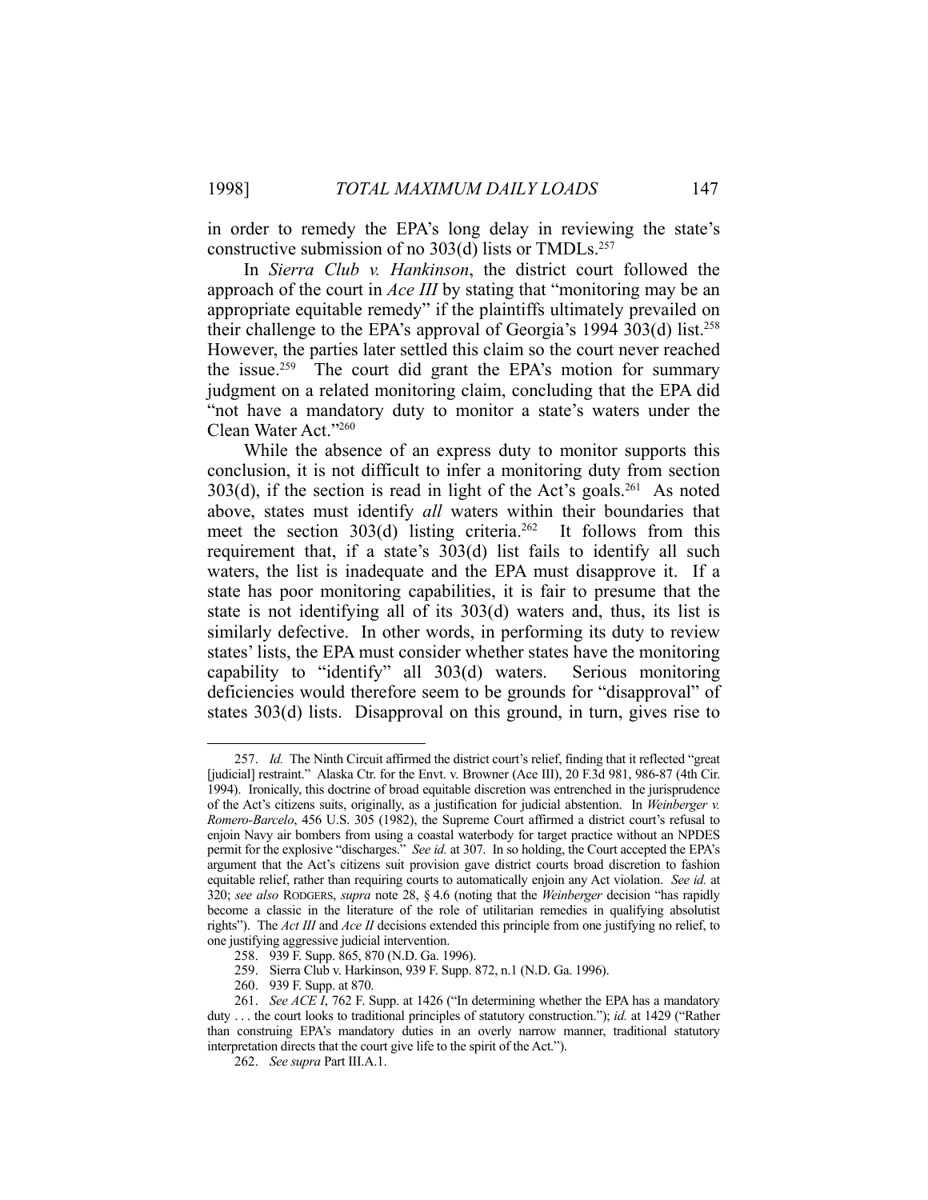in order to remedy the EPA's long delay in reviewing the state's constructive submission of no 303(d) lists or TMDLs.[257]

In *Sierra Club v. Hankinson*, the district court followed the approach of the court in *Ace III* by stating that "monitoring may be an appropriate equitable remedy" if the plaintiffs ultimately prevailed on their challenge to the EPA's approval of Georgia's 1994 303(d) list.[258] However, the parties later settled this claim so the court never reached the issue.[259] The court did grant the EPA's motion for summary judgment on a related monitoring claim, concluding that the EPA did "not have a mandatory duty to monitor a state's waters under the Clean Water Act."[260]

While the absence of an express duty to monitor supports this conclusion, it is not difficult to infer a monitoring duty from section 303(d), if the section is read in light of the Act's goals.[261] As noted above, states must identify *all* waters within their boundaries that meet the section 303(d) listing criteria.[262] It follows from this requirement that, if a state's 303(d) list fails to identify all such waters, the list is inadequate and the EPA must disapprove it. If a state has poor monitoring capabilities, it is fair to presume that the state is not identifying all of its 303(d) waters and, thus, its list is similarly defective. In other words, in performing its duty to review states' lists, the EPA must consider whether states have the monitoring capability to "identify" all 303(d) waters. Serious monitoring deficiencies would therefore seem to be grounds for "disapproval" of states 303(d) lists. Disapproval on this ground, in turn, gives rise to

---

257. *Id.* The Ninth Circuit affirmed the district court's relief, finding that it reflected "great [judicial] restraint." Alaska Ctr. for the Envt. v. Browner (Ace III), 20 F.3d 981, 986-87 (4th Cir. 1994). Ironically, this doctrine of broad equitable discretion was entrenched in the jurisprudence of the Act's citizens suits, originally, as a justification for judicial abstention. In *Weinberger v. Romero-Barcelo*, 456 U.S. 305 (1982), the Supreme Court affirmed a district court's refusal to enjoin Navy air bombers from using a coastal waterbody for target practice without an NPDES permit for the explosive "discharges." *See id.* at 307. In so holding, the Court accepted the EPA's argument that the Act's citizens suit provision gave district courts broad discretion to fashion equitable relief, rather than requiring courts to automatically enjoin any Act violation. *See id.* at 320; *see also* RODGERS, *supra* note 28, § 4.6 (noting that the *Weinberger* decision "has rapidly become a classic in the literature of the role of utilitarian remedies in qualifying absolutist rights"). The *Act III* and *Ace II* decisions extended this principle from one justifying no relief, to one justifying aggressive judicial intervention.

258. 939 F. Supp. 865, 870 (N.D. Ga. 1996).

259. Sierra Club v. Harkinson, 939 F. Supp. 872, n.1 (N.D. Ga. 1996).

260. 939 F. Supp. at 870.

261. *See ACE I*, 762 F. Supp. at 1426 ("In determining whether the EPA has a mandatory duty . . . the court looks to traditional principles of statutory construction."); *id.* at 1429 ("Rather than construing EPA's mandatory duties in an overly narrow manner, traditional statutory interpretation directs that the court give life to the spirit of the Act.").

262. *See supra* Part III.A.1.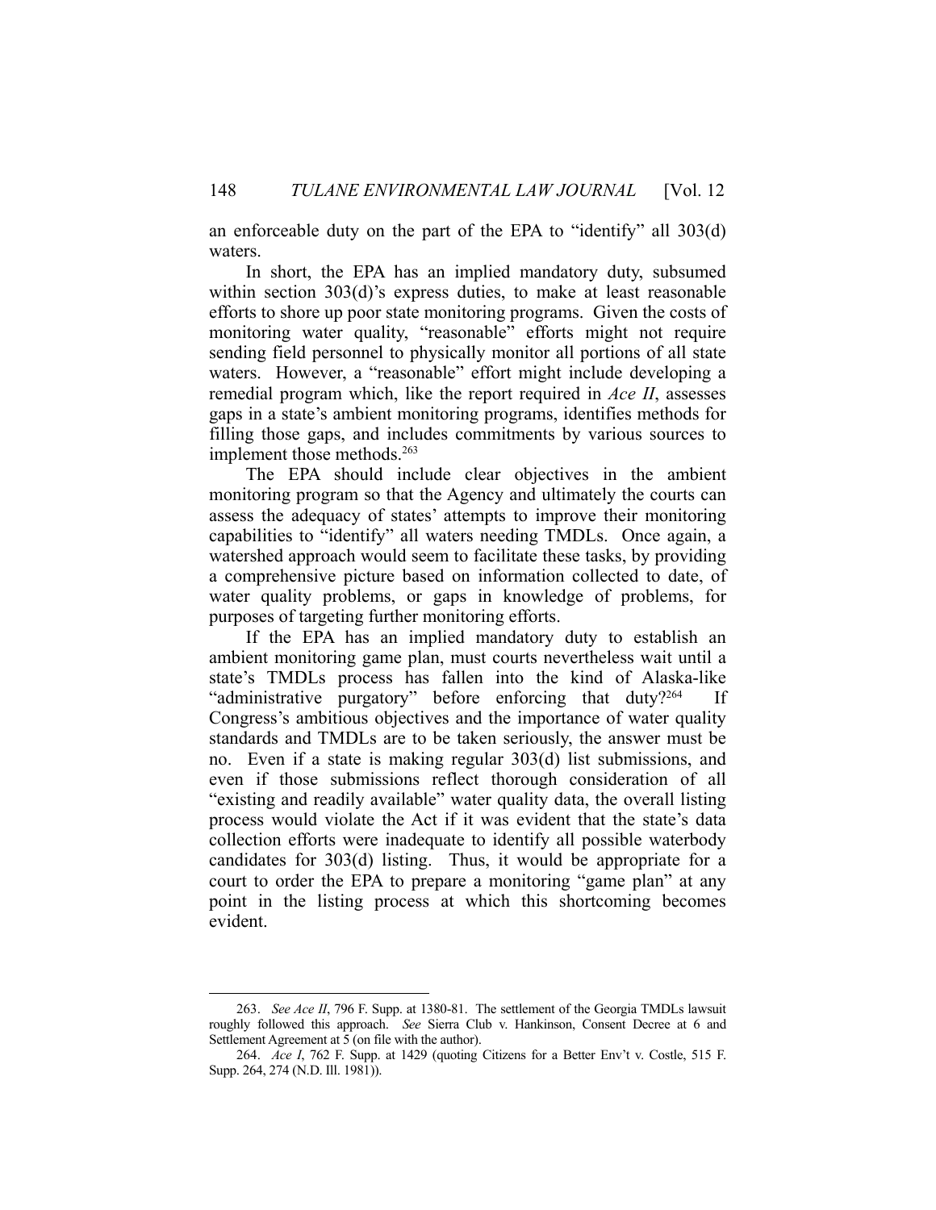an enforceable duty on the part of the EPA to "identify" all 303(d) waters.

In short, the EPA has an implied mandatory duty, subsumed within section 303(d)'s express duties, to make at least reasonable efforts to shore up poor state monitoring programs. Given the costs of monitoring water quality, "reasonable" efforts might not require sending field personnel to physically monitor all portions of all state waters. However, a "reasonable" effort might include developing a remedial program which, like the report required in *Ace II*, assesses gaps in a state's ambient monitoring programs, identifies methods for filling those gaps, and includes commitments by various sources to implement those methods.[263]

The EPA should include clear objectives in the ambient monitoring program so that the Agency and ultimately the courts can assess the adequacy of states' attempts to improve their monitoring capabilities to "identify" all waters needing TMDLs. Once again, a watershed approach would seem to facilitate these tasks, by providing a comprehensive picture based on information collected to date, of water quality problems, or gaps in knowledge of problems, for purposes of targeting further monitoring efforts.

If the EPA has an implied mandatory duty to establish an ambient monitoring game plan, must courts nevertheless wait until a state's TMDLs process has fallen into the kind of Alaska-like "administrative purgatory" before enforcing that duty?[264] If Congress's ambitious objectives and the importance of water quality standards and TMDLs are to be taken seriously, the answer must be no. Even if a state is making regular 303(d) list submissions, and even if those submissions reflect thorough consideration of all "existing and readily available" water quality data, the overall listing process would violate the Act if it was evident that the state's data collection efforts were inadequate to identify all possible waterbody candidates for 303(d) listing. Thus, it would be appropriate for a court to order the EPA to prepare a monitoring "game plan" at any point in the listing process at which this shortcoming becomes evident.

---

263. *See Ace II*, 796 F. Supp. at 1380-81. The settlement of the Georgia TMDLs lawsuit roughly followed this approach. *See* Sierra Club v. Hankinson, Consent Decree at 6 and Settlement Agreement at 5 (on file with the author).

264. *Ace I*, 762 F. Supp. at 1429 (quoting Citizens for a Better Env't v. Costle, 515 F. Supp. 264, 274 (N.D. Ill. 1981)).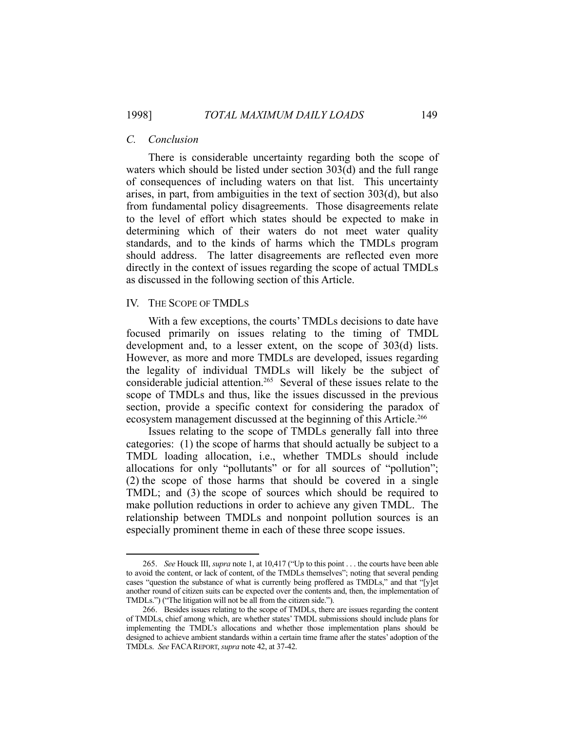### *C. Conclusion*

There is considerable uncertainty regarding both the scope of waters which should be listed under section 303(d) and the full range of consequences of including waters on that list. This uncertainty arises, in part, from ambiguities in the text of section 303(d), but also from fundamental policy disagreements. Those disagreements relate to the level of effort which states should be expected to make in determining which of their waters do not meet water quality standards, and to the kinds of harms which the TMDLs program should address. The latter disagreements are reflected even more directly in the context of issues regarding the scope of actual TMDLs as discussed in the following section of this Article.

## IV. THE SCOPE OF TMDLS

With a few exceptions, the courts' TMDLs decisions to date have focused primarily on issues relating to the timing of TMDL development and, to a lesser extent, on the scope of 303(d) lists. However, as more and more TMDLs are developed, issues regarding the legality of individual TMDLs will likely be the subject of considerable judicial attention.[265] Several of these issues relate to the scope of TMDLs and thus, like the issues discussed in the previous section, provide a specific context for considering the paradox of ecosystem management discussed at the beginning of this Article.[266]

Issues relating to the scope of TMDLs generally fall into three categories: (1) the scope of harms that should actually be subject to a TMDL loading allocation, i.e., whether TMDLs should include allocations for only "pollutants" or for all sources of "pollution"; (2) the scope of those harms that should be covered in a single TMDL; and (3) the scope of sources which should be required to make pollution reductions in order to achieve any given TMDL. The relationship between TMDLs and nonpoint pollution sources is an especially prominent theme in each of these three scope issues.

---

265. *See* Houck III, *supra* note 1, at 10,417 ("Up to this point . . . the courts have been able to avoid the content, or lack of content, of the TMDLs themselves"; noting that several pending cases "question the substance of what is currently being proffered as TMDLs," and that "[y]et another round of citizen suits can be expected over the contents and, then, the implementation of TMDLs.") ("The litigation will not be all from the citizen side.").

266. Besides issues relating to the scope of TMDLs, there are issues regarding the content of TMDLs, chief among which, are whether states' TMDL submissions should include plans for implementing the TMDL's allocations and whether those implementation plans should be designed to achieve ambient standards within a certain time frame after the states' adoption of the TMDLs. *See* FACA REPORT, *supra* note 42, at 37-42.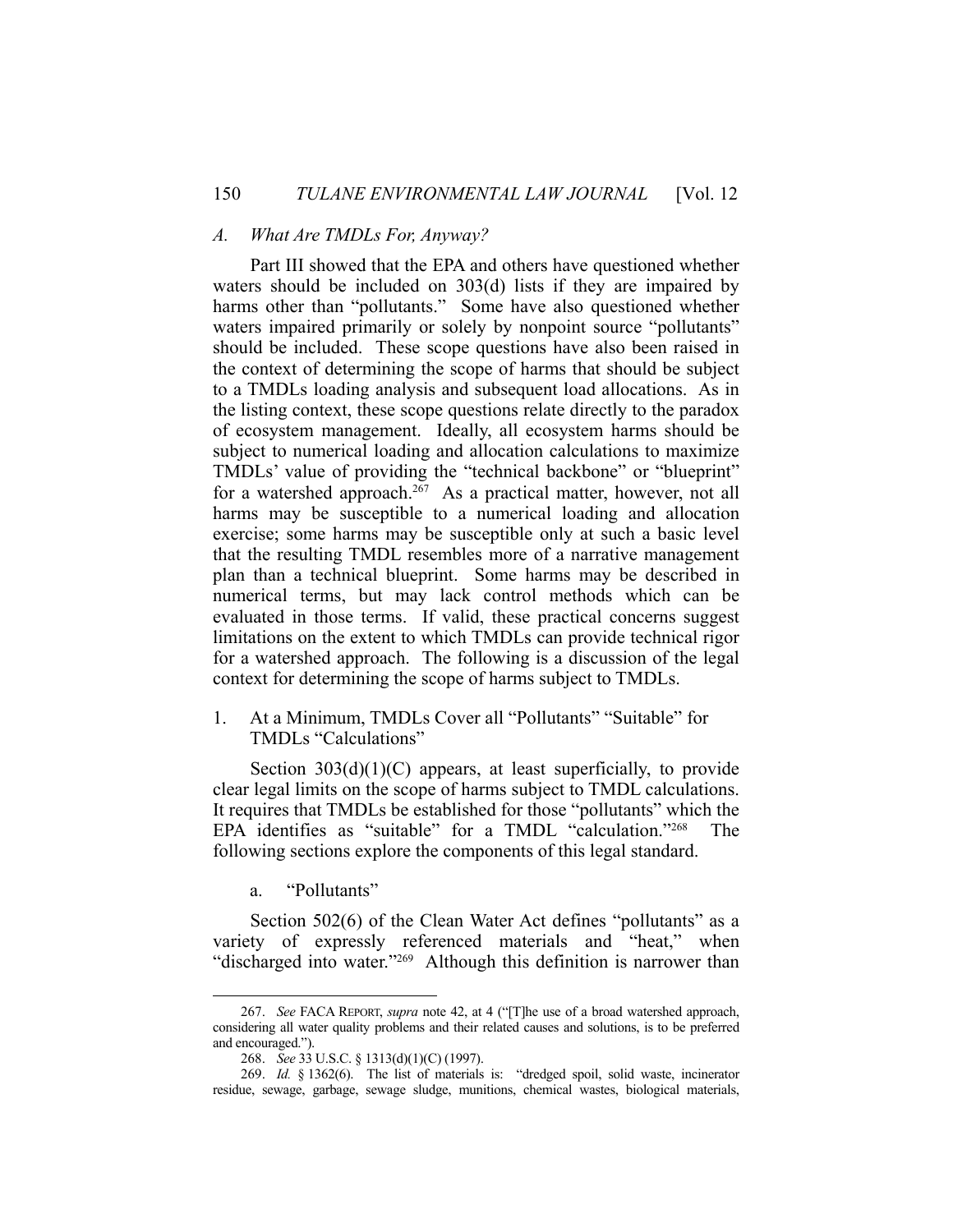### *A. What Are TMDLs For, Anyway?*

Part III showed that the EPA and others have questioned whether waters should be included on 303(d) lists if they are impaired by harms other than "pollutants." Some have also questioned whether waters impaired primarily or solely by nonpoint source "pollutants" should be included. These scope questions have also been raised in the context of determining the scope of harms that should be subject to a TMDLs loading analysis and subsequent load allocations. As in the listing context, these scope questions relate directly to the paradox of ecosystem management. Ideally, all ecosystem harms should be subject to numerical loading and allocation calculations to maximize TMDLs' value of providing the "technical backbone" or "blueprint" for a watershed approach.[267] As a practical matter, however, not all harms may be susceptible to a numerical loading and allocation exercise; some harms may be susceptible only at such a basic level that the resulting TMDL resembles more of a narrative management plan than a technical blueprint. Some harms may be described in numerical terms, but may lack control methods which can be evaluated in those terms. If valid, these practical concerns suggest limitations on the extent to which TMDLs can provide technical rigor for a watershed approach. The following is a discussion of the legal context for determining the scope of harms subject to TMDLs.

#### 1. At a Minimum, TMDLs Cover all "Pollutants" "Suitable" for TMDLs "Calculations"

Section 303(d)(1)(C) appears, at least superficially, to provide clear legal limits on the scope of harms subject to TMDL calculations. It requires that TMDLs be established for those "pollutants" which the EPA identifies as "suitable" for a TMDL "calculation."[268] The following sections explore the components of this legal standard.

##### a. "Pollutants"

Section 502(6) of the Clean Water Act defines "pollutants" as a variety of expressly referenced materials and "heat," when "discharged into water."[269] Although this definition is narrower than

---

267. *See* FACA REPORT, *supra* note 42, at 4 ("[T]he use of a broad watershed approach, considering all water quality problems and their related causes and solutions, is to be preferred and encouraged.").

268. *See* 33 U.S.C. § 1313(d)(1)(C) (1997).

269. *Id.* § 1362(6). The list of materials is: "dredged spoil, solid waste, incinerator residue, sewage, garbage, sewage sludge, munitions, chemical wastes, biological materials,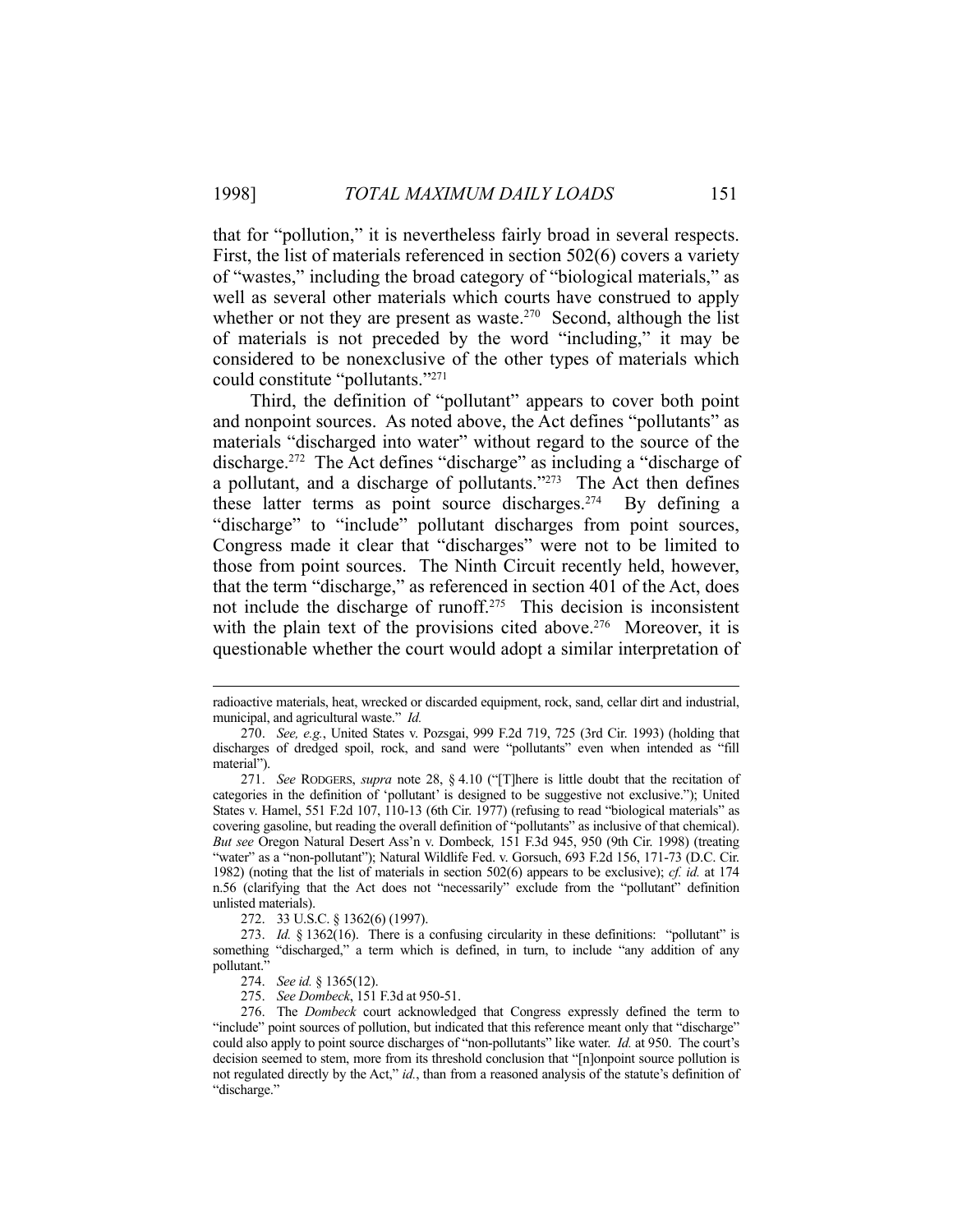that for "pollution," it is nevertheless fairly broad in several respects. First, the list of materials referenced in section 502(6) covers a variety of "wastes," including the broad category of "biological materials," as well as several other materials which courts have construed to apply whether or not they are present as waste.[270] Second, although the list of materials is not preceded by the word "including," it may be considered to be nonexclusive of the other types of materials which could constitute "pollutants."[271]

Third, the definition of "pollutant" appears to cover both point and nonpoint sources. As noted above, the Act defines "pollutants" as materials "discharged into water" without regard to the source of the discharge.[272] The Act defines "discharge" as including a "discharge of a pollutant, and a discharge of pollutants."[273] The Act then defines these latter terms as point source discharges.[274] By defining a "discharge" to "include" pollutant discharges from point sources, Congress made it clear that "discharges" were not to be limited to those from point sources. The Ninth Circuit recently held, however, that the term "discharge," as referenced in section 401 of the Act, does not include the discharge of runoff.[275] This decision is inconsistent with the plain text of the provisions cited above.[276] Moreover, it is questionable whether the court would adopt a similar interpretation of

---

radioactive materials, heat, wrecked or discarded equipment, rock, sand, cellar dirt and industrial, municipal, and agricultural waste." *Id.*

270. *See, e.g.*, United States v. Pozsgai, 999 F.2d 719, 725 (3rd Cir. 1993) (holding that discharges of dredged spoil, rock, and sand were "pollutants" even when intended as "fill material").

271. *See* RODGERS, *supra* note 28, § 4.10 ("[T]here is little doubt that the recitation of categories in the definition of 'pollutant' is designed to be suggestive not exclusive."); United States v. Hamel, 551 F.2d 107, 110-13 (6th Cir. 1977) (refusing to read "biological materials" as covering gasoline, but reading the overall definition of "pollutants" as inclusive of that chemical). *But see* Oregon Natural Desert Ass'n v. Dombeck*,* 151 F.3d 945, 950 (9th Cir. 1998) (treating "water" as a "non-pollutant"); Natural Wildlife Fed. v. Gorsuch, 693 F.2d 156, 171-73 (D.C. Cir. 1982) (noting that the list of materials in section 502(6) appears to be exclusive); *cf. id.* at 174 n.56 (clarifying that the Act does not "necessarily" exclude from the "pollutant" definition unlisted materials).

272. 33 U.S.C. § 1362(6) (1997).

273. *Id.* § 1362(16). There is a confusing circularity in these definitions: "pollutant" is something "discharged," a term which is defined, in turn, to include "any addition of any pollutant."

274. *See id.* § 1365(12).

275. *See Dombeck*, 151 F.3d at 950-51.

276. The *Dombeck* court acknowledged that Congress expressly defined the term to "include" point sources of pollution, but indicated that this reference meant only that "discharge" could also apply to point source discharges of "non-pollutants" like water. *Id.* at 950. The court's decision seemed to stem, more from its threshold conclusion that "[n]onpoint source pollution is not regulated directly by the Act," *id.*, than from a reasoned analysis of the statute's definition of "discharge."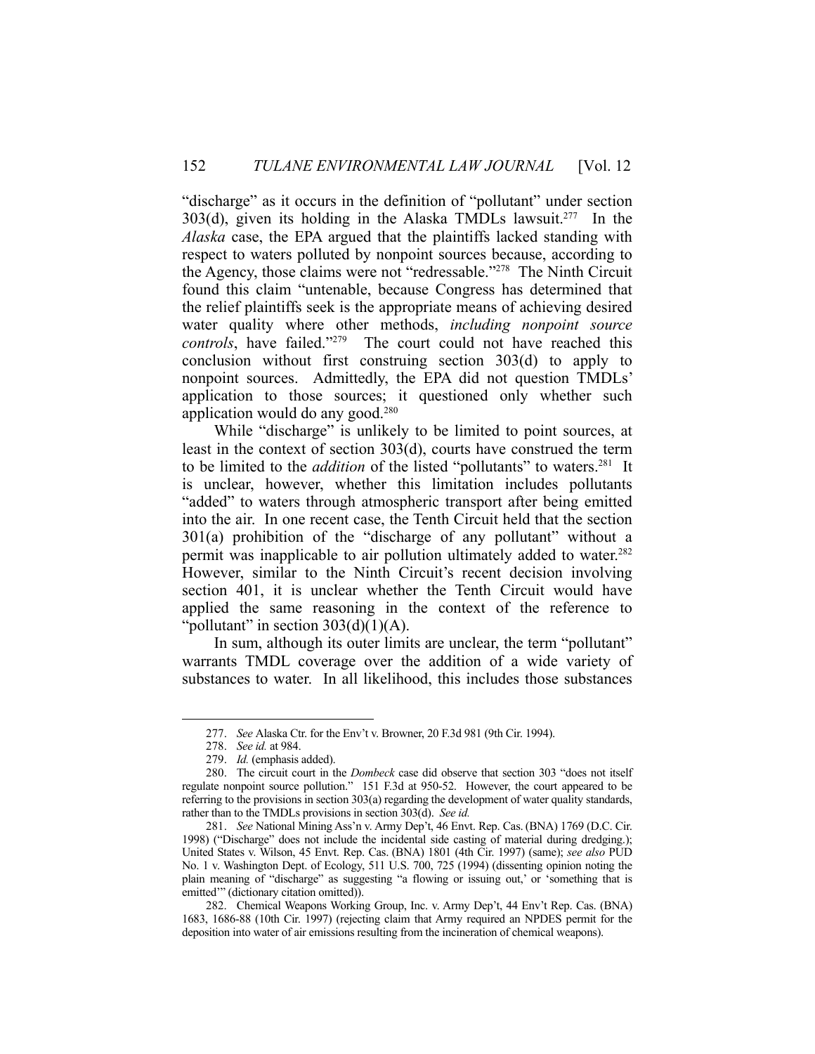"discharge" as it occurs in the definition of "pollutant" under section 303(d), given its holding in the Alaska TMDLs lawsuit.[277] In the *Alaska* case, the EPA argued that the plaintiffs lacked standing with respect to waters polluted by nonpoint sources because, according to the Agency, those claims were not "redressable."[278] The Ninth Circuit found this claim "untenable, because Congress has determined that the relief plaintiffs seek is the appropriate means of achieving desired water quality where other methods, *including nonpoint source controls*, have failed."[279] The court could not have reached this conclusion without first construing section 303(d) to apply to nonpoint sources. Admittedly, the EPA did not question TMDLs' application to those sources; it questioned only whether such application would do any good.[280]

While "discharge" is unlikely to be limited to point sources, at least in the context of section 303(d), courts have construed the term to be limited to the *addition* of the listed "pollutants" to waters.[281] It is unclear, however, whether this limitation includes pollutants "added" to waters through atmospheric transport after being emitted into the air. In one recent case, the Tenth Circuit held that the section 301(a) prohibition of the "discharge of any pollutant" without a permit was inapplicable to air pollution ultimately added to water.[282] However, similar to the Ninth Circuit's recent decision involving section 401, it is unclear whether the Tenth Circuit would have applied the same reasoning in the context of the reference to "pollutant" in section 303(d)(1)(A).

In sum, although its outer limits are unclear, the term "pollutant" warrants TMDL coverage over the addition of a wide variety of substances to water. In all likelihood, this includes those substances

---

277. *See* Alaska Ctr. for the Env't v. Browner, 20 F.3d 981 (9th Cir. 1994).

278. *See id.* at 984.

279. *Id.* (emphasis added).

280. The circuit court in the *Dombeck* case did observe that section 303 "does not itself regulate nonpoint source pollution." 151 F.3d at 950-52. However, the court appeared to be referring to the provisions in section 303(a) regarding the development of water quality standards, rather than to the TMDLs provisions in section 303(d). *See id.*

281. *See* National Mining Ass'n v. Army Dep't, 46 Envt. Rep. Cas. (BNA) 1769 (D.C. Cir. 1998) ("Discharge" does not include the incidental side casting of material during dredging.); United States v. Wilson, 45 Envt. Rep. Cas. (BNA) 1801 (4th Cir. 1997) (same); *see also* PUD No. 1 v. Washington Dept. of Ecology, 511 U.S. 700, 725 (1994) (dissenting opinion noting the plain meaning of "discharge" as suggesting "a flowing or issuing out,' or 'something that is emitted'" (dictionary citation omitted)).

282. Chemical Weapons Working Group, Inc. v. Army Dep't, 44 Env't Rep. Cas. (BNA) 1683, 1686-88 (10th Cir. 1997) (rejecting claim that Army required an NPDES permit for the deposition into water of air emissions resulting from the incineration of chemical weapons).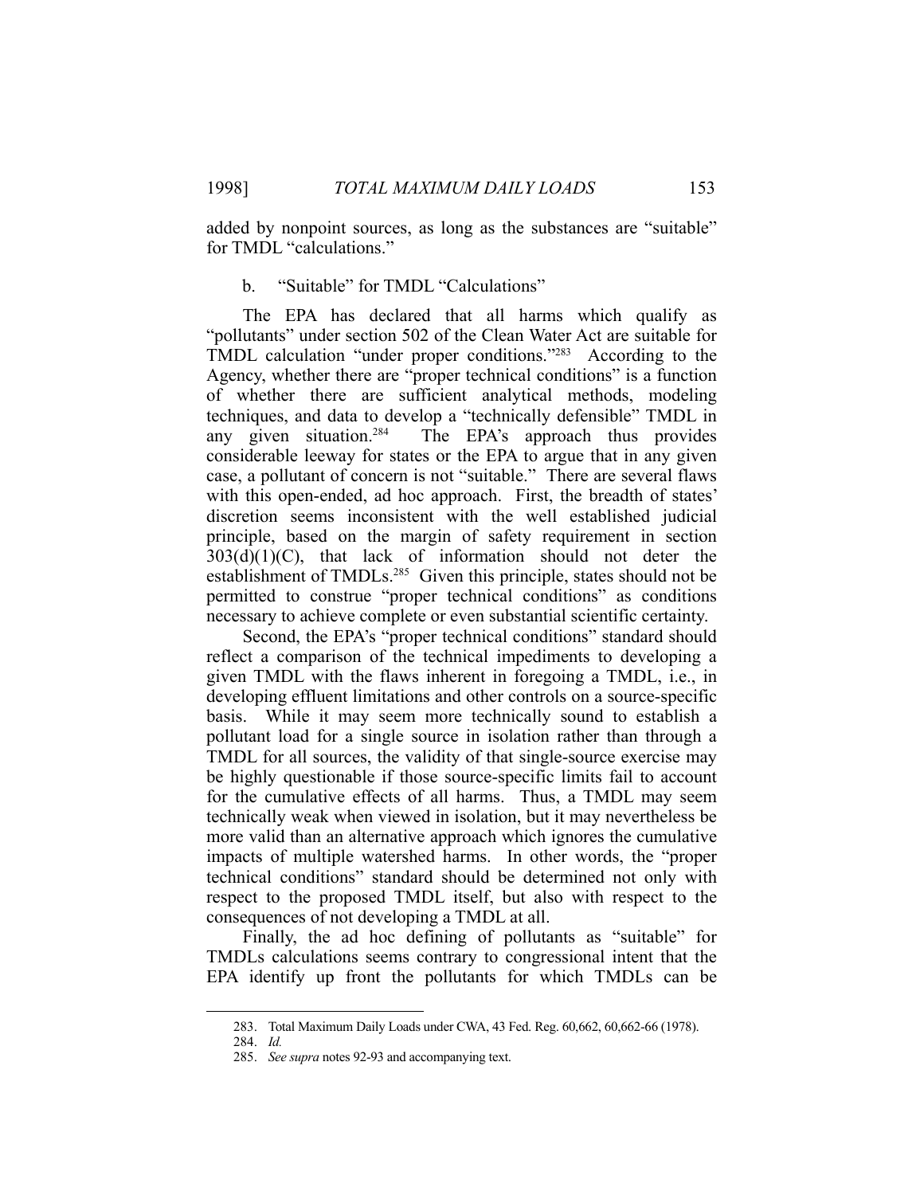added by nonpoint sources, as long as the substances are "suitable" for TMDL "calculations."

### b. "Suitable" for TMDL "Calculations"

The EPA has declared that all harms which qualify as "pollutants" under section 502 of the Clean Water Act are suitable for TMDL calculation "under proper conditions."[283] According to the Agency, whether there are "proper technical conditions" is a function of whether there are sufficient analytical methods, modeling techniques, and data to develop a "technically defensible" TMDL in any given situation.[284] The EPA's approach thus provides considerable leeway for states or the EPA to argue that in any given case, a pollutant of concern is not "suitable." There are several flaws with this open-ended, ad hoc approach. First, the breadth of states' discretion seems inconsistent with the well established judicial principle, based on the margin of safety requirement in section 303(d)(1)(C), that lack of information should not deter the establishment of TMDLs.[285] Given this principle, states should not be permitted to construe "proper technical conditions" as conditions necessary to achieve complete or even substantial scientific certainty.

Second, the EPA's "proper technical conditions" standard should reflect a comparison of the technical impediments to developing a given TMDL with the flaws inherent in foregoing a TMDL, i.e., in developing effluent limitations and other controls on a source-specific basis. While it may seem more technically sound to establish a pollutant load for a single source in isolation rather than through a TMDL for all sources, the validity of that single-source exercise may be highly questionable if those source-specific limits fail to account for the cumulative effects of all harms. Thus, a TMDL may seem technically weak when viewed in isolation, but it may nevertheless be more valid than an alternative approach which ignores the cumulative impacts of multiple watershed harms. In other words, the "proper technical conditions" standard should be determined not only with respect to the proposed TMDL itself, but also with respect to the consequences of not developing a TMDL at all.

Finally, the ad hoc defining of pollutants as "suitable" for TMDLs calculations seems contrary to congressional intent that the EPA identify up front the pollutants for which TMDLs can be

---

283. Total Maximum Daily Loads under CWA, 43 Fed. Reg. 60,662, 60,662-66 (1978).

284. *Id.*

285. *See supra* notes 92-93 and accompanying text.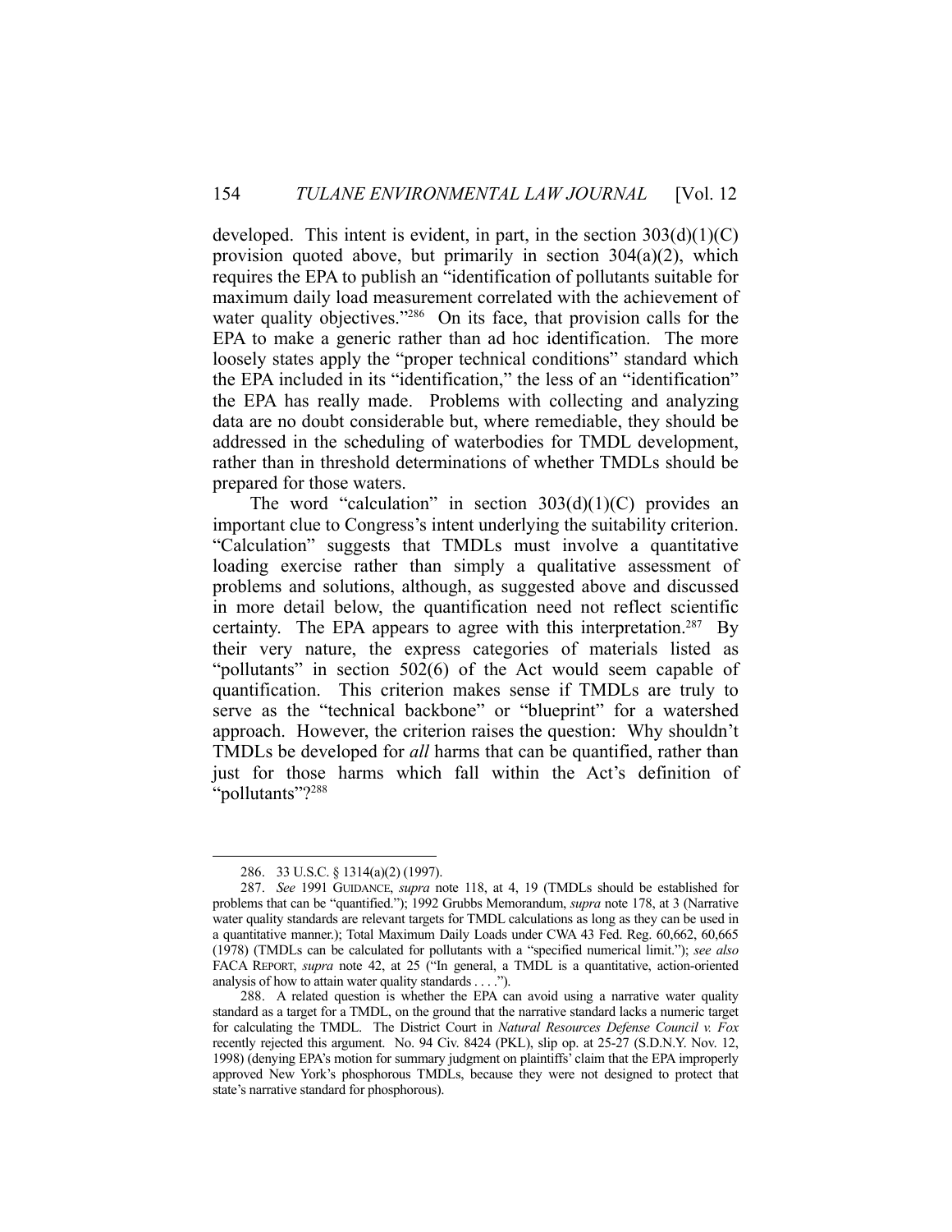developed. This intent is evident, in part, in the section 303(d)(1)(C) provision quoted above, but primarily in section 304(a)(2), which requires the EPA to publish an "identification of pollutants suitable for maximum daily load measurement correlated with the achievement of water quality objectives."[286] On its face, that provision calls for the EPA to make a generic rather than ad hoc identification. The more loosely states apply the "proper technical conditions" standard which the EPA included in its "identification," the less of an "identification" the EPA has really made. Problems with collecting and analyzing data are no doubt considerable but, where remediable, they should be addressed in the scheduling of waterbodies for TMDL development, rather than in threshold determinations of whether TMDLs should be prepared for those waters.

The word "calculation" in section 303(d)(1)(C) provides an important clue to Congress's intent underlying the suitability criterion. "Calculation" suggests that TMDLs must involve a quantitative loading exercise rather than simply a qualitative assessment of problems and solutions, although, as suggested above and discussed in more detail below, the quantification need not reflect scientific certainty. The EPA appears to agree with this interpretation.[287] By their very nature, the express categories of materials listed as "pollutants" in section 502(6) of the Act would seem capable of quantification. This criterion makes sense if TMDLs are truly to serve as the "technical backbone" or "blueprint" for a watershed approach. However, the criterion raises the question: Why shouldn't TMDLs be developed for *all* harms that can be quantified, rather than just for those harms which fall within the Act's definition of "pollutants"?[288]

---

286. 33 U.S.C. § 1314(a)(2) (1997).

287. *See* 1991 GUIDANCE, *supra* note 118, at 4, 19 (TMDLs should be established for problems that can be "quantified."); 1992 Grubbs Memorandum, *supra* note 178, at 3 (Narrative water quality standards are relevant targets for TMDL calculations as long as they can be used in a quantitative manner.); Total Maximum Daily Loads under CWA 43 Fed. Reg. 60,662, 60,665 (1978) (TMDLs can be calculated for pollutants with a "specified numerical limit."); *see also* FACA REPORT, *supra* note 42, at 25 ("In general, a TMDL is a quantitative, action-oriented analysis of how to attain water quality standards . . . .").

288. A related question is whether the EPA can avoid using a narrative water quality standard as a target for a TMDL, on the ground that the narrative standard lacks a numeric target for calculating the TMDL. The District Court in *Natural Resources Defense Council v. Fox* recently rejected this argument. No. 94 Civ. 8424 (PKL), slip op. at 25-27 (S.D.N.Y. Nov. 12, 1998) (denying EPA's motion for summary judgment on plaintiffs' claim that the EPA improperly approved New York's phosphorous TMDLs, because they were not designed to protect that state's narrative standard for phosphorous).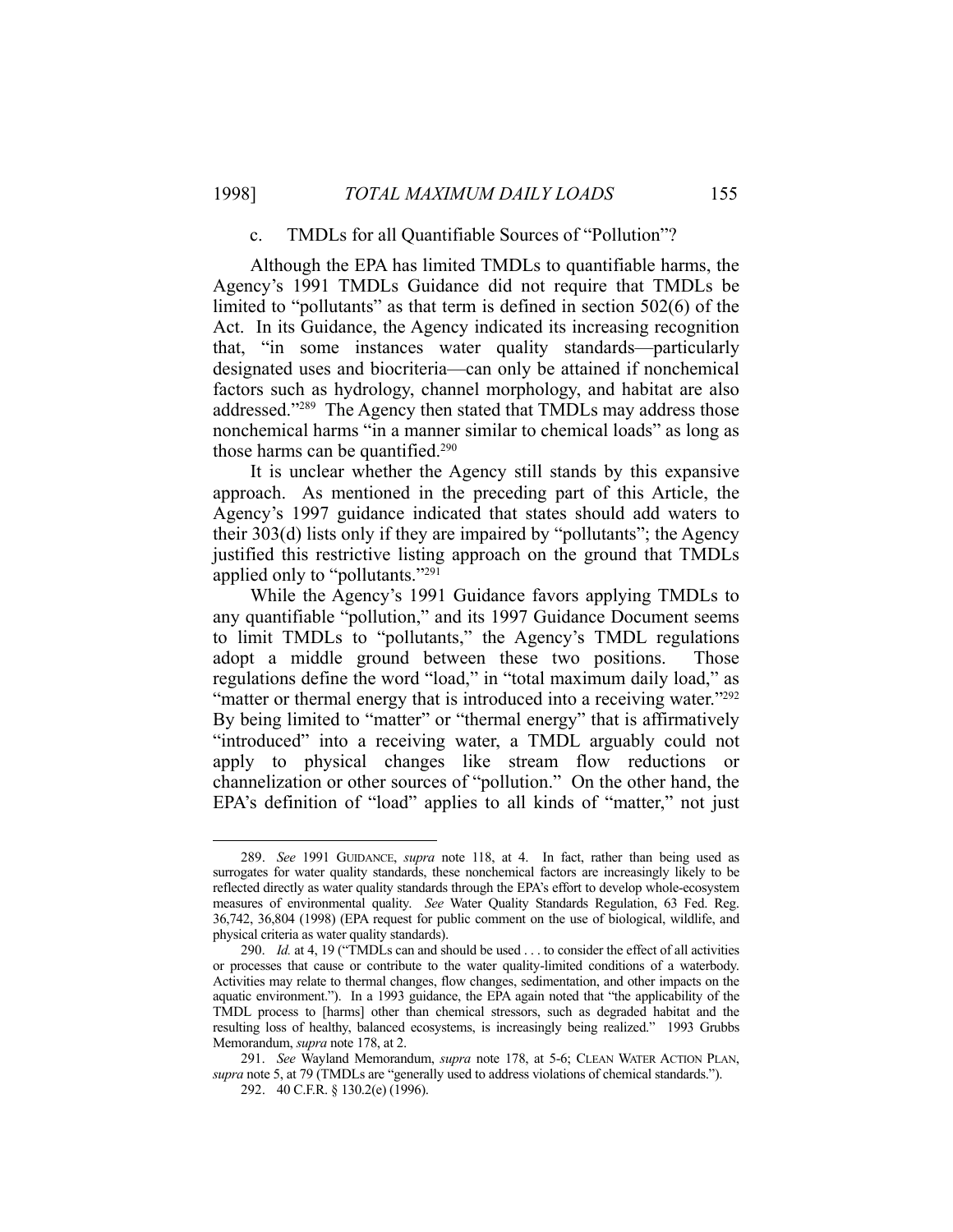### c. TMDLs for all Quantifiable Sources of "Pollution"?

Although the EPA has limited TMDLs to quantifiable harms, the Agency's 1991 TMDLs Guidance did not require that TMDLs be limited to "pollutants" as that term is defined in section 502(6) of the Act. In its Guidance, the Agency indicated its increasing recognition that, "in some instances water quality standards—particularly designated uses and biocriteria—can only be attained if nonchemical factors such as hydrology, channel morphology, and habitat are also addressed."[289] The Agency then stated that TMDLs may address those nonchemical harms "in a manner similar to chemical loads" as long as those harms can be quantified.[290]

It is unclear whether the Agency still stands by this expansive approach. As mentioned in the preceding part of this Article, the Agency's 1997 guidance indicated that states should add waters to their 303(d) lists only if they are impaired by "pollutants"; the Agency justified this restrictive listing approach on the ground that TMDLs applied only to "pollutants."[291]

While the Agency's 1991 Guidance favors applying TMDLs to any quantifiable "pollution," and its 1997 Guidance Document seems to limit TMDLs to "pollutants," the Agency's TMDL regulations adopt a middle ground between these two positions. Those regulations define the word "load," in "total maximum daily load," as "matter or thermal energy that is introduced into a receiving water."[292] By being limited to "matter" or "thermal energy" that is affirmatively "introduced" into a receiving water, a TMDL arguably could not apply to physical changes like stream flow reductions or channelization or other sources of "pollution." On the other hand, the EPA's definition of "load" applies to all kinds of "matter," not just

---

289. *See* 1991 GUIDANCE, *supra* note 118, at 4. In fact, rather than being used as surrogates for water quality standards, these nonchemical factors are increasingly likely to be reflected directly as water quality standards through the EPA's effort to develop whole-ecosystem measures of environmental quality. *See* Water Quality Standards Regulation, 63 Fed. Reg. 36,742, 36,804 (1998) (EPA request for public comment on the use of biological, wildlife, and physical criteria as water quality standards).

290. *Id.* at 4, 19 ("TMDLs can and should be used . . . to consider the effect of all activities or processes that cause or contribute to the water quality-limited conditions of a waterbody. Activities may relate to thermal changes, flow changes, sedimentation, and other impacts on the aquatic environment."). In a 1993 guidance, the EPA again noted that "the applicability of the TMDL process to [harms] other than chemical stressors, such as degraded habitat and the resulting loss of healthy, balanced ecosystems, is increasingly being realized." 1993 Grubbs Memorandum, *supra* note 178, at 2.

291. *See* Wayland Memorandum, *supra* note 178, at 5-6; CLEAN WATER ACTION PLAN, *supra* note 5, at 79 (TMDLs are "generally used to address violations of chemical standards.").

292. 40 C.F.R. § 130.2(e) (1996).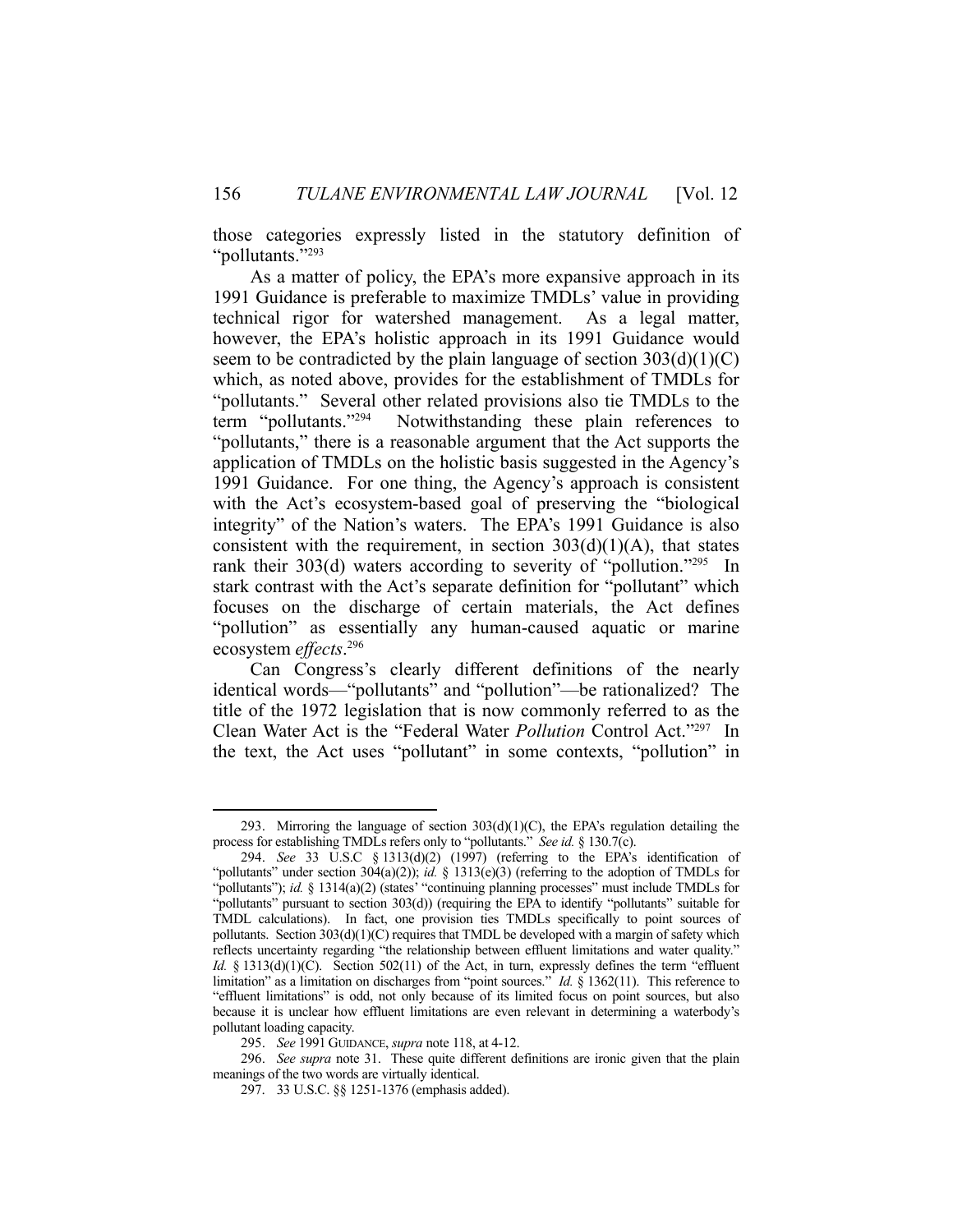those categories expressly listed in the statutory definition of "pollutants."[293]

As a matter of policy, the EPA's more expansive approach in its 1991 Guidance is preferable to maximize TMDLs' value in providing technical rigor for watershed management. As a legal matter, however, the EPA's holistic approach in its 1991 Guidance would seem to be contradicted by the plain language of section 303(d)(1)(C) which, as noted above, provides for the establishment of TMDLs for "pollutants." Several other related provisions also tie TMDLs to the term "pollutants."[294] Notwithstanding these plain references to "pollutants," there is a reasonable argument that the Act supports the application of TMDLs on the holistic basis suggested in the Agency's 1991 Guidance. For one thing, the Agency's approach is consistent with the Act's ecosystem-based goal of preserving the "biological integrity" of the Nation's waters. The EPA's 1991 Guidance is also consistent with the requirement, in section 303(d)(1)(A), that states rank their 303(d) waters according to severity of "pollution."[295] In stark contrast with the Act's separate definition for "pollutant" which focuses on the discharge of certain materials, the Act defines "pollution" as essentially any human-caused aquatic or marine ecosystem *effects*.[296]

Can Congress's clearly different definitions of the nearly identical words—"pollutants" and "pollution"—be rationalized? The title of the 1972 legislation that is now commonly referred to as the Clean Water Act is the "Federal Water *Pollution* Control Act."[297] In the text, the Act uses "pollutant" in some contexts, "pollution" in

---

293. Mirroring the language of section 303(d)(1)(C), the EPA's regulation detailing the process for establishing TMDLs refers only to "pollutants." *See id.* § 130.7(c).

294. *See* 33 U.S.C § 1313(d)(2) (1997) (referring to the EPA's identification of "pollutants" under section 304(a)(2)); *id.* § 1313(e)(3) (referring to the adoption of TMDLs for "pollutants"); *id.* § 1314(a)(2) (states' "continuing planning processes" must include TMDLs for "pollutants" pursuant to section 303(d)) (requiring the EPA to identify "pollutants" suitable for TMDL calculations). In fact, one provision ties TMDLs specifically to point sources of pollutants. Section 303(d)(1)(C) requires that TMDL be developed with a margin of safety which reflects uncertainty regarding "the relationship between effluent limitations and water quality." *Id.* § 1313(d)(1)(C). Section 502(11) of the Act, in turn, expressly defines the term "effluent limitation" as a limitation on discharges from "point sources." *Id.* § 1362(11). This reference to "effluent limitations" is odd, not only because of its limited focus on point sources, but also because it is unclear how effluent limitations are even relevant in determining a waterbody's pollutant loading capacity.

295. *See* 1991 GUIDANCE, *supra* note 118, at 4-12.

296. *See supra* note 31. These quite different definitions are ironic given that the plain meanings of the two words are virtually identical.

297. 33 U.S.C. §§ 1251-1376 (emphasis added).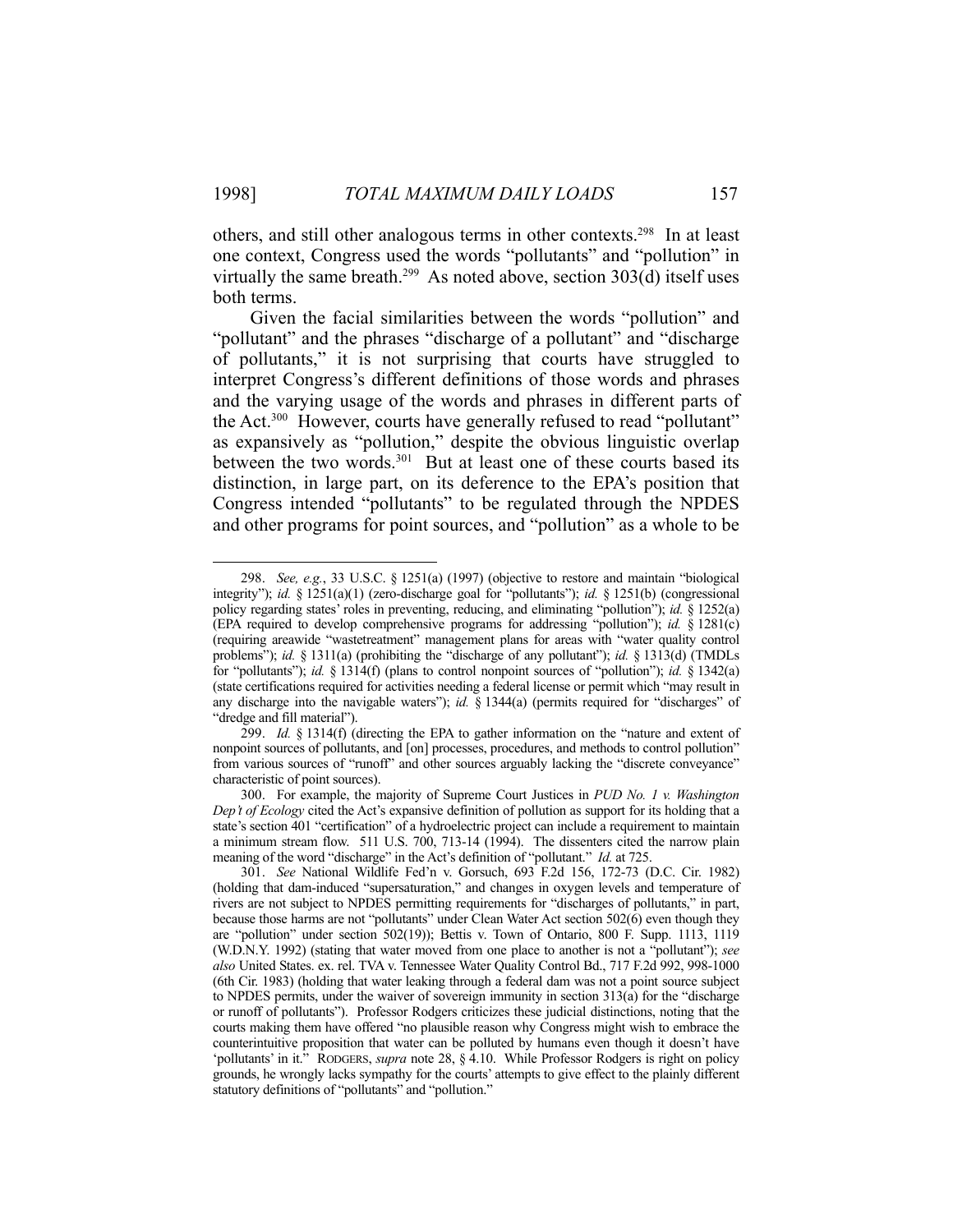others, and still other analogous terms in other contexts.[298] In at least one context, Congress used the words "pollutants" and "pollution" in virtually the same breath.[299] As noted above, section 303(d) itself uses both terms.

Given the facial similarities between the words "pollution" and "pollutant" and the phrases "discharge of a pollutant" and "discharge of pollutants," it is not surprising that courts have struggled to interpret Congress's different definitions of those words and phrases and the varying usage of the words and phrases in different parts of the Act.[300] However, courts have generally refused to read "pollutant" as expansively as "pollution," despite the obvious linguistic overlap between the two words.[301] But at least one of these courts based its distinction, in large part, on its deference to the EPA's position that Congress intended "pollutants" to be regulated through the NPDES and other programs for point sources, and "pollution" as a whole to be

---

298. *See, e.g.*, 33 U.S.C. § 1251(a) (1997) (objective to restore and maintain "biological integrity"); *id.* § 1251(a)(1) (zero-discharge goal for "pollutants"); *id.* § 1251(b) (congressional policy regarding states' roles in preventing, reducing, and eliminating "pollution"); *id.* § 1252(a) (EPA required to develop comprehensive programs for addressing "pollution"); *id.* § 1281(c) (requiring areawide "wastetreatment" management plans for areas with "water quality control problems"); *id.* § 1311(a) (prohibiting the "discharge of any pollutant"); *id.* § 1313(d) (TMDLs for "pollutants"); *id.* § 1314(f) (plans to control nonpoint sources of "pollution"); *id.* § 1342(a) (state certifications required for activities needing a federal license or permit which "may result in any discharge into the navigable waters"); *id.* § 1344(a) (permits required for "discharges" of "dredge and fill material").

299. *Id.* § 1314(f) (directing the EPA to gather information on the "nature and extent of nonpoint sources of pollutants, and [on] processes, procedures, and methods to control pollution" from various sources of "runoff" and other sources arguably lacking the "discrete conveyance" characteristic of point sources).

300. For example, the majority of Supreme Court Justices in *PUD No. 1 v. Washington Dep't of Ecology* cited the Act's expansive definition of pollution as support for its holding that a state's section 401 "certification" of a hydroelectric project can include a requirement to maintain a minimum stream flow. 511 U.S. 700, 713-14 (1994). The dissenters cited the narrow plain meaning of the word "discharge" in the Act's definition of "pollutant." *Id.* at 725.

301. *See* National Wildlife Fed'n v. Gorsuch, 693 F.2d 156, 172-73 (D.C. Cir. 1982) (holding that dam-induced "supersaturation," and changes in oxygen levels and temperature of rivers are not subject to NPDES permitting requirements for "discharges of pollutants," in part, because those harms are not "pollutants" under Clean Water Act section 502(6) even though they are "pollution" under section 502(19)); Bettis v. Town of Ontario, 800 F. Supp. 1113, 1119 (W.D.N.Y. 1992) (stating that water moved from one place to another is not a "pollutant"); *see also* United States. ex. rel. TVA v. Tennessee Water Quality Control Bd., 717 F.2d 992, 998-1000 (6th Cir. 1983) (holding that water leaking through a federal dam was not a point source subject to NPDES permits, under the waiver of sovereign immunity in section 313(a) for the "discharge or runoff of pollutants"). Professor Rodgers criticizes these judicial distinctions, noting that the courts making them have offered "no plausible reason why Congress might wish to embrace the counterintuitive proposition that water can be polluted by humans even though it doesn't have 'pollutants' in it." RODGERS, *supra* note 28, § 4.10. While Professor Rodgers is right on policy grounds, he wrongly lacks sympathy for the courts' attempts to give effect to the plainly different statutory definitions of "pollutants" and "pollution."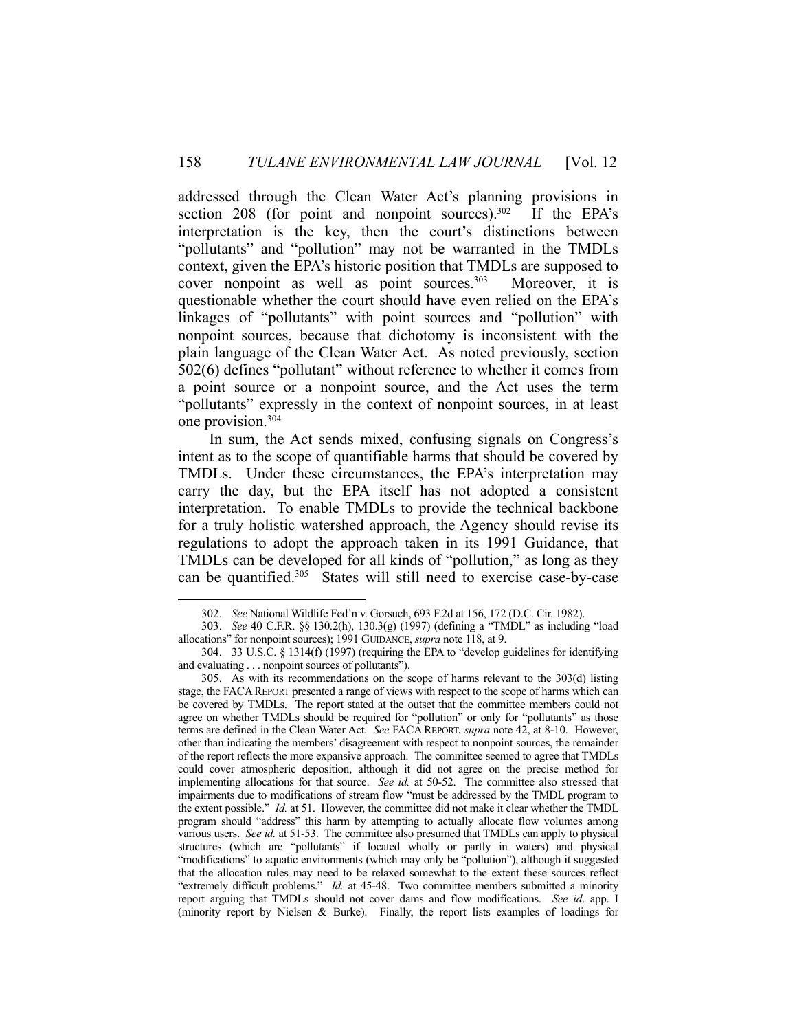addressed through the Clean Water Act's planning provisions in section 208 (for point and nonpoint sources).[302] If the EPA's interpretation is the key, then the court's distinctions between "pollutants" and "pollution" may not be warranted in the TMDLs context, given the EPA's historic position that TMDLs are supposed to cover nonpoint as well as point sources.[303] Moreover, it is questionable whether the court should have even relied on the EPA's linkages of "pollutants" with point sources and "pollution" with nonpoint sources, because that dichotomy is inconsistent with the plain language of the Clean Water Act. As noted previously, section 502(6) defines "pollutant" without reference to whether it comes from a point source or a nonpoint source, and the Act uses the term "pollutants" expressly in the context of nonpoint sources, in at least one provision.[304]

In sum, the Act sends mixed, confusing signals on Congress's intent as to the scope of quantifiable harms that should be covered by TMDLs. Under these circumstances, the EPA's interpretation may carry the day, but the EPA itself has not adopted a consistent interpretation. To enable TMDLs to provide the technical backbone for a truly holistic watershed approach, the Agency should revise its regulations to adopt the approach taken in its 1991 Guidance, that TMDLs can be developed for all kinds of "pollution," as long as they can be quantified.[305] States will still need to exercise case-by-case

---

302. *See* National Wildlife Fed'n v. Gorsuch, 693 F.2d at 156, 172 (D.C. Cir. 1982).

303. *See* 40 C.F.R. §§ 130.2(h), 130.3(g) (1997) (defining a "TMDL" as including "load allocations" for nonpoint sources); 1991 GUIDANCE, *supra* note 118, at 9.

304. 33 U.S.C. § 1314(f) (1997) (requiring the EPA to "develop guidelines for identifying and evaluating . . . nonpoint sources of pollutants").

305. As with its recommendations on the scope of harms relevant to the 303(d) listing stage, the FACA REPORT presented a range of views with respect to the scope of harms which can be covered by TMDLs. The report stated at the outset that the committee members could not agree on whether TMDLs should be required for "pollution" or only for "pollutants" as those terms are defined in the Clean Water Act. *See* FACA REPORT, *supra* note 42, at 8-10. However, other than indicating the members' disagreement with respect to nonpoint sources, the remainder of the report reflects the more expansive approach. The committee seemed to agree that TMDLs could cover atmospheric deposition, although it did not agree on the precise method for implementing allocations for that source. *See id.* at 50-52. The committee also stressed that impairments due to modifications of stream flow "must be addressed by the TMDL program to the extent possible." *Id.* at 51. However, the committee did not make it clear whether the TMDL program should "address" this harm by attempting to actually allocate flow volumes among various users. *See id.* at 51-53. The committee also presumed that TMDLs can apply to physical structures (which are "pollutants" if located wholly or partly in waters) and physical "modifications" to aquatic environments (which may only be "pollution"), although it suggested that the allocation rules may need to be relaxed somewhat to the extent these sources reflect "extremely difficult problems." *Id.* at 45-48. Two committee members submitted a minority report arguing that TMDLs should not cover dams and flow modifications. *See id*. app. I (minority report by Nielsen & Burke). Finally, the report lists examples of loadings for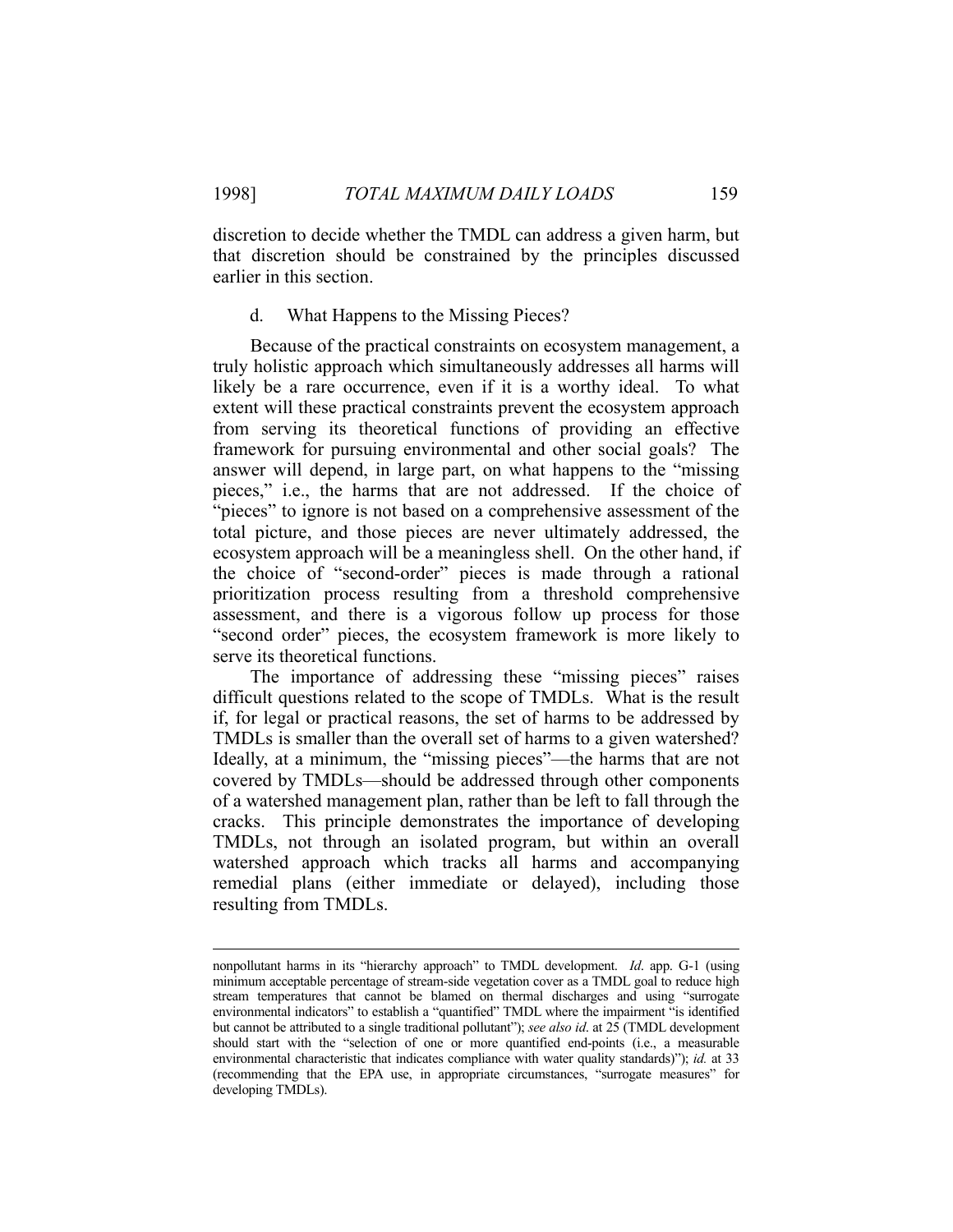discretion to decide whether the TMDL can address a given harm, but that discretion should be constrained by the principles discussed earlier in this section.

#### d. What Happens to the Missing Pieces?

Because of the practical constraints on ecosystem management, a truly holistic approach which simultaneously addresses all harms will likely be a rare occurrence, even if it is a worthy ideal. To what extent will these practical constraints prevent the ecosystem approach from serving its theoretical functions of providing an effective framework for pursuing environmental and other social goals? The answer will depend, in large part, on what happens to the "missing pieces," i.e., the harms that are not addressed. If the choice of "pieces" to ignore is not based on a comprehensive assessment of the total picture, and those pieces are never ultimately addressed, the ecosystem approach will be a meaningless shell. On the other hand, if the choice of "second-order" pieces is made through a rational prioritization process resulting from a threshold comprehensive assessment, and there is a vigorous follow up process for those "second order" pieces, the ecosystem framework is more likely to serve its theoretical functions.

The importance of addressing these "missing pieces" raises difficult questions related to the scope of TMDLs. What is the result if, for legal or practical reasons, the set of harms to be addressed by TMDLs is smaller than the overall set of harms to a given watershed? Ideally, at a minimum, the "missing pieces"—the harms that are not covered by TMDLs—should be addressed through other components of a watershed management plan, rather than be left to fall through the cracks. This principle demonstrates the importance of developing TMDLs, not through an isolated program, but within an overall watershed approach which tracks all harms and accompanying remedial plans (either immediate or delayed), including those resulting from TMDLs.

---

nonpollutant harms in its "hierarchy approach" to TMDL development. *Id*. app. G-1 (using minimum acceptable percentage of stream-side vegetation cover as a TMDL goal to reduce high stream temperatures that cannot be blamed on thermal discharges and using "surrogate environmental indicators" to establish a "quantified" TMDL where the impairment "is identified but cannot be attributed to a single traditional pollutant"); *see also id*. at 25 (TMDL development should start with the "selection of one or more quantified end-points (i.e., a measurable environmental characteristic that indicates compliance with water quality standards)"); *id.* at 33 (recommending that the EPA use, in appropriate circumstances, "surrogate measures" for developing TMDLs).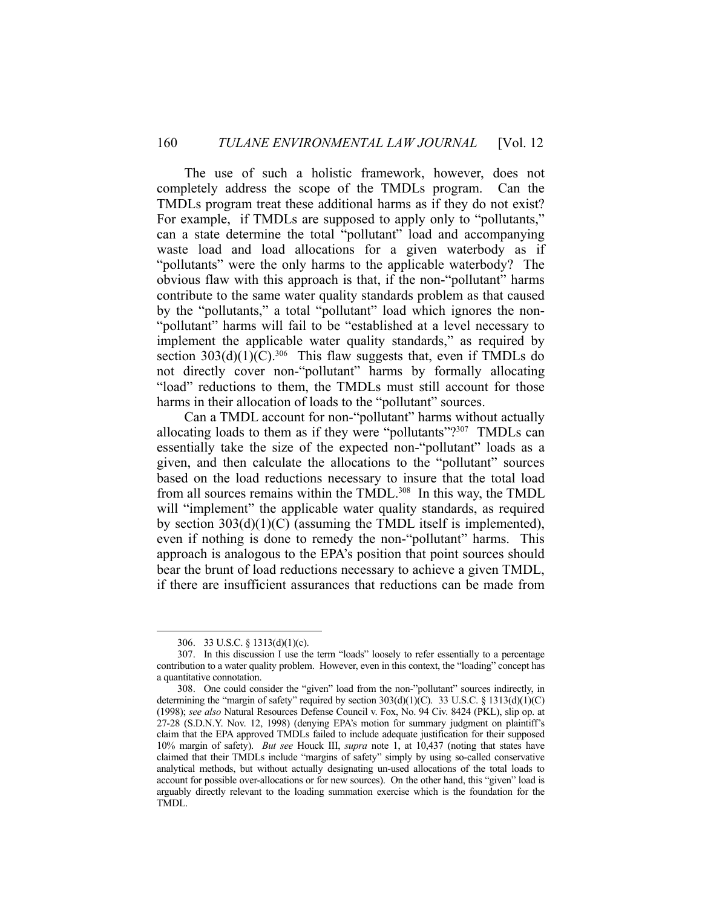The use of such a holistic framework, however, does not completely address the scope of the TMDLs program. Can the TMDLs program treat these additional harms as if they do not exist? For example, if TMDLs are supposed to apply only to "pollutants," can a state determine the total "pollutant" load and accompanying waste load and load allocations for a given waterbody as if "pollutants" were the only harms to the applicable waterbody? The obvious flaw with this approach is that, if the non-"pollutant" harms contribute to the same water quality standards problem as that caused by the "pollutants," a total "pollutant" load which ignores the non-"pollutant" harms will fail to be "established at a level necessary to implement the applicable water quality standards," as required by section 303(d)(1)(C).[306] This flaw suggests that, even if TMDLs do not directly cover non-"pollutant" harms by formally allocating "load" reductions to them, the TMDLs must still account for those harms in their allocation of loads to the "pollutant" sources.

Can a TMDL account for non-"pollutant" harms without actually allocating loads to them as if they were "pollutants"?[307] TMDLs can essentially take the size of the expected non-"pollutant" loads as a given, and then calculate the allocations to the "pollutant" sources based on the load reductions necessary to insure that the total load from all sources remains within the TMDL.[308] In this way, the TMDL will "implement" the applicable water quality standards, as required by section 303(d)(1)(C) (assuming the TMDL itself is implemented), even if nothing is done to remedy the non-"pollutant" harms. This approach is analogous to the EPA's position that point sources should bear the brunt of load reductions necessary to achieve a given TMDL, if there are insufficient assurances that reductions can be made from

---

306. 33 U.S.C. § 1313(d)(1)(c).

307. In this discussion I use the term "loads" loosely to refer essentially to a percentage contribution to a water quality problem. However, even in this context, the "loading" concept has a quantitative connotation.

308. One could consider the "given" load from the non-"pollutant" sources indirectly, in determining the "margin of safety" required by section 303(d)(1)(C). 33 U.S.C. § 1313(d)(1)(C) (1998); *see also* Natural Resources Defense Council v. Fox, No. 94 Civ. 8424 (PKL), slip op. at 27-28 (S.D.N.Y. Nov. 12, 1998) (denying EPA's motion for summary judgment on plaintiff's claim that the EPA approved TMDLs failed to include adequate justification for their supposed 10% margin of safety). *But see* Houck III, *supra* note 1, at 10,437 (noting that states have claimed that their TMDLs include "margins of safety" simply by using so-called conservative analytical methods, but without actually designating un-used allocations of the total loads to account for possible over-allocations or for new sources). On the other hand, this "given" load is arguably directly relevant to the loading summation exercise which is the foundation for the TMDL.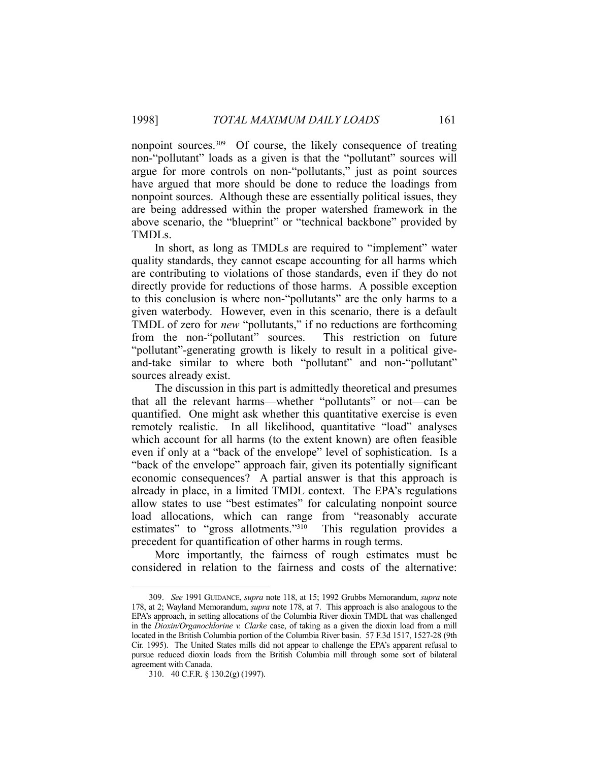nonpoint sources.[309] Of course, the likely consequence of treating non-"pollutant" loads as a given is that the "pollutant" sources will argue for more controls on non-"pollutants," just as point sources have argued that more should be done to reduce the loadings from nonpoint sources. Although these are essentially political issues, they are being addressed within the proper watershed framework in the above scenario, the "blueprint" or "technical backbone" provided by TMDLs.

In short, as long as TMDLs are required to "implement" water quality standards, they cannot escape accounting for all harms which are contributing to violations of those standards, even if they do not directly provide for reductions of those harms. A possible exception to this conclusion is where non-"pollutants" are the only harms to a given waterbody. However, even in this scenario, there is a default TMDL of zero for *new* "pollutants," if no reductions are forthcoming from the non-"pollutant" sources. This restriction on future "pollutant"-generating growth is likely to result in a political give-and-take similar to where both "pollutant" and non-"pollutant" sources already exist.

The discussion in this part is admittedly theoretical and presumes that all the relevant harms—whether "pollutants" or not—can be quantified. One might ask whether this quantitative exercise is even remotely realistic. In all likelihood, quantitative "load" analyses which account for all harms (to the extent known) are often feasible even if only at a "back of the envelope" level of sophistication. Is a "back of the envelope" approach fair, given its potentially significant economic consequences? A partial answer is that this approach is already in place, in a limited TMDL context. The EPA's regulations allow states to use "best estimates" for calculating nonpoint source load allocations, which can range from "reasonably accurate estimates" to "gross allotments."[310] This regulation provides a precedent for quantification of other harms in rough terms.

More importantly, the fairness of rough estimates must be considered in relation to the fairness and costs of the alternative:

---

309. *See* 1991 GUIDANCE, *supra* note 118, at 15; 1992 Grubbs Memorandum, *supra* note 178, at 2; Wayland Memorandum, *supra* note 178, at 7. This approach is also analogous to the EPA's approach, in setting allocations of the Columbia River dioxin TMDL that was challenged in the *Dioxin/Organochlorine v. Clarke* case, of taking as a given the dioxin load from a mill located in the British Columbia portion of the Columbia River basin. 57 F.3d 1517, 1527-28 (9th Cir. 1995). The United States mills did not appear to challenge the EPA's apparent refusal to pursue reduced dioxin loads from the British Columbia mill through some sort of bilateral agreement with Canada.

310. 40 C.F.R. § 130.2(g) (1997).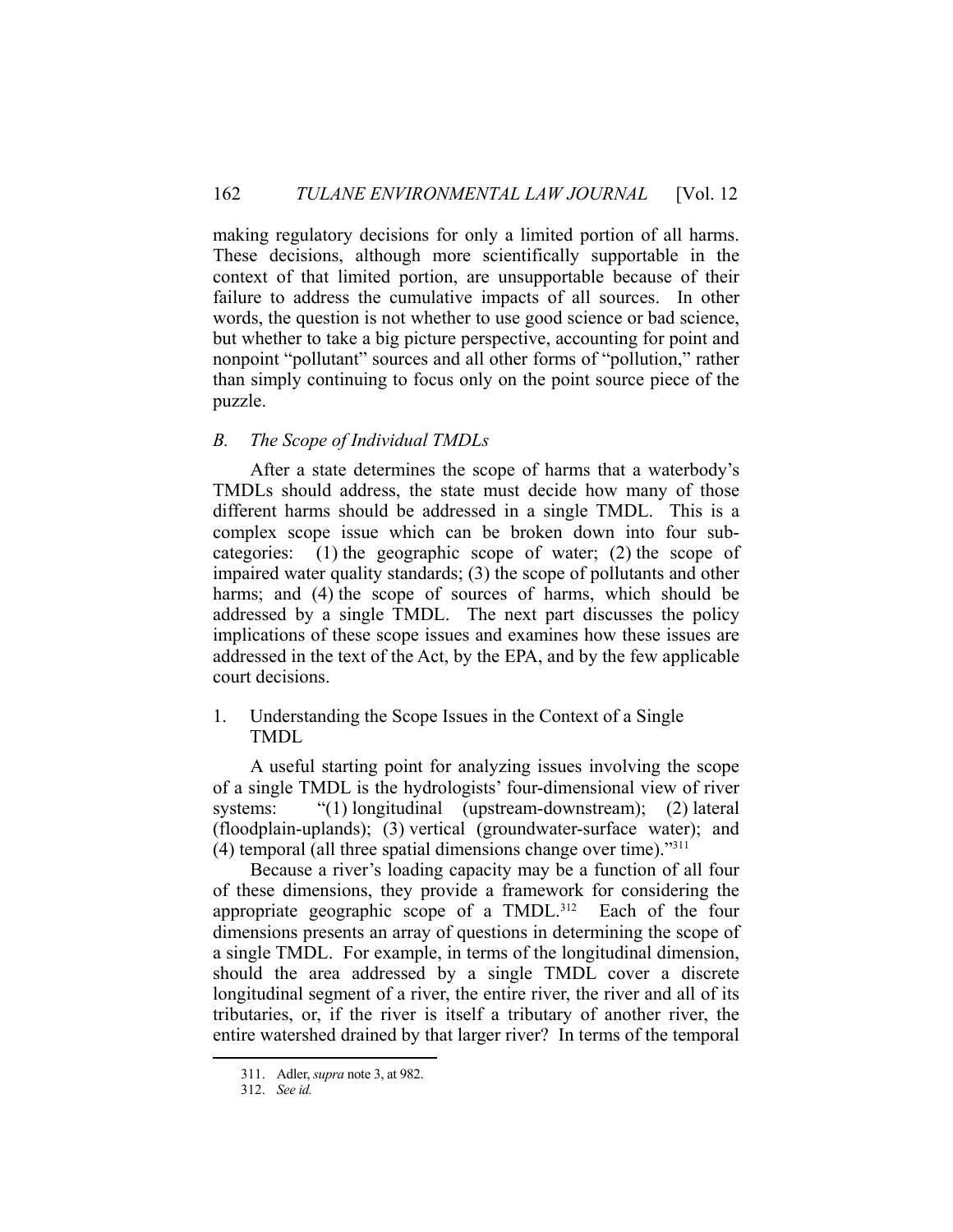making regulatory decisions for only a limited portion of all harms. These decisions, although more scientifically supportable in the context of that limited portion, are unsupportable because of their failure to address the cumulative impacts of all sources. In other words, the question is not whether to use good science or bad science, but whether to take a big picture perspective, accounting for point and nonpoint "pollutant" sources and all other forms of "pollution," rather than simply continuing to focus only on the point source piece of the puzzle.

### *B. The Scope of Individual TMDLs*

After a state determines the scope of harms that a waterbody's TMDLs should address, the state must decide how many of those different harms should be addressed in a single TMDL. This is a complex scope issue which can be broken down into four sub-categories: (1) the geographic scope of water; (2) the scope of impaired water quality standards; (3) the scope of pollutants and other harms; and (4) the scope of sources of harms, which should be addressed by a single TMDL. The next part discusses the policy implications of these scope issues and examines how these issues are addressed in the text of the Act, by the EPA, and by the few applicable court decisions.

#### 1. Understanding the Scope Issues in the Context of a Single TMDL

A useful starting point for analyzing issues involving the scope of a single TMDL is the hydrologists' four-dimensional view of river systems: "(1) longitudinal (upstream-downstream); (2) lateral (floodplain-uplands); (3) vertical (groundwater-surface water); and (4) temporal (all three spatial dimensions change over time)."[311]

Because a river's loading capacity may be a function of all four of these dimensions, they provide a framework for considering the appropriate geographic scope of a TMDL.[312] Each of the four dimensions presents an array of questions in determining the scope of a single TMDL. For example, in terms of the longitudinal dimension, should the area addressed by a single TMDL cover a discrete longitudinal segment of a river, the entire river, the river and all of its tributaries, or, if the river is itself a tributary of another river, the entire watershed drained by that larger river? In terms of the temporal

311. Adler, *supra* note 3, at 982.

312. *See id.*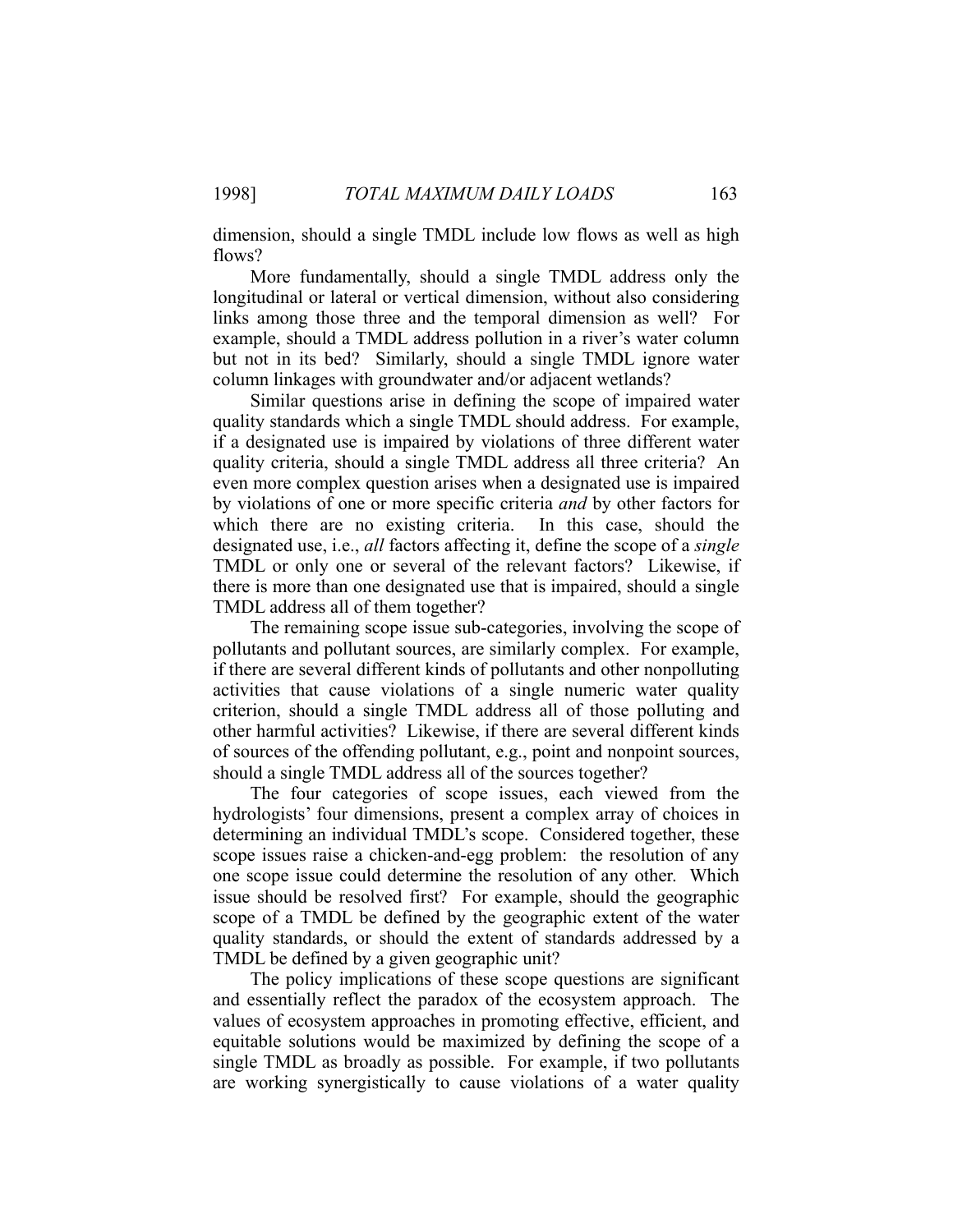dimension, should a single TMDL include low flows as well as high flows?

More fundamentally, should a single TMDL address only the longitudinal or lateral or vertical dimension, without also considering links among those three and the temporal dimension as well? For example, should a TMDL address pollution in a river's water column but not in its bed? Similarly, should a single TMDL ignore water column linkages with groundwater and/or adjacent wetlands?

Similar questions arise in defining the scope of impaired water quality standards which a single TMDL should address. For example, if a designated use is impaired by violations of three different water quality criteria, should a single TMDL address all three criteria? An even more complex question arises when a designated use is impaired by violations of one or more specific criteria *and* by other factors for which there are no existing criteria. In this case, should the designated use, i.e., *all* factors affecting it, define the scope of a *single* TMDL or only one or several of the relevant factors? Likewise, if there is more than one designated use that is impaired, should a single TMDL address all of them together?

The remaining scope issue sub-categories, involving the scope of pollutants and pollutant sources, are similarly complex. For example, if there are several different kinds of pollutants and other nonpolluting activities that cause violations of a single numeric water quality criterion, should a single TMDL address all of those polluting and other harmful activities? Likewise, if there are several different kinds of sources of the offending pollutant, e.g., point and nonpoint sources, should a single TMDL address all of the sources together?

The four categories of scope issues, each viewed from the hydrologists' four dimensions, present a complex array of choices in determining an individual TMDL's scope. Considered together, these scope issues raise a chicken-and-egg problem: the resolution of any one scope issue could determine the resolution of any other. Which issue should be resolved first? For example, should the geographic scope of a TMDL be defined by the geographic extent of the water quality standards, or should the extent of standards addressed by a TMDL be defined by a given geographic unit?

The policy implications of these scope questions are significant and essentially reflect the paradox of the ecosystem approach. The values of ecosystem approaches in promoting effective, efficient, and equitable solutions would be maximized by defining the scope of a single TMDL as broadly as possible. For example, if two pollutants are working synergistically to cause violations of a water quality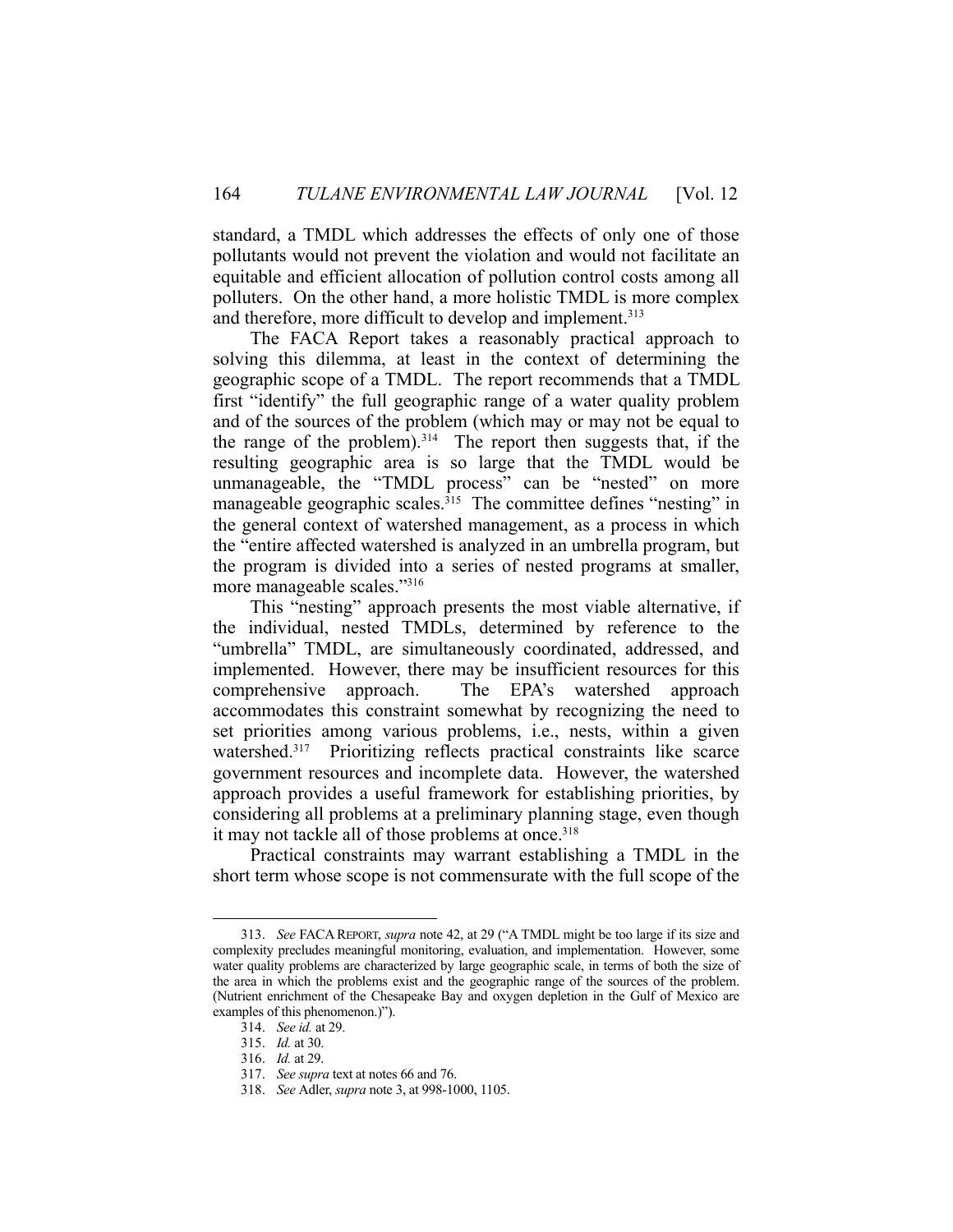standard, a TMDL which addresses the effects of only one of those pollutants would not prevent the violation and would not facilitate an equitable and efficient allocation of pollution control costs among all polluters. On the other hand, a more holistic TMDL is more complex and therefore, more difficult to develop and implement.[313]

The FACA Report takes a reasonably practical approach to solving this dilemma, at least in the context of determining the geographic scope of a TMDL. The report recommends that a TMDL first "identify" the full geographic range of a water quality problem and of the sources of the problem (which may or may not be equal to the range of the problem).[314] The report then suggests that, if the resulting geographic area is so large that the TMDL would be unmanageable, the "TMDL process" can be "nested" on more manageable geographic scales.[315] The committee defines "nesting" in the general context of watershed management, as a process in which the "entire affected watershed is analyzed in an umbrella program, but the program is divided into a series of nested programs at smaller, more manageable scales."[316]

This "nesting" approach presents the most viable alternative, if the individual, nested TMDLs, determined by reference to the "umbrella" TMDL, are simultaneously coordinated, addressed, and implemented. However, there may be insufficient resources for this comprehensive approach. The EPA's watershed approach accommodates this constraint somewhat by recognizing the need to set priorities among various problems, i.e., nests, within a given watershed.[317] Prioritizing reflects practical constraints like scarce government resources and incomplete data. However, the watershed approach provides a useful framework for establishing priorities, by considering all problems at a preliminary planning stage, even though it may not tackle all of those problems at once.[318]

Practical constraints may warrant establishing a TMDL in the short term whose scope is not commensurate with the full scope of the

---

313. *See* FACA REPORT, *supra* note 42, at 29 ("A TMDL might be too large if its size and complexity precludes meaningful monitoring, evaluation, and implementation. However, some water quality problems are characterized by large geographic scale, in terms of both the size of the area in which the problems exist and the geographic range of the sources of the problem. (Nutrient enrichment of the Chesapeake Bay and oxygen depletion in the Gulf of Mexico are examples of this phenomenon.)").

314. *See id.* at 29.

315. *Id.* at 30.

316. *Id.* at 29.

317. *See supra* text at notes 66 and 76.

318. *See* Adler, *supra* note 3, at 998-1000, 1105.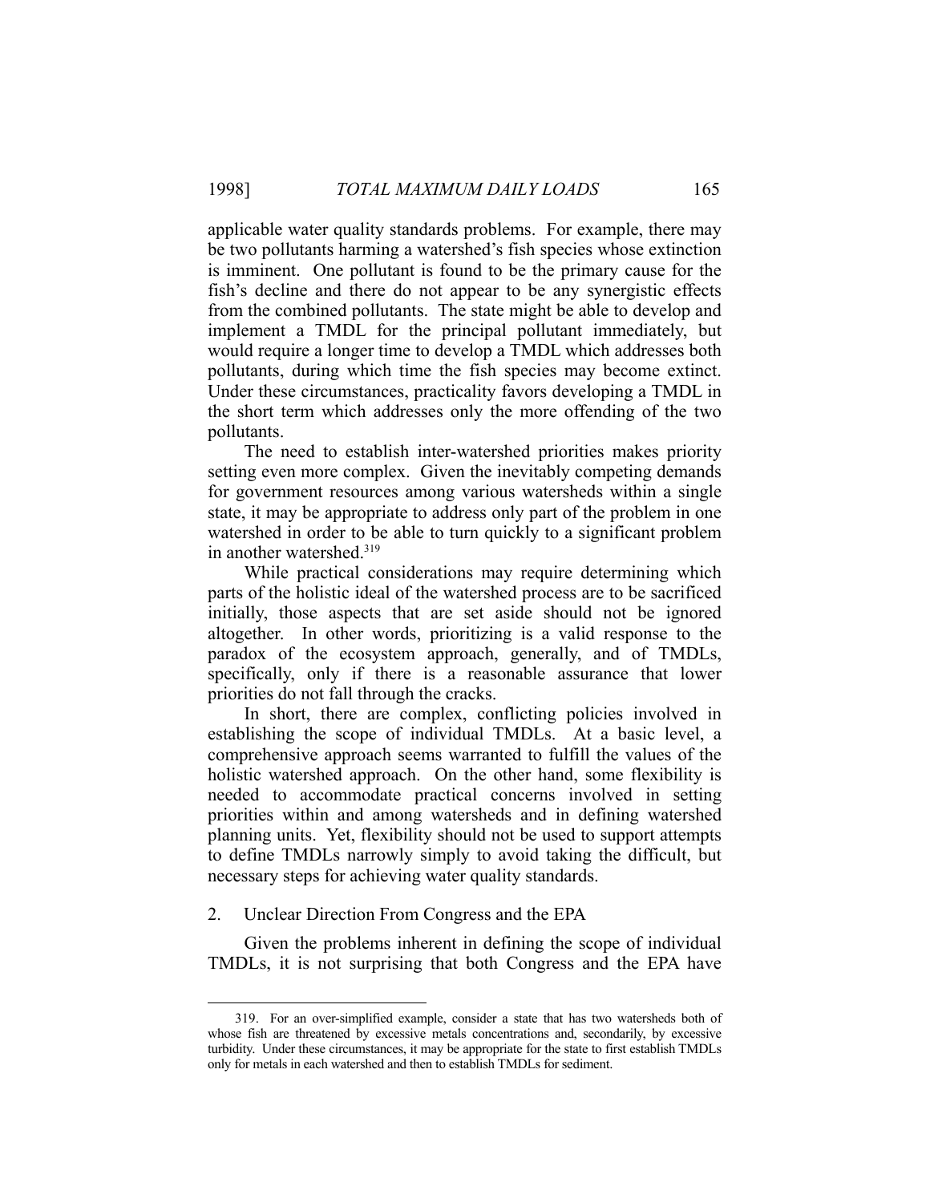applicable water quality standards problems. For example, there may be two pollutants harming a watershed's fish species whose extinction is imminent. One pollutant is found to be the primary cause for the fish's decline and there do not appear to be any synergistic effects from the combined pollutants. The state might be able to develop and implement a TMDL for the principal pollutant immediately, but would require a longer time to develop a TMDL which addresses both pollutants, during which time the fish species may become extinct. Under these circumstances, practicality favors developing a TMDL in the short term which addresses only the more offending of the two pollutants.

The need to establish inter-watershed priorities makes priority setting even more complex. Given the inevitably competing demands for government resources among various watersheds within a single state, it may be appropriate to address only part of the problem in one watershed in order to be able to turn quickly to a significant problem in another watershed.[319]

While practical considerations may require determining which parts of the holistic ideal of the watershed process are to be sacrificed initially, those aspects that are set aside should not be ignored altogether. In other words, prioritizing is a valid response to the paradox of the ecosystem approach, generally, and of TMDLs, specifically, only if there is a reasonable assurance that lower priorities do not fall through the cracks.

In short, there are complex, conflicting policies involved in establishing the scope of individual TMDLs. At a basic level, a comprehensive approach seems warranted to fulfill the values of the holistic watershed approach. On the other hand, some flexibility is needed to accommodate practical concerns involved in setting priorities within and among watersheds and in defining watershed planning units. Yet, flexibility should not be used to support attempts to define TMDLs narrowly simply to avoid taking the difficult, but necessary steps for achieving water quality standards.

2. Unclear Direction From Congress and the EPA

Given the problems inherent in defining the scope of individual TMDLs, it is not surprising that both Congress and the EPA have

---

319. For an over-simplified example, consider a state that has two watersheds both of whose fish are threatened by excessive metals concentrations and, secondarily, by excessive turbidity. Under these circumstances, it may be appropriate for the state to first establish TMDLs only for metals in each watershed and then to establish TMDLs for sediment.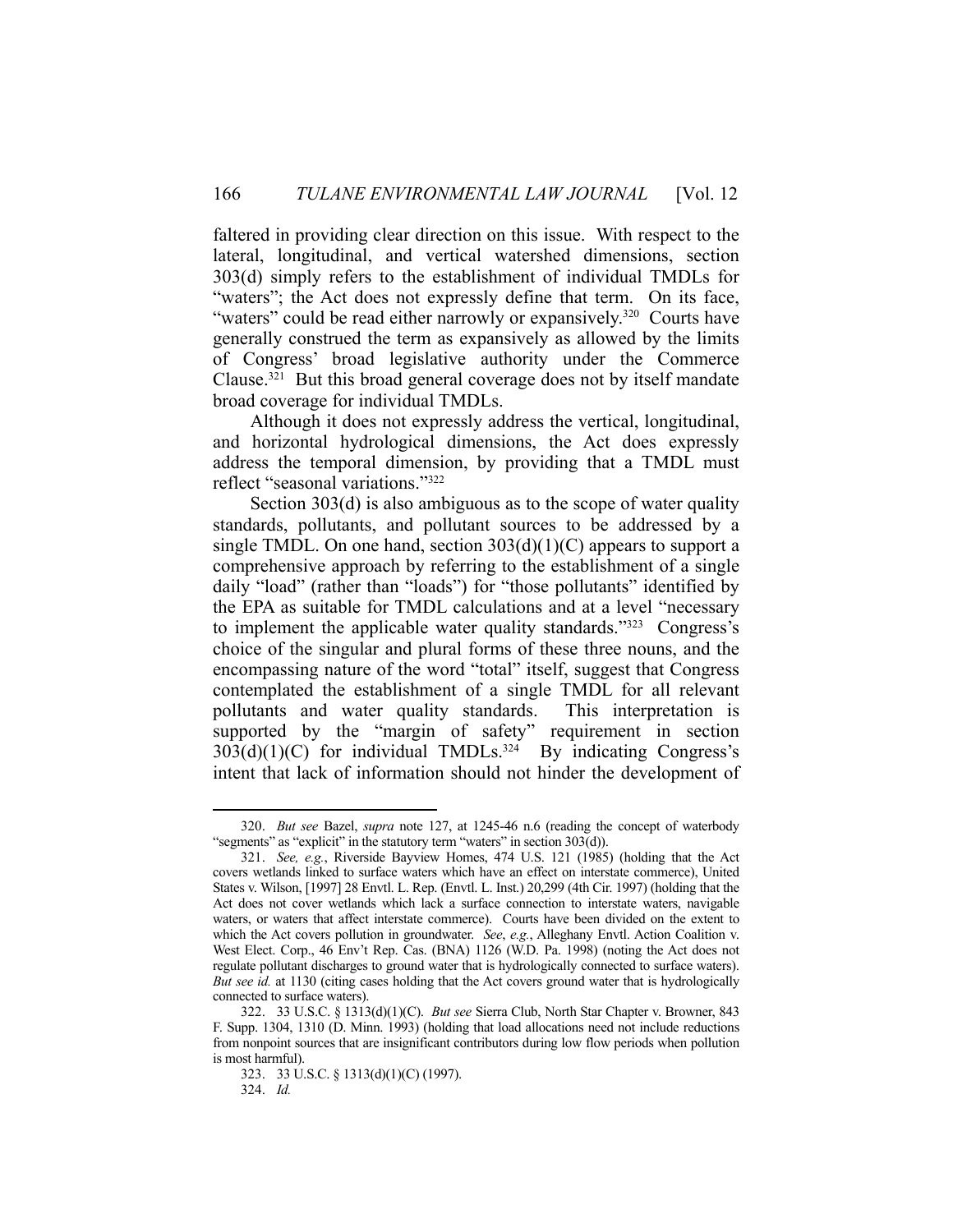faltered in providing clear direction on this issue. With respect to the lateral, longitudinal, and vertical watershed dimensions, section 303(d) simply refers to the establishment of individual TMDLs for "waters"; the Act does not expressly define that term. On its face, "waters" could be read either narrowly or expansively.[320] Courts have generally construed the term as expansively as allowed by the limits of Congress' broad legislative authority under the Commerce Clause.[321] But this broad general coverage does not by itself mandate broad coverage for individual TMDLs.

Although it does not expressly address the vertical, longitudinal, and horizontal hydrological dimensions, the Act does expressly address the temporal dimension, by providing that a TMDL must reflect "seasonal variations."[322]

Section 303(d) is also ambiguous as to the scope of water quality standards, pollutants, and pollutant sources to be addressed by a single TMDL. On one hand, section 303(d)(1)(C) appears to support a comprehensive approach by referring to the establishment of a single daily "load" (rather than "loads") for "those pollutants" identified by the EPA as suitable for TMDL calculations and at a level "necessary to implement the applicable water quality standards."[323] Congress's choice of the singular and plural forms of these three nouns, and the encompassing nature of the word "total" itself, suggest that Congress contemplated the establishment of a single TMDL for all relevant pollutants and water quality standards. This interpretation is supported by the "margin of safety" requirement in section 303(d)(1)(C) for individual TMDLs.[324] By indicating Congress's intent that lack of information should not hinder the development of

---

320. *But see* Bazel, *supra* note 127, at 1245-46 n.6 (reading the concept of waterbody "segments" as "explicit" in the statutory term "waters" in section 303(d)).

321. *See, e.g.*, Riverside Bayview Homes, 474 U.S. 121 (1985) (holding that the Act covers wetlands linked to surface waters which have an effect on interstate commerce), United States v. Wilson, [1997] 28 Envtl. L. Rep. (Envtl. L. Inst.) 20,299 (4th Cir. 1997) (holding that the Act does not cover wetlands which lack a surface connection to interstate waters, navigable waters, or waters that affect interstate commerce). Courts have been divided on the extent to which the Act covers pollution in groundwater. *See*, *e.g.*, Alleghany Envtl. Action Coalition v. West Elect. Corp., 46 Env't Rep. Cas. (BNA) 1126 (W.D. Pa. 1998) (noting the Act does not regulate pollutant discharges to ground water that is hydrologically connected to surface waters). *But see id.* at 1130 (citing cases holding that the Act covers ground water that is hydrologically connected to surface waters).

322. 33 U.S.C. § 1313(d)(1)(C). *But see* Sierra Club, North Star Chapter v. Browner, 843 F. Supp. 1304, 1310 (D. Minn. 1993) (holding that load allocations need not include reductions from nonpoint sources that are insignificant contributors during low flow periods when pollution is most harmful).

323. 33 U.S.C. § 1313(d)(1)(C) (1997).

324. *Id.*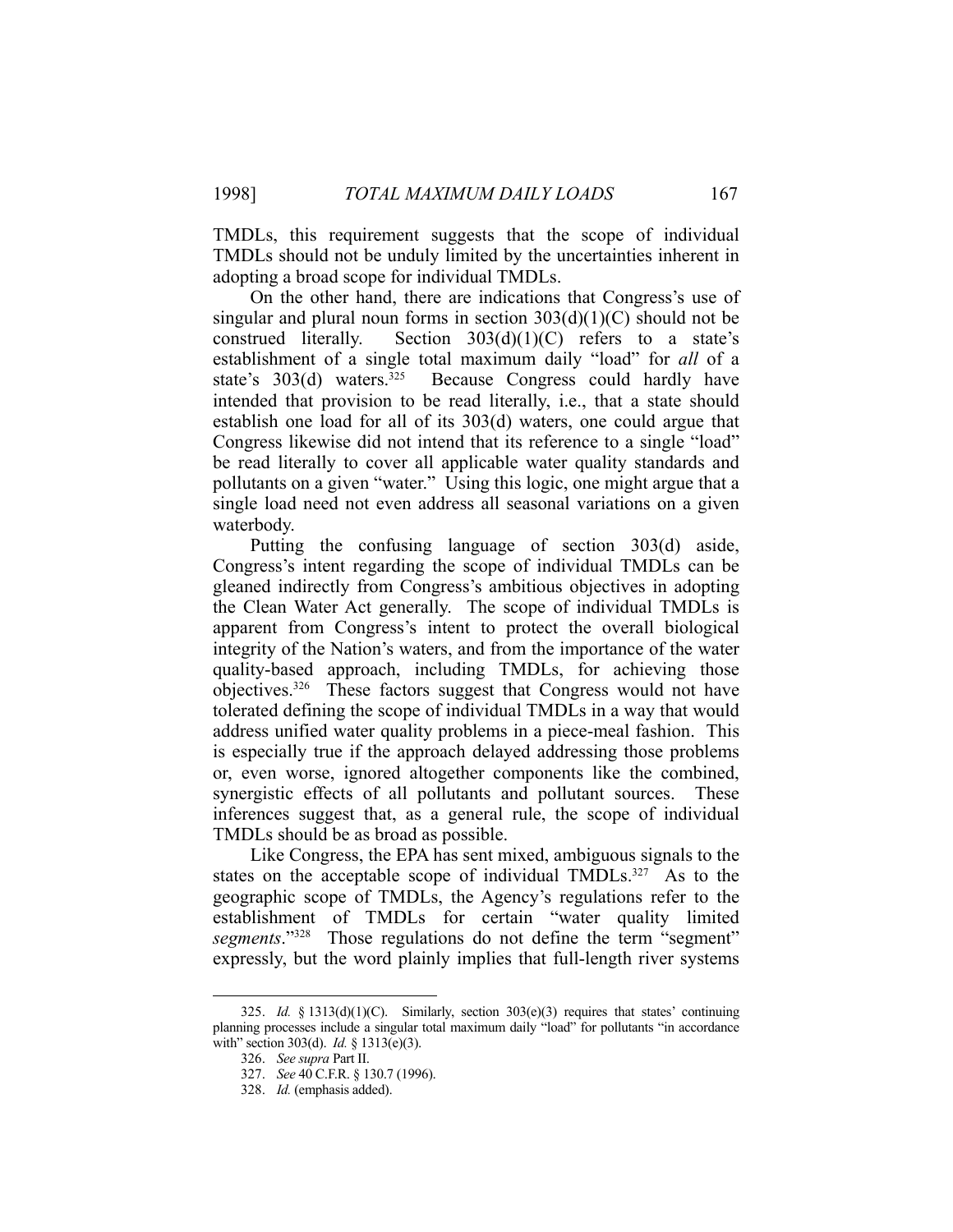TMDLs, this requirement suggests that the scope of individual TMDLs should not be unduly limited by the uncertainties inherent in adopting a broad scope for individual TMDLs.

On the other hand, there are indications that Congress's use of singular and plural noun forms in section 303(d)(1)(C) should not be construed literally. Section 303(d)(1)(C) refers to a state's establishment of a single total maximum daily "load" for *all* of a state's 303(d) waters.[325] Because Congress could hardly have intended that provision to be read literally, i.e., that a state should establish one load for all of its 303(d) waters, one could argue that Congress likewise did not intend that its reference to a single "load" be read literally to cover all applicable water quality standards and pollutants on a given "water." Using this logic, one might argue that a single load need not even address all seasonal variations on a given waterbody.

Putting the confusing language of section 303(d) aside, Congress's intent regarding the scope of individual TMDLs can be gleaned indirectly from Congress's ambitious objectives in adopting the Clean Water Act generally. The scope of individual TMDLs is apparent from Congress's intent to protect the overall biological integrity of the Nation's waters, and from the importance of the water quality-based approach, including TMDLs, for achieving those objectives.[326] These factors suggest that Congress would not have tolerated defining the scope of individual TMDLs in a way that would address unified water quality problems in a piece-meal fashion. This is especially true if the approach delayed addressing those problems or, even worse, ignored altogether components like the combined, synergistic effects of all pollutants and pollutant sources. These inferences suggest that, as a general rule, the scope of individual TMDLs should be as broad as possible.

Like Congress, the EPA has sent mixed, ambiguous signals to the states on the acceptable scope of individual TMDLs.[327] As to the geographic scope of TMDLs, the Agency's regulations refer to the establishment of TMDLs for certain "water quality limited *segments*."[328] Those regulations do not define the term "segment" expressly, but the word plainly implies that full-length river systems

---

325. *Id.* § 1313(d)(1)(C). Similarly, section 303(e)(3) requires that states' continuing planning processes include a singular total maximum daily "load" for pollutants "in accordance with" section 303(d). *Id.* § 1313(e)(3).

326. *See supra* Part II.

327. *See* 40 C.F.R. § 130.7 (1996).

328. *Id.* (emphasis added).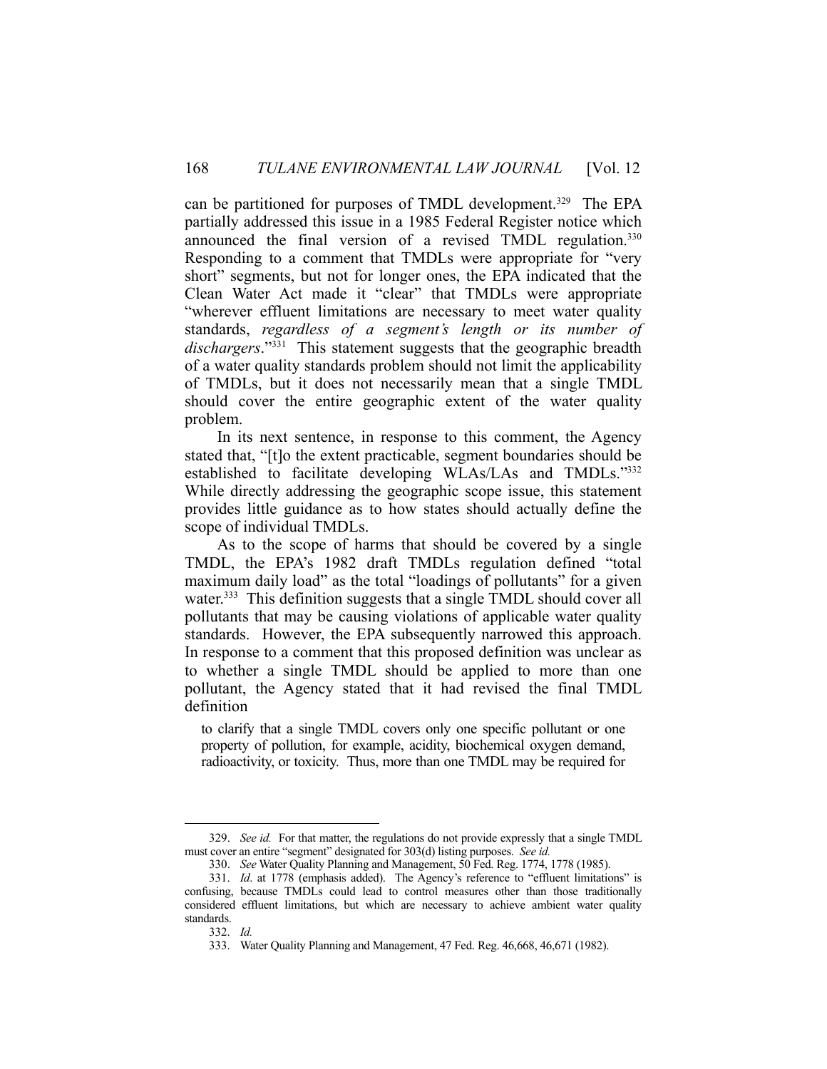can be partitioned for purposes of TMDL development.[329] The EPA partially addressed this issue in a 1985 Federal Register notice which announced the final version of a revised TMDL regulation.[330] Responding to a comment that TMDLs were appropriate for "very short" segments, but not for longer ones, the EPA indicated that the Clean Water Act made it "clear" that TMDLs were appropriate "wherever effluent limitations are necessary to meet water quality standards, *regardless of a segment's length or its number of dischargers*."[331] This statement suggests that the geographic breadth of a water quality standards problem should not limit the applicability of TMDLs, but it does not necessarily mean that a single TMDL should cover the entire geographic extent of the water quality problem.

In its next sentence, in response to this comment, the Agency stated that, "[t]o the extent practicable, segment boundaries should be established to facilitate developing WLAs/LAs and TMDLs."[332] While directly addressing the geographic scope issue, this statement provides little guidance as to how states should actually define the scope of individual TMDLs.

As to the scope of harms that should be covered by a single TMDL, the EPA's 1982 draft TMDLs regulation defined "total maximum daily load" as the total "loadings of pollutants" for a given water.[333] This definition suggests that a single TMDL should cover all pollutants that may be causing violations of applicable water quality standards. However, the EPA subsequently narrowed this approach. In response to a comment that this proposed definition was unclear as to whether a single TMDL should be applied to more than one pollutant, the Agency stated that it had revised the final TMDL definition

> to clarify that a single TMDL covers only one specific pollutant or one property of pollution, for example, acidity, biochemical oxygen demand, radioactivity, or toxicity. Thus, more than one TMDL may be required for

---

329. *See id.* For that matter, the regulations do not provide expressly that a single TMDL must cover an entire "segment" designated for 303(d) listing purposes. *See id.*

330. *See* Water Quality Planning and Management, 50 Fed. Reg. 1774, 1778 (1985).

331. *Id*. at 1778 (emphasis added). The Agency's reference to "effluent limitations" is confusing, because TMDLs could lead to control measures other than those traditionally considered effluent limitations, but which are necessary to achieve ambient water quality standards.

332. *Id.*

333. Water Quality Planning and Management, 47 Fed. Reg. 46,668, 46,671 (1982).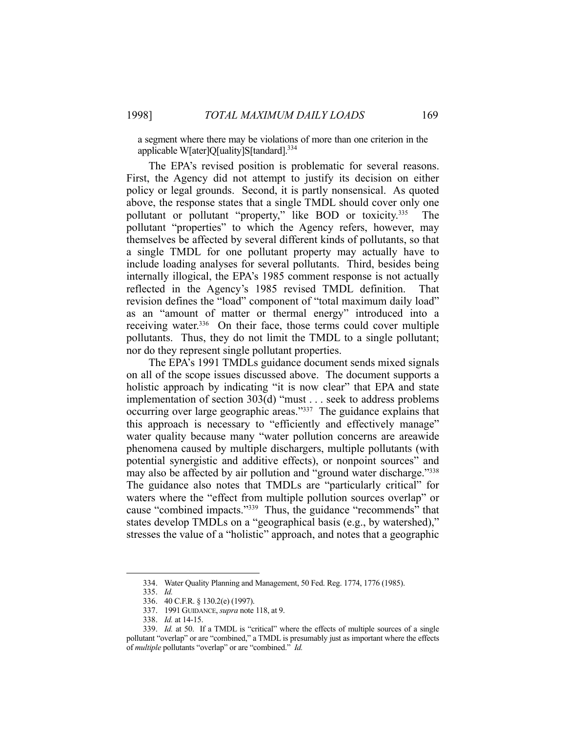a segment where there may be violations of more than one criterion in the applicable W[ater]Q[uality]S[tandard].[334]

The EPA's revised position is problematic for several reasons. First, the Agency did not attempt to justify its decision on either policy or legal grounds. Second, it is partly nonsensical. As quoted above, the response states that a single TMDL should cover only one pollutant or pollutant "property," like BOD or toxicity.[335] The pollutant "properties" to which the Agency refers, however, may themselves be affected by several different kinds of pollutants, so that a single TMDL for one pollutant property may actually have to include loading analyses for several pollutants. Third, besides being internally illogical, the EPA's 1985 comment response is not actually reflected in the Agency's 1985 revised TMDL definition. That revision defines the "load" component of "total maximum daily load" as an "amount of matter or thermal energy" introduced into a receiving water.[336] On their face, those terms could cover multiple pollutants. Thus, they do not limit the TMDL to a single pollutant; nor do they represent single pollutant properties.

The EPA's 1991 TMDLs guidance document sends mixed signals on all of the scope issues discussed above. The document supports a holistic approach by indicating "it is now clear" that EPA and state implementation of section 303(d) "must . . . seek to address problems occurring over large geographic areas."[337] The guidance explains that this approach is necessary to "efficiently and effectively manage" water quality because many "water pollution concerns are areawide phenomena caused by multiple dischargers, multiple pollutants (with potential synergistic and additive effects), or nonpoint sources" and may also be affected by air pollution and "ground water discharge."[338] The guidance also notes that TMDLs are "particularly critical" for waters where the "effect from multiple pollution sources overlap" or cause "combined impacts."[339] Thus, the guidance "recommends" that states develop TMDLs on a "geographical basis (e.g., by watershed)," stresses the value of a "holistic" approach, and notes that a geographic

---

334. Water Quality Planning and Management, 50 Fed. Reg. 1774, 1776 (1985).

335. *Id.*

336. 40 C.F.R. § 130.2(e) (1997).

337. 1991 GUIDANCE, *supra* note 118, at 9.

338. *Id.* at 14-15.

339. *Id.* at 50. If a TMDL is "critical" where the effects of multiple sources of a single pollutant "overlap" or are "combined," a TMDL is presumably just as important where the effects of *multiple* pollutants "overlap" or are "combined." *Id.*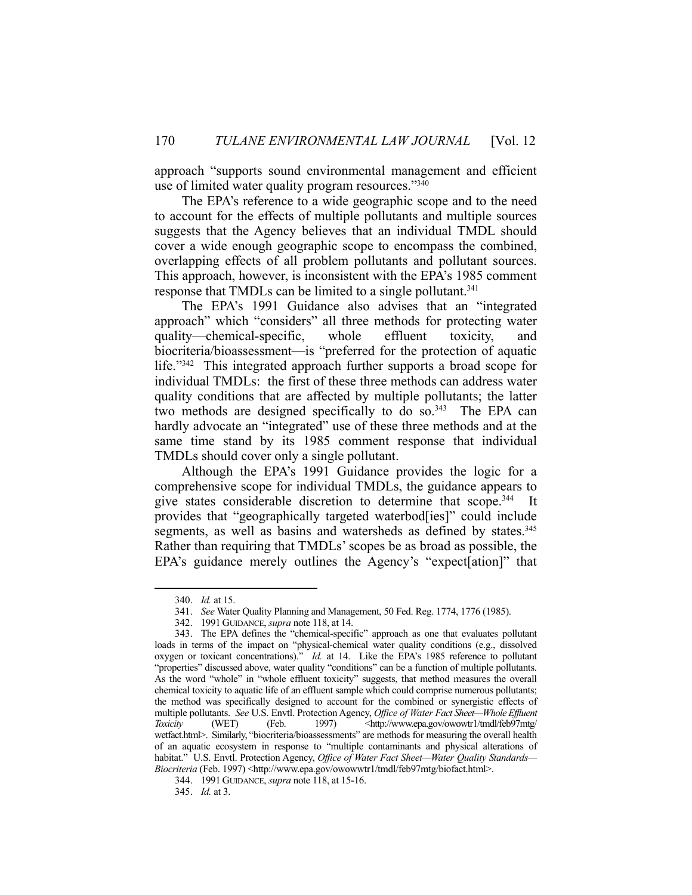approach "supports sound environmental management and efficient use of limited water quality program resources."[340]

The EPA's reference to a wide geographic scope and to the need to account for the effects of multiple pollutants and multiple sources suggests that the Agency believes that an individual TMDL should cover a wide enough geographic scope to encompass the combined, overlapping effects of all problem pollutants and pollutant sources. This approach, however, is inconsistent with the EPA's 1985 comment response that TMDLs can be limited to a single pollutant.[341]

The EPA's 1991 Guidance also advises that an "integrated approach" which "considers" all three methods for protecting water quality—chemical-specific, whole effluent toxicity, and biocriteria/bioassessment—is "preferred for the protection of aquatic life."[342] This integrated approach further supports a broad scope for individual TMDLs: the first of these three methods can address water quality conditions that are affected by multiple pollutants; the latter two methods are designed specifically to do so.[343] The EPA can hardly advocate an "integrated" use of these three methods and at the same time stand by its 1985 comment response that individual TMDLs should cover only a single pollutant.

Although the EPA's 1991 Guidance provides the logic for a comprehensive scope for individual TMDLs, the guidance appears to give states considerable discretion to determine that scope.[344] It provides that "geographically targeted waterbod[ies]" could include segments, as well as basins and watersheds as defined by states.[345] Rather than requiring that TMDLs' scopes be as broad as possible, the EPA's guidance merely outlines the Agency's "expect[ation]" that

---

340. *Id.* at 15.

341. *See* Water Quality Planning and Management, 50 Fed. Reg. 1774, 1776 (1985).

342. 1991 GUIDANCE, *supra* note 118, at 14.

343. The EPA defines the "chemical-specific" approach as one that evaluates pollutant loads in terms of the impact on "physical-chemical water quality conditions (e.g., dissolved oxygen or toxicant concentrations)." *Id.* at 14. Like the EPA's 1985 reference to pollutant "properties" discussed above, water quality "conditions" can be a function of multiple pollutants. As the word "whole" in "whole effluent toxicity" suggests, that method measures the overall chemical toxicity to aquatic life of an effluent sample which could comprise numerous pollutants; the method was specifically designed to account for the combined or synergistic effects of multiple pollutants. *See* U.S. Envtl. Protection Agency, *Office of Water Fact Sheet—Whole Effluent Toxicity* (WET) (Feb. 1997) <http://www.epa.gov/owowtr1/tmdl/feb97mtg/wetfact.html>. Similarly, "biocriteria/bioassessments" are methods for measuring the overall health of an aquatic ecosystem in response to "multiple contaminants and physical alterations of habitat." U.S. Envtl. Protection Agency, *Office of Water Fact Sheet—Water Quality Standards—Biocriteria* (Feb. 1997) <http://www.epa.gov/owowwtr1/tmdl/feb97mtg/biofact.html>.

344. 1991 GUIDANCE, *supra* note 118, at 15-16.

345. *Id.* at 3.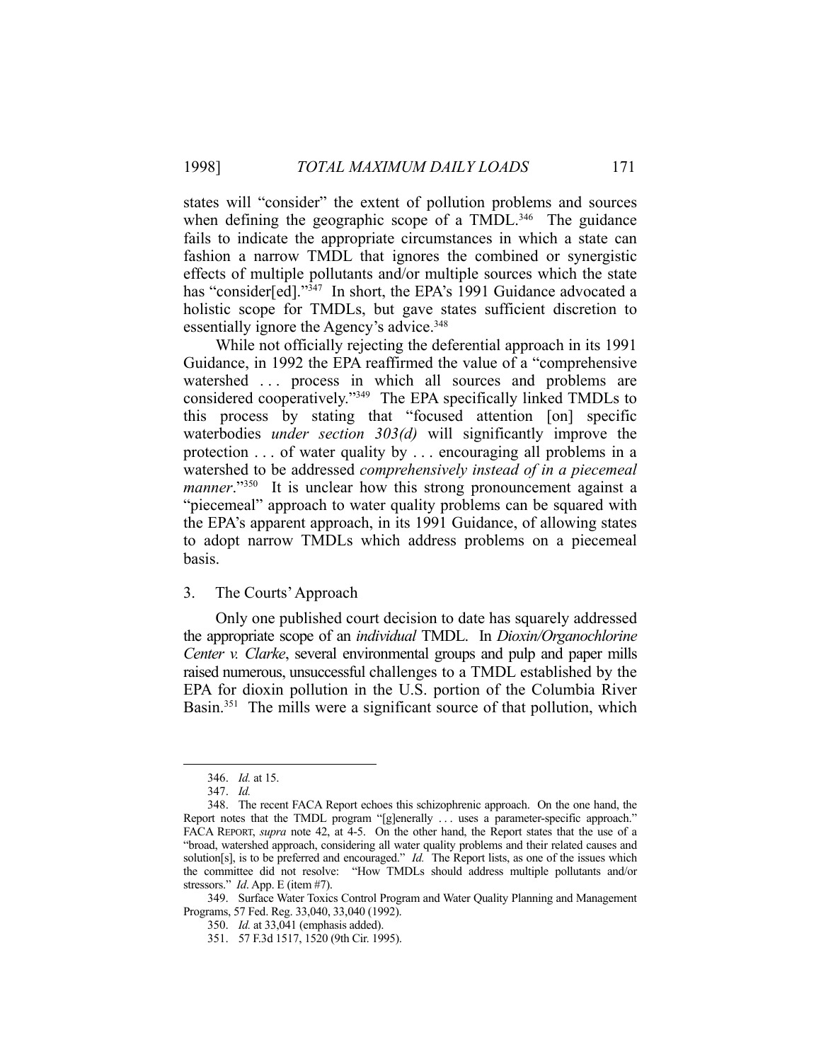states will "consider" the extent of pollution problems and sources when defining the geographic scope of a TMDL.[346] The guidance fails to indicate the appropriate circumstances in which a state can fashion a narrow TMDL that ignores the combined or synergistic effects of multiple pollutants and/or multiple sources which the state has "consider[ed]."[347] In short, the EPA's 1991 Guidance advocated a holistic scope for TMDLs, but gave states sufficient discretion to essentially ignore the Agency's advice.[348]

While not officially rejecting the deferential approach in its 1991 Guidance, in 1992 the EPA reaffirmed the value of a "comprehensive watershed . . . process in which all sources and problems are considered cooperatively."[349] The EPA specifically linked TMDLs to this process by stating that "focused attention [on] specific waterbodies *under section 303(d)* will significantly improve the protection . . . of water quality by . . . encouraging all problems in a watershed to be addressed *comprehensively instead of in a piecemeal manner*."[350] It is unclear how this strong pronouncement against a "piecemeal" approach to water quality problems can be squared with the EPA's apparent approach, in its 1991 Guidance, of allowing states to adopt narrow TMDLs which address problems on a piecemeal basis.

### 3. The Courts' Approach

Only one published court decision to date has squarely addressed the appropriate scope of an *individual* TMDL. In *Dioxin/Organochlorine Center v. Clarke*, several environmental groups and pulp and paper mills raised numerous, unsuccessful challenges to a TMDL established by the EPA for dioxin pollution in the U.S. portion of the Columbia River Basin.[351] The mills were a significant source of that pollution, which

---

346. *Id.* at 15.

347. *Id.*

348. The recent FACA Report echoes this schizophrenic approach. On the one hand, the Report notes that the TMDL program "[g]enerally . . . uses a parameter-specific approach." FACA REPORT, *supra* note 42, at 4-5. On the other hand, the Report states that the use of a "broad, watershed approach, considering all water quality problems and their related causes and solution[s], is to be preferred and encouraged." *Id.* The Report lists, as one of the issues which the committee did not resolve: "How TMDLs should address multiple pollutants and/or stressors." *Id*. App. E (item #7).

349. Surface Water Toxics Control Program and Water Quality Planning and Management Programs, 57 Fed. Reg. 33,040, 33,040 (1992).

350. *Id.* at 33,041 (emphasis added).

351. 57 F.3d 1517, 1520 (9th Cir. 1995).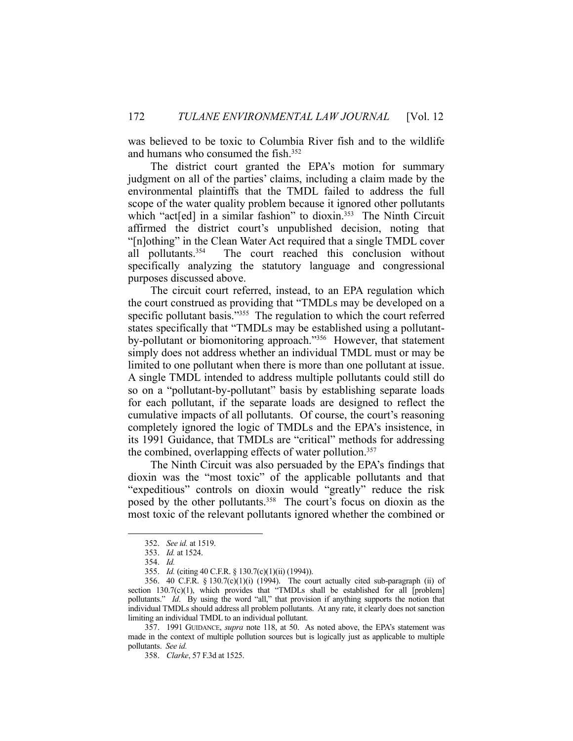was believed to be toxic to Columbia River fish and to the wildlife and humans who consumed the fish.[352]

The district court granted the EPA's motion for summary judgment on all of the parties' claims, including a claim made by the environmental plaintiffs that the TMDL failed to address the full scope of the water quality problem because it ignored other pollutants which "act[ed] in a similar fashion" to dioxin.[353] The Ninth Circuit affirmed the district court's unpublished decision, noting that "[n]othing" in the Clean Water Act required that a single TMDL cover all pollutants.[354] The court reached this conclusion without specifically analyzing the statutory language and congressional purposes discussed above.

The circuit court referred, instead, to an EPA regulation which the court construed as providing that "TMDLs may be developed on a specific pollutant basis."[355] The regulation to which the court referred states specifically that "TMDLs may be established using a pollutant-by-pollutant or biomonitoring approach."[356] However, that statement simply does not address whether an individual TMDL must or may be limited to one pollutant when there is more than one pollutant at issue. A single TMDL intended to address multiple pollutants could still do so on a "pollutant-by-pollutant" basis by establishing separate loads for each pollutant, if the separate loads are designed to reflect the cumulative impacts of all pollutants. Of course, the court's reasoning completely ignored the logic of TMDLs and the EPA's insistence, in its 1991 Guidance, that TMDLs are "critical" methods for addressing the combined, overlapping effects of water pollution.[357]

The Ninth Circuit was also persuaded by the EPA's findings that dioxin was the "most toxic" of the applicable pollutants and that "expeditious" controls on dioxin would "greatly" reduce the risk posed by the other pollutants.[358] The court's focus on dioxin as the most toxic of the relevant pollutants ignored whether the combined or

---

352. *See id.* at 1519.

353. *Id.* at 1524.

354. *Id.*

355. *Id.* (citing 40 C.F.R. § 130.7(c)(1)(ii) (1994)).

356. 40 C.F.R. § 130.7(c)(1)(i) (1994). The court actually cited sub-paragraph (ii) of section 130.7(c)(1), which provides that "TMDLs shall be established for all [problem] pollutants." *Id*. By using the word "all," that provision if anything supports the notion that individual TMDLs should address all problem pollutants. At any rate, it clearly does not sanction limiting an individual TMDL to an individual pollutant.

357. 1991 GUIDANCE, *supra* note 118, at 50. As noted above, the EPA's statement was made in the context of multiple pollution sources but is logically just as applicable to multiple pollutants. *See id.*

358. *Clarke*, 57 F.3d at 1525.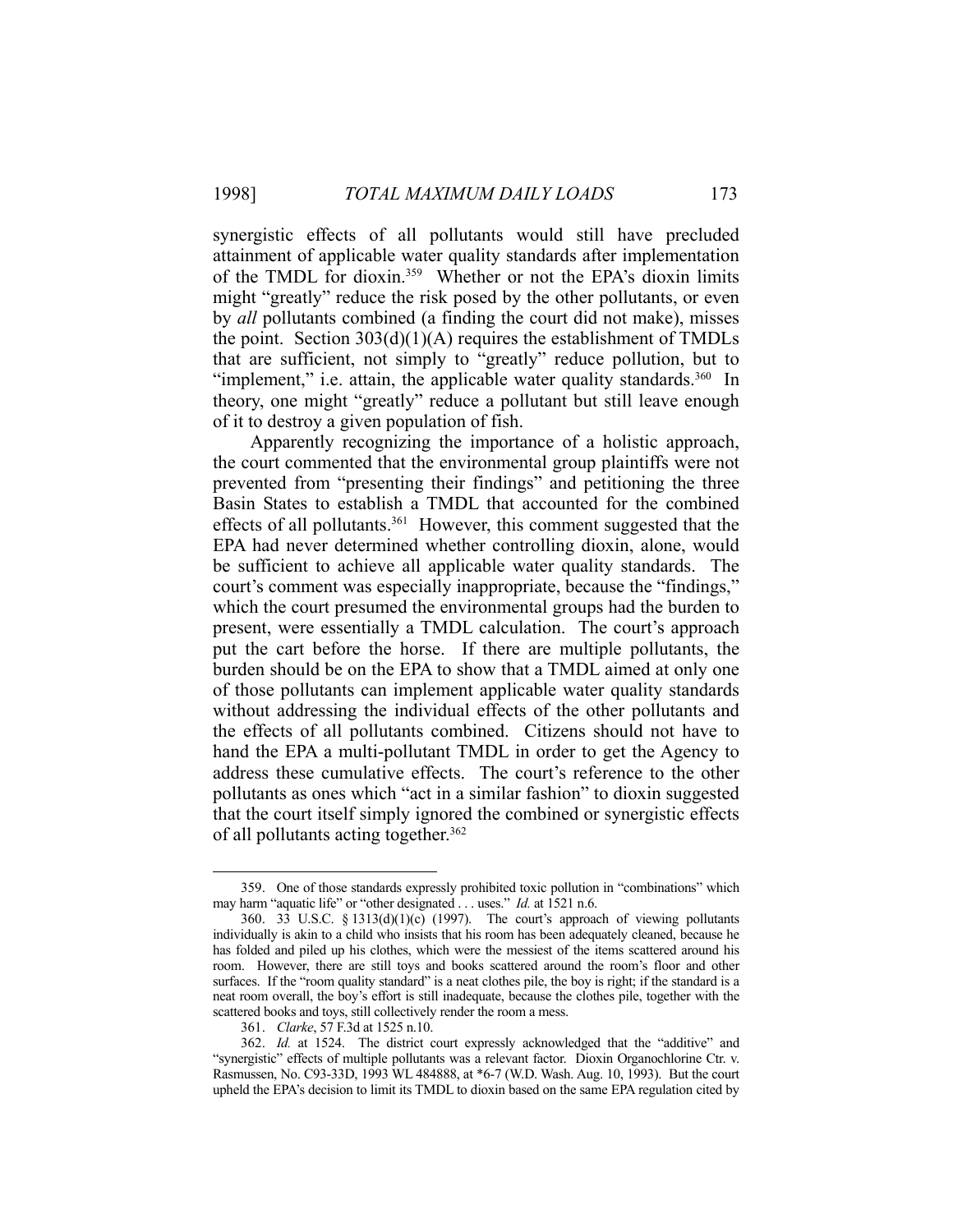synergistic effects of all pollutants would still have precluded attainment of applicable water quality standards after implementation of the TMDL for dioxin.[359] Whether or not the EPA's dioxin limits might "greatly" reduce the risk posed by the other pollutants, or even by *all* pollutants combined (a finding the court did not make), misses the point. Section 303(d)(1)(A) requires the establishment of TMDLs that are sufficient, not simply to "greatly" reduce pollution, but to "implement," i.e. attain, the applicable water quality standards.[360] In theory, one might "greatly" reduce a pollutant but still leave enough of it to destroy a given population of fish.

Apparently recognizing the importance of a holistic approach, the court commented that the environmental group plaintiffs were not prevented from "presenting their findings" and petitioning the three Basin States to establish a TMDL that accounted for the combined effects of all pollutants.[361] However, this comment suggested that the EPA had never determined whether controlling dioxin, alone, would be sufficient to achieve all applicable water quality standards. The court's comment was especially inappropriate, because the "findings," which the court presumed the environmental groups had the burden to present, were essentially a TMDL calculation. The court's approach put the cart before the horse. If there are multiple pollutants, the burden should be on the EPA to show that a TMDL aimed at only one of those pollutants can implement applicable water quality standards without addressing the individual effects of the other pollutants and the effects of all pollutants combined. Citizens should not have to hand the EPA a multi-pollutant TMDL in order to get the Agency to address these cumulative effects. The court's reference to the other pollutants as ones which "act in a similar fashion" to dioxin suggested that the court itself simply ignored the combined or synergistic effects of all pollutants acting together.[362]

---

359. One of those standards expressly prohibited toxic pollution in "combinations" which may harm "aquatic life" or "other designated . . . uses." *Id.* at 1521 n.6.

360. 33 U.S.C. § 1313(d)(1)(c) (1997). The court's approach of viewing pollutants individually is akin to a child who insists that his room has been adequately cleaned, because he has folded and piled up his clothes, which were the messiest of the items scattered around his room. However, there are still toys and books scattered around the room's floor and other surfaces. If the "room quality standard" is a neat clothes pile, the boy is right; if the standard is a neat room overall, the boy's effort is still inadequate, because the clothes pile, together with the scattered books and toys, still collectively render the room a mess.

361. *Clarke*, 57 F.3d at 1525 n.10.

362. *Id.* at 1524. The district court expressly acknowledged that the "additive" and "synergistic" effects of multiple pollutants was a relevant factor. Dioxin Organochlorine Ctr. v. Rasmussen, No. C93-33D, 1993 WL 484888, at *6-7 (W.D. Wash. Aug. 10, 1993). But the court upheld the EPA's decision to limit its TMDL to dioxin based on the same EPA regulation cited by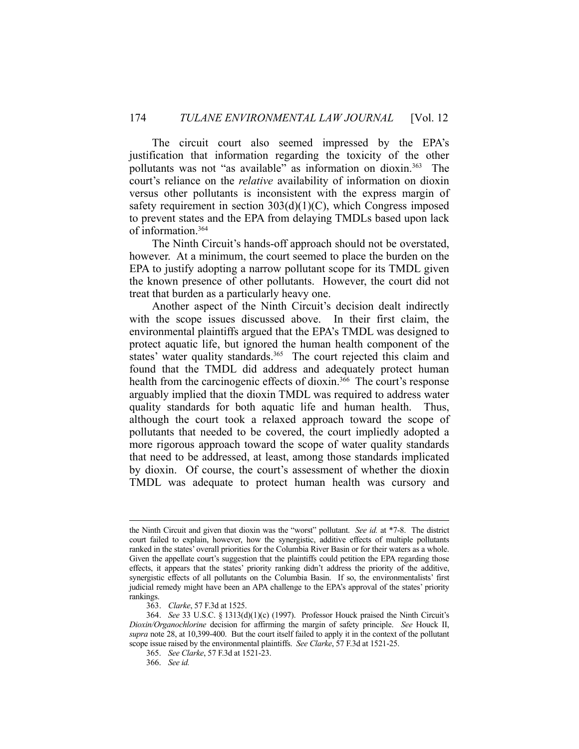The circuit court also seemed impressed by the EPA's justification that information regarding the toxicity of the other pollutants was not "as available" as information on dioxin.[363] The court's reliance on the *relative* availability of information on dioxin versus other pollutants is inconsistent with the express margin of safety requirement in section 303(d)(1)(C), which Congress imposed to prevent states and the EPA from delaying TMDLs based upon lack of information.[364]

The Ninth Circuit's hands-off approach should not be overstated, however. At a minimum, the court seemed to place the burden on the EPA to justify adopting a narrow pollutant scope for its TMDL given the known presence of other pollutants. However, the court did not treat that burden as a particularly heavy one.

Another aspect of the Ninth Circuit's decision dealt indirectly with the scope issues discussed above. In their first claim, the environmental plaintiffs argued that the EPA's TMDL was designed to protect aquatic life, but ignored the human health component of the states' water quality standards.[365] The court rejected this claim and found that the TMDL did address and adequately protect human health from the carcinogenic effects of dioxin.[366] The court's response arguably implied that the dioxin TMDL was required to address water quality standards for both aquatic life and human health. Thus, although the court took a relaxed approach toward the scope of pollutants that needed to be covered, the court impliedly adopted a more rigorous approach toward the scope of water quality standards that need to be addressed, at least, among those standards implicated by dioxin. Of course, the court's assessment of whether the dioxin TMDL was adequate to protect human health was cursory and

---

the Ninth Circuit and given that dioxin was the "worst" pollutant. *See id.* at *7-8. The district court failed to explain, however, how the synergistic, additive effects of multiple pollutants ranked in the states' overall priorities for the Columbia River Basin or for their waters as a whole. Given the appellate court's suggestion that the plaintiffs could petition the EPA regarding those effects, it appears that the states' priority ranking didn't address the priority of the additive, synergistic effects of all pollutants on the Columbia Basin. If so, the environmentalists' first judicial remedy might have been an APA challenge to the EPA's approval of the states' priority rankings.

363. *Clarke*, 57 F.3d at 1525.

364. *See* 33 U.S.C. § 1313(d)(1)(c) (1997). Professor Houck praised the Ninth Circuit's *Dioxin/Organochlorine* decision for affirming the margin of safety principle. *See* Houck II, *supra* note 28, at 10,399-400. But the court itself failed to apply it in the context of the pollutant scope issue raised by the environmental plaintiffs. *See Clarke*, 57 F.3d at 1521-25.

365. *See Clarke*, 57 F.3d at 1521-23.

366. *See id.*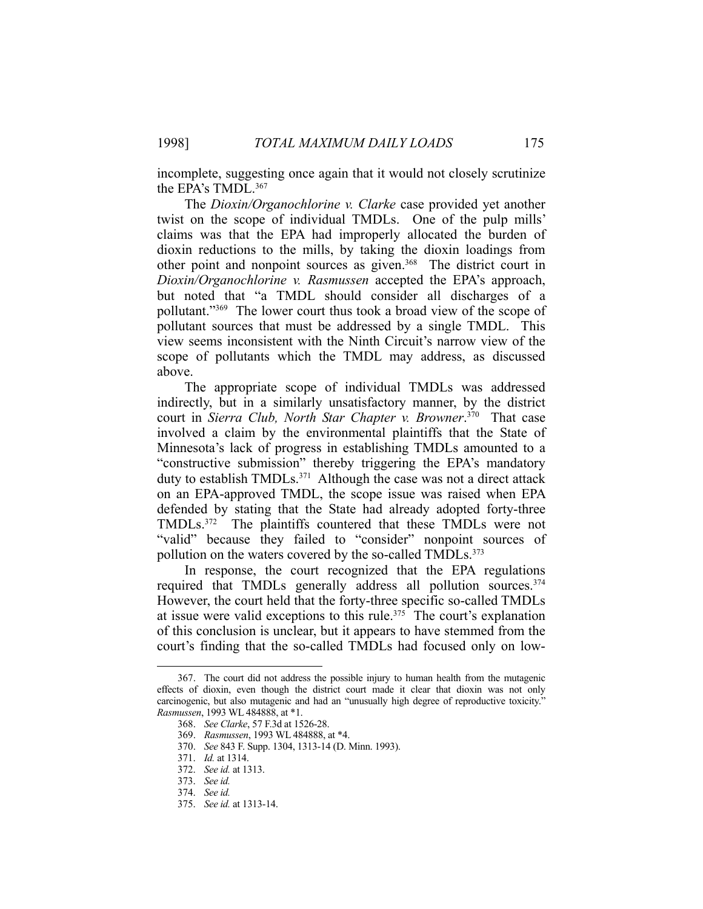incomplete, suggesting once again that it would not closely scrutinize the EPA's TMDL.[367]

The *Dioxin/Organochlorine v. Clarke* case provided yet another twist on the scope of individual TMDLs. One of the pulp mills' claims was that the EPA had improperly allocated the burden of dioxin reductions to the mills, by taking the dioxin loadings from other point and nonpoint sources as given.[368] The district court in *Dioxin/Organochlorine v. Rasmussen* accepted the EPA's approach, but noted that "a TMDL should consider all discharges of a pollutant."[369] The lower court thus took a broad view of the scope of pollutant sources that must be addressed by a single TMDL. This view seems inconsistent with the Ninth Circuit's narrow view of the scope of pollutants which the TMDL may address, as discussed above.

The appropriate scope of individual TMDLs was addressed indirectly, but in a similarly unsatisfactory manner, by the district court in *Sierra Club, North Star Chapter v. Browner*.[370] That case involved a claim by the environmental plaintiffs that the State of Minnesota's lack of progress in establishing TMDLs amounted to a "constructive submission" thereby triggering the EPA's mandatory duty to establish TMDLs.[371] Although the case was not a direct attack on an EPA-approved TMDL, the scope issue was raised when EPA defended by stating that the State had already adopted forty-three TMDLs.[372] The plaintiffs countered that these TMDLs were not "valid" because they failed to "consider" nonpoint sources of pollution on the waters covered by the so-called TMDLs.[373]

In response, the court recognized that the EPA regulations required that TMDLs generally address all pollution sources.[374] However, the court held that the forty-three specific so-called TMDLs at issue were valid exceptions to this rule.[375] The court's explanation of this conclusion is unclear, but it appears to have stemmed from the court's finding that the so-called TMDLs had focused only on low-

---

367. The court did not address the possible injury to human health from the mutagenic effects of dioxin, even though the district court made it clear that dioxin was not only carcinogenic, but also mutagenic and had an "unusually high degree of reproductive toxicity." *Rasmussen*, 1993 WL 484888, at *1.

368. *See Clarke*, 57 F.3d at 1526-28.

369. *Rasmussen*, 1993 WL 484888, at *4.

370. *See* 843 F. Supp. 1304, 1313-14 (D. Minn. 1993).

371. *Id.* at 1314.

372. *See id.* at 1313.

373. *See id.*

374. *See id.*

375. *See id.* at 1313-14.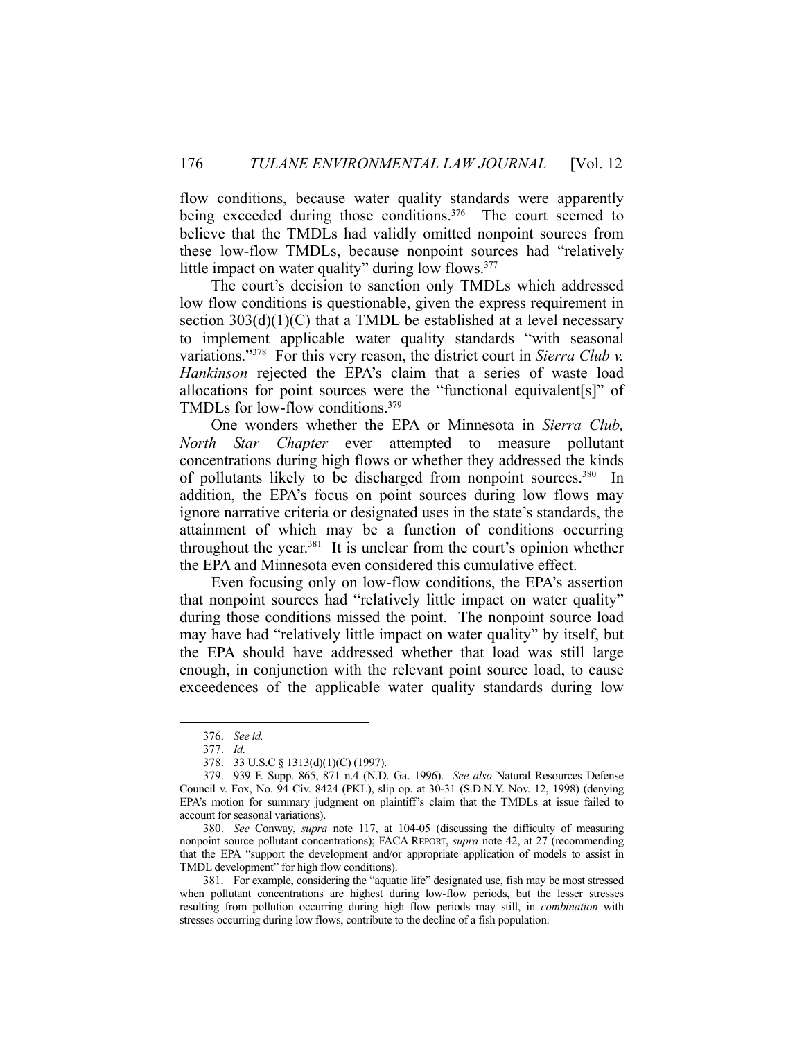flow conditions, because water quality standards were apparently being exceeded during those conditions.[376] The court seemed to believe that the TMDLs had validly omitted nonpoint sources from these low-flow TMDLs, because nonpoint sources had "relatively little impact on water quality" during low flows.[377]

The court's decision to sanction only TMDLs which addressed low flow conditions is questionable, given the express requirement in section 303(d)(1)(C) that a TMDL be established at a level necessary to implement applicable water quality standards "with seasonal variations."[378] For this very reason, the district court in *Sierra Club v. Hankinson* rejected the EPA's claim that a series of waste load allocations for point sources were the "functional equivalent[s]" of TMDLs for low-flow conditions.[379]

One wonders whether the EPA or Minnesota in *Sierra Club, North Star Chapter* ever attempted to measure pollutant concentrations during high flows or whether they addressed the kinds of pollutants likely to be discharged from nonpoint sources.[380] In addition, the EPA's focus on point sources during low flows may ignore narrative criteria or designated uses in the state's standards, the attainment of which may be a function of conditions occurring throughout the year.[381] It is unclear from the court's opinion whether the EPA and Minnesota even considered this cumulative effect.

Even focusing only on low-flow conditions, the EPA's assertion that nonpoint sources had "relatively little impact on water quality" during those conditions missed the point. The nonpoint source load may have had "relatively little impact on water quality" by itself, but the EPA should have addressed whether that load was still large enough, in conjunction with the relevant point source load, to cause exceedences of the applicable water quality standards during low

---

376. *See id.*

377. *Id.*

378. 33 U.S.C § 1313(d)(1)(C) (1997).

379. 939 F. Supp. 865, 871 n.4 (N.D. Ga. 1996). *See also* Natural Resources Defense Council v. Fox, No. 94 Civ. 8424 (PKL), slip op. at 30-31 (S.D.N.Y. Nov. 12, 1998) (denying EPA's motion for summary judgment on plaintiff's claim that the TMDLs at issue failed to account for seasonal variations).

380. *See* Conway, *supra* note 117, at 104-05 (discussing the difficulty of measuring nonpoint source pollutant concentrations); FACA REPORT, *supra* note 42, at 27 (recommending that the EPA "support the development and/or appropriate application of models to assist in TMDL development" for high flow conditions).

381. For example, considering the "aquatic life" designated use, fish may be most stressed when pollutant concentrations are highest during low-flow periods, but the lesser stresses resulting from pollution occurring during high flow periods may still, in *combination* with stresses occurring during low flows, contribute to the decline of a fish population.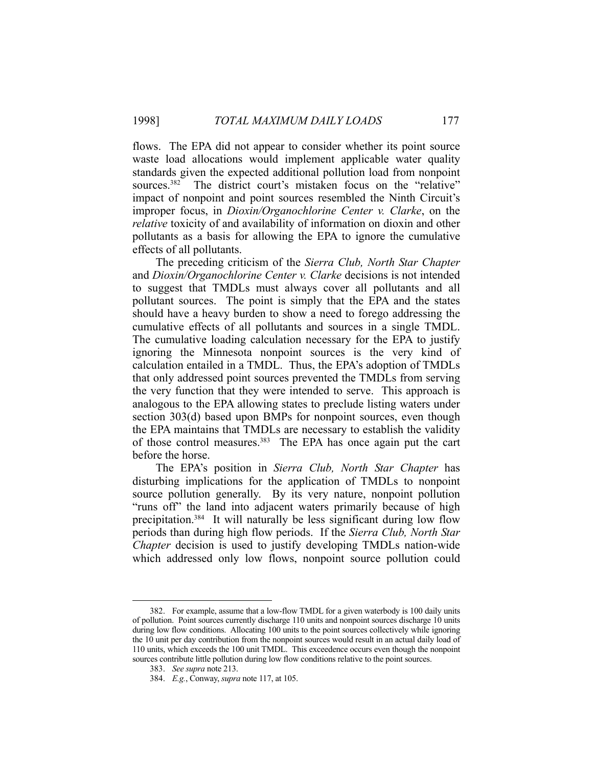flows. The EPA did not appear to consider whether its point source waste load allocations would implement applicable water quality standards given the expected additional pollution load from nonpoint sources.[382] The district court's mistaken focus on the "relative" impact of nonpoint and point sources resembled the Ninth Circuit's improper focus, in *Dioxin/Organochlorine Center v. Clarke*, on the *relative* toxicity of and availability of information on dioxin and other pollutants as a basis for allowing the EPA to ignore the cumulative effects of all pollutants.

The preceding criticism of the *Sierra Club, North Star Chapter* and *Dioxin/Organochlorine Center v. Clarke* decisions is not intended to suggest that TMDLs must always cover all pollutants and all pollutant sources. The point is simply that the EPA and the states should have a heavy burden to show a need to forego addressing the cumulative effects of all pollutants and sources in a single TMDL. The cumulative loading calculation necessary for the EPA to justify ignoring the Minnesota nonpoint sources is the very kind of calculation entailed in a TMDL. Thus, the EPA's adoption of TMDLs that only addressed point sources prevented the TMDLs from serving the very function that they were intended to serve. This approach is analogous to the EPA allowing states to preclude listing waters under section 303(d) based upon BMPs for nonpoint sources, even though the EPA maintains that TMDLs are necessary to establish the validity of those control measures.[383] The EPA has once again put the cart before the horse.

The EPA's position in *Sierra Club, North Star Chapter* has disturbing implications for the application of TMDLs to nonpoint source pollution generally. By its very nature, nonpoint pollution "runs off" the land into adjacent waters primarily because of high precipitation.[384] It will naturally be less significant during low flow periods than during high flow periods. If the *Sierra Club, North Star Chapter* decision is used to justify developing TMDLs nation-wide which addressed only low flows, nonpoint source pollution could

---

382. For example, assume that a low-flow TMDL for a given waterbody is 100 daily units of pollution. Point sources currently discharge 110 units and nonpoint sources discharge 10 units during low flow conditions. Allocating 100 units to the point sources collectively while ignoring the 10 unit per day contribution from the nonpoint sources would result in an actual daily load of 110 units, which exceeds the 100 unit TMDL. This exceedence occurs even though the nonpoint sources contribute little pollution during low flow conditions relative to the point sources.

383. *See supra* note 213.

384. *E.g.*, Conway, *supra* note 117, at 105.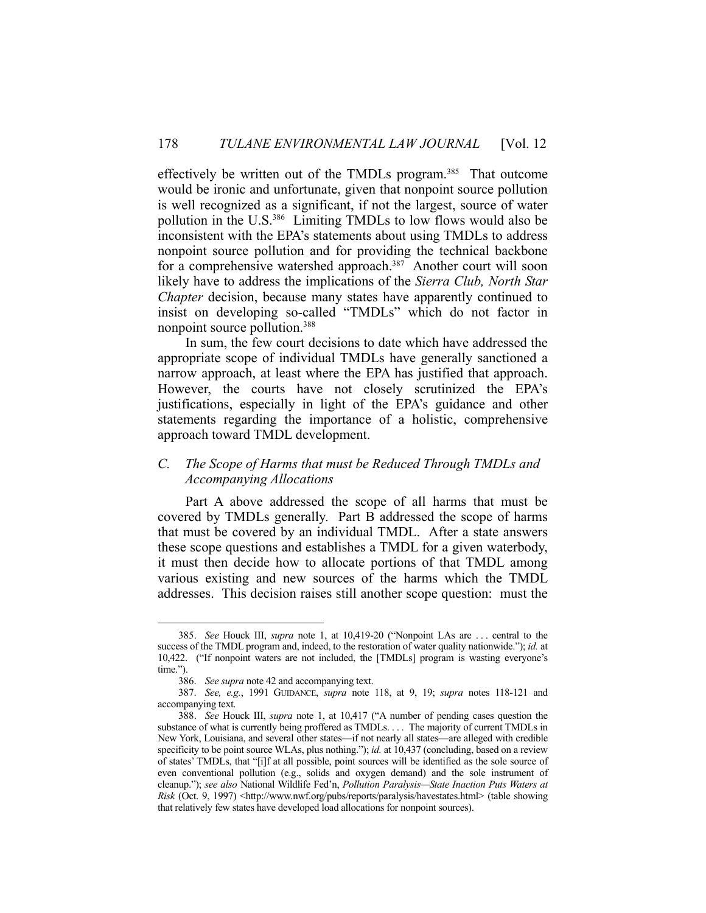effectively be written out of the TMDLs program.[385] That outcome would be ironic and unfortunate, given that nonpoint source pollution is well recognized as a significant, if not the largest, source of water pollution in the U.S.[386] Limiting TMDLs to low flows would also be inconsistent with the EPA's statements about using TMDLs to address nonpoint source pollution and for providing the technical backbone for a comprehensive watershed approach.[387] Another court will soon likely have to address the implications of the *Sierra Club, North Star Chapter* decision, because many states have apparently continued to insist on developing so-called "TMDLs" which do not factor in nonpoint source pollution.[388]

In sum, the few court decisions to date which have addressed the appropriate scope of individual TMDLs have generally sanctioned a narrow approach, at least where the EPA has justified that approach. However, the courts have not closely scrutinized the EPA's justifications, especially in light of the EPA's guidance and other statements regarding the importance of a holistic, comprehensive approach toward TMDL development.

### *C. The Scope of Harms that must be Reduced Through TMDLs and Accompanying Allocations*

Part A above addressed the scope of all harms that must be covered by TMDLs generally. Part B addressed the scope of harms that must be covered by an individual TMDL. After a state answers these scope questions and establishes a TMDL for a given waterbody, it must then decide how to allocate portions of that TMDL among various existing and new sources of the harms which the TMDL addresses. This decision raises still another scope question: must the

---

385. *See* Houck III, *supra* note 1, at 10,419-20 ("Nonpoint LAs are . . . central to the success of the TMDL program and, indeed, to the restoration of water quality nationwide."); *id.* at 10,422. ("If nonpoint waters are not included, the [TMDLs] program is wasting everyone's time.").

386. *See supra* note 42 and accompanying text.

387. *See, e.g.*, 1991 GUIDANCE, *supra* note 118, at 9, 19; *supra* notes 118-121 and accompanying text.

388. *See* Houck III, *supra* note 1, at 10,417 ("A number of pending cases question the substance of what is currently being proffered as TMDLs. . . . The majority of current TMDLs in New York, Louisiana, and several other states—if not nearly all states—are alleged with credible specificity to be point source WLAs, plus nothing."); *id.* at 10,437 (concluding, based on a review of states' TMDLs, that "[i]f at all possible, point sources will be identified as the sole source of even conventional pollution (e.g., solids and oxygen demand) and the sole instrument of cleanup."); *see also* National Wildlife Fed'n, *Pollution Paralysis—State Inaction Puts Waters at Risk* (Oct. 9, 1997) <http://www.nwf.org/pubs/reports/paralysis/havestates.html> (table showing that relatively few states have developed load allocations for nonpoint sources).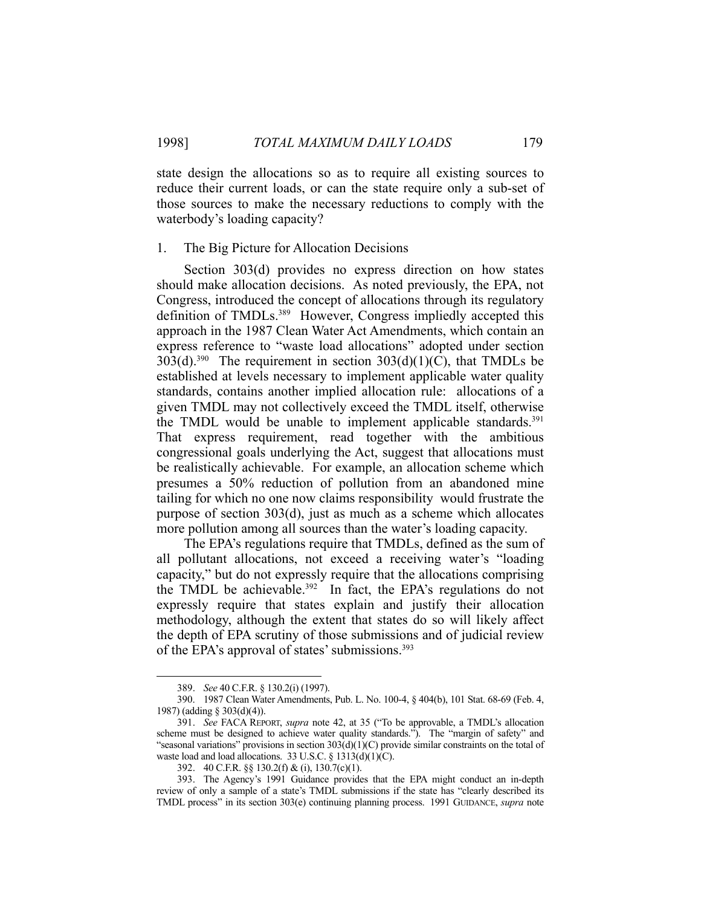state design the allocations so as to require all existing sources to reduce their current loads, or can the state require only a sub-set of those sources to make the necessary reductions to comply with the waterbody's loading capacity?

### 1. The Big Picture for Allocation Decisions

Section 303(d) provides no express direction on how states should make allocation decisions. As noted previously, the EPA, not Congress, introduced the concept of allocations through its regulatory definition of TMDLs.[389] However, Congress impliedly accepted this approach in the 1987 Clean Water Act Amendments, which contain an express reference to "waste load allocations" adopted under section 303(d).[390] The requirement in section 303(d)(1)(C), that TMDLs be established at levels necessary to implement applicable water quality standards, contains another implied allocation rule: allocations of a given TMDL may not collectively exceed the TMDL itself, otherwise the TMDL would be unable to implement applicable standards.[391] That express requirement, read together with the ambitious congressional goals underlying the Act, suggest that allocations must be realistically achievable. For example, an allocation scheme which presumes a 50% reduction of pollution from an abandoned mine tailing for which no one now claims responsibility would frustrate the purpose of section 303(d), just as much as a scheme which allocates more pollution among all sources than the water's loading capacity.

The EPA's regulations require that TMDLs, defined as the sum of all pollutant allocations, not exceed a receiving water's "loading capacity," but do not expressly require that the allocations comprising the TMDL be achievable.[392] In fact, the EPA's regulations do not expressly require that states explain and justify their allocation methodology, although the extent that states do so will likely affect the depth of EPA scrutiny of those submissions and of judicial review of the EPA's approval of states' submissions.[393]

---

389. *See* 40 C.F.R. § 130.2(i) (1997).

390. 1987 Clean Water Amendments, Pub. L. No. 100-4, § 404(b), 101 Stat. 68-69 (Feb. 4, 1987) (adding § 303(d)(4)).

391. *See* FACA REPORT, *supra* note 42, at 35 ("To be approvable, a TMDL's allocation scheme must be designed to achieve water quality standards."). The "margin of safety" and "seasonal variations" provisions in section 303(d)(1)(C) provide similar constraints on the total of waste load and load allocations. 33 U.S.C. § 1313(d)(1)(C).

392. 40 C.F.R. §§ 130.2(f) & (i), 130.7(c)(1).

393. The Agency's 1991 Guidance provides that the EPA might conduct an in-depth review of only a sample of a state's TMDL submissions if the state has "clearly described its TMDL process" in its section 303(e) continuing planning process. 1991 GUIDANCE, *supra* note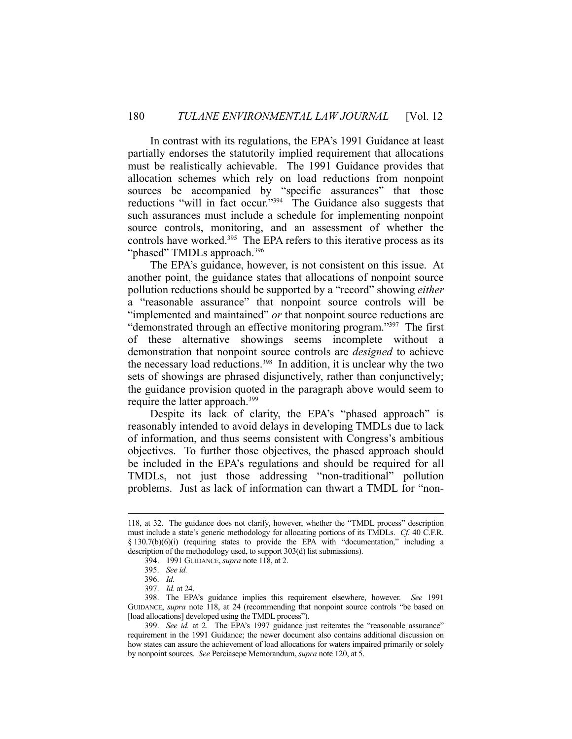In contrast with its regulations, the EPA's 1991 Guidance at least partially endorses the statutorily implied requirement that allocations must be realistically achievable. The 1991 Guidance provides that allocation schemes which rely on load reductions from nonpoint sources be accompanied by "specific assurances" that those reductions "will in fact occur."[394] The Guidance also suggests that such assurances must include a schedule for implementing nonpoint source controls, monitoring, and an assessment of whether the controls have worked.[395] The EPA refers to this iterative process as its "phased" TMDLs approach.[396]

The EPA's guidance, however, is not consistent on this issue. At another point, the guidance states that allocations of nonpoint source pollution reductions should be supported by a "record" showing *either* a "reasonable assurance" that nonpoint source controls will be "implemented and maintained" *or* that nonpoint source reductions are "demonstrated through an effective monitoring program."[397] The first of these alternative showings seems incomplete without a demonstration that nonpoint source controls are *designed* to achieve the necessary load reductions.[398] In addition, it is unclear why the two sets of showings are phrased disjunctively, rather than conjunctively; the guidance provision quoted in the paragraph above would seem to require the latter approach.[399]

Despite its lack of clarity, the EPA's "phased approach" is reasonably intended to avoid delays in developing TMDLs due to lack of information, and thus seems consistent with Congress's ambitious objectives. To further those objectives, the phased approach should be included in the EPA's regulations and should be required for all TMDLs, not just those addressing "non-traditional" pollution problems. Just as lack of information can thwart a TMDL for "non-

---

118, at 32. The guidance does not clarify, however, whether the "TMDL process" description must include a state's generic methodology for allocating portions of its TMDLs. *Cf.* 40 C.F.R. § 130.7(b)(6)(i) (requiring states to provide the EPA with "documentation," including a description of the methodology used, to support 303(d) list submissions).

394. 1991 GUIDANCE, *supra* note 118, at 2.

395. *See id.*

396. *Id.*

397. *Id.* at 24.

398. The EPA's guidance implies this requirement elsewhere, however. *See* 1991 GUIDANCE, *supra* note 118, at 24 (recommending that nonpoint source controls "be based on [load allocations] developed using the TMDL process").

399. *See id.* at 2. The EPA's 1997 guidance just reiterates the "reasonable assurance" requirement in the 1991 Guidance; the newer document also contains additional discussion on how states can assure the achievement of load allocations for waters impaired primarily or solely by nonpoint sources. *See* Perciasepe Memorandum, *supra* note 120, at 5.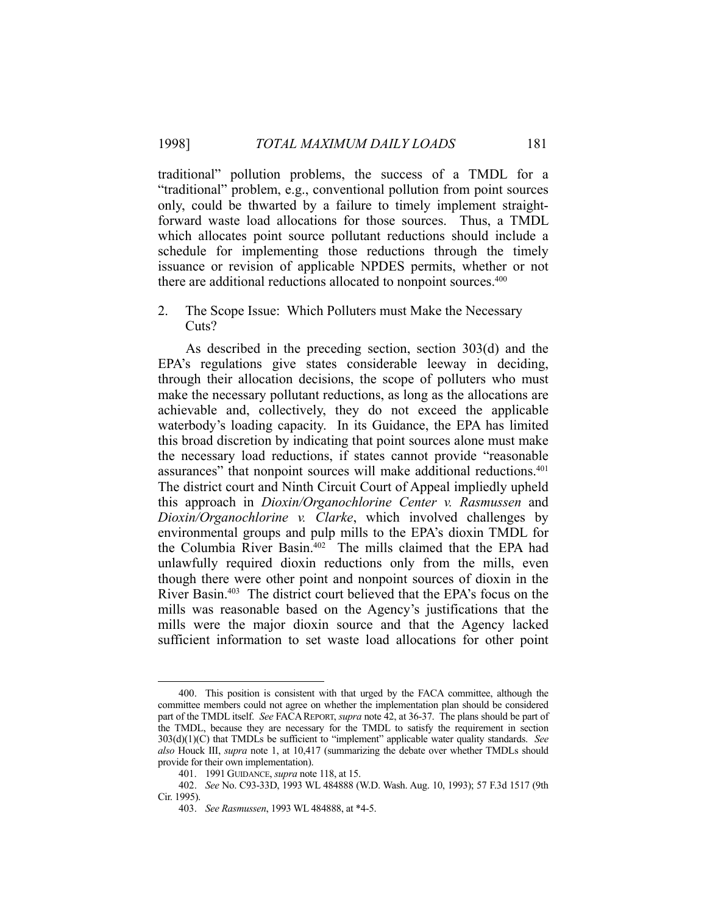traditional" pollution problems, the success of a TMDL for a "traditional" problem, e.g., conventional pollution from point sources only, could be thwarted by a failure to timely implement straightforward waste load allocations for those sources. Thus, a TMDL which allocates point source pollutant reductions should include a schedule for implementing those reductions through the timely issuance or revision of applicable NPDES permits, whether or not there are additional reductions allocated to nonpoint sources.[400]

### 2. The Scope Issue: Which Polluters must Make the Necessary Cuts?

As described in the preceding section, section 303(d) and the EPA's regulations give states considerable leeway in deciding, through their allocation decisions, the scope of polluters who must make the necessary pollutant reductions, as long as the allocations are achievable and, collectively, they do not exceed the applicable waterbody's loading capacity. In its Guidance, the EPA has limited this broad discretion by indicating that point sources alone must make the necessary load reductions, if states cannot provide "reasonable assurances" that nonpoint sources will make additional reductions.[401] The district court and Ninth Circuit Court of Appeal impliedly upheld this approach in *Dioxin/Organochlorine Center v. Rasmussen* and *Dioxin/Organochlorine v. Clarke*, which involved challenges by environmental groups and pulp mills to the EPA's dioxin TMDL for the Columbia River Basin.[402] The mills claimed that the EPA had unlawfully required dioxin reductions only from the mills, even though there were other point and nonpoint sources of dioxin in the River Basin.[403] The district court believed that the EPA's focus on the mills was reasonable based on the Agency's justifications that the mills were the major dioxin source and that the Agency lacked sufficient information to set waste load allocations for other point

---

400. This position is consistent with that urged by the FACA committee, although the committee members could not agree on whether the implementation plan should be considered part of the TMDL itself. *See* FACA REPORT, *supra* note 42, at 36-37. The plans should be part of the TMDL, because they are necessary for the TMDL to satisfy the requirement in section 303(d)(1)(C) that TMDLs be sufficient to "implement" applicable water quality standards. *See also* Houck III, *supra* note 1, at 10,417 (summarizing the debate over whether TMDLs should provide for their own implementation).

401. 1991 GUIDANCE, *supra* note 118, at 15.

402. *See* No. C93-33D, 1993 WL 484888 (W.D. Wash. Aug. 10, 1993); 57 F.3d 1517 (9th Cir. 1995).

403. *See Rasmussen*, 1993 WL 484888, at *4-5.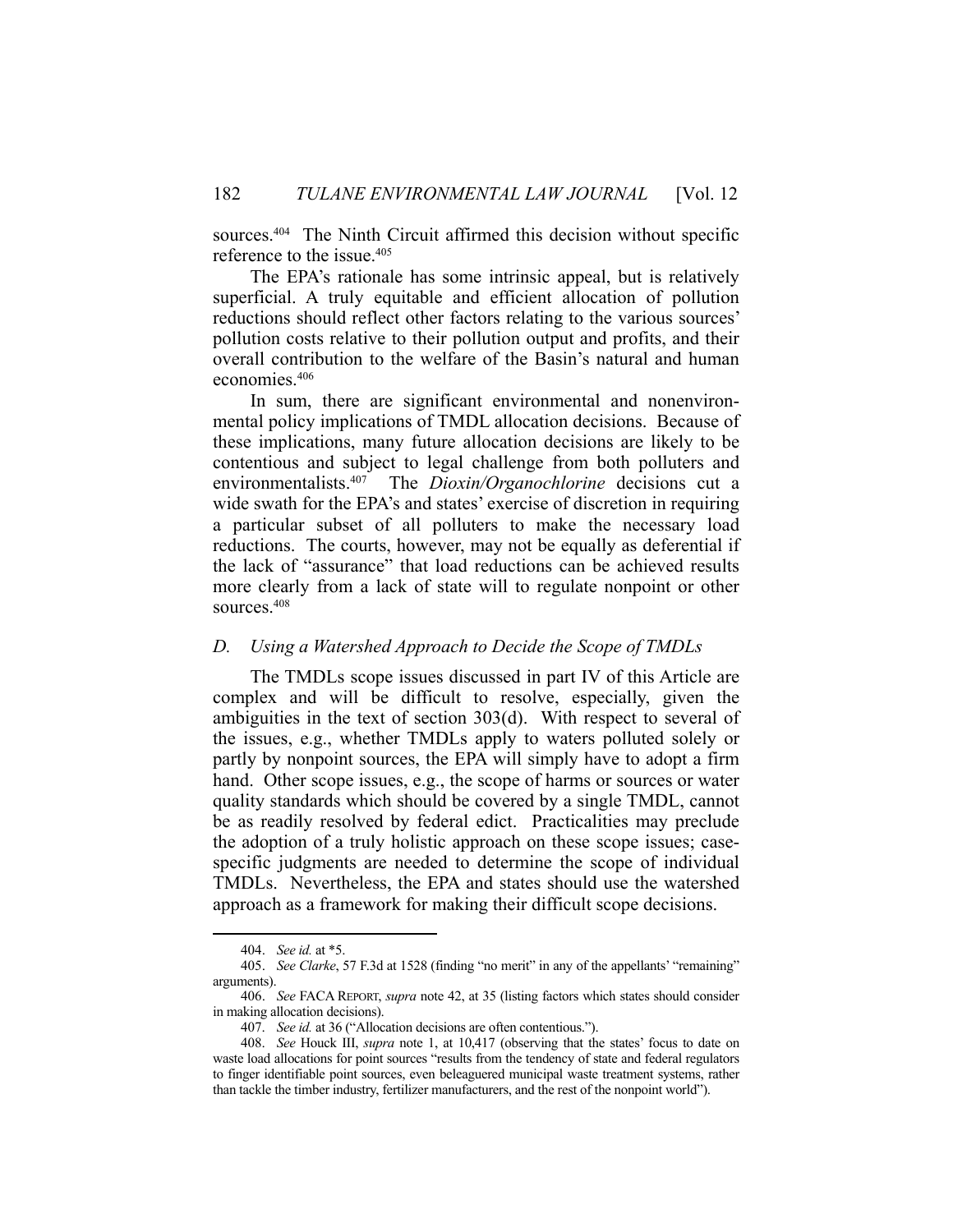sources.[404] The Ninth Circuit affirmed this decision without specific reference to the issue.[405]

The EPA's rationale has some intrinsic appeal, but is relatively superficial. A truly equitable and efficient allocation of pollution reductions should reflect other factors relating to the various sources' pollution costs relative to their pollution output and profits, and their overall contribution to the welfare of the Basin's natural and human economies.[406]

In sum, there are significant environmental and nonenvironmental policy implications of TMDL allocation decisions. Because of these implications, many future allocation decisions are likely to be contentious and subject to legal challenge from both polluters and environmentalists.[407] The *Dioxin/Organochlorine* decisions cut a wide swath for the EPA's and states' exercise of discretion in requiring a particular subset of all polluters to make the necessary load reductions. The courts, however, may not be equally as deferential if the lack of "assurance" that load reductions can be achieved results more clearly from a lack of state will to regulate nonpoint or other sources.[408]

### *D. Using a Watershed Approach to Decide the Scope of TMDLs*

The TMDLs scope issues discussed in part IV of this Article are complex and will be difficult to resolve, especially, given the ambiguities in the text of section 303(d). With respect to several of the issues, e.g., whether TMDLs apply to waters polluted solely or partly by nonpoint sources, the EPA will simply have to adopt a firm hand. Other scope issues, e.g., the scope of harms or sources or water quality standards which should be covered by a single TMDL, cannot be as readily resolved by federal edict. Practicalities may preclude the adoption of a truly holistic approach on these scope issues; case-specific judgments are needed to determine the scope of individual TMDLs. Nevertheless, the EPA and states should use the watershed approach as a framework for making their difficult scope decisions.

---

404. *See id.* at *5.

405. *See Clarke*, 57 F.3d at 1528 (finding "no merit" in any of the appellants' "remaining" arguments).

406. *See* FACA REPORT, *supra* note 42, at 35 (listing factors which states should consider in making allocation decisions).

407. *See id.* at 36 ("Allocation decisions are often contentious.").

408. *See* Houck III, *supra* note 1, at 10,417 (observing that the states' focus to date on waste load allocations for point sources "results from the tendency of state and federal regulators to finger identifiable point sources, even beleaguered municipal waste treatment systems, rather than tackle the timber industry, fertilizer manufacturers, and the rest of the nonpoint world").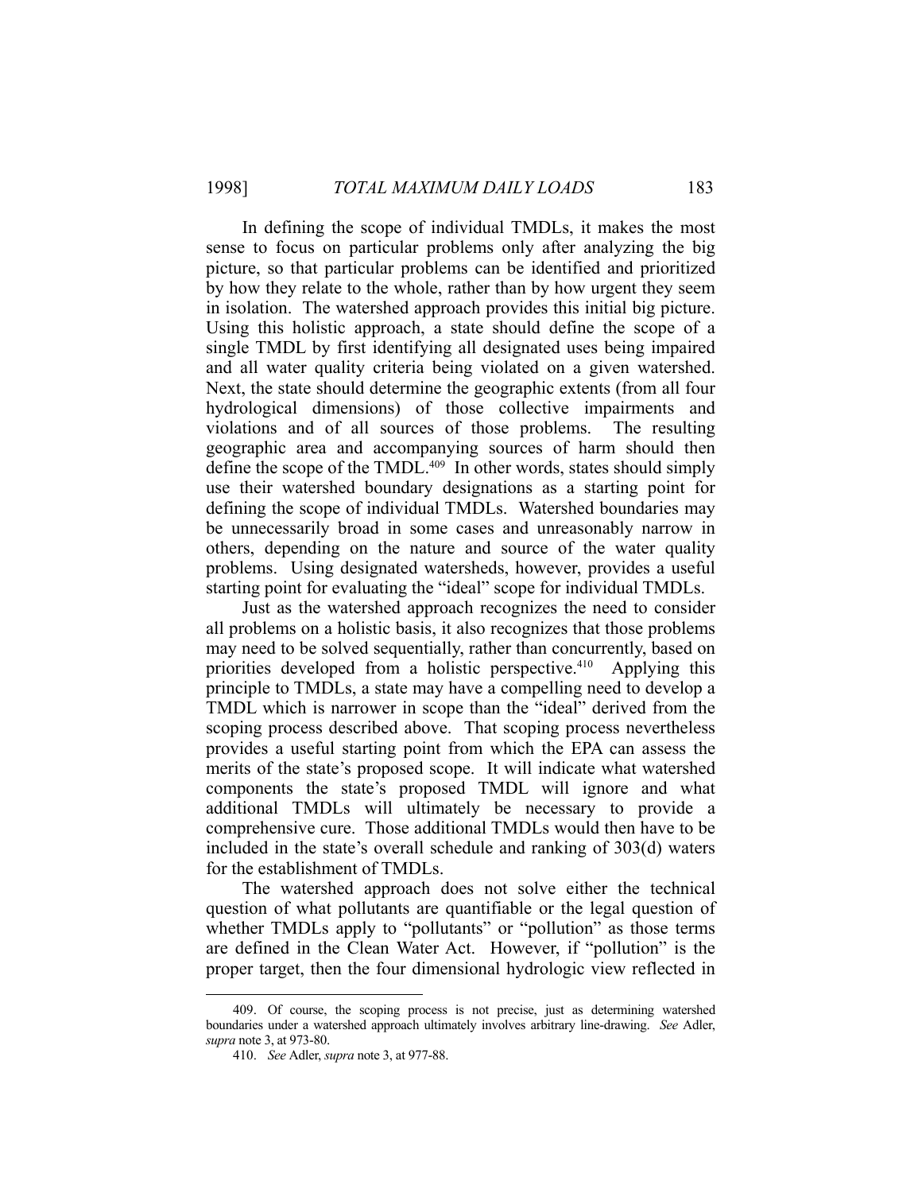In defining the scope of individual TMDLs, it makes the most sense to focus on particular problems only after analyzing the big picture, so that particular problems can be identified and prioritized by how they relate to the whole, rather than by how urgent they seem in isolation. The watershed approach provides this initial big picture. Using this holistic approach, a state should define the scope of a single TMDL by first identifying all designated uses being impaired and all water quality criteria being violated on a given watershed. Next, the state should determine the geographic extents (from all four hydrological dimensions) of those collective impairments and violations and of all sources of those problems. The resulting geographic area and accompanying sources of harm should then define the scope of the TMDL.[409] In other words, states should simply use their watershed boundary designations as a starting point for defining the scope of individual TMDLs. Watershed boundaries may be unnecessarily broad in some cases and unreasonably narrow in others, depending on the nature and source of the water quality problems. Using designated watersheds, however, provides a useful starting point for evaluating the "ideal" scope for individual TMDLs.

Just as the watershed approach recognizes the need to consider all problems on a holistic basis, it also recognizes that those problems may need to be solved sequentially, rather than concurrently, based on priorities developed from a holistic perspective.[410] Applying this principle to TMDLs, a state may have a compelling need to develop a TMDL which is narrower in scope than the "ideal" derived from the scoping process described above. That scoping process nevertheless provides a useful starting point from which the EPA can assess the merits of the state's proposed scope. It will indicate what watershed components the state's proposed TMDL will ignore and what additional TMDLs will ultimately be necessary to provide a comprehensive cure. Those additional TMDLs would then have to be included in the state's overall schedule and ranking of 303(d) waters for the establishment of TMDLs.

The watershed approach does not solve either the technical question of what pollutants are quantifiable or the legal question of whether TMDLs apply to "pollutants" or "pollution" as those terms are defined in the Clean Water Act. However, if "pollution" is the proper target, then the four dimensional hydrologic view reflected in

---

409. Of course, the scoping process is not precise, just as determining watershed boundaries under a watershed approach ultimately involves arbitrary line-drawing. *See* Adler, *supra* note 3, at 973-80.

410. *See* Adler, *supra* note 3, at 977-88.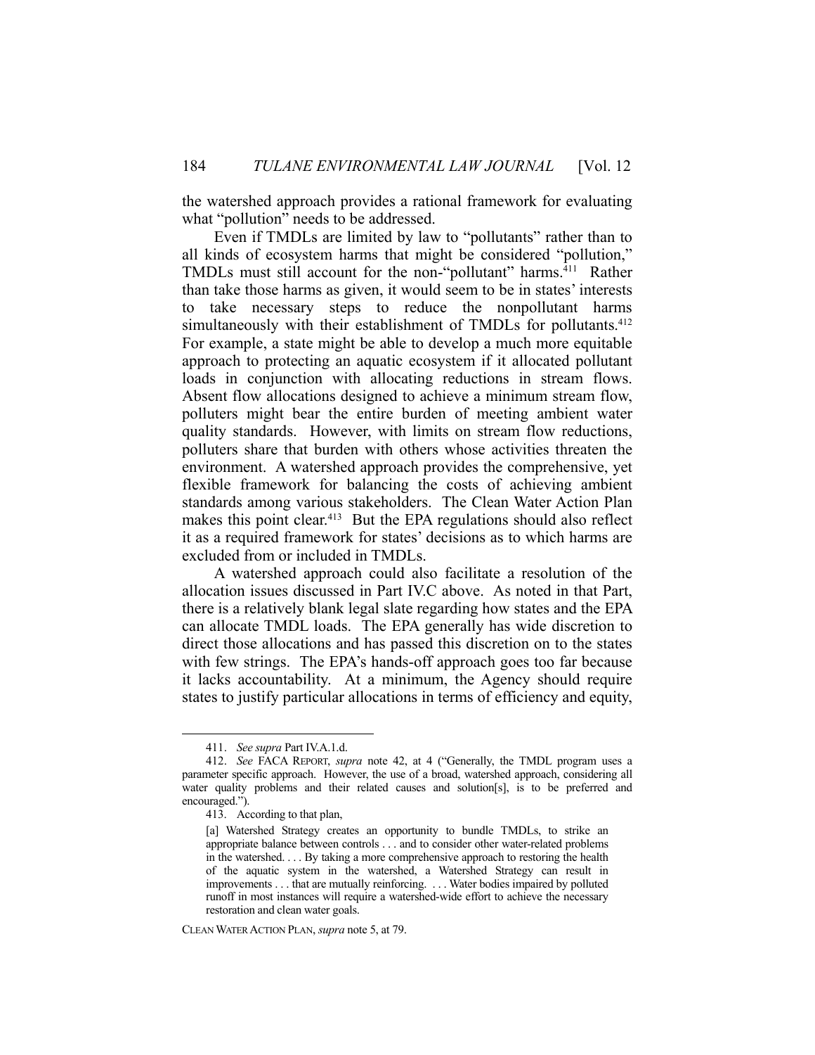the watershed approach provides a rational framework for evaluating what "pollution" needs to be addressed.

Even if TMDLs are limited by law to "pollutants" rather than to all kinds of ecosystem harms that might be considered "pollution," TMDLs must still account for the non-"pollutant" harms.[411] Rather than take those harms as given, it would seem to be in states' interests to take necessary steps to reduce the nonpollutant harms simultaneously with their establishment of TMDLs for pollutants.[412] For example, a state might be able to develop a much more equitable approach to protecting an aquatic ecosystem if it allocated pollutant loads in conjunction with allocating reductions in stream flows. Absent flow allocations designed to achieve a minimum stream flow, polluters might bear the entire burden of meeting ambient water quality standards. However, with limits on stream flow reductions, polluters share that burden with others whose activities threaten the environment. A watershed approach provides the comprehensive, yet flexible framework for balancing the costs of achieving ambient standards among various stakeholders. The Clean Water Action Plan makes this point clear.[413] But the EPA regulations should also reflect it as a required framework for states' decisions as to which harms are excluded from or included in TMDLs.

A watershed approach could also facilitate a resolution of the allocation issues discussed in Part IV.C above. As noted in that Part, there is a relatively blank legal slate regarding how states and the EPA can allocate TMDL loads. The EPA generally has wide discretion to direct those allocations and has passed this discretion on to the states with few strings. The EPA's hands-off approach goes too far because it lacks accountability. At a minimum, the Agency should require states to justify particular allocations in terms of efficiency and equity,

---

411. *See supra* Part IV.A.1.d.

412. *See* FACA REPORT, *supra* note 42, at 4 ("Generally, the TMDL program uses a parameter specific approach. However, the use of a broad, watershed approach, considering all water quality problems and their related causes and solution[s], is to be preferred and encouraged.").

413. According to that plan,

> [a] Watershed Strategy creates an opportunity to bundle TMDLs, to strike an appropriate balance between controls . . . and to consider other water-related problems in the watershed. . . . By taking a more comprehensive approach to restoring the health of the aquatic system in the watershed, a Watershed Strategy can result in improvements . . . that are mutually reinforcing. . . . Water bodies impaired by polluted runoff in most instances will require a watershed-wide effort to achieve the necessary restoration and clean water goals.

CLEAN WATER ACTION PLAN, *supra* note 5, at 79.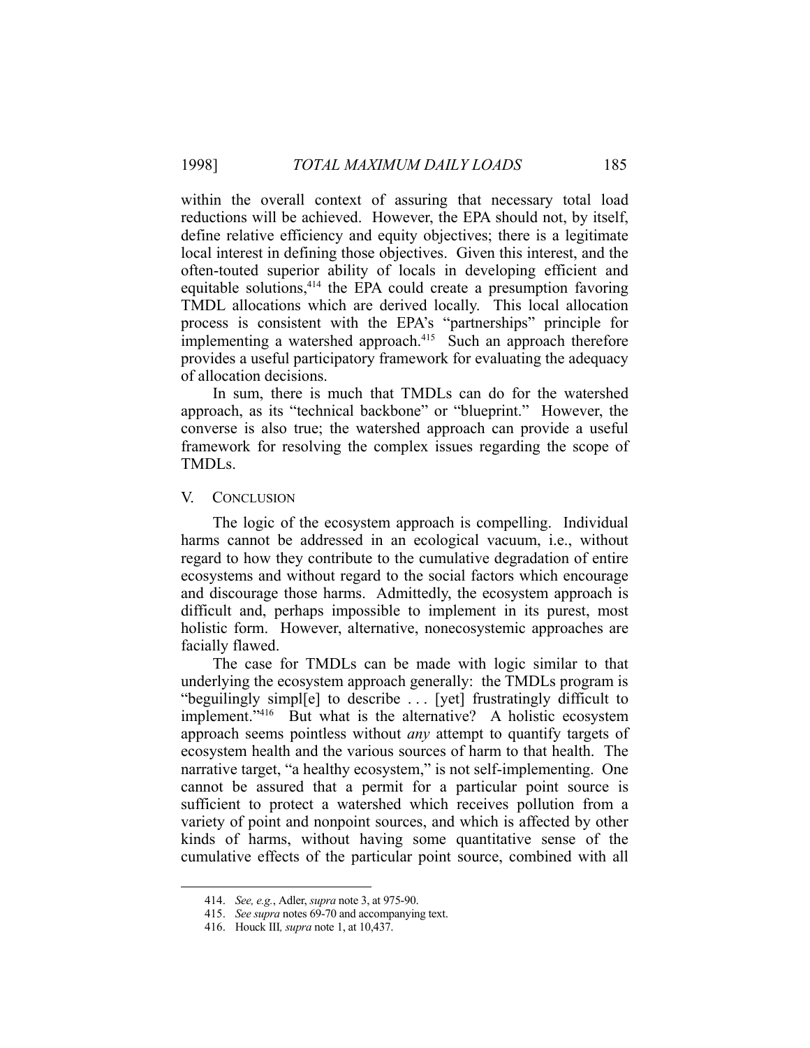within the overall context of assuring that necessary total load reductions will be achieved. However, the EPA should not, by itself, define relative efficiency and equity objectives; there is a legitimate local interest in defining those objectives. Given this interest, and the often-touted superior ability of locals in developing efficient and equitable solutions,[414] the EPA could create a presumption favoring TMDL allocations which are derived locally. This local allocation process is consistent with the EPA's "partnerships" principle for implementing a watershed approach.[415] Such an approach therefore provides a useful participatory framework for evaluating the adequacy of allocation decisions.

In sum, there is much that TMDLs can do for the watershed approach, as its "technical backbone" or "blueprint." However, the converse is also true; the watershed approach can provide a useful framework for resolving the complex issues regarding the scope of TMDLs.

## V. CONCLUSION

The logic of the ecosystem approach is compelling. Individual harms cannot be addressed in an ecological vacuum, i.e., without regard to how they contribute to the cumulative degradation of entire ecosystems and without regard to the social factors which encourage and discourage those harms. Admittedly, the ecosystem approach is difficult and, perhaps impossible to implement in its purest, most holistic form. However, alternative, nonecosystemic approaches are facially flawed.

The case for TMDLs can be made with logic similar to that underlying the ecosystem approach generally: the TMDLs program is "beguilingly simpl[e] to describe . . . [yet] frustratingly difficult to implement."[416] But what is the alternative? A holistic ecosystem approach seems pointless without *any* attempt to quantify targets of ecosystem health and the various sources of harm to that health. The narrative target, "a healthy ecosystem," is not self-implementing. One cannot be assured that a permit for a particular point source is sufficient to protect a watershed which receives pollution from a variety of point and nonpoint sources, and which is affected by other kinds of harms, without having some quantitative sense of the cumulative effects of the particular point source, combined with all

---

414. *See, e.g.*, Adler, *supra* note 3, at 975-90.

415. *See supra* notes 69-70 and accompanying text.

416. Houck III*, supra* note 1, at 10,437.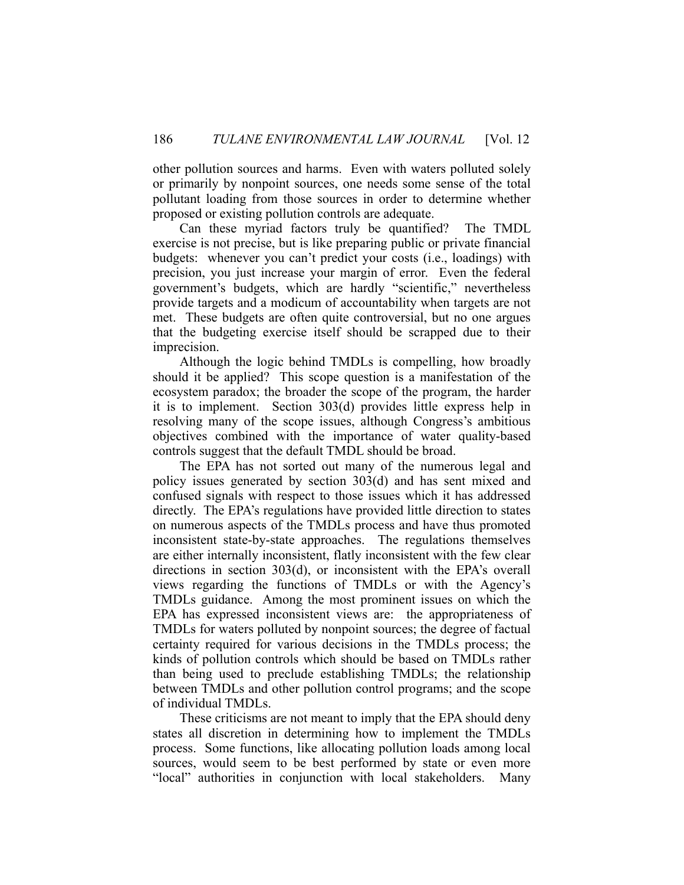other pollution sources and harms. Even with waters polluted solely or primarily by nonpoint sources, one needs some sense of the total pollutant loading from those sources in order to determine whether proposed or existing pollution controls are adequate.

Can these myriad factors truly be quantified? The TMDL exercise is not precise, but is like preparing public or private financial budgets: whenever you can't predict your costs (i.e., loadings) with precision, you just increase your margin of error. Even the federal government's budgets, which are hardly "scientific," nevertheless provide targets and a modicum of accountability when targets are not met. These budgets are often quite controversial, but no one argues that the budgeting exercise itself should be scrapped due to their imprecision.

Although the logic behind TMDLs is compelling, how broadly should it be applied? This scope question is a manifestation of the ecosystem paradox; the broader the scope of the program, the harder it is to implement. Section 303(d) provides little express help in resolving many of the scope issues, although Congress's ambitious objectives combined with the importance of water quality-based controls suggest that the default TMDL should be broad.

The EPA has not sorted out many of the numerous legal and policy issues generated by section 303(d) and has sent mixed and confused signals with respect to those issues which it has addressed directly. The EPA's regulations have provided little direction to states on numerous aspects of the TMDLs process and have thus promoted inconsistent state-by-state approaches. The regulations themselves are either internally inconsistent, flatly inconsistent with the few clear directions in section 303(d), or inconsistent with the EPA's overall views regarding the functions of TMDLs or with the Agency's TMDLs guidance. Among the most prominent issues on which the EPA has expressed inconsistent views are: the appropriateness of TMDLs for waters polluted by nonpoint sources; the degree of factual certainty required for various decisions in the TMDLs process; the kinds of pollution controls which should be based on TMDLs rather than being used to preclude establishing TMDLs; the relationship between TMDLs and other pollution control programs; and the scope of individual TMDLs.

These criticisms are not meant to imply that the EPA should deny states all discretion in determining how to implement the TMDLs process. Some functions, like allocating pollution loads among local sources, would seem to be best performed by state or even more "local" authorities in conjunction with local stakeholders. Many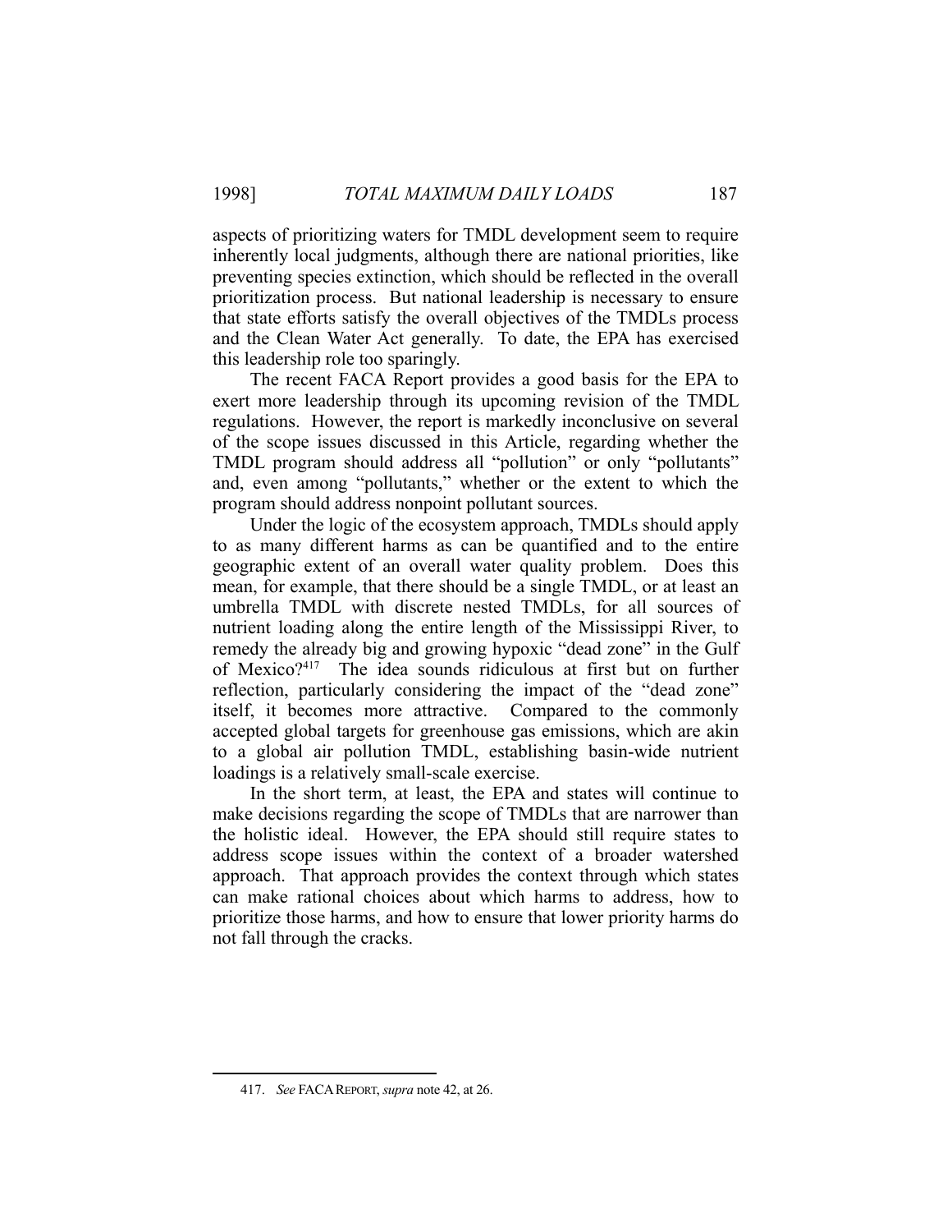aspects of prioritizing waters for TMDL development seem to require inherently local judgments, although there are national priorities, like preventing species extinction, which should be reflected in the overall prioritization process. But national leadership is necessary to ensure that state efforts satisfy the overall objectives of the TMDLs process and the Clean Water Act generally. To date, the EPA has exercised this leadership role too sparingly.

The recent FACA Report provides a good basis for the EPA to exert more leadership through its upcoming revision of the TMDL regulations. However, the report is markedly inconclusive on several of the scope issues discussed in this Article, regarding whether the TMDL program should address all "pollution" or only "pollutants" and, even among "pollutants," whether or the extent to which the program should address nonpoint pollutant sources.

Under the logic of the ecosystem approach, TMDLs should apply to as many different harms as can be quantified and to the entire geographic extent of an overall water quality problem. Does this mean, for example, that there should be a single TMDL, or at least an umbrella TMDL with discrete nested TMDLs, for all sources of nutrient loading along the entire length of the Mississippi River, to remedy the already big and growing hypoxic "dead zone" in the Gulf of Mexico?[417] The idea sounds ridiculous at first but on further reflection, particularly considering the impact of the "dead zone" itself, it becomes more attractive. Compared to the commonly accepted global targets for greenhouse gas emissions, which are akin to a global air pollution TMDL, establishing basin-wide nutrient loadings is a relatively small-scale exercise.

In the short term, at least, the EPA and states will continue to make decisions regarding the scope of TMDLs that are narrower than the holistic ideal. However, the EPA should still require states to address scope issues within the context of a broader watershed approach. That approach provides the context through which states can make rational choices about which harms to address, how to prioritize those harms, and how to ensure that lower priority harms do not fall through the cracks.

---

417. *See* FACA REPORT, *supra* note 42, at 26.